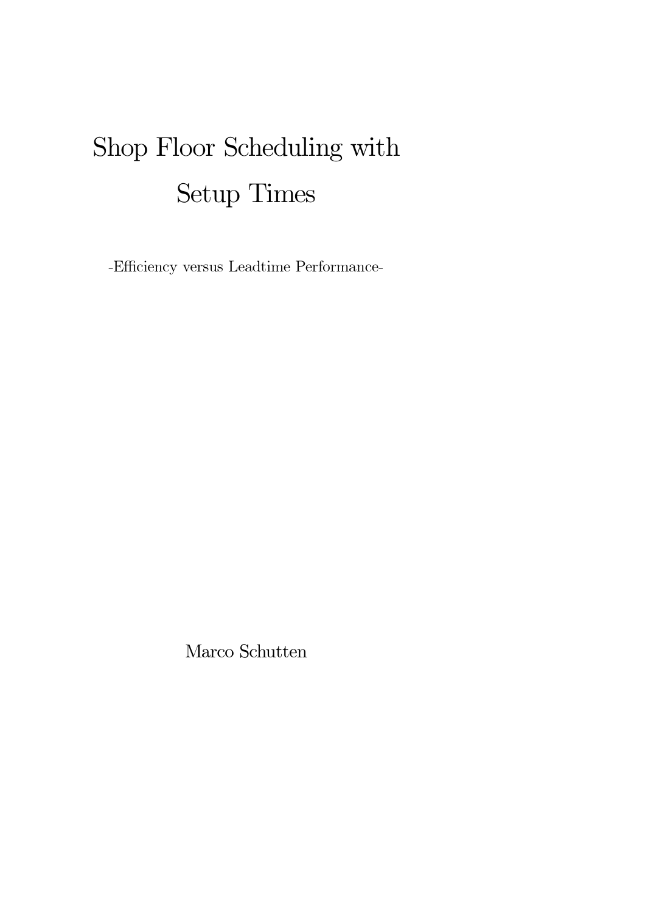# Shop Floor Scheduling with Setup Times

-Efficiency versus Leadtime Performance-

Marco Schutten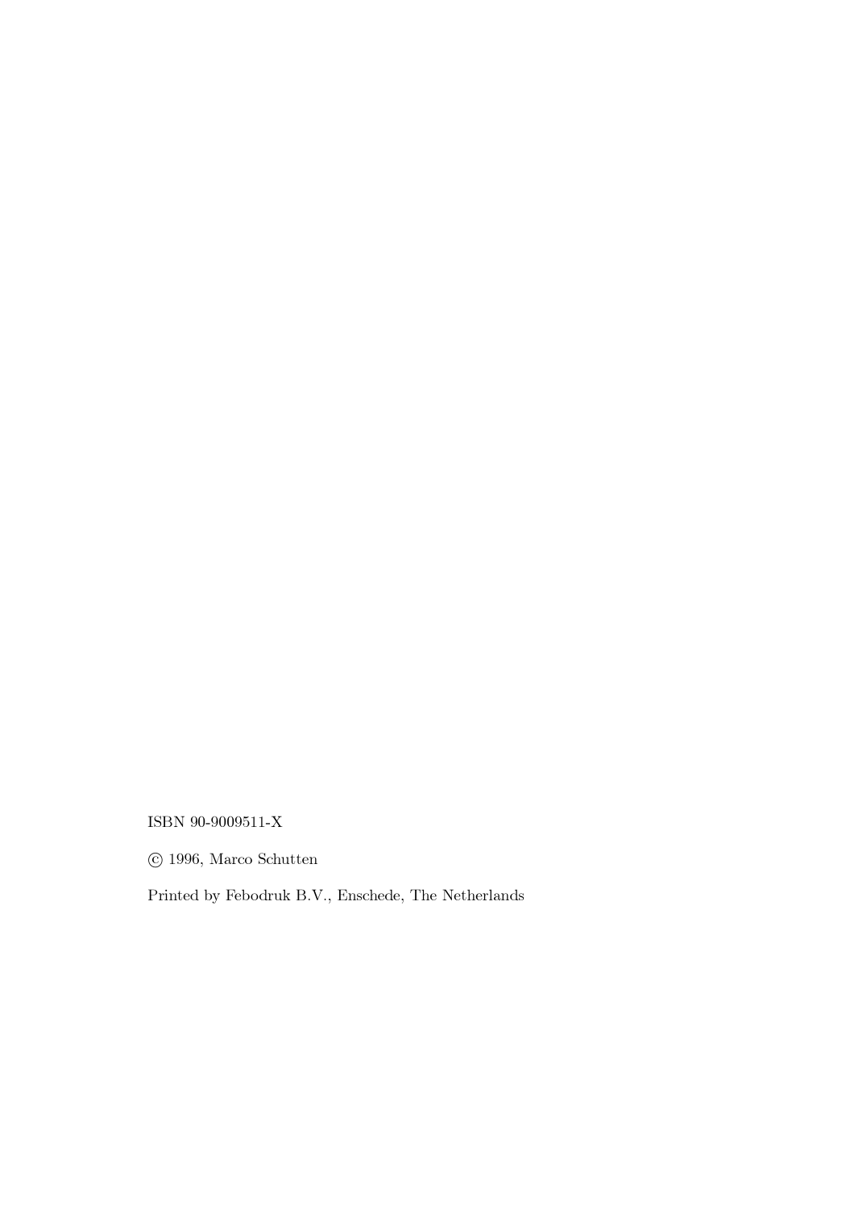ISBN 90-9009511-X

© 1996, Marco Schutten

Printed by Febodruk B.V., Enschede, The Netherlands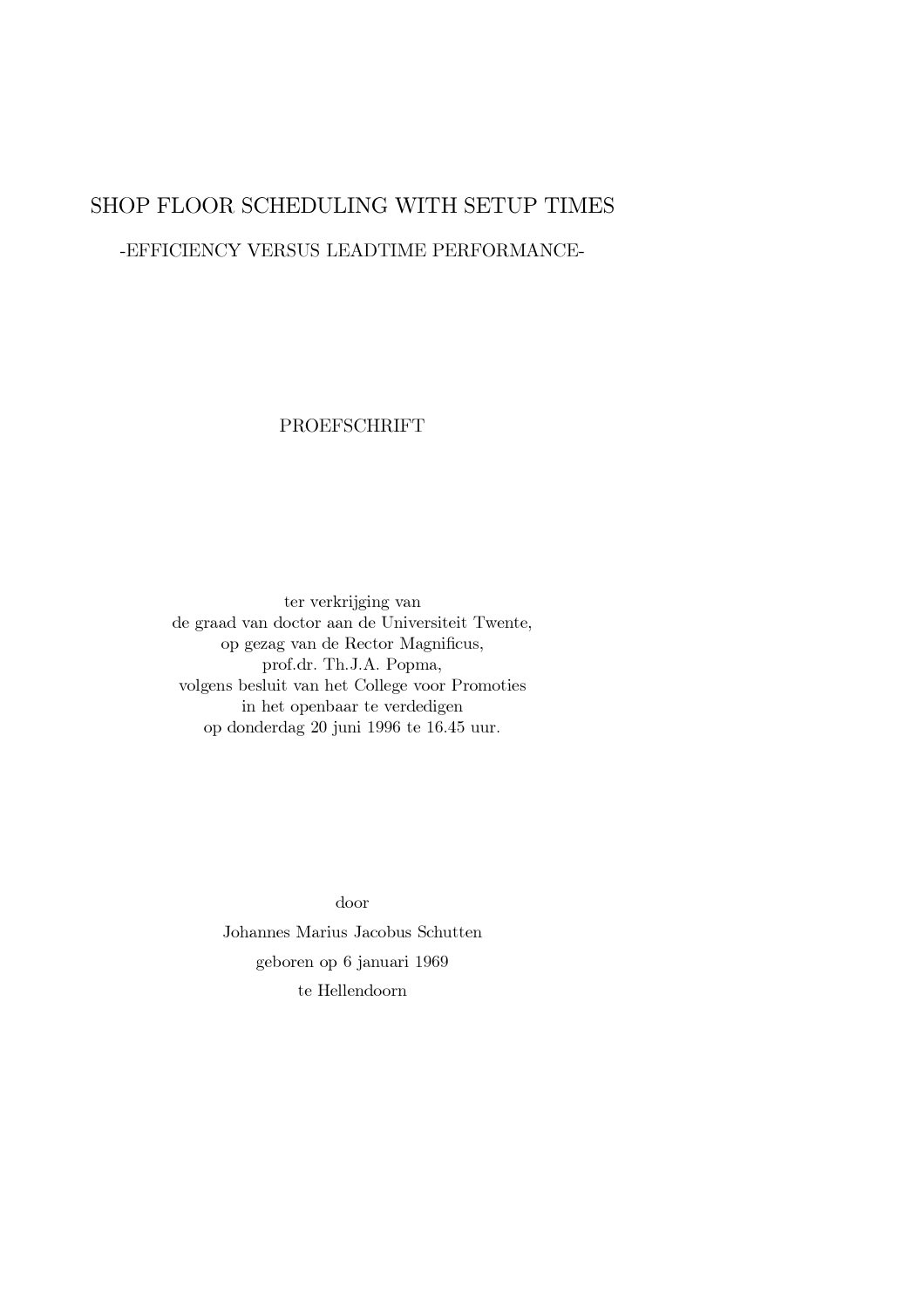# SHOP FLOOR SCHEDULING WITH SETUP TIMES

-EFFICIENCY VERSUS LEADTIME PERFORMANCE-

PROEFSCHRIFT

ter verkrijging van  
de graad van doctor aan de Universiteit Twente,  
op gezag van de Rector Magnificus,  
prof.dr. Th.J.A. Popma,  
volgens besluit van het College voor Promoties  
in het openbaar te verdedigen  
op donderdag 20 juni 1996 te 16.45 uur.

door

Johannes Marius Jacobus Schutten

geboren op 6 januari 1969

te Hellendoorn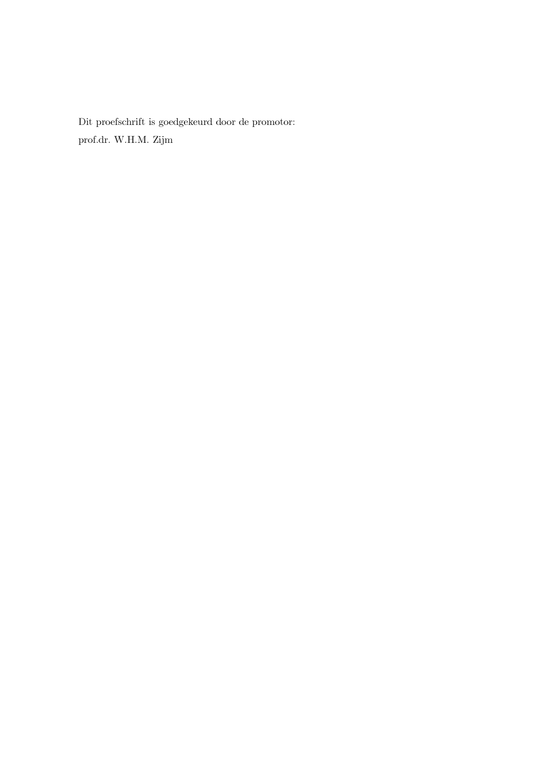Dit proefschrift is goedgekeurd door de promotor:

prof.dr. W.H.M. Zijm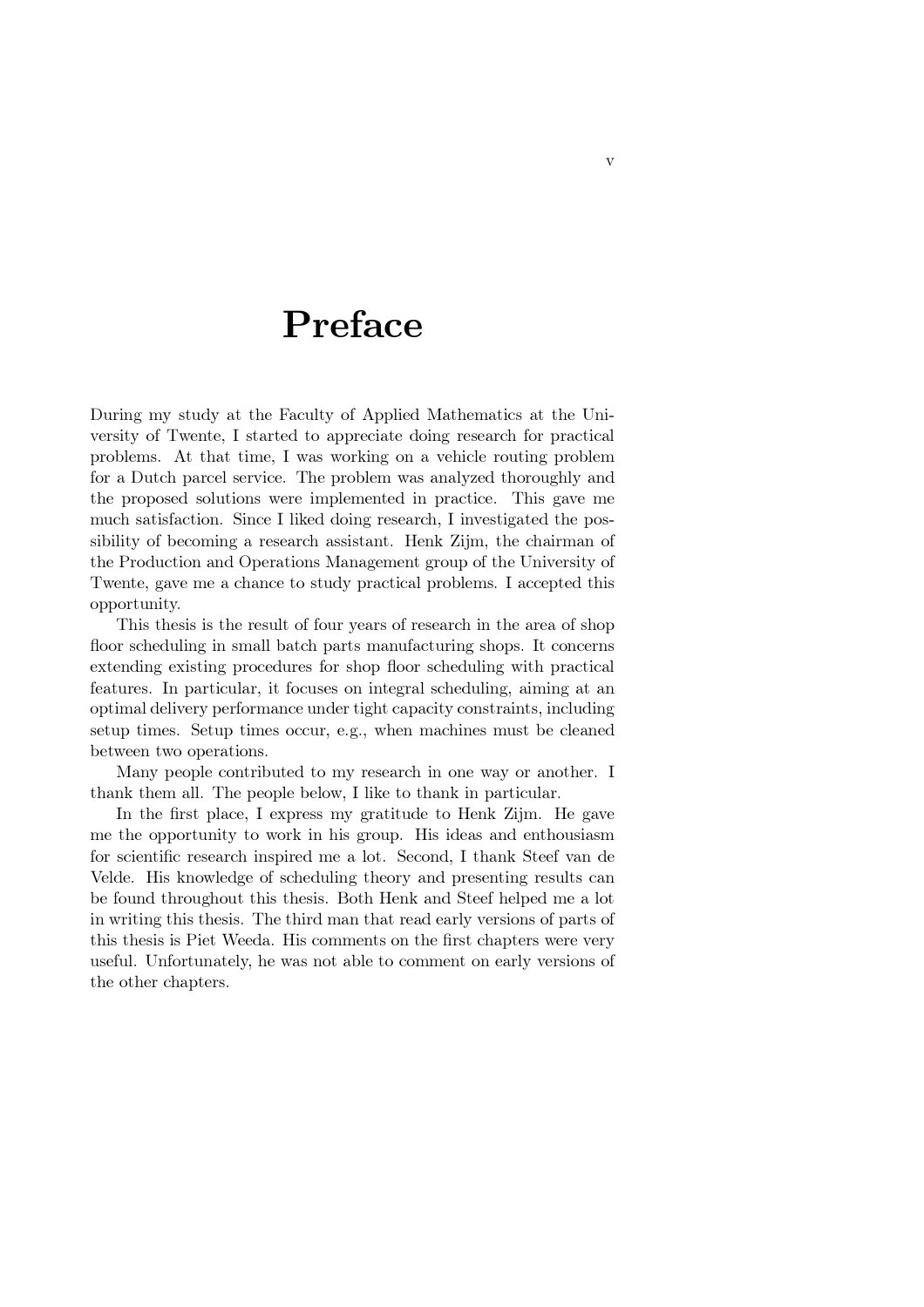# Preface

During my study at the Faculty of Applied Mathematics at the University of Twente, I started to appreciate doing research for practical problems. At that time, I was working on a vehicle routing problem for a Dutch parcel service. The problem was analyzed thoroughly and the proposed solutions were implemented in practice. This gave me much satisfaction. Since I liked doing research, I investigated the possibility of becoming a research assistant. Henk Zijm, the chairman of the Production and Operations Management group of the University of Twente, gave me a chance to study practical problems. I accepted this opportunity.

This thesis is the result of four years of research in the area of shop floor scheduling in small batch parts manufacturing shops. It concerns extending existing procedures for shop floor scheduling with practical features. In particular, it focuses on integral scheduling, aiming at an optimal delivery performance under tight capacity constraints, including setup times. Setup times occur, e.g., when machines must be cleaned between two operations.

Many people contributed to my research in one way or another. I thank them all. The people below, I like to thank in particular.

In the first place, I express my gratitude to Henk Zijm. He gave me the opportunity to work in his group. His ideas and enthousiasm for scientific research inspired me a lot. Second, I thank Steef van de Velde. His knowledge of scheduling theory and presenting results can be found throughout this thesis. Both Henk and Steef helped me a lot in writing this thesis. The third man that read early versions of parts of this thesis is Piet Weeda. His comments on the first chapters were very useful. Unfortunately, he was not able to comment on early versions of the other chapters.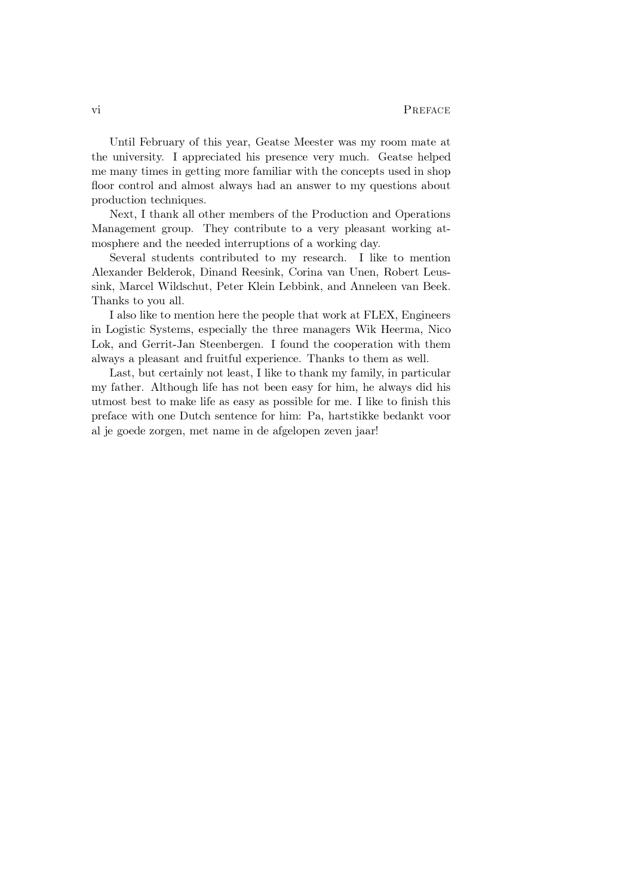Until February of this year, Geatse Meester was my room mate at the university. I appreciated his presence very much. Geatse helped me many times in getting more familiar with the concepts used in shop floor control and almost always had an answer to my questions about production techniques.

Next, I thank all other members of the Production and Operations Management group. They contribute to a very pleasant working atmosphere and the needed interruptions of a working day.

Several students contributed to my research. I like to mention Alexander Belderok, Dinand Reesink, Corina van Unen, Robert Leussink, Marcel Wildschut, Peter Klein Lebbink, and Anneleen van Beek. Thanks to you all.

I also like to mention here the people that work at FLEX, Engineers in Logistic Systems, especially the three managers Wik Heerma, Nico Lok, and Gerrit-Jan Steenbergen. I found the cooperation with them always a pleasant and fruitful experience. Thanks to them as well.

Last, but certainly not least, I like to thank my family, in particular my father. Although life has not been easy for him, he always did his utmost best to make life as easy as possible for me. I like to finish this preface with one Dutch sentence for him: Pa, hartstikke bedankt voor al je goede zorgen, met name in de afgelopen zeven jaar!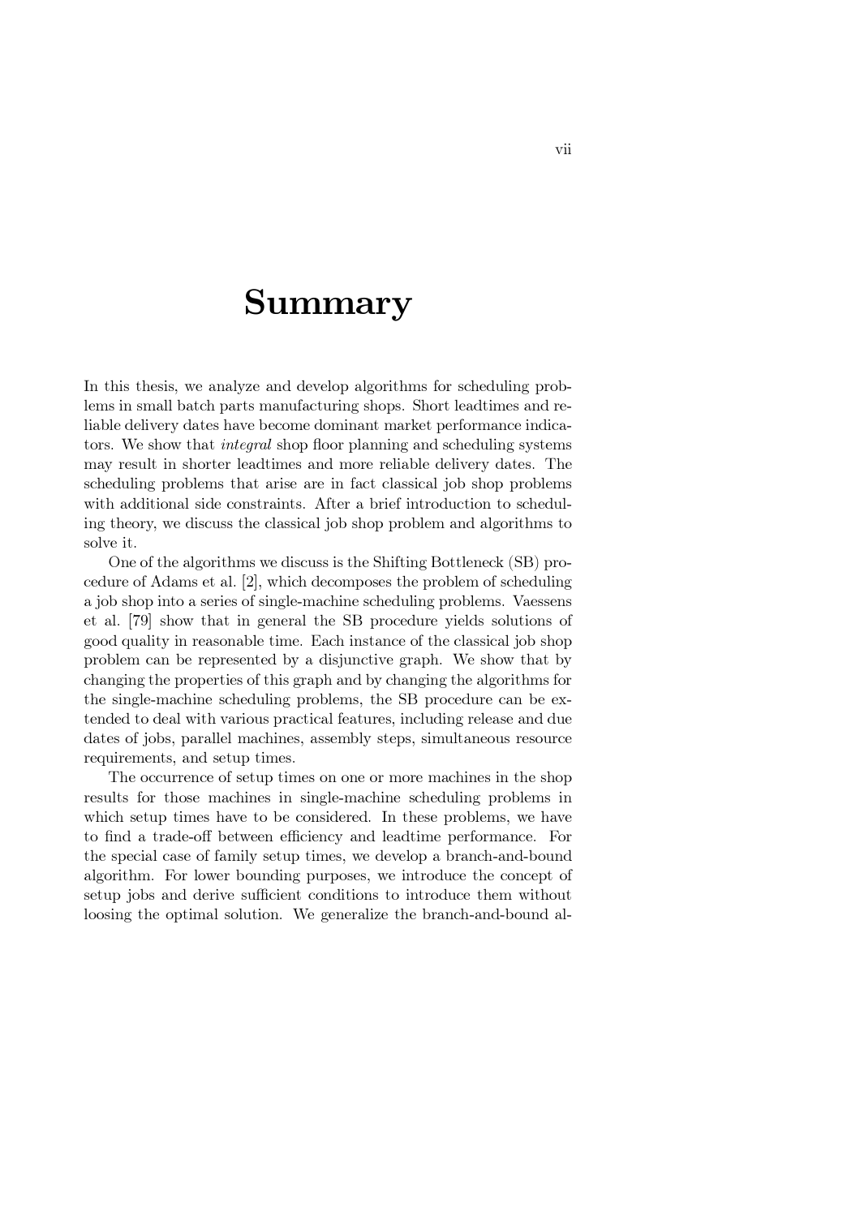# Summary

In this thesis, we analyze and develop algorithms for scheduling problems in small batch parts manufacturing shops. Short leadtimes and reliable delivery dates have become dominant market performance indicators. We show that *integral* shop floor planning and scheduling systems may result in shorter leadtimes and more reliable delivery dates. The scheduling problems that arise are in fact classical job shop problems with additional side constraints. After a brief introduction to scheduling theory, we discuss the classical job shop problem and algorithms to solve it.

One of the algorithms we discuss is the Shifting Bottleneck (SB) procedure of Adams et al. [2], which decomposes the problem of scheduling a job shop into a series of single-machine scheduling problems. Vaessens et al. [79] show that in general the SB procedure yields solutions of good quality in reasonable time. Each instance of the classical job shop problem can be represented by a disjunctive graph. We show that by changing the properties of this graph and by changing the algorithms for the single-machine scheduling problems, the SB procedure can be extended to deal with various practical features, including release and due dates of jobs, parallel machines, assembly steps, simultaneous resource requirements, and setup times.

The occurrence of setup times on one or more machines in the shop results for those machines in single-machine scheduling problems in which setup times have to be considered. In these problems, we have to find a trade-off between efficiency and leadtime performance. For the special case of family setup times, we develop a branch-and-bound algorithm. For lower bounding purposes, we introduce the concept of setup jobs and derive sufficient conditions to introduce them without loosing the optimal solution. We generalize the branch-and-bound al-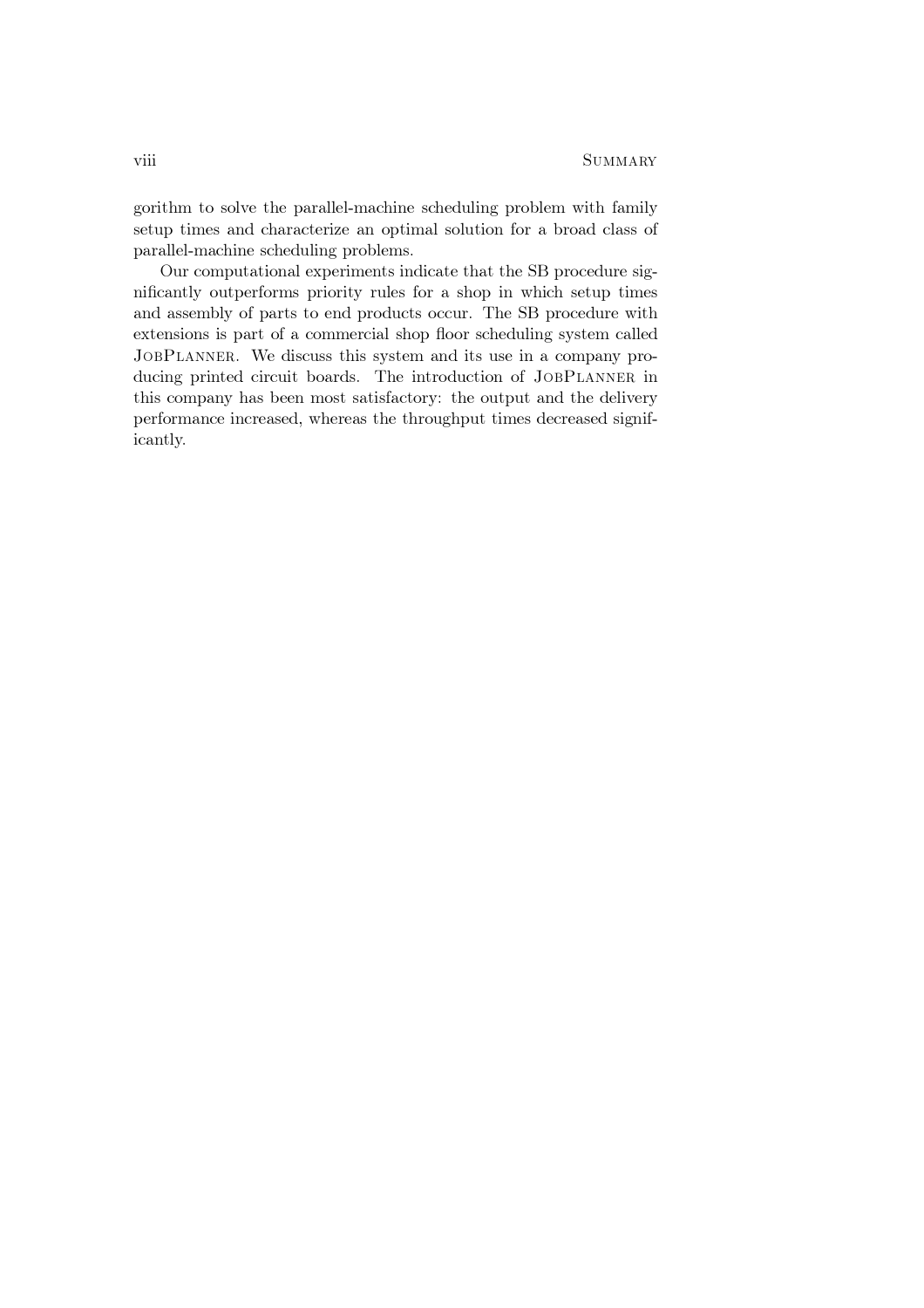gorithm to solve the parallel-machine scheduling problem with family setup times and characterize an optimal solution for a broad class of parallel-machine scheduling problems.

Our computational experiments indicate that the SB procedure significantly outperforms priority rules for a shop in which setup times and assembly of parts to end products occur. The SB procedure with extensions is part of a commercial shop floor scheduling system called JobPlanner. We discuss this system and its use in a company producing printed circuit boards. The introduction of JobPlanner in this company has been most satisfactory: the output and the delivery performance increased, whereas the throughput times decreased significantly.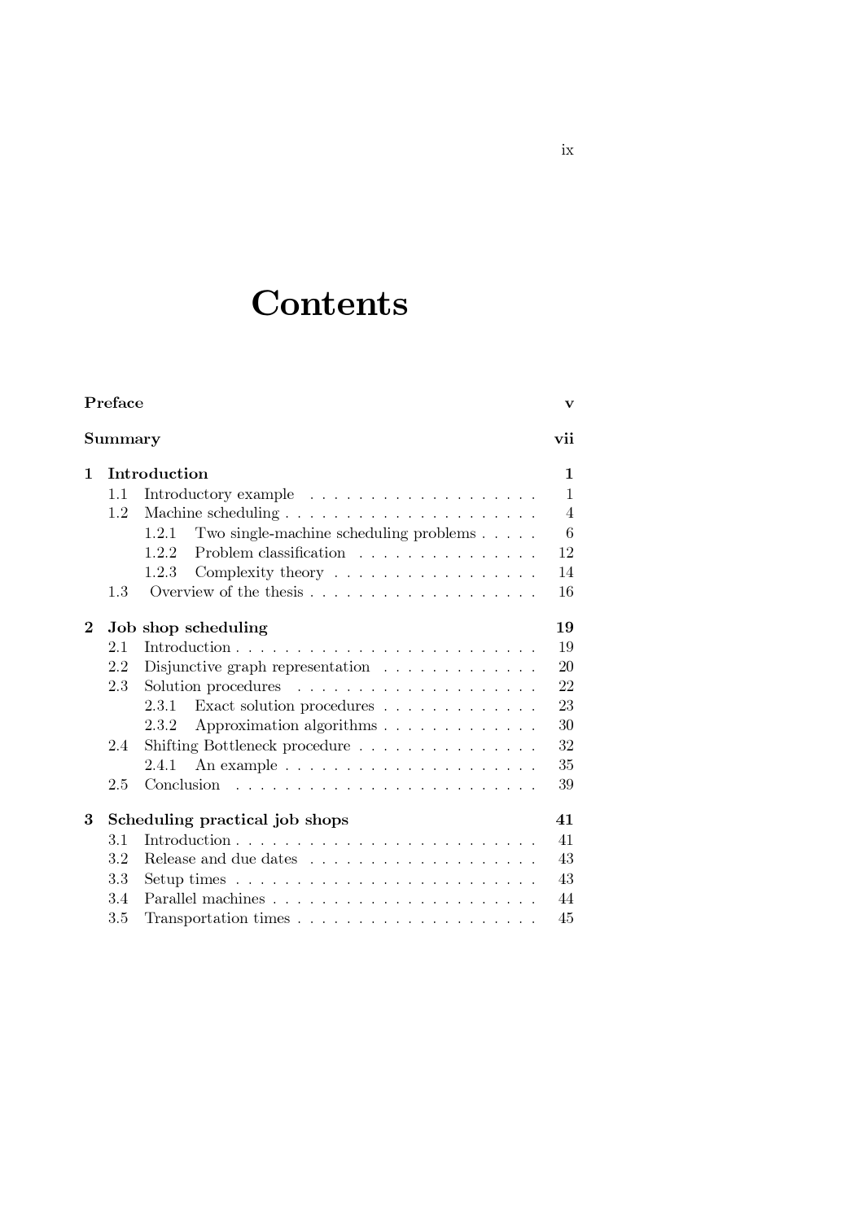# Contents

**Preface** **v**

**Summary** **vii**

**1 Introduction** **1**

- 1.1 Introductory example . . . . . . . . . . . . . . . . . . . . 1
- 1.2 Machine scheduling . . . . . . . . . . . . . . . . . . . . . . 4
  - 1.2.1 Two single-machine scheduling problems . . . . . 6
  - 1.2.2 Problem classification . . . . . . . . . . . . . . . . 12
  - 1.2.3 Complexity theory . . . . . . . . . . . . . . . . . . 14
- 1.3 Overview of the thesis . . . . . . . . . . . . . . . . . . . . 16

**2 Job shop scheduling** **19**

- 2.1 Introduction . . . . . . . . . . . . . . . . . . . . . . . . . . 19
- 2.2 Disjunctive graph representation . . . . . . . . . . . . . . 20
- 2.3 Solution procedures . . . . . . . . . . . . . . . . . . . . . 22
  - 2.3.1 Exact solution procedures . . . . . . . . . . . . . . 23
  - 2.3.2 Approximation algorithms . . . . . . . . . . . . . . 30
- 2.4 Shifting Bottleneck procedure . . . . . . . . . . . . . . . . 32
  - 2.4.1 An example . . . . . . . . . . . . . . . . . . . . . . 35
- 2.5 Conclusion . . . . . . . . . . . . . . . . . . . . . . . . . . 39

**3 Scheduling practical job shops** **41**

- 3.1 Introduction . . . . . . . . . . . . . . . . . . . . . . . . . . 41
- 3.2 Release and due dates . . . . . . . . . . . . . . . . . . . . 43
- 3.3 Setup times . . . . . . . . . . . . . . . . . . . . . . . . . . 43
- 3.4 Parallel machines . . . . . . . . . . . . . . . . . . . . . . . 44
- 3.5 Transportation times . . . . . . . . . . . . . . . . . . . . . 45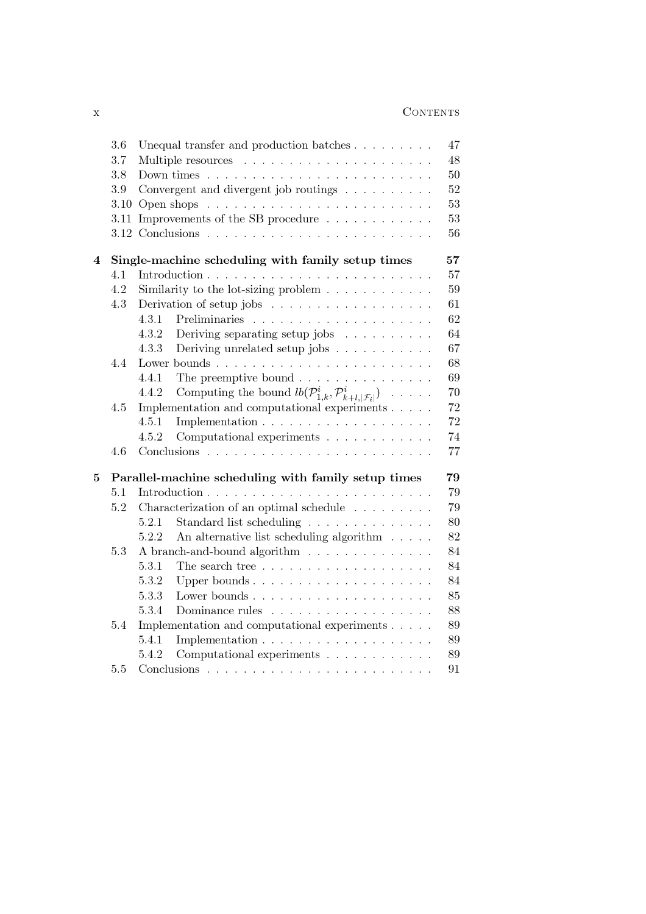| | | |
|---|---|---|
| 3.6 | Unequal transfer and production batches | 47 |
| 3.7 | Multiple resources | 48 |
| 3.8 | Down times | 50 |
| 3.9 | Convergent and divergent job routings | 52 |
| 3.10 | Open shops | 53 |
| 3.11 | Improvements of the SB procedure | 53 |
| 3.12 | Conclusions | 56 |

**4 Single-machine scheduling with family setup times** **57**

| | | |
|---|---|---|
| 4.1 | Introduction | 57 |
| 4.2 | Similarity to the lot-sizing problem | 59 |
| 4.3 | Derivation of setup jobs | 61 |
| 4.3.1 | Preliminaries | 62 |
| 4.3.2 | Deriving separating setup jobs | 64 |
| 4.3.3 | Deriving unrelated setup jobs | 67 |
| 4.4 | Lower bounds | 68 |
| 4.4.1 | The preemptive bound | 69 |
| 4.4.2 | Computing the bound $lb(\mathcal{P}^i_{1,k}, \mathcal{P}^i_{k+l,\vert\mathcal{F}_i\vert})$ | 70 |
| 4.5 | Implementation and computational experiments | 72 |
| 4.5.1 | Implementation | 72 |
| 4.5.2 | Computational experiments | 74 |
| 4.6 | Conclusions | 77 |

**5 Parallel-machine scheduling with family setup times** **79**

| | | |
|---|---|---|
| 5.1 | Introduction | 79 |
| 5.2 | Characterization of an optimal schedule | 79 |
| 5.2.1 | Standard list scheduling | 80 |
| 5.2.2 | An alternative list scheduling algorithm | 82 |
| 5.3 | A branch-and-bound algorithm | 84 |
| 5.3.1 | The search tree | 84 |
| 5.3.2 | Upper bounds | 84 |
| 5.3.3 | Lower bounds | 85 |
| 5.3.4 | Dominance rules | 88 |
| 5.4 | Implementation and computational experiments | 89 |
| 5.4.1 | Implementation | 89 |
| 5.4.2 | Computational experiments | 89 |
| 5.5 | Conclusions | 91 |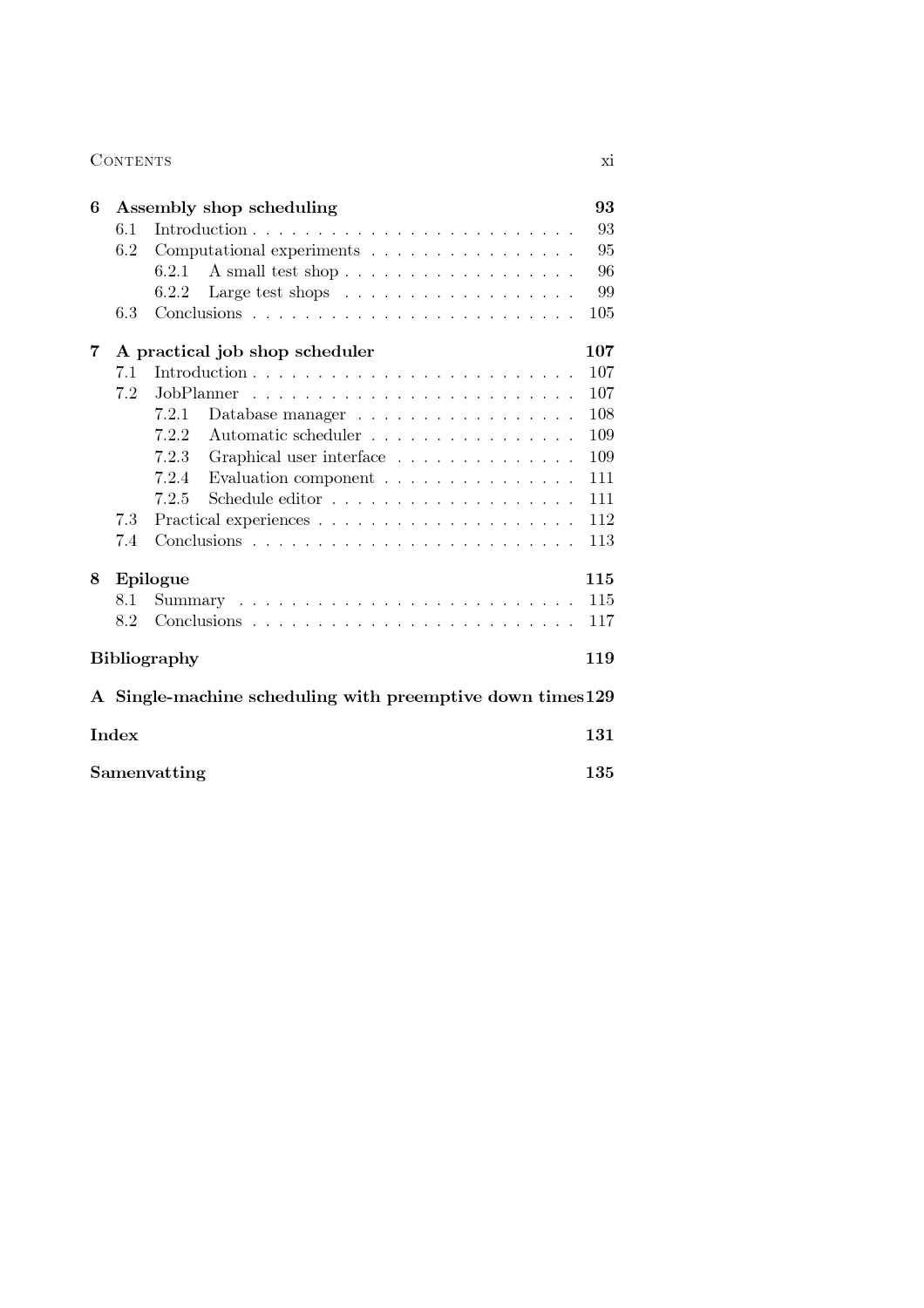**6 Assembly shop scheduling** — 93

- 6.1 Introduction — 93
- 6.2 Computational experiments — 95
  - 6.2.1 A small test shop — 96
  - 6.2.2 Large test shops — 99
- 6.3 Conclusions — 105

**7 A practical job shop scheduler** — 107

- 7.1 Introduction — 107
- 7.2 JobPlanner — 107
  - 7.2.1 Database manager — 108
  - 7.2.2 Automatic scheduler — 109
  - 7.2.3 Graphical user interface — 109
  - 7.2.4 Evaluation component — 111
  - 7.2.5 Schedule editor — 111
- 7.3 Practical experiences — 112
- 7.4 Conclusions — 113

**8 Epilogue** — 115

- 8.1 Summary — 115
- 8.2 Conclusions — 117

**Bibliography** — 119

**A Single-machine scheduling with preemptive down times** — 129

**Index** — 131

**Samenvatting** — 135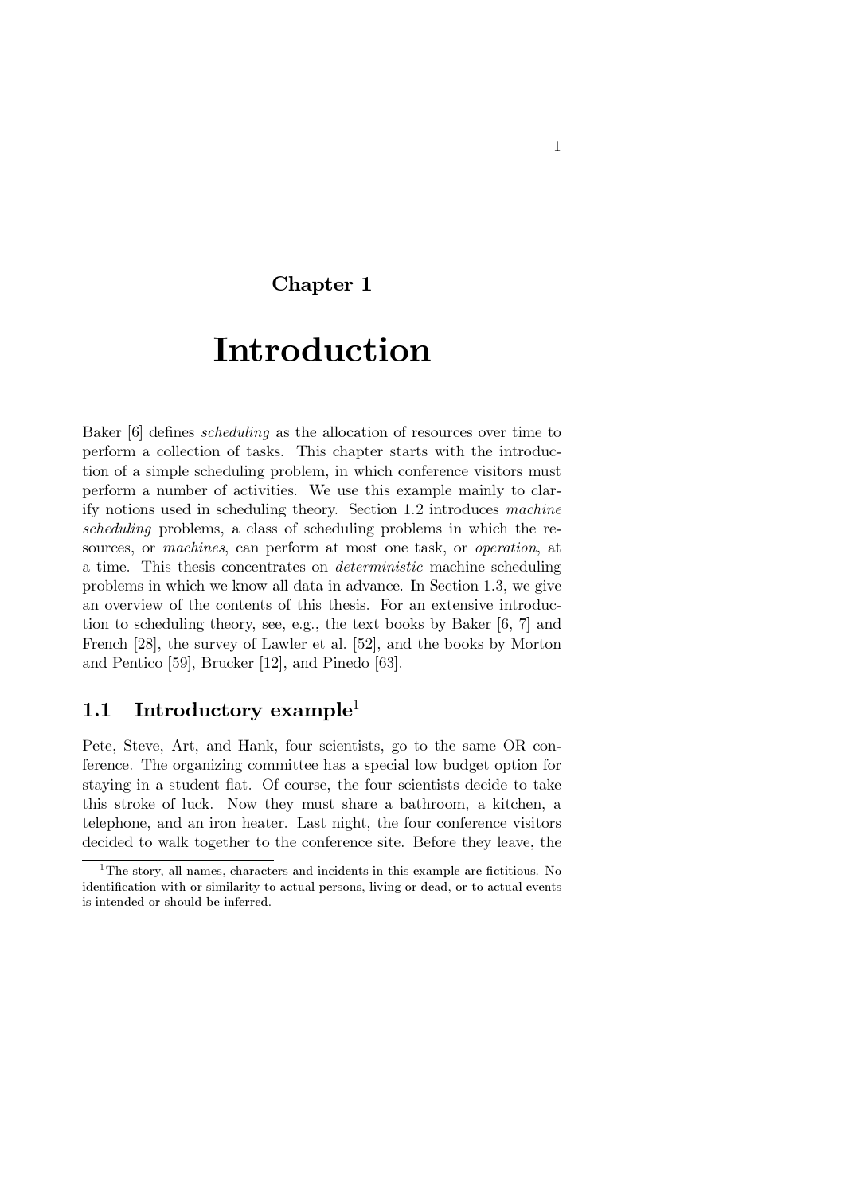# Chapter 1

# Introduction

Baker [6] defines *scheduling* as the allocation of resources over time to perform a collection of tasks. This chapter starts with the introduction of a simple scheduling problem, in which conference visitors must perform a number of activities. We use this example mainly to clarify notions used in scheduling theory. Section 1.2 introduces *machine scheduling* problems, a class of scheduling problems in which the resources, or *machines*, can perform at most one task, or *operation*, at a time. This thesis concentrates on *deterministic* machine scheduling problems in which we know all data in advance. In Section 1.3, we give an overview of the contents of this thesis. For an extensive introduction to scheduling theory, see, e.g., the text books by Baker [6, 7] and French [28], the survey of Lawler et al. [52], and the books by Morton and Pentico [59], Brucker [12], and Pinedo [63].

## 1.1 Introductory example[1]

Pete, Steve, Art, and Hank, four scientists, go to the same OR conference. The organizing committee has a special low budget option for staying in a student flat. Of course, the four scientists decide to take this stroke of luck. Now they must share a bathroom, a kitchen, a telephone, and an iron heater. Last night, the four conference visitors decided to walk together to the conference site. Before they leave, the

[1] The story, all names, characters and incidents in this example are fictitious. No identification with or similarity to actual persons, living or dead, or to actual events is intended or should be inferred.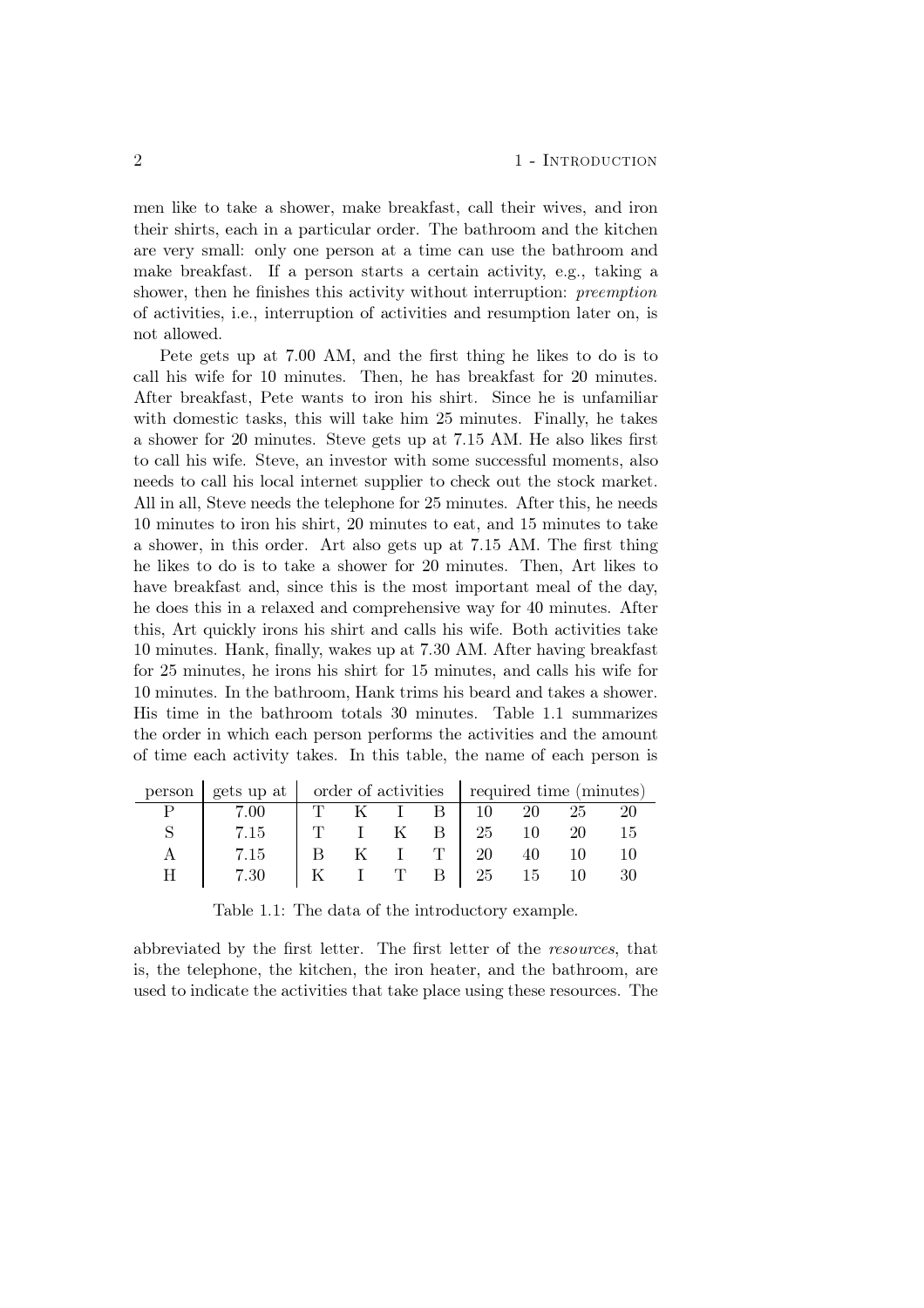men like to take a shower, make breakfast, call their wives, and iron their shirts, each in a particular order. The bathroom and the kitchen are very small: only one person at a time can use the bathroom and make breakfast. If a person starts a certain activity, e.g., taking a shower, then he finishes this activity without interruption: *preemption* of activities, i.e., interruption of activities and resumption later on, is not allowed.

Pete gets up at 7.00 AM, and the first thing he likes to do is to call his wife for 10 minutes. Then, he has breakfast for 20 minutes. After breakfast, Pete wants to iron his shirt. Since he is unfamiliar with domestic tasks, this will take him 25 minutes. Finally, he takes a shower for 20 minutes. Steve gets up at 7.15 AM. He also likes first to call his wife. Steve, an investor with some successful moments, also needs to call his local internet supplier to check out the stock market. All in all, Steve needs the telephone for 25 minutes. After this, he needs 10 minutes to iron his shirt, 20 minutes to eat, and 15 minutes to take a shower, in this order. Art also gets up at 7.15 AM. The first thing he likes to do is to take a shower for 20 minutes. Then, Art likes to have breakfast and, since this is the most important meal of the day, he does this in a relaxed and comprehensive way for 40 minutes. After this, Art quickly irons his shirt and calls his wife. Both activities take 10 minutes. Hank, finally, wakes up at 7.30 AM. After having breakfast for 25 minutes, he irons his shirt for 15 minutes, and calls his wife for 10 minutes. In the bathroom, Hank trims his beard and takes a shower. His time in the bathroom totals 30 minutes. Table 1.1 summarizes the order in which each person performs the activities and the amount of time each activity takes. In this table, the name of each person is

| person | gets up at | order of activities | | | | required time (minutes) | | | |
|---|---|---|---|---|---|---|---|---|---|
| P | 7.00 | T | K | I | B | 10 | 20 | 25 | 20 |
| S | 7.15 | T | I | K | B | 25 | 10 | 20 | 15 |
| A | 7.15 | B | K | I | T | 20 | 40 | 10 | 10 |
| H | 7.30 | K | I | T | B | 25 | 15 | 10 | 30 |

Table 1.1: The data of the introductory example.

abbreviated by the first letter. The first letter of the *resources*, that is, the telephone, the kitchen, the iron heater, and the bathroom, are used to indicate the activities that take place using these resources. The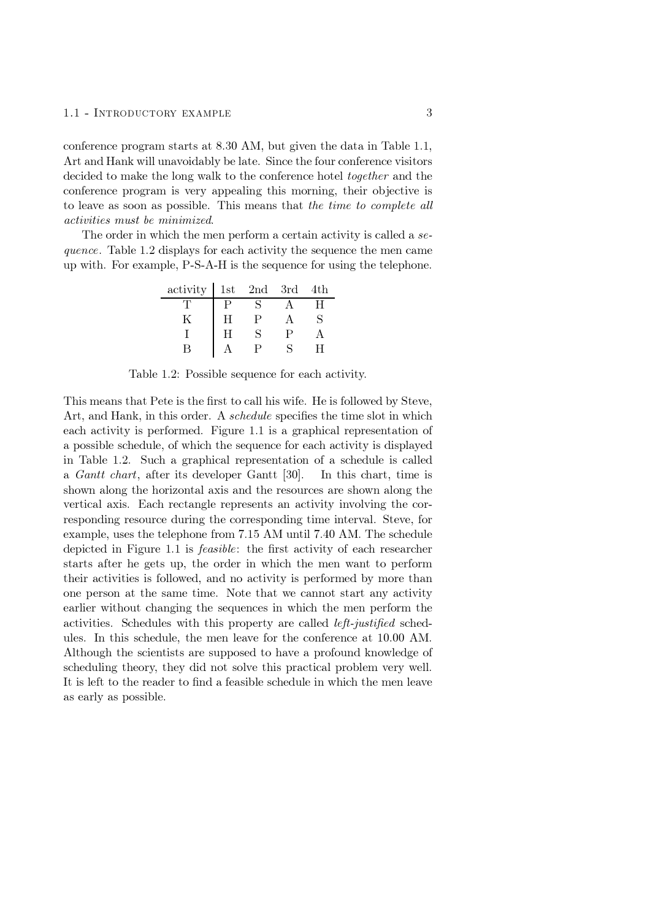conference program starts at 8.30 AM, but given the data in Table 1.1, Art and Hank will unavoidably be late. Since the four conference visitors decided to make the long walk to the conference hotel *together* and the conference program is very appealing this morning, their objective is to leave as soon as possible. This means that *the time to complete all activities must be minimized*.

The order in which the men perform a certain activity is called a *sequence*. Table 1.2 displays for each activity the sequence the men came up with. For example, P-S-A-H is the sequence for using the telephone.

| activity | 1st | 2nd | 3rd | 4th |
|---|---|---|---|---|
| T | P | S | A | H |
| K | H | P | A | S |
| I | H | S | P | A |
| B | A | P | S | H |

Table 1.2: Possible sequence for each activity.

This means that Pete is the first to call his wife. He is followed by Steve, Art, and Hank, in this order. A *schedule* specifies the time slot in which each activity is performed. Figure 1.1 is a graphical representation of a possible schedule, of which the sequence for each activity is displayed in Table 1.2. Such a graphical representation of a schedule is called a *Gantt chart*, after its developer Gantt [30]. In this chart, time is shown along the horizontal axis and the resources are shown along the vertical axis. Each rectangle represents an activity involving the corresponding resource during the corresponding time interval. Steve, for example, uses the telephone from 7.15 AM until 7.40 AM. The schedule depicted in Figure 1.1 is *feasible*: the first activity of each researcher starts after he gets up, the order in which the men want to perform their activities is followed, and no activity is performed by more than one person at the same time. Note that we cannot start any activity earlier without changing the sequences in which the men perform the activities. Schedules with this property are called *left-justified* schedules. In this schedule, the men leave for the conference at 10.00 AM. Although the scientists are supposed to have a profound knowledge of scheduling theory, they did not solve this practical problem very well. It is left to the reader to find a feasible schedule in which the men leave as early as possible.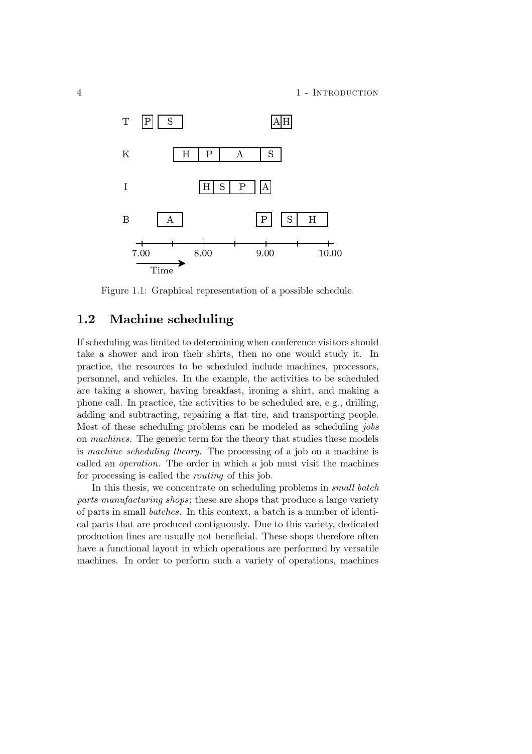Figure 1.1: Graphical representation of a possible schedule.

## 1.2 Machine scheduling

If scheduling was limited to determining when conference visitors should take a shower and iron their shirts, then no one would study it. In practice, the resources to be scheduled include machines, processors, personnel, and vehicles. In the example, the activities to be scheduled are taking a shower, having breakfast, ironing a shirt, and making a phone call. In practice, the activities to be scheduled are, e.g., drilling, adding and subtracting, repairing a flat tire, and transporting people. Most of these scheduling problems can be modeled as scheduling *jobs* on *machines*. The generic term for the theory that studies these models is *machine scheduling theory*. The processing of a job on a machine is called an *operation*. The order in which a job must visit the machines for processing is called the *routing* of this job.

In this thesis, we concentrate on scheduling problems in *small batch parts manufacturing shops*; these are shops that produce a large variety of parts in small *batches*. In this context, a batch is a number of identical parts that are produced contiguously. Due to this variety, dedicated production lines are usually not beneficial. These shops therefore often have a functional layout in which operations are performed by versatile machines. In order to perform such a variety of operations, machines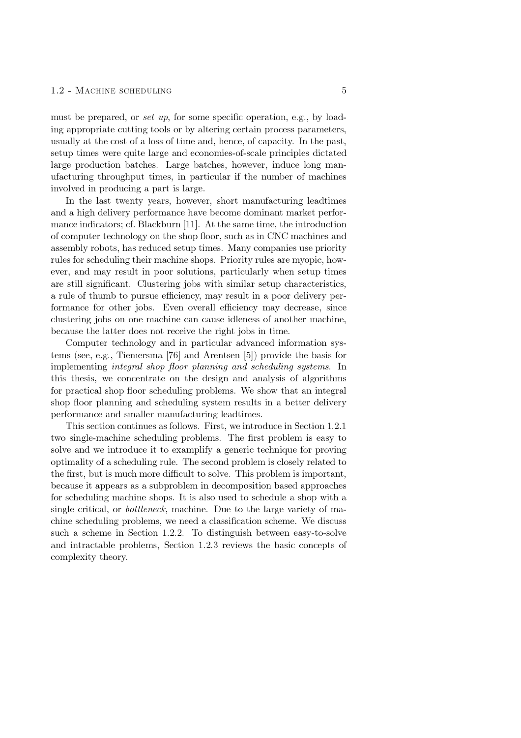must be prepared, or *set up*, for some specific operation, e.g., by loading appropriate cutting tools or by altering certain process parameters, usually at the cost of a loss of time and, hence, of capacity. In the past, setup times were quite large and economies-of-scale principles dictated large production batches. Large batches, however, induce long manufacturing throughput times, in particular if the number of machines involved in producing a part is large.

In the last twenty years, however, short manufacturing leadtimes and a high delivery performance have become dominant market performance indicators; cf. Blackburn [11]. At the same time, the introduction of computer technology on the shop floor, such as in CNC machines and assembly robots, has reduced setup times. Many companies use priority rules for scheduling their machine shops. Priority rules are myopic, however, and may result in poor solutions, particularly when setup times are still significant. Clustering jobs with similar setup characteristics, a rule of thumb to pursue efficiency, may result in a poor delivery performance for other jobs. Even overall efficiency may decrease, since clustering jobs on one machine can cause idleness of another machine, because the latter does not receive the right jobs in time.

Computer technology and in particular advanced information systems (see, e.g., Tiemersma [76] and Arentsen [5]) provide the basis for implementing *integral shop floor planning and scheduling systems*. In this thesis, we concentrate on the design and analysis of algorithms for practical shop floor scheduling problems. We show that an integral shop floor planning and scheduling system results in a better delivery performance and smaller manufacturing leadtimes.

This section continues as follows. First, we introduce in Section 1.2.1 two single-machine scheduling problems. The first problem is easy to solve and we introduce it to examplify a generic technique for proving optimality of a scheduling rule. The second problem is closely related to the first, but is much more difficult to solve. This problem is important, because it appears as a subproblem in decomposition based approaches for scheduling machine shops. It is also used to schedule a shop with a single critical, or *bottleneck*, machine. Due to the large variety of machine scheduling problems, we need a classification scheme. We discuss such a scheme in Section 1.2.2. To distinguish between easy-to-solve and intractable problems, Section 1.2.3 reviews the basic concepts of complexity theory.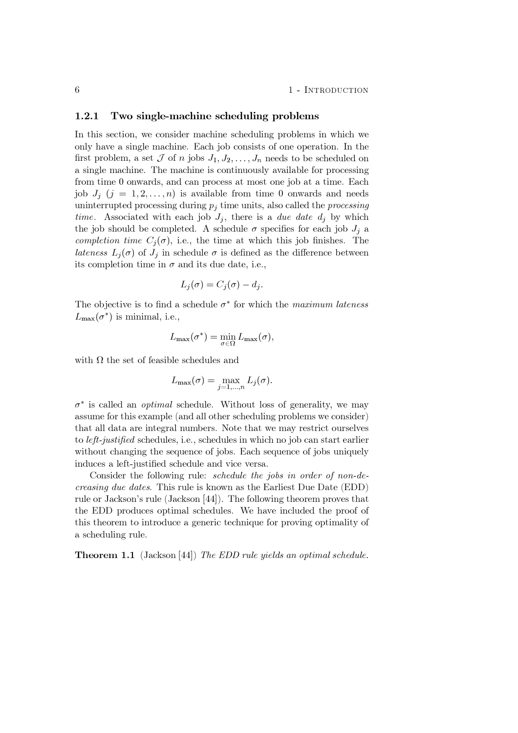### 1.2.1 Two single-machine scheduling problems

In this section, we consider machine scheduling problems in which we only have a single machine. Each job consists of one operation. In the first problem, a set $\mathcal{J}$ of $n$ jobs $J_1, J_2, \ldots, J_n$ needs to be scheduled on a single machine. The machine is continuously available for processing from time 0 onwards, and can process at most one job at a time. Each job $J_j$ $(j = 1, 2, \ldots, n)$ is available from time 0 onwards and needs uninterrupted processing during $p_j$ time units, also called the *processing time*. Associated with each job $J_j$, there is a *due date* $d_j$ by which the job should be completed. A schedule $\sigma$ specifies for each job $J_j$ a *completion time* $C_j(\sigma)$, i.e., the time at which this job finishes. The *lateness* $L_j(\sigma)$ of $J_j$ in schedule $\sigma$ is defined as the difference between its completion time in $\sigma$ and its due date, i.e.,

$$L_j(\sigma) = C_j(\sigma) - d_j.$$

The objective is to find a schedule $\sigma^*$ for which the *maximum lateness* $L_{\max}(\sigma^*)$ is minimal, i.e.,

$$L_{\max}(\sigma^*) = \min_{\sigma \in \Omega} L_{\max}(\sigma),$$

with $\Omega$ the set of feasible schedules and

$$L_{\max}(\sigma) = \max_{j=1,\ldots,n} L_j(\sigma).$$

$\sigma^*$ is called an *optimal* schedule. Without loss of generality, we may assume for this example (and all other scheduling problems we consider) that all data are integral numbers. Note that we may restrict ourselves to *left-justified* schedules, i.e., schedules in which no job can start earlier without changing the sequence of jobs. Each sequence of jobs uniquely induces a left-justified schedule and vice versa.

Consider the following rule: *schedule the jobs in order of non-decreasing due dates*. This rule is known as the Earliest Due Date (EDD) rule or Jackson's rule (Jackson [44]). The following theorem proves that the EDD produces optimal schedules. We have included the proof of this theorem to introduce a generic technique for proving optimality of a scheduling rule.

**Theorem 1.1** (Jackson [44]) *The EDD rule yields an optimal schedule.*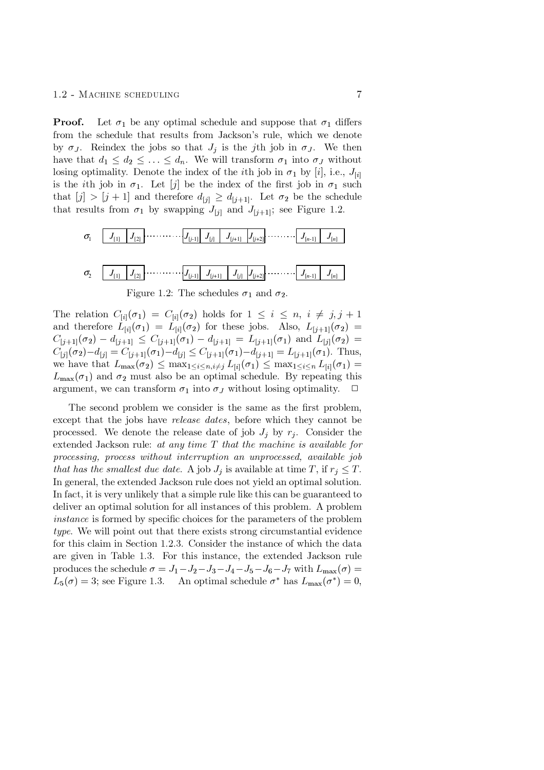**Proof.** Let $\sigma_1$ be any optimal schedule and suppose that $\sigma_1$ differs from the schedule that results from Jackson's rule, which we denote by $\sigma_J$. Reindex the jobs so that $J_j$ is the $j$th job in $\sigma_J$. We then have that $d_1 \leq d_2 \leq \ldots \leq d_n$. We will transform $\sigma_1$ into $\sigma_J$ without losing optimality. Denote the index of the $i$th job in $\sigma_1$ by $[i]$, i.e., $J_{[i]}$ is the $i$th job in $\sigma_1$. Let $[j]$ be the index of the first job in $\sigma_1$ such that $[j] > [j+1]$ and therefore $d_{[j]} \geq d_{[j+1]}$. Let $\sigma_2$ be the schedule that results from $\sigma_1$ by swapping $J_{[j]}$ and $J_{[j+1]}$; see Figure 1.2.

| $\sigma_1$ | $J_{[1]}$ | $J_{[2]}$ | ⋯ | $J_{[j-1]}$ | $J_{[j]}$ | $J_{[j+1]}$ | $J_{[j+2]}$ | ⋯ | $J_{[n-1]}$ | $J_{[n]}$ |
|---|---|---|---|---|---|---|---|---|---|---|
| $\sigma_2$ | $J_{[1]}$ | $J_{[2]}$ | ⋯ | $J_{[j-1]}$ | $J_{[j+1]}$ | $J_{[j]}$ | $J_{[j+2]}$ | ⋯ | $J_{[n-1]}$ | $J_{[n]}$ |

Figure 1.2: The schedules $\sigma_1$ and $\sigma_2$.

The relation $C_{[i]}(\sigma_1) = C_{[i]}(\sigma_2)$ holds for $1 \leq i \leq n$, $i \neq j, j+1$ and therefore $L_{[i]}(\sigma_1) = L_{[i]}(\sigma_2)$ for these jobs. Also, $L_{[j+1]}(\sigma_2) = C_{[j+1]}(\sigma_2) - d_{[j+1]} \leq C_{[j+1]}(\sigma_1) - d_{[j+1]} = L_{[j+1]}(\sigma_1)$ and $L_{[j]}(\sigma_2) = C_{[j]}(\sigma_2) - d_{[j]} = C_{[j+1]}(\sigma_1) - d_{[j]} \leq C_{[j+1]}(\sigma_1) - d_{[j+1]} = L_{[j+1]}(\sigma_1)$. Thus, we have that $L_{\max}(\sigma_2) \leq \max_{1 \leq i \leq n, i \neq j} L_{[i]}(\sigma_1) \leq \max_{1 \leq i \leq n} L_{[i]}(\sigma_1) = L_{\max}(\sigma_1)$ and $\sigma_2$ must also be an optimal schedule. By repeating this argument, we can transform $\sigma_1$ into $\sigma_J$ without losing optimality. □

The second problem we consider is the same as the first problem, except that the jobs have *release dates*, before which they cannot be processed. We denote the release date of job $J_j$ by $r_j$. Consider the extended Jackson rule: *at any time $T$ that the machine is available for processing, process without interruption an unprocessed, available job that has the smallest due date.* A job $J_j$ is available at time $T$, if $r_j \leq T$. In general, the extended Jackson rule does not yield an optimal solution. In fact, it is very unlikely that a simple rule like this can be guaranteed to deliver an optimal solution for all instances of this problem. A problem *instance* is formed by specific choices for the parameters of the problem *type*. We will point out that there exists strong circumstantial evidence for this claim in Section 1.2.3. Consider the instance of which the data are given in Table 1.3. For this instance, the extended Jackson rule produces the schedule $\sigma = J_1 - J_2 - J_3 - J_4 - J_5 - J_6 - J_7$ with $L_{\max}(\sigma) = L_5(\sigma) = 3$; see Figure 1.3. An optimal schedule $\sigma^*$ has $L_{\max}(\sigma^*) = 0$,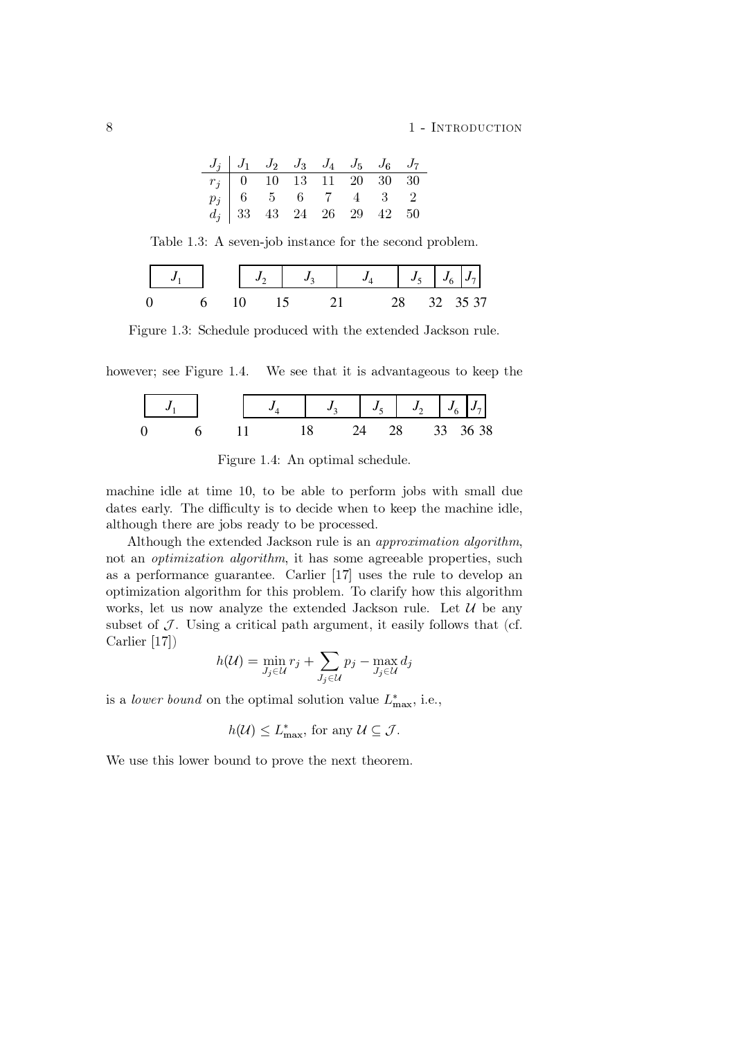| $J_j$ | $J_1$ | $J_2$ | $J_3$ | $J_4$ | $J_5$ | $J_6$ | $J_7$ |
|---|---|---|---|---|---|---|---|
| $r_j$ | 0 | 10 | 13 | 11 | 20 | 30 | 30 |
| $p_j$ | 6 | 5 | 6 | 7 | 4 | 3 | 2 |
| $d_j$ | 33 | 43 | 24 | 26 | 29 | 42 | 50 |

Table 1.3: A seven-job instance for the second problem.

| $J_1$ | | $J_2$ | $J_3$ | $J_4$ | $J_5$ | $J_6$ | $J_7$ |
|---|---|---|---|---|---|---|---|
| 0 | 6 | 10 | 15 | 21 | 28 | 32 | 35 37 |

Figure 1.3: Schedule produced with the extended Jackson rule.

however; see Figure 1.4. We see that it is advantageous to keep the

| $J_1$ | | $J_4$ | $J_3$ | $J_5$ | $J_2$ | $J_6$ | $J_7$ |
|---|---|---|---|---|---|---|---|
| 0 | 6 | 11 | 18 | 24 | 28 | 33 | 36 38 |

Figure 1.4: An optimal schedule.

machine idle at time 10, to be able to perform jobs with small due dates early. The difficulty is to decide when to keep the machine idle, although there are jobs ready to be processed.

Although the extended Jackson rule is an *approximation algorithm*, not an *optimization algorithm*, it has some agreeable properties, such as a performance guarantee. Carlier [17] uses the rule to develop an optimization algorithm for this problem. To clarify how this algorithm works, let us now analyze the extended Jackson rule. Let $\mathcal{U}$ be any subset of $\mathcal{J}$. Using a critical path argument, it easily follows that (cf. Carlier [17])

$$h(\mathcal{U}) = \min_{J_j \in \mathcal{U}} r_j + \sum_{J_j \in \mathcal{U}} p_j - \max_{J_j \in \mathcal{U}} d_j$$

is a *lower bound* on the optimal solution value $L^*_{\max}$, i.e.,

$$h(\mathcal{U}) \leq L^*_{\max}, \text{ for any } \mathcal{U} \subseteq \mathcal{J}.$$

We use this lower bound to prove the next theorem.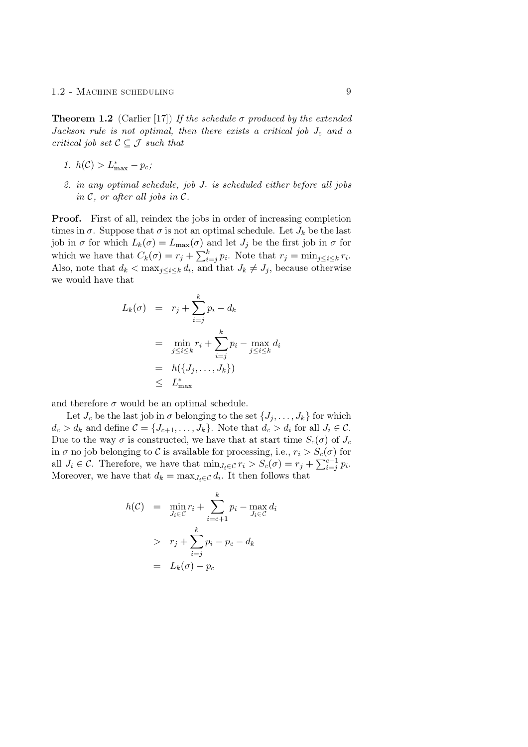**Theorem 1.2** (Carlier [17]) *If the schedule $\sigma$ produced by the extended Jackson rule is not optimal, then there exists a critical job $J_c$ and a critical job set $\mathcal{C} \subseteq \mathcal{J}$ such that*

1. *$h(\mathcal{C}) > L^*_{\max} - p_c$;*
2. *in any optimal schedule, job $J_c$ is scheduled either before all jobs in $\mathcal{C}$, or after all jobs in $\mathcal{C}$.*

**Proof.** First of all, reindex the jobs in order of increasing completion times in $\sigma$. Suppose that $\sigma$ is not an optimal schedule. Let $J_k$ be the last job in $\sigma$ for which $L_k(\sigma) = L_{\max}(\sigma)$ and let $J_j$ be the first job in $\sigma$ for which we have that $C_k(\sigma) = r_j + \sum_{i=j}^{k} p_i$. Note that $r_j = \min_{j \le i \le k} r_i$. Also, note that $d_k < \max_{j \le i \le k} d_i$, and that $J_k \neq J_j$, because otherwise we would have that

$$
\begin{aligned}
L_k(\sigma) &= r_j + \sum_{i=j}^{k} p_i - d_k \\
&= \min_{j \le i \le k} r_i + \sum_{i=j}^{k} p_i - \max_{j \le i \le k} d_i \\
&= h(\{J_j, \ldots, J_k\}) \\
&\le L^*_{\max}
\end{aligned}
$$

and therefore $\sigma$ would be an optimal schedule.

Let $J_c$ be the last job in $\sigma$ belonging to the set $\{J_j, \ldots, J_k\}$ for which $d_c > d_k$ and define $\mathcal{C} = \{J_{c+1}, \ldots, J_k\}$. Note that $d_c > d_i$ for all $J_i \in \mathcal{C}$. Due to the way $\sigma$ is constructed, we have that at start time $S_c(\sigma)$ of $J_c$ in $\sigma$ no job belonging to $\mathcal{C}$ is available for processing, i.e., $r_i > S_c(\sigma)$ for all $J_i \in \mathcal{C}$. Therefore, we have that $\min_{J_i \in \mathcal{C}} r_i > S_c(\sigma) = r_j + \sum_{i=j}^{c-1} p_i$. Moreover, we have that $d_k = \max_{J_i \in \mathcal{C}} d_i$. It then follows that

$$
\begin{aligned}
h(\mathcal{C}) &= \min_{J_i \in \mathcal{C}} r_i + \sum_{i=c+1}^{k} p_i - \max_{J_i \in \mathcal{C}} d_i \\
&> r_j + \sum_{i=j}^{k} p_i - p_c - d_k \\
&= L_k(\sigma) - p_c
\end{aligned}
$$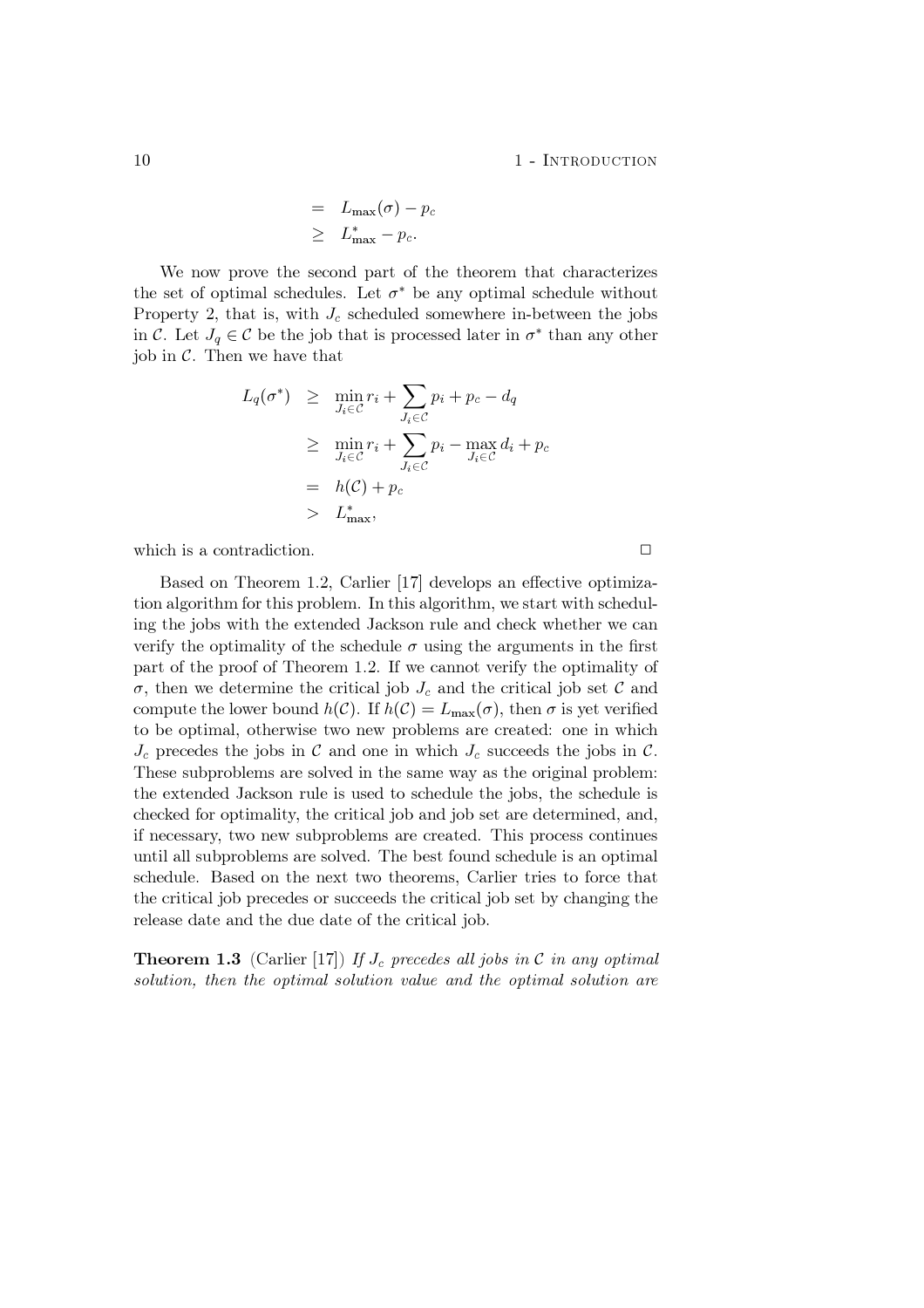$$
\begin{aligned}
&= L_{\max}(\sigma) - p_c \\
&\geq L^*_{\max} - p_c.
\end{aligned}
$$

We now prove the second part of the theorem that characterizes the set of optimal schedules. Let $\sigma^*$ be any optimal schedule without Property 2, that is, with $J_c$ scheduled somewhere in-between the jobs in $\mathcal{C}$. Let $J_q \in \mathcal{C}$ be the job that is processed later in $\sigma^*$ than any other job in $\mathcal{C}$. Then we have that

$$
\begin{aligned}
L_q(\sigma^*) &\geq \min_{J_i \in \mathcal{C}} r_i + \sum_{J_i \in \mathcal{C}} p_i + p_c - d_q \\
&\geq \min_{J_i \in \mathcal{C}} r_i + \sum_{J_i \in \mathcal{C}} p_i - \max_{J_i \in \mathcal{C}} d_i + p_c \\
&= h(\mathcal{C}) + p_c \\
&> L^*_{\max},
\end{aligned}
$$

which is a contradiction. □

Based on Theorem 1.2, Carlier [17] develops an effective optimization algorithm for this problem. In this algorithm, we start with scheduling the jobs with the extended Jackson rule and check whether we can verify the optimality of the schedule $\sigma$ using the arguments in the first part of the proof of Theorem 1.2. If we cannot verify the optimality of $\sigma$, then we determine the critical job $J_c$ and the critical job set $\mathcal{C}$ and compute the lower bound $h(\mathcal{C})$. If $h(\mathcal{C}) = L_{\max}(\sigma)$, then $\sigma$ is yet verified to be optimal, otherwise two new problems are created: one in which $J_c$ precedes the jobs in $\mathcal{C}$ and one in which $J_c$ succeeds the jobs in $\mathcal{C}$. These subproblems are solved in the same way as the original problem: the extended Jackson rule is used to schedule the jobs, the schedule is checked for optimality, the critical job and job set are determined, and, if necessary, two new subproblems are created. This process continues until all subproblems are solved. The best found schedule is an optimal schedule. Based on the next two theorems, Carlier tries to force that the critical job precedes or succeeds the critical job set by changing the release date and the due date of the critical job.

**Theorem 1.3** (Carlier [17]) *If $J_c$ precedes all jobs in $\mathcal{C}$ in any optimal solution, then the optimal solution value and the optimal solution are*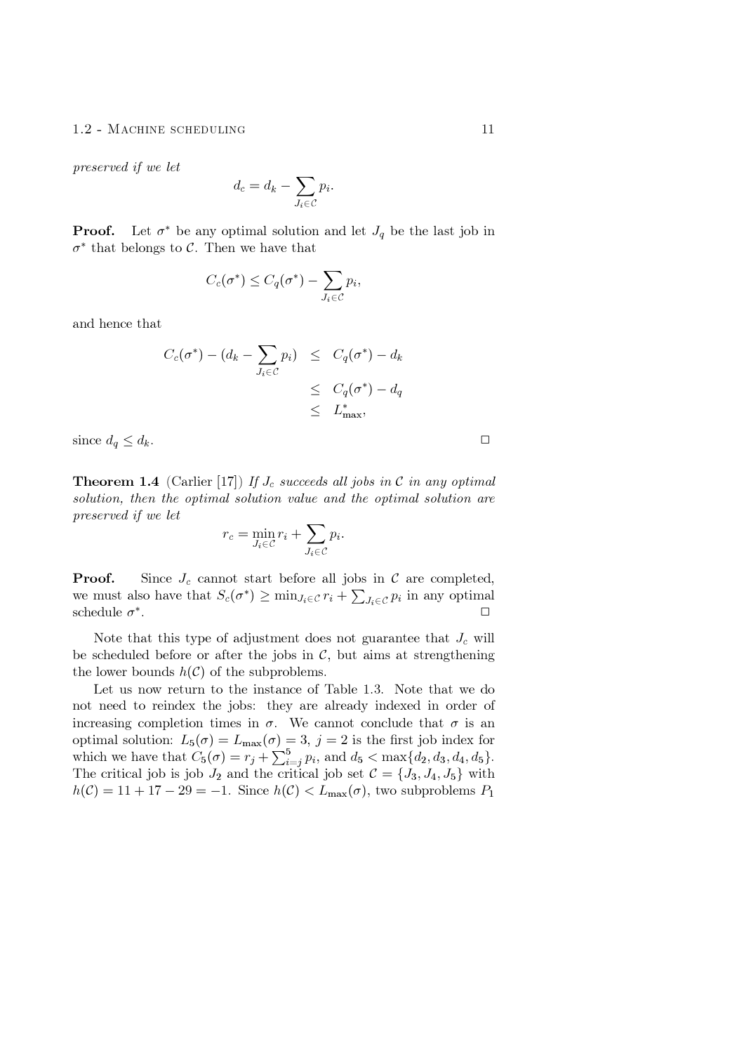*preserved if we let*

$$d_c = d_k - \sum_{J_i \in \mathcal{C}} p_i.$$

**Proof.** Let $\sigma^*$ be any optimal solution and let $J_q$ be the last job in $\sigma^*$ that belongs to $\mathcal{C}$. Then we have that

$$C_c(\sigma^*) \leq C_q(\sigma^*) - \sum_{J_i \in \mathcal{C}} p_i,$$

and hence that

$$\begin{aligned} C_c(\sigma^*) - (d_k - \sum_{J_i \in \mathcal{C}} p_i) &\leq C_q(\sigma^*) - d_k \\ &\leq C_q(\sigma^*) - d_q \\ &\leq L^*_{\max}, \end{aligned}$$

since $d_q \leq d_k$. □

**Theorem 1.4** (Carlier [17]) *If $J_c$ succeeds all jobs in $\mathcal{C}$ in any optimal solution, then the optimal solution value and the optimal solution are preserved if we let*

$$r_c = \min_{J_i \in \mathcal{C}} r_i + \sum_{J_i \in \mathcal{C}} p_i.$$

**Proof.** Since $J_c$ cannot start before all jobs in $\mathcal{C}$ are completed, we must also have that $S_c(\sigma^*) \geq \min_{J_i \in \mathcal{C}} r_i + \sum_{J_i \in \mathcal{C}} p_i$ in any optimal schedule $\sigma^*$. □

Note that this type of adjustment does not guarantee that $J_c$ will be scheduled before or after the jobs in $\mathcal{C}$, but aims at strengthening the lower bounds $h(\mathcal{C})$ of the subproblems.

Let us now return to the instance of Table 1.3. Note that we do not need to reindex the jobs: they are already indexed in order of increasing completion times in $\sigma$. We cannot conclude that $\sigma$ is an optimal solution: $L_5(\sigma) = L_{\max}(\sigma) = 3$, $j = 2$ is the first job index for which we have that $C_5(\sigma) = r_j + \sum_{i=j}^{5} p_i$, and $d_5 < \max\{d_2, d_3, d_4, d_5\}$. The critical job is job $J_2$ and the critical job set $\mathcal{C} = \{J_3, J_4, J_5\}$ with $h(\mathcal{C}) = 11 + 17 - 29 = -1$. Since $h(\mathcal{C}) < L_{\max}(\sigma)$, two subproblems $P_1$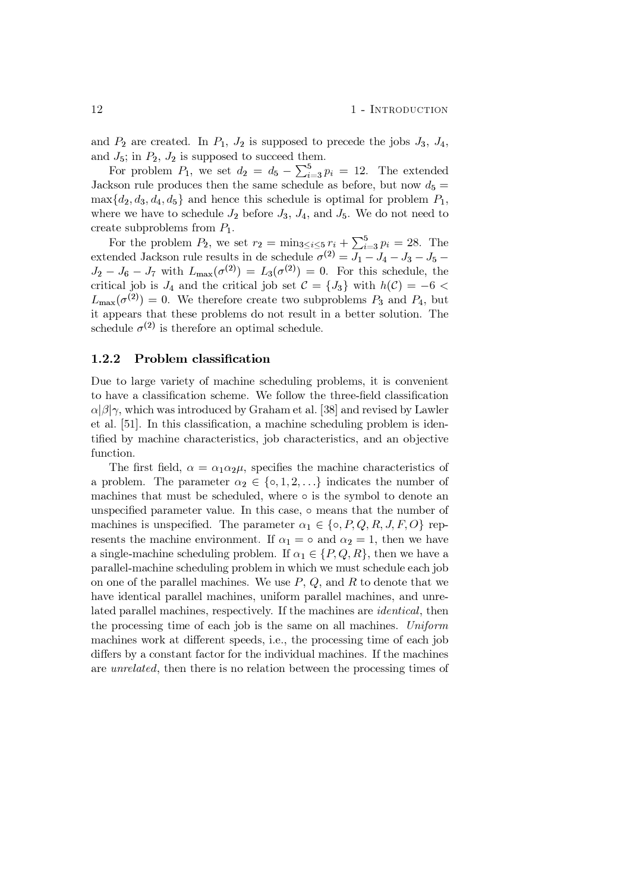and $P_2$ are created. In $P_1$, $J_2$ is supposed to precede the jobs $J_3$, $J_4$, and $J_5$; in $P_2$, $J_2$ is supposed to succeed them.

For problem $P_1$, we set $d_2 = d_5 - \sum_{i=3}^{5} p_i = 12$. The extended Jackson rule produces then the same schedule as before, but now $d_5 = \max\{d_2, d_3, d_4, d_5\}$ and hence this schedule is optimal for problem $P_1$, where we have to schedule $J_2$ before $J_3$, $J_4$, and $J_5$. We do not need to create subproblems from $P_1$.

For the problem $P_2$, we set $r_2 = \min_{3 \leq i \leq 5} r_i + \sum_{i=3}^{5} p_i = 28$. The extended Jackson rule results in de schedule $\sigma^{(2)} = J_1 - J_4 - J_3 - J_5 - J_2 - J_6 - J_7$ with $L_{\max}(\sigma^{(2)}) = L_3(\sigma^{(2)}) = 0$. For this schedule, the critical job is $J_4$ and the critical job set $\mathcal{C} = \{J_3\}$ with $h(\mathcal{C}) = -6 < L_{\max}(\sigma^{(2)}) = 0$. We therefore create two subproblems $P_3$ and $P_4$, but it appears that these problems do not result in a better solution. The schedule $\sigma^{(2)}$ is therefore an optimal schedule.

### 1.2.2 Problem classification

Due to large variety of machine scheduling problems, it is convenient to have a classification scheme. We follow the three-field classification $\alpha|\beta|\gamma$, which was introduced by Graham et al. [38] and revised by Lawler et al. [51]. In this classification, a machine scheduling problem is identified by machine characteristics, job characteristics, and an objective function.

The first field, $\alpha = \alpha_1\alpha_2\mu$, specifies the machine characteristics of a problem. The parameter $\alpha_2 \in \{\circ, 1, 2, \ldots\}$ indicates the number of machines that must be scheduled, where $\circ$ is the symbol to denote an unspecified parameter value. In this case, $\circ$ means that the number of machines is unspecified. The parameter $\alpha_1 \in \{\circ, P, Q, R, J, F, O\}$ represents the machine environment. If $\alpha_1 = \circ$ and $\alpha_2 = 1$, then we have a single-machine scheduling problem. If $\alpha_1 \in \{P, Q, R\}$, then we have a parallel-machine scheduling problem in which we must schedule each job on one of the parallel machines. We use $P$, $Q$, and $R$ to denote that we have identical parallel machines, uniform parallel machines, and unrelated parallel machines, respectively. If the machines are *identical*, then the processing time of each job is the same on all machines. *Uniform* machines work at different speeds, i.e., the processing time of each job differs by a constant factor for the individual machines. If the machines are *unrelated*, then there is no relation between the processing times of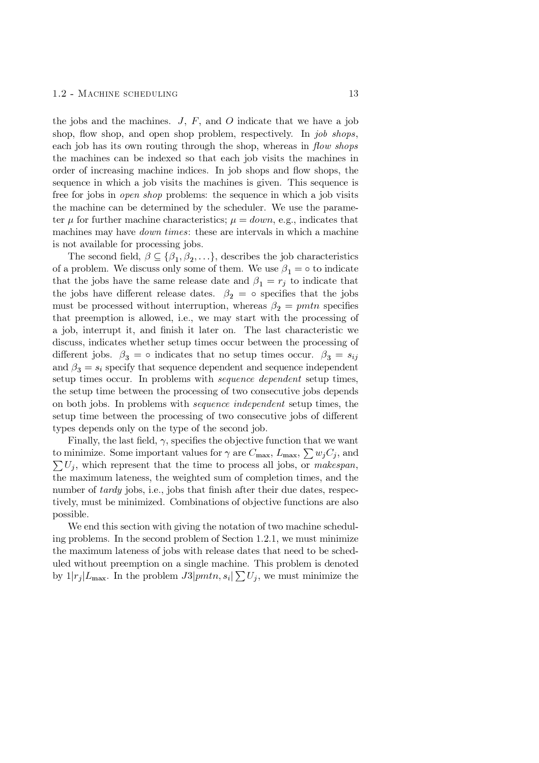the jobs and the machines. $J$, $F$, and $O$ indicate that we have a job shop, flow shop, and open shop problem, respectively. In *job shops*, each job has its own routing through the shop, whereas in *flow shops* the machines can be indexed so that each job visits the machines in order of increasing machine indices. In job shops and flow shops, the sequence in which a job visits the machines is given. This sequence is free for jobs in *open shop* problems: the sequence in which a job visits the machine can be determined by the scheduler. We use the parameter $\mu$ for further machine characteristics; $\mu = down$, e.g., indicates that machines may have *down times*: these are intervals in which a machine is not available for processing jobs.

The second field, $\beta \subseteq \{\beta_1, \beta_2, \ldots\}$, describes the job characteristics of a problem. We discuss only some of them. We use $\beta_1 = \circ$ to indicate that the jobs have the same release date and $\beta_1 = r_j$ to indicate that the jobs have different release dates. $\beta_2 = \circ$ specifies that the jobs must be processed without interruption, whereas $\beta_2 = pmtn$ specifies that preemption is allowed, i.e., we may start with the processing of a job, interrupt it, and finish it later on. The last characteristic we discuss, indicates whether setup times occur between the processing of different jobs. $\beta_3 = \circ$ indicates that no setup times occur. $\beta_3 = s_{ij}$ and $\beta_3 = s_i$ specify that sequence dependent and sequence independent setup times occur. In problems with *sequence dependent* setup times, the setup time between the processing of two consecutive jobs depends on both jobs. In problems with *sequence independent* setup times, the setup time between the processing of two consecutive jobs of different types depends only on the type of the second job.

Finally, the last field, $\gamma$, specifies the objective function that we want to minimize. Some important values for $\gamma$ are $C_{\max}$, $L_{\max}$, $\sum w_j C_j$, and $\sum U_j$, which represent that the time to process all jobs, or *makespan*, the maximum lateness, the weighted sum of completion times, and the number of *tardy* jobs, i.e., jobs that finish after their due dates, respectively, must be minimized. Combinations of objective functions are also possible.

We end this section with giving the notation of two machine scheduling problems. In the second problem of Section 1.2.1, we must minimize the maximum lateness of jobs with release dates that need to be scheduled without preemption on a single machine. This problem is denoted by $1|r_j|L_{\max}$. In the problem $J3|pmtn, s_i|\sum U_j$, we must minimize the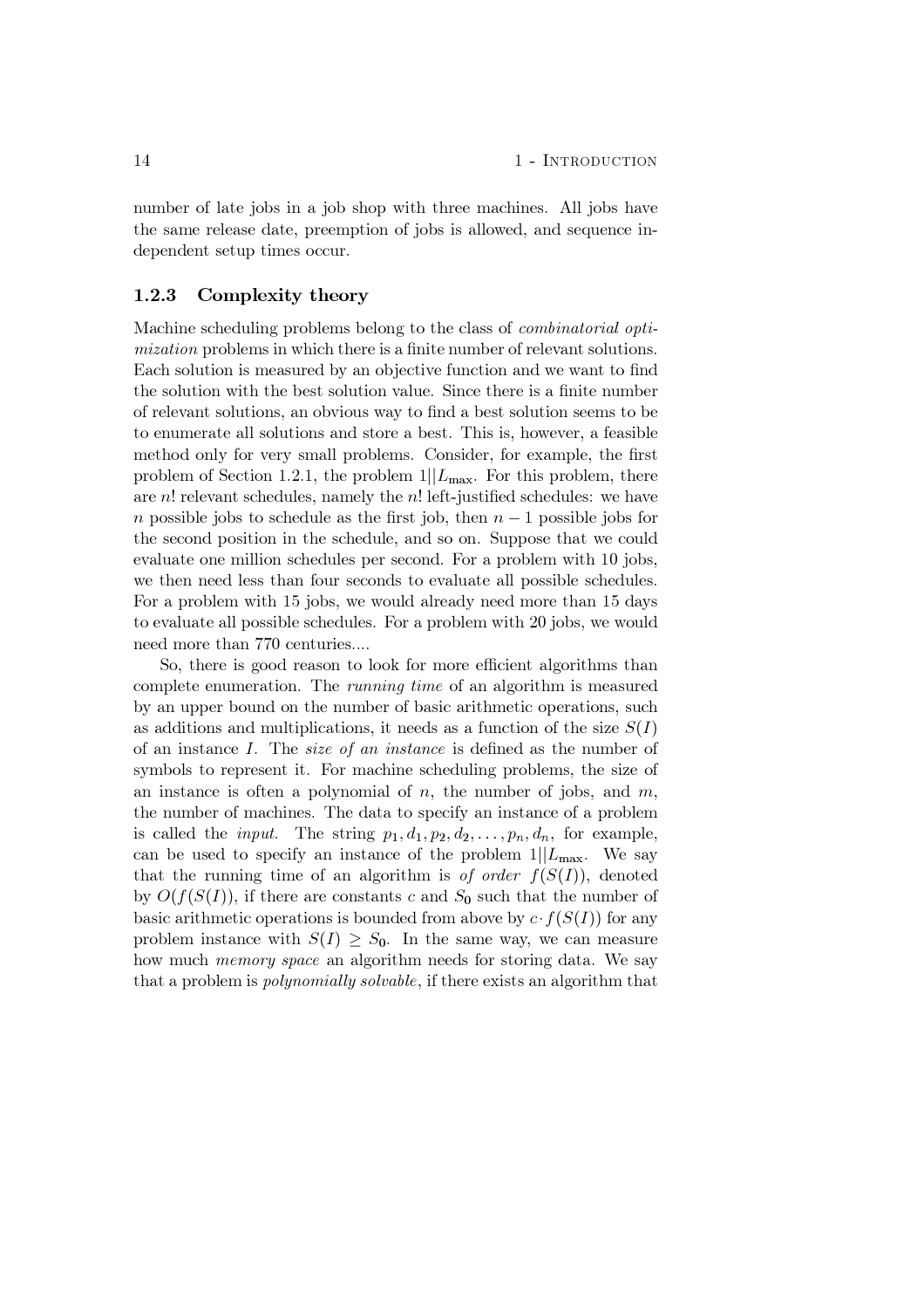number of late jobs in a job shop with three machines. All jobs have the same release date, preemption of jobs is allowed, and sequence independent setup times occur.

### 1.2.3 Complexity theory

Machine scheduling problems belong to the class of *combinatorial optimization* problems in which there is a finite number of relevant solutions. Each solution is measured by an objective function and we want to find the solution with the best solution value. Since there is a finite number of relevant solutions, an obvious way to find a best solution seems to be to enumerate all solutions and store a best. This is, however, a feasible method only for very small problems. Consider, for example, the first problem of Section 1.2.1, the problem $1||L_{\max}$. For this problem, there are $n!$ relevant schedules, namely the $n!$ left-justified schedules: we have $n$ possible jobs to schedule as the first job, then $n-1$ possible jobs for the second position in the schedule, and so on. Suppose that we could evaluate one million schedules per second. For a problem with 10 jobs, we then need less than four seconds to evaluate all possible schedules. For a problem with 15 jobs, we would already need more than 15 days to evaluate all possible schedules. For a problem with 20 jobs, we would need more than 770 centuries....

So, there is good reason to look for more efficient algorithms than complete enumeration. The *running time* of an algorithm is measured by an upper bound on the number of basic arithmetic operations, such as additions and multiplications, it needs as a function of the size $S(I)$ of an instance $I$. The *size of an instance* is defined as the number of symbols to represent it. For machine scheduling problems, the size of an instance is often a polynomial of $n$, the number of jobs, and $m$, the number of machines. The data to specify an instance of a problem is called the *input*. The string $p_1, d_1, p_2, d_2, \ldots, p_n, d_n$, for example, can be used to specify an instance of the problem $1||L_{\max}$. We say that the running time of an algorithm is *of order* $f(S(I))$, denoted by $O(f(S(I))$, if there are constants $c$ and $S_0$ such that the number of basic arithmetic operations is bounded from above by $c \cdot f(S(I))$ for any problem instance with $S(I) \geq S_0$. In the same way, we can measure how much *memory space* an algorithm needs for storing data. We say that a problem is *polynomially solvable*, if there exists an algorithm that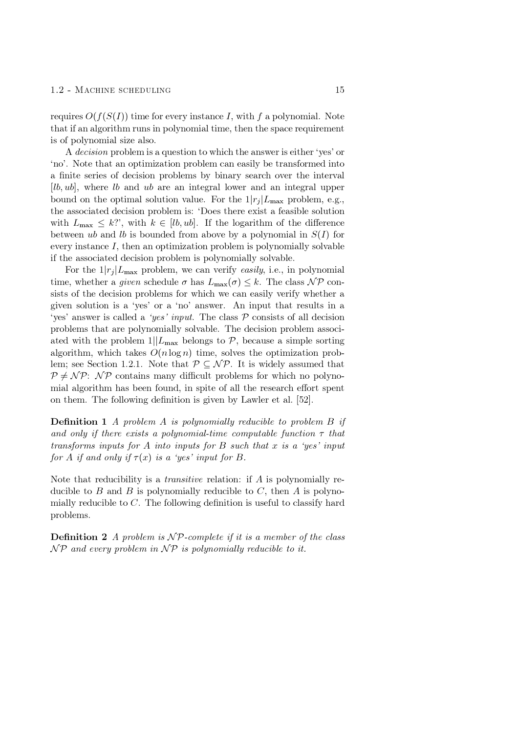requires $O(f(S(I))$ time for every instance $I$, with $f$ a polynomial. Note that if an algorithm runs in polynomial time, then the space requirement is of polynomial size also.

A *decision* problem is a question to which the answer is either 'yes' or 'no'. Note that an optimization problem can easily be transformed into a finite series of decision problems by binary search over the interval $[lb, ub]$, where $lb$ and $ub$ are an integral lower and an integral upper bound on the optimal solution value. For the $1|r_j|L_{\max}$ problem, e.g., the associated decision problem is: 'Does there exist a feasible solution with $L_{\max} \leq k$?', with $k \in [lb, ub]$. If the logarithm of the difference between $ub$ and $lb$ is bounded from above by a polynomial in $S(I)$ for every instance $I$, then an optimization problem is polynomially solvable if the associated decision problem is polynomially solvable.

For the $1|r_j|L_{\max}$ problem, we can verify *easily*, i.e., in polynomial time, whether a *given* schedule $\sigma$ has $L_{\max}(\sigma) \leq k$. The class $\mathcal{NP}$ consists of the decision problems for which we can easily verify whether a given solution is a 'yes' or a 'no' answer. An input that results in a 'yes' answer is called a *'yes' input*. The class $\mathcal{P}$ consists of all decision problems that are polynomially solvable. The decision problem associated with the problem $1||L_{\max}$ belongs to $\mathcal{P}$, because a simple sorting algorithm, which takes $O(n \log n)$ time, solves the optimization problem; see Section 1.2.1. Note that $\mathcal{P} \subseteq \mathcal{NP}$. It is widely assumed that $\mathcal{P} \neq \mathcal{NP}$: $\mathcal{NP}$ contains many difficult problems for which no polynomial algorithm has been found, in spite of all the research effort spent on them. The following definition is given by Lawler et al. [52].

**Definition 1** *A problem A is polynomially reducible to problem B if and only if there exists a polynomial-time computable function $\tau$ that transforms inputs for A into inputs for B such that x is a 'yes' input for A if and only if $\tau(x)$ is a 'yes' input for B.*

Note that reducibility is a *transitive* relation: if $A$ is polynomially reducible to $B$ and $B$ is polynomially reducible to $C$, then $A$ is polynomially reducible to $C$. The following definition is useful to classify hard problems.

**Definition 2** *A problem is $\mathcal{NP}$-complete if it is a member of the class $\mathcal{NP}$ and every problem in $\mathcal{NP}$ is polynomially reducible to it.*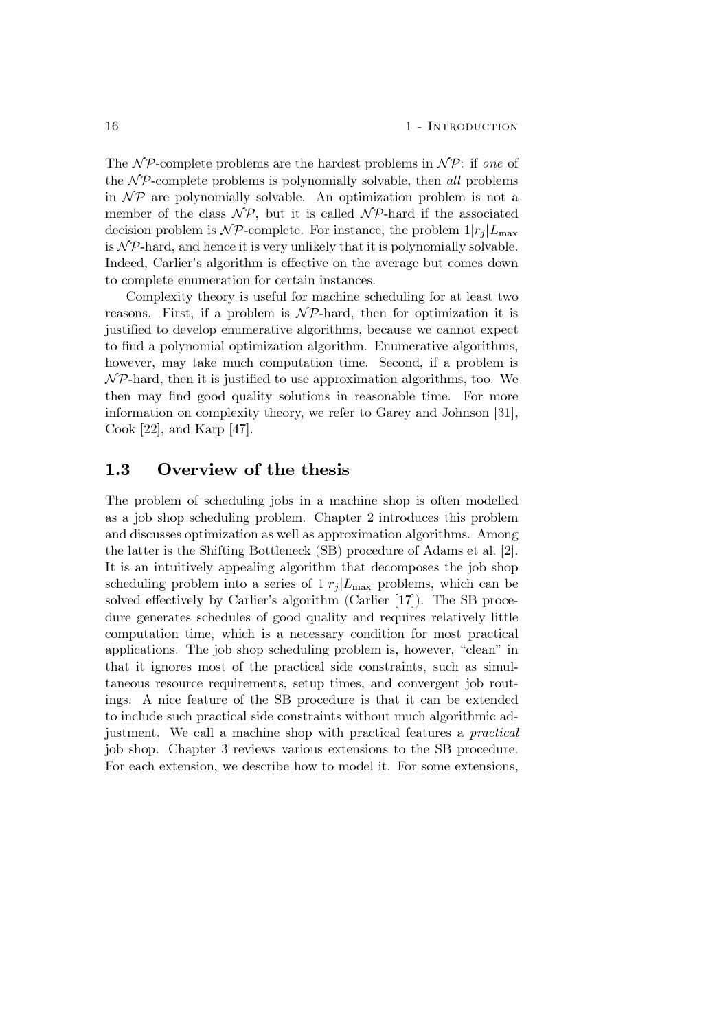The $\mathcal{NP}$-complete problems are the hardest problems in $\mathcal{NP}$: if *one* of the $\mathcal{NP}$-complete problems is polynomially solvable, then *all* problems in $\mathcal{NP}$ are polynomially solvable. An optimization problem is not a member of the class $\mathcal{NP}$, but it is called $\mathcal{NP}$-hard if the associated decision problem is $\mathcal{NP}$-complete. For instance, the problem $1|r_j|L_{\max}$ is $\mathcal{NP}$-hard, and hence it is very unlikely that it is polynomially solvable. Indeed, Carlier's algorithm is effective on the average but comes down to complete enumeration for certain instances.

Complexity theory is useful for machine scheduling for at least two reasons. First, if a problem is $\mathcal{NP}$-hard, then for optimization it is justified to develop enumerative algorithms, because we cannot expect to find a polynomial optimization algorithm. Enumerative algorithms, however, may take much computation time. Second, if a problem is $\mathcal{NP}$-hard, then it is justified to use approximation algorithms, too. We then may find good quality solutions in reasonable time. For more information on complexity theory, we refer to Garey and Johnson [31], Cook [22], and Karp [47].

## 1.3 Overview of the thesis

The problem of scheduling jobs in a machine shop is often modelled as a job shop scheduling problem. Chapter 2 introduces this problem and discusses optimization as well as approximation algorithms. Among the latter is the Shifting Bottleneck (SB) procedure of Adams et al. [2]. It is an intuitively appealing algorithm that decomposes the job shop scheduling problem into a series of $1|r_j|L_{\max}$ problems, which can be solved effectively by Carlier's algorithm (Carlier [17]). The SB procedure generates schedules of good quality and requires relatively little computation time, which is a necessary condition for most practical applications. The job shop scheduling problem is, however, "clean" in that it ignores most of the practical side constraints, such as simultaneous resource requirements, setup times, and convergent job routings. A nice feature of the SB procedure is that it can be extended to include such practical side constraints without much algorithmic adjustment. We call a machine shop with practical features a *practical* job shop. Chapter 3 reviews various extensions to the SB procedure. For each extension, we describe how to model it. For some extensions,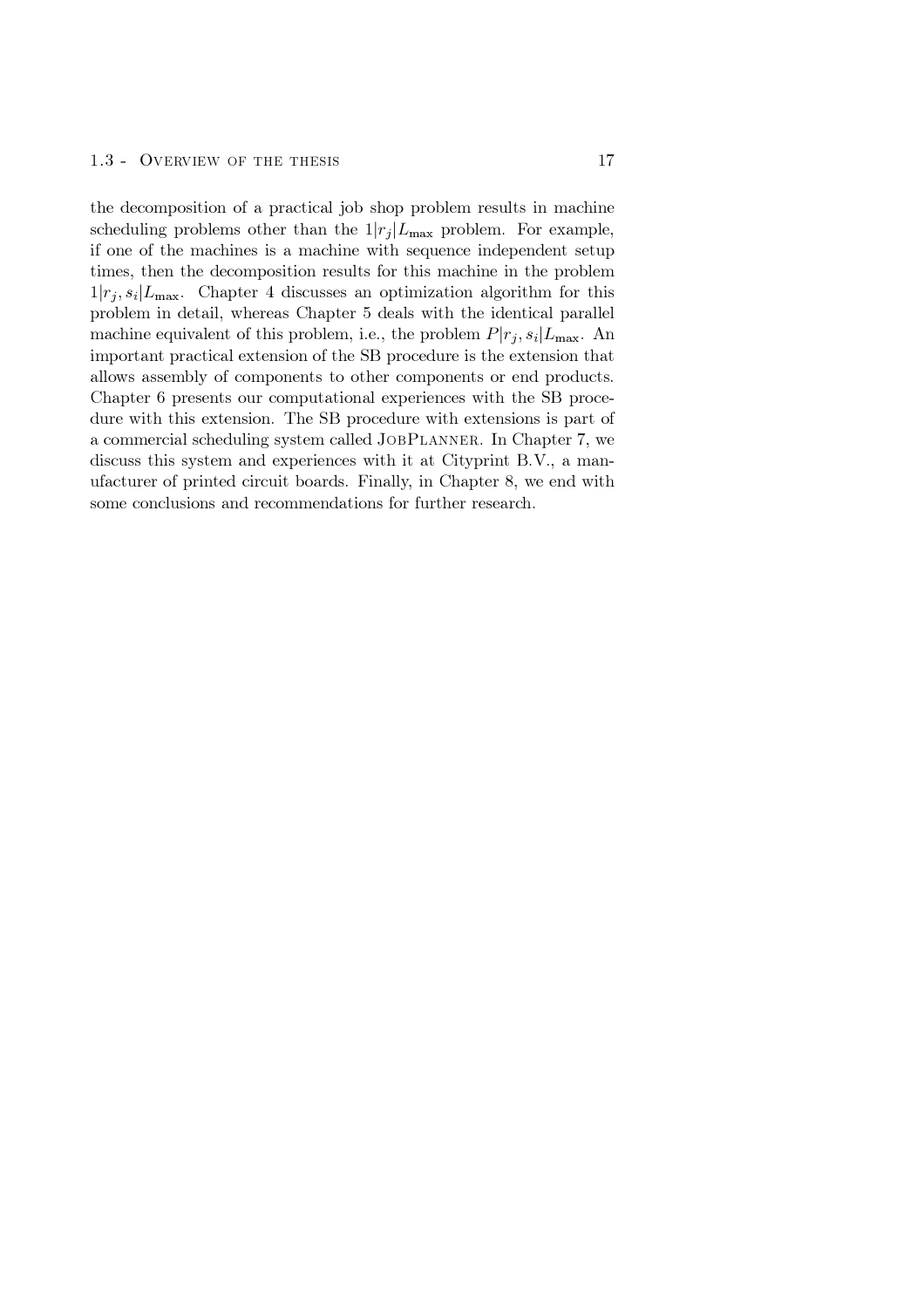the decomposition of a practical job shop problem results in machine scheduling problems other than the $1|r_j|L_{\max}$ problem. For example, if one of the machines is a machine with sequence independent setup times, then the decomposition results for this machine in the problem $1|r_j, s_i|L_{\max}$. Chapter 4 discusses an optimization algorithm for this problem in detail, whereas Chapter 5 deals with the identical parallel machine equivalent of this problem, i.e., the problem $P|r_j, s_i|L_{\max}$. An important practical extension of the SB procedure is the extension that allows assembly of components to other components or end products. Chapter 6 presents our computational experiences with the SB procedure with this extension. The SB procedure with extensions is part of a commercial scheduling system called JobPlanner. In Chapter 7, we discuss this system and experiences with it at Cityprint B.V., a manufacturer of printed circuit boards. Finally, in Chapter 8, we end with some conclusions and recommendations for further research.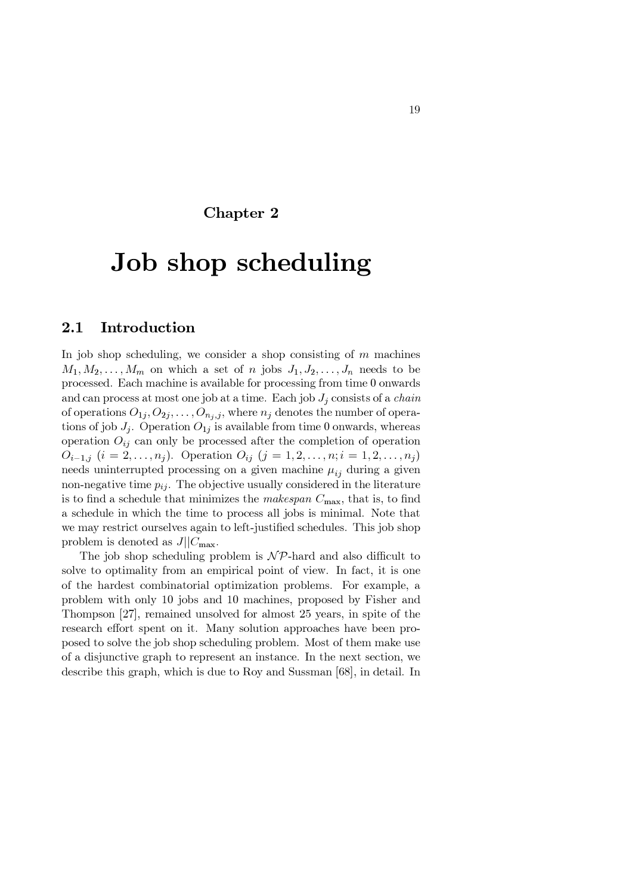# Chapter 2

# Job shop scheduling

## 2.1 Introduction

In job shop scheduling, we consider a shop consisting of $m$ machines $M_1, M_2, \ldots, M_m$ on which a set of $n$ jobs $J_1, J_2, \ldots, J_n$ needs to be processed. Each machine is available for processing from time 0 onwards and can process at most one job at a time. Each job $J_j$ consists of a *chain* of operations $O_{1j}, O_{2j}, \ldots, O_{n_j,j}$, where $n_j$ denotes the number of operations of job $J_j$. Operation $O_{1j}$ is available from time 0 onwards, whereas operation $O_{ij}$ can only be processed after the completion of operation $O_{i-1,j}$ $(i = 2, \ldots, n_j)$. Operation $O_{ij}$ $(j = 1, 2, \ldots, n; i = 1, 2, \ldots, n_j)$ needs uninterrupted processing on a given machine $\mu_{ij}$ during a given non-negative time $p_{ij}$. The objective usually considered in the literature is to find a schedule that minimizes the *makespan* $C_{\max}$, that is, to find a schedule in which the time to process all jobs is minimal. Note that we may restrict ourselves again to left-justified schedules. This job shop problem is denoted as $J||C_{\max}$.

The job shop scheduling problem is $\mathcal{NP}$-hard and also difficult to solve to optimality from an empirical point of view. In fact, it is one of the hardest combinatorial optimization problems. For example, a problem with only 10 jobs and 10 machines, proposed by Fisher and Thompson [27], remained unsolved for almost 25 years, in spite of the research effort spent on it. Many solution approaches have been proposed to solve the job shop scheduling problem. Most of them make use of a disjunctive graph to represent an instance. In the next section, we describe this graph, which is due to Roy and Sussman [68], in detail. In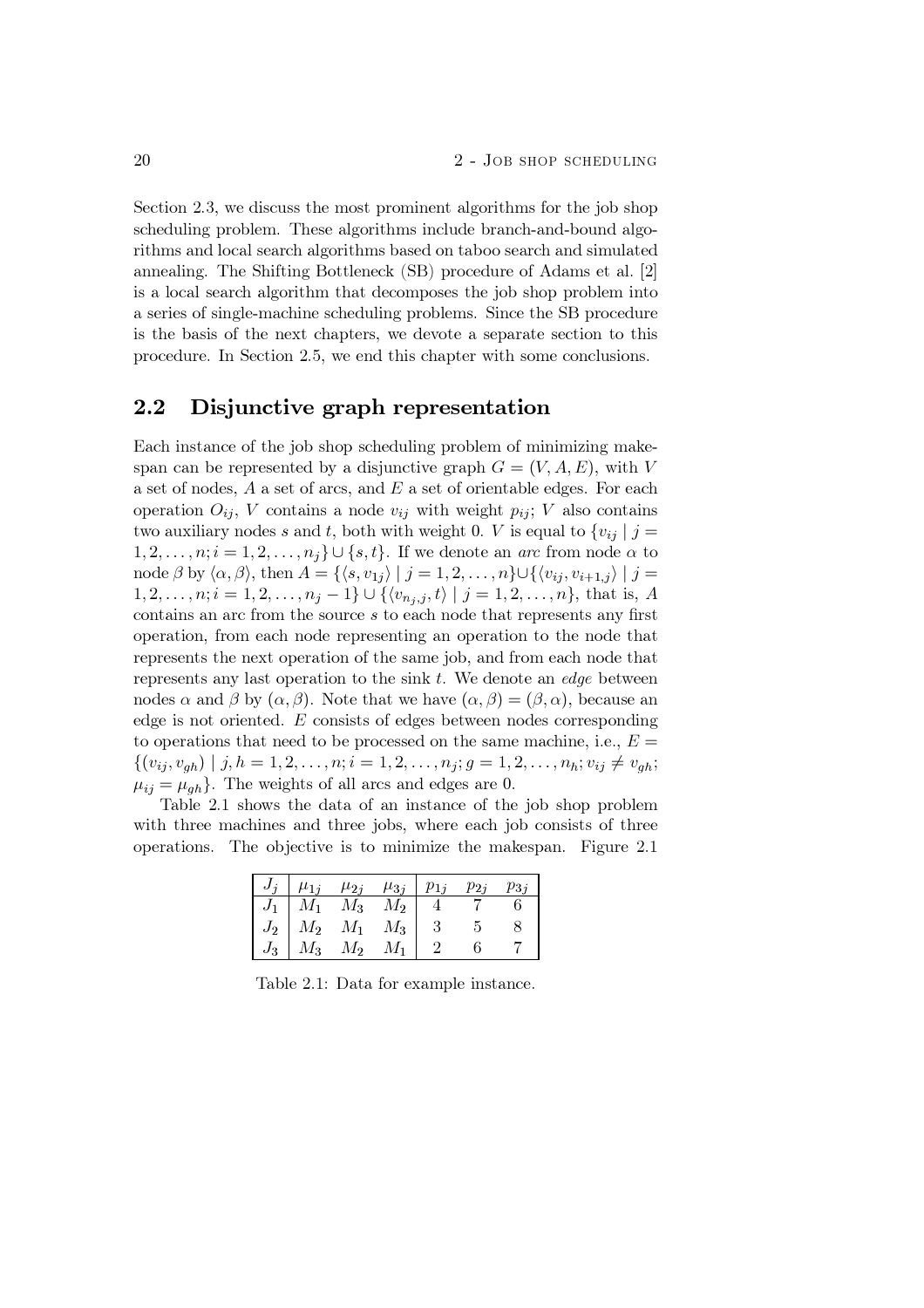Section 2.3, we discuss the most prominent algorithms for the job shop scheduling problem. These algorithms include branch-and-bound algorithms and local search algorithms based on taboo search and simulated annealing. The Shifting Bottleneck (SB) procedure of Adams et al. [2] is a local search algorithm that decomposes the job shop problem into a series of single-machine scheduling problems. Since the SB procedure is the basis of the next chapters, we devote a separate section to this procedure. In Section 2.5, we end this chapter with some conclusions.

## 2.2 Disjunctive graph representation

Each instance of the job shop scheduling problem of minimizing makespan can be represented by a disjunctive graph $G = (V, A, E)$, with $V$ a set of nodes, $A$ a set of arcs, and $E$ a set of orientable edges. For each operation $O_{ij}$, $V$ contains a node $v_{ij}$ with weight $p_{ij}$; $V$ also contains two auxiliary nodes $s$ and $t$, both with weight 0. $V$ is equal to $\{v_{ij} \mid j = 1, 2, \ldots, n; i = 1, 2, \ldots, n_j\} \cup \{s, t\}$. If we denote an *arc* from node $\alpha$ to node $\beta$ by $\langle \alpha, \beta \rangle$, then $A = \{\langle s, v_{1j} \rangle \mid j = 1, 2, \ldots, n\} \cup \{\langle v_{ij}, v_{i+1,j} \rangle \mid j = 1, 2, \ldots, n; i = 1, 2, \ldots, n_j - 1\} \cup \{\langle v_{n_j,j}, t \rangle \mid j = 1, 2, \ldots, n\}$, that is, $A$ contains an arc from the source $s$ to each node that represents any first operation, from each node representing an operation to the node that represents the next operation of the same job, and from each node that represents any last operation to the sink $t$. We denote an *edge* between nodes $\alpha$ and $\beta$ by $(\alpha, \beta)$. Note that we have $(\alpha, \beta) = (\beta, \alpha)$, because an edge is not oriented. $E$ consists of edges between nodes corresponding to operations that need to be processed on the same machine, i.e., $E = \{(v_{ij}, v_{gh}) \mid j, h = 1, 2, \ldots, n; i = 1, 2, \ldots, n_j; g = 1, 2, \ldots, n_h; v_{ij} \neq v_{gh}; \mu_{ij} = \mu_{gh}\}$. The weights of all arcs and edges are 0.

Table 2.1 shows the data of an instance of the job shop problem with three machines and three jobs, where each job consists of three operations. The objective is to minimize the makespan. Figure 2.1

| $J_j$ | $\mu_{1j}$ | $\mu_{2j}$ | $\mu_{3j}$ | $p_{1j}$ | $p_{2j}$ | $p_{3j}$ |
|---|---|---|---|---|---|---|
| $J_1$ | $M_1$ | $M_3$ | $M_2$ | 4 | 7 | 6 |
| $J_2$ | $M_2$ | $M_1$ | $M_3$ | 3 | 5 | 8 |
| $J_3$ | $M_3$ | $M_2$ | $M_1$ | 2 | 6 | 7 |

Table 2.1: Data for example instance.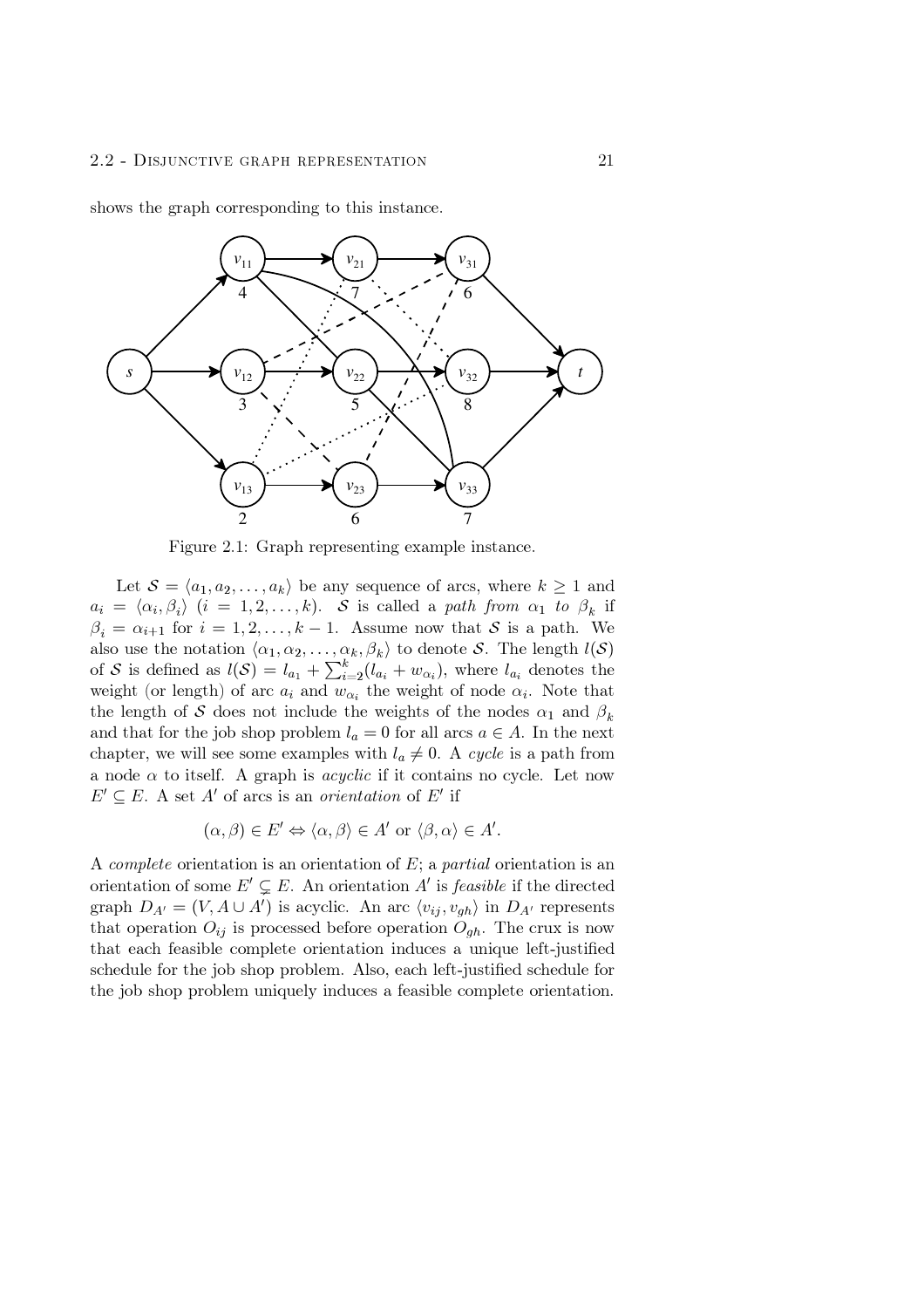shows the graph corresponding to this instance.

Figure 2.1: Graph representing example instance.

Let $\mathcal{S} = \langle a_1, a_2, \ldots, a_k \rangle$ be any sequence of arcs, where $k \geq 1$ and $a_i = \langle \alpha_i, \beta_i \rangle$ $(i = 1, 2, \ldots, k)$. $\mathcal{S}$ is called a *path from $\alpha_1$ to $\beta_k$* if $\beta_i = \alpha_{i+1}$ for $i = 1, 2, \ldots, k-1$. Assume now that $\mathcal{S}$ is a path. We also use the notation $\langle \alpha_1, \alpha_2, \ldots, \alpha_k, \beta_k \rangle$ to denote $\mathcal{S}$. The length $l(\mathcal{S})$ of $\mathcal{S}$ is defined as $l(\mathcal{S}) = l_{a_1} + \sum_{i=2}^{k}(l_{a_i} + w_{\alpha_i})$, where $l_{a_i}$ denotes the weight (or length) of arc $a_i$ and $w_{\alpha_i}$ the weight of node $\alpha_i$. Note that the length of $\mathcal{S}$ does not include the weights of the nodes $\alpha_1$ and $\beta_k$ and that for the job shop problem $l_a = 0$ for all arcs $a \in A$. In the next chapter, we will see some examples with $l_a \neq 0$. A *cycle* is a path from a node $\alpha$ to itself. A graph is *acyclic* if it contains no cycle. Let now $E' \subseteq E$. A set $A'$ of arcs is an *orientation* of $E'$ if

$$(\alpha, \beta) \in E' \Leftrightarrow \langle \alpha, \beta \rangle \in A' \text{ or } \langle \beta, \alpha \rangle \in A'.$$

A *complete* orientation is an orientation of $E$; a *partial* orientation is an orientation of some $E' \subsetneq E$. An orientation $A'$ is *feasible* if the directed graph $D_{A'} = (V, A \cup A')$ is acyclic. An arc $\langle v_{ij}, v_{gh} \rangle$ in $D_{A'}$ represents that operation $O_{ij}$ is processed before operation $O_{gh}$. The crux is now that each feasible complete orientation induces a unique left-justified schedule for the job shop problem. Also, each left-justified schedule for the job shop problem uniquely induces a feasible complete orientation.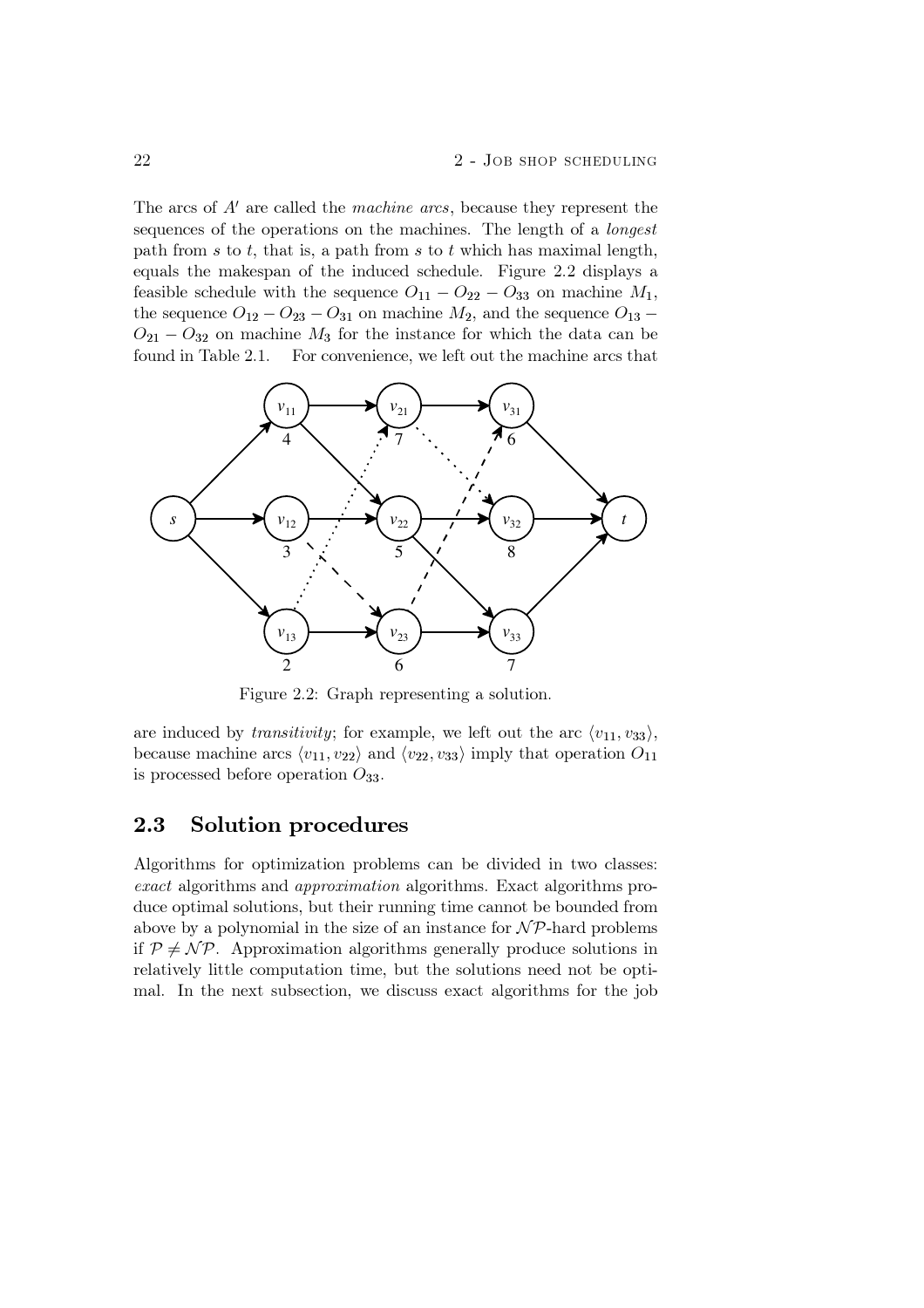The arcs of $A'$ are called the *machine arcs*, because they represent the sequences of the operations on the machines. The length of a *longest* path from $s$ to $t$, that is, a path from $s$ to $t$ which has maximal length, equals the makespan of the induced schedule. Figure 2.2 displays a feasible schedule with the sequence $O_{11} - O_{22} - O_{33}$ on machine $M_1$, the sequence $O_{12} - O_{23} - O_{31}$ on machine $M_2$, and the sequence $O_{13} - O_{21} - O_{32}$ on machine $M_3$ for the instance for which the data can be found in Table 2.1. For convenience, we left out the machine arcs that

Figure 2.2: Graph representing a solution.

are induced by *transitivity*; for example, we left out the arc $\langle v_{11}, v_{33} \rangle$, because machine arcs $\langle v_{11}, v_{22} \rangle$ and $\langle v_{22}, v_{33} \rangle$ imply that operation $O_{11}$ is processed before operation $O_{33}$.

## 2.3 Solution procedures

Algorithms for optimization problems can be divided in two classes: *exact* algorithms and *approximation* algorithms. Exact algorithms produce optimal solutions, but their running time cannot be bounded from above by a polynomial in the size of an instance for $\mathcal{NP}$-hard problems if $\mathcal{P} \neq \mathcal{NP}$. Approximation algorithms generally produce solutions in relatively little computation time, but the solutions need not be optimal. In the next subsection, we discuss exact algorithms for the job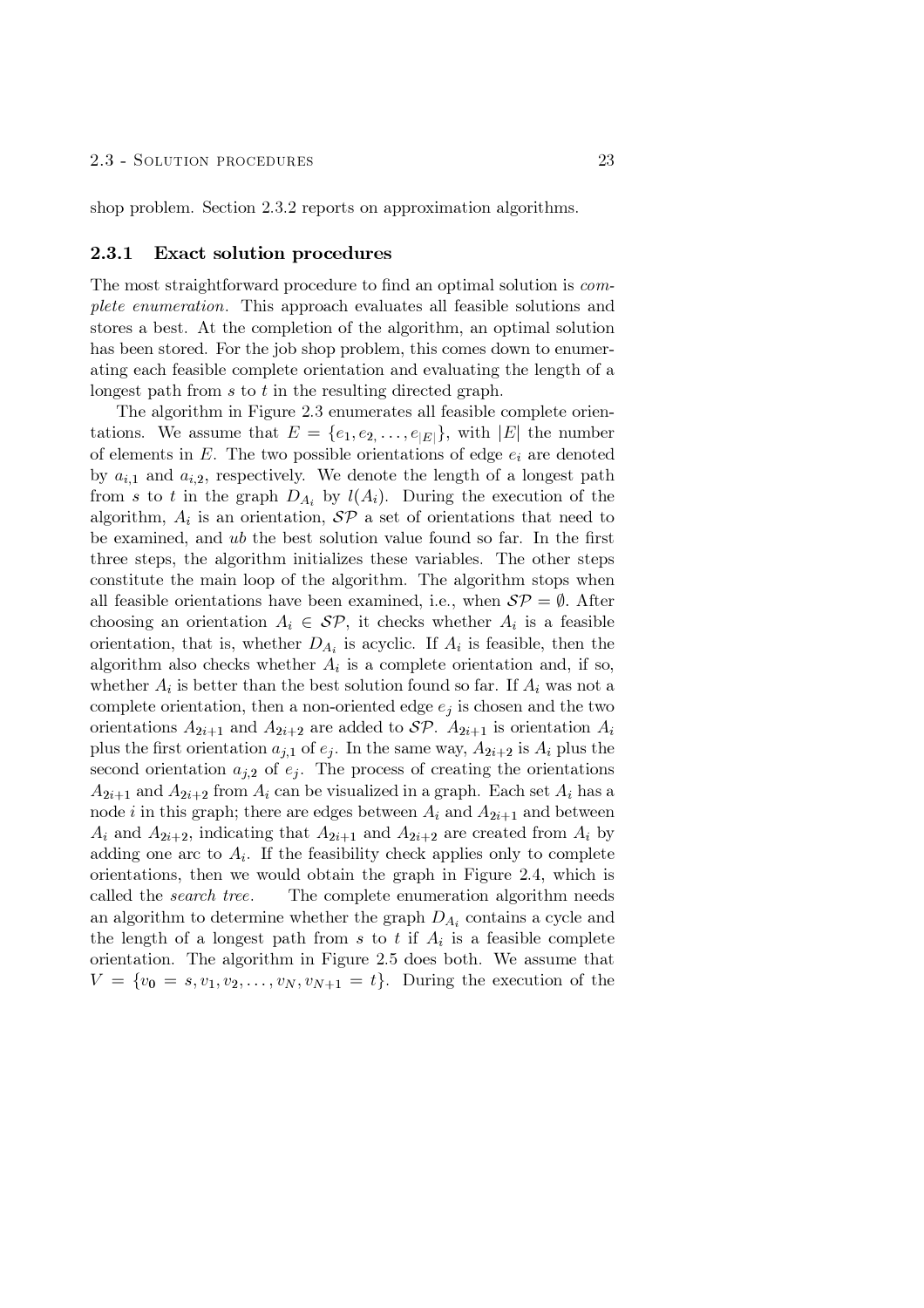shop problem. Section 2.3.2 reports on approximation algorithms.

### 2.3.1 Exact solution procedures

The most straightforward procedure to find an optimal solution is *complete enumeration*. This approach evaluates all feasible solutions and stores a best. At the completion of the algorithm, an optimal solution has been stored. For the job shop problem, this comes down to enumerating each feasible complete orientation and evaluating the length of a longest path from $s$ to $t$ in the resulting directed graph.

The algorithm in Figure 2.3 enumerates all feasible complete orientations. We assume that $E = \{e_1, e_2, \ldots, e_{|E|}\}$, with $|E|$ the number of elements in $E$. The two possible orientations of edge $e_i$ are denoted by $a_{i,1}$ and $a_{i,2}$, respectively. We denote the length of a longest path from $s$ to $t$ in the graph $D_{A_i}$ by $l(A_i)$. During the execution of the algorithm, $A_i$ is an orientation, $\mathcal{SP}$ a set of orientations that need to be examined, and *ub* the best solution value found so far. In the first three steps, the algorithm initializes these variables. The other steps constitute the main loop of the algorithm. The algorithm stops when all feasible orientations have been examined, i.e., when $\mathcal{SP} = \emptyset$. After choosing an orientation $A_i \in \mathcal{SP}$, it checks whether $A_i$ is a feasible orientation, that is, whether $D_{A_i}$ is acyclic. If $A_i$ is feasible, then the algorithm also checks whether $A_i$ is a complete orientation and, if so, whether $A_i$ is better than the best solution found so far. If $A_i$ was not a complete orientation, then a non-oriented edge $e_j$ is chosen and the two orientations $A_{2i+1}$ and $A_{2i+2}$ are added to $\mathcal{SP}$. $A_{2i+1}$ is orientation $A_i$ plus the first orientation $a_{j,1}$ of $e_j$. In the same way, $A_{2i+2}$ is $A_i$ plus the second orientation $a_{j,2}$ of $e_j$. The process of creating the orientations $A_{2i+1}$ and $A_{2i+2}$ from $A_i$ can be visualized in a graph. Each set $A_i$ has a node $i$ in this graph; there are edges between $A_i$ and $A_{2i+1}$ and between $A_i$ and $A_{2i+2}$, indicating that $A_{2i+1}$ and $A_{2i+2}$ are created from $A_i$ by adding one arc to $A_i$. If the feasibility check applies only to complete orientations, then we would obtain the graph in Figure 2.4, which is called the *search tree*. The complete enumeration algorithm needs an algorithm to determine whether the graph $D_{A_i}$ contains a cycle and the length of a longest path from $s$ to $t$ if $A_i$ is a feasible complete orientation. The algorithm in Figure 2.5 does both. We assume that $V = \{v_0 = s, v_1, v_2, \ldots, v_N, v_{N+1} = t\}$. During the execution of the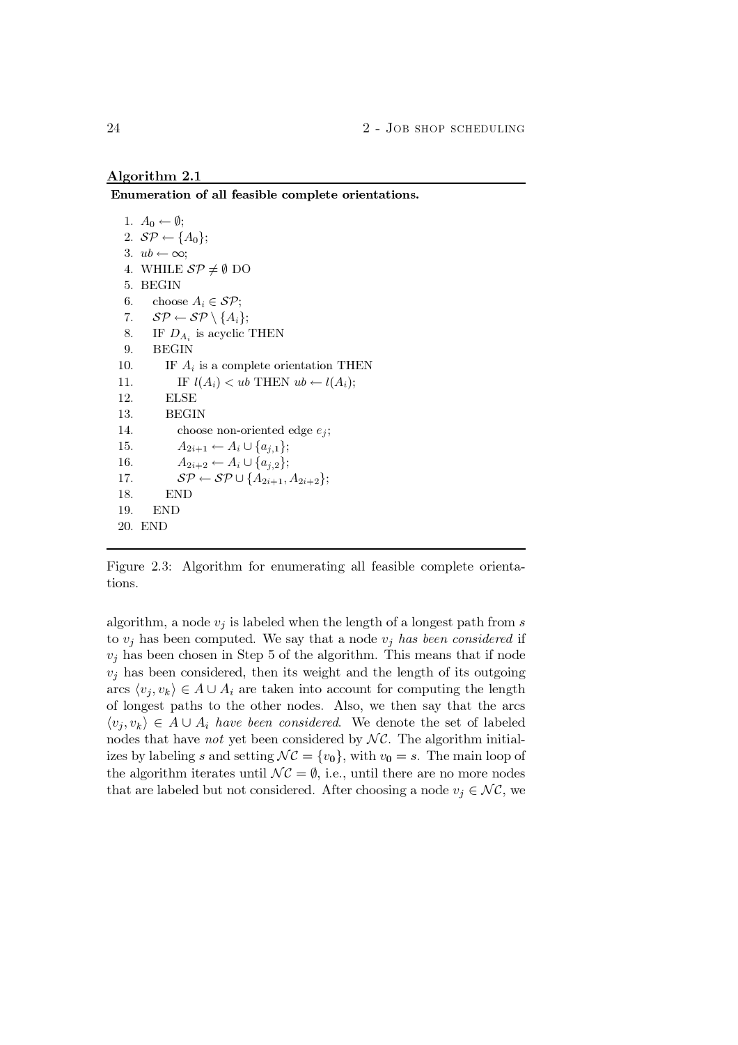**Algorithm 2.1**

**Enumeration of all feasible complete orientations.**

```
 1. A_0 ← ∅;
 2. SP ← {A_0};
 3. ub ← ∞;
 4. WHILE SP ≠ ∅ DO
 5. BEGIN
 6.    choose A_i ∈ SP;
 7.    SP ← SP \ {A_i};
 8.    IF D_{A_i} is acyclic THEN
 9.    BEGIN
10.       IF A_i is a complete orientation THEN
11.          IF l(A_i) < ub THEN ub ← l(A_i);
12.       ELSE
13.       BEGIN
14.          choose non-oriented edge e_j;
15.          A_{2i+1} ← A_i ∪ {a_{j,1}};
16.          A_{2i+2} ← A_i ∪ {a_{j,2}};
17.          SP ← SP ∪ {A_{2i+1}, A_{2i+2}};
18.       END
19.    END
20. END
```

Figure 2.3: Algorithm for enumerating all feasible complete orientations.

algorithm, a node $v_j$ is labeled when the length of a longest path from $s$ to $v_j$ has been computed. We say that a node $v_j$ *has been considered* if $v_j$ has been chosen in Step 5 of the algorithm. This means that if node $v_j$ has been considered, then its weight and the length of its outgoing arcs $\langle v_j, v_k \rangle \in A \cup A_i$ are taken into account for computing the length of longest paths to the other nodes. Also, we then say that the arcs $\langle v_j, v_k \rangle \in A \cup A_i$ *have been considered*. We denote the set of labeled nodes that have *not* yet been considered by $\mathcal{NC}$. The algorithm initializes by labeling $s$ and setting $\mathcal{NC} = \{v_0\}$, with $v_0 = s$. The main loop of the algorithm iterates until $\mathcal{NC} = \emptyset$, i.e., until there are no more nodes that are labeled but not considered. After choosing a node $v_j \in \mathcal{NC}$, we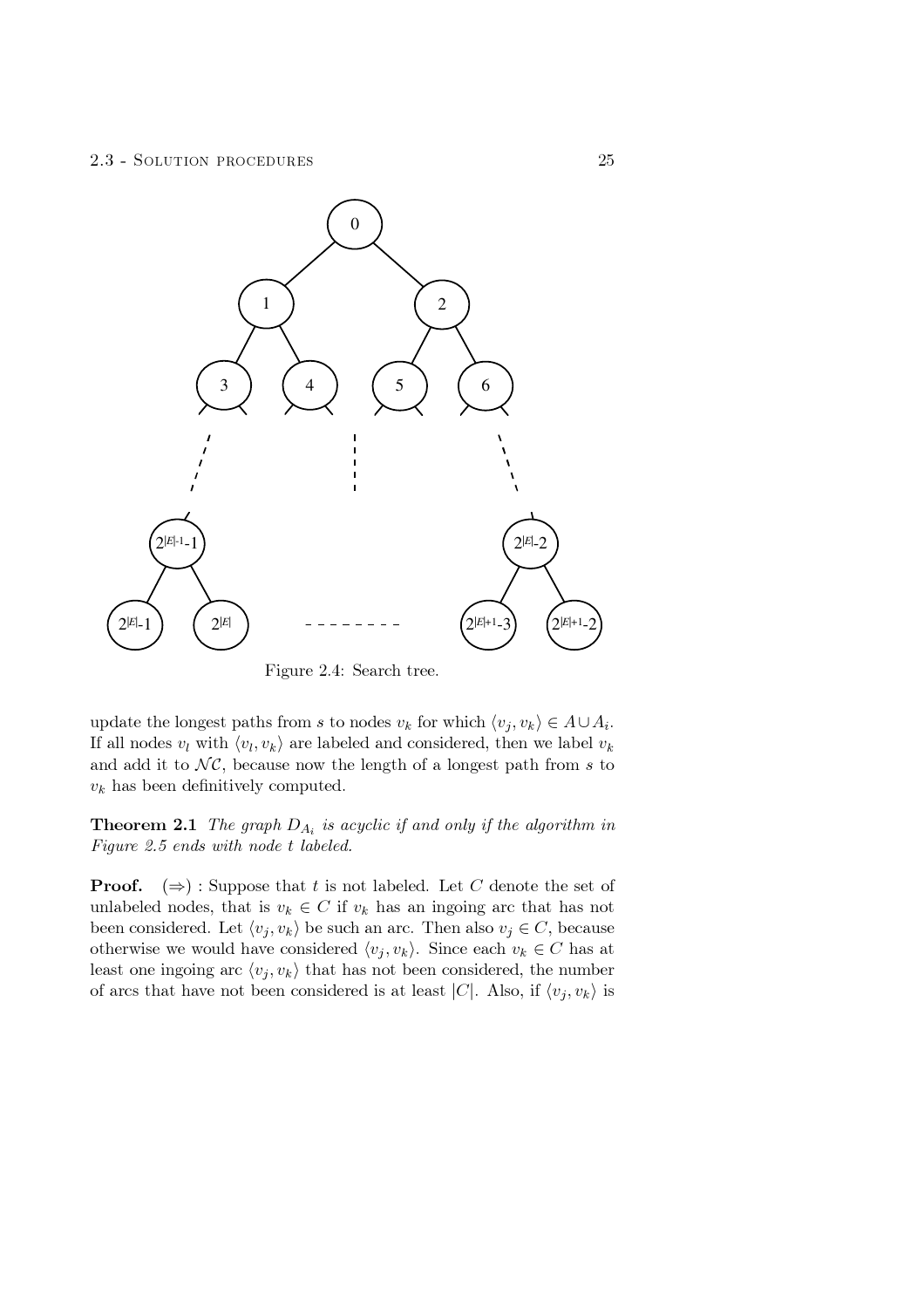Figure 2.4: Search tree.

update the longest paths from $s$ to nodes $v_k$ for which $\langle v_j, v_k \rangle \in A \cup A_i$. If all nodes $v_l$ with $\langle v_l, v_k \rangle$ are labeled and considered, then we label $v_k$ and add it to $\mathcal{NC}$, because now the length of a longest path from $s$ to $v_k$ has been definitively computed.

**Theorem 2.1** *The graph $D_{A_i}$ is acyclic if and only if the algorithm in Figure 2.5 ends with node $t$ labeled.*

**Proof.** $(\Rightarrow)$ : Suppose that $t$ is not labeled. Let $C$ denote the set of unlabeled nodes, that is $v_k \in C$ if $v_k$ has an ingoing arc that has not been considered. Let $\langle v_j, v_k \rangle$ be such an arc. Then also $v_j \in C$, because otherwise we would have considered $\langle v_j, v_k \rangle$. Since each $v_k \in C$ has at least one ingoing arc $\langle v_j, v_k \rangle$ that has not been considered, the number of arcs that have not been considered is at least $|C|$. Also, if $\langle v_j, v_k \rangle$ is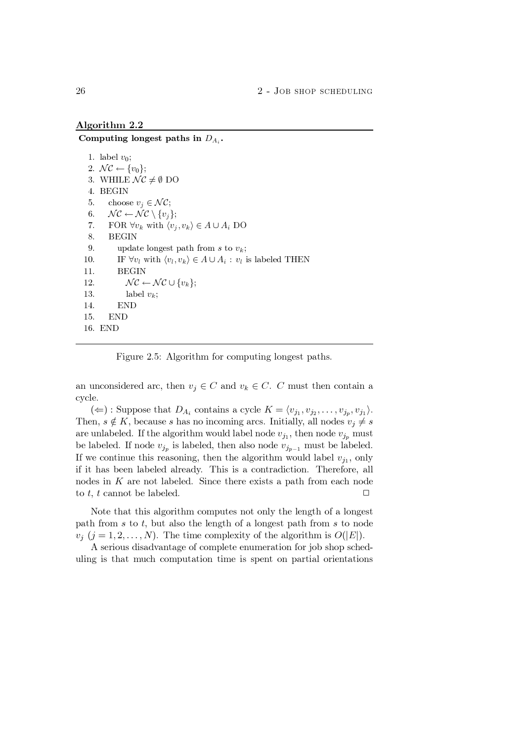**Algorithm 2.2**

**Computing longest paths in $D_{A_i}$.**

```
 1. label v_0;
 2. NC ← {v_0};
 3. WHILE NC ≠ ∅ DO
 4. BEGIN
 5.    choose v_j ∈ NC;
 6.    NC ← NC \ {v_j};
 7.    FOR ∀v_k with ⟨v_j, v_k⟩ ∈ A ∪ A_i DO
 8.    BEGIN
 9.       update longest path from s to v_k;
10.       IF ∀v_l with ⟨v_l, v_k⟩ ∈ A ∪ A_i : v_l is labeled THEN
11.       BEGIN
12.          NC ← NC ∪ {v_k};
13.          label v_k;
14.       END
15.    END
16. END
```

Figure 2.5: Algorithm for computing longest paths.

an unconsidered arc, then $v_j \in C$ and $v_k \in C$. $C$ must then contain a cycle.

$(\Leftarrow)$ : Suppose that $D_{A_i}$ contains a cycle $K = \langle v_{j_1}, v_{j_2}, \ldots, v_{j_p}, v_{j_1} \rangle$. Then, $s \notin K$, because $s$ has no incoming arcs. Initially, all nodes $v_j \neq s$ are unlabeled. If the algorithm would label node $v_{j_1}$, then node $v_{j_p}$ must be labeled. If node $v_{j_p}$ is labeled, then also node $v_{j_{p-1}}$ must be labeled. If we continue this reasoning, then the algorithm would label $v_{j_1}$, only if it has been labeled already. This is a contradiction. Therefore, all nodes in $K$ are not labeled. Since there exists a path from each node to $t$, $t$ cannot be labeled. □

Note that this algorithm computes not only the length of a longest path from $s$ to $t$, but also the length of a longest path from $s$ to node $v_j$ $(j = 1, 2, \ldots, N)$. The time complexity of the algorithm is $O(|E|)$.

A serious disadvantage of complete enumeration for job shop scheduling is that much computation time is spent on partial orientations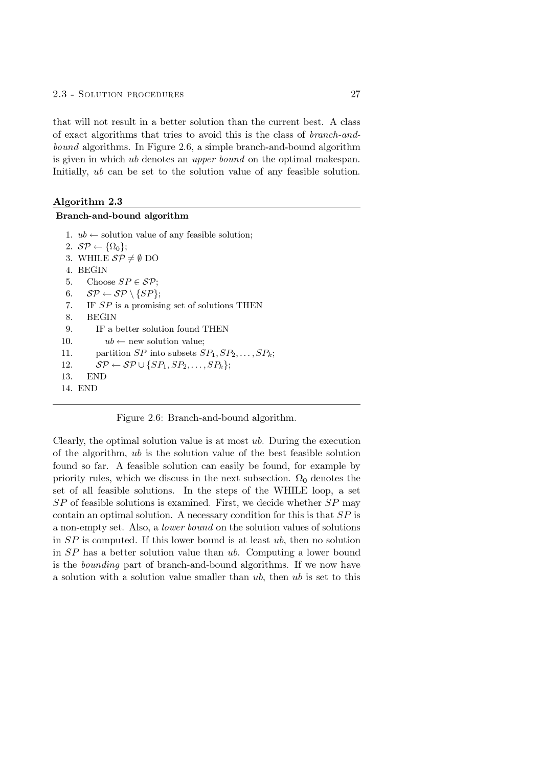that will not result in a better solution than the current best. A class of exact algorithms that tries to avoid this is the class of *branch-and-bound* algorithms. In Figure 2.6, a simple branch-and-bound algorithm is given in which *ub* denotes an *upper bound* on the optimal makespan. Initially, *ub* can be set to the solution value of any feasible solution.

**Algorithm 2.3**

**Branch-and-bound algorithm**

1. $ub \leftarrow$ solution value of any feasible solution;
2. $\mathcal{SP} \leftarrow \{\Omega_0\}$;
3. WHILE $\mathcal{SP} \neq \emptyset$ DO
4. BEGIN
5. Choose $SP \in \mathcal{SP}$;
6. $\mathcal{SP} \leftarrow \mathcal{SP} \setminus \{SP\}$;
7. IF $SP$ is a promising set of solutions THEN
8. BEGIN
9. IF a better solution found THEN
10. $ub \leftarrow$ new solution value;
11. partition $SP$ into subsets $SP_1, SP_2, \ldots, SP_k$;
12. $\mathcal{SP} \leftarrow \mathcal{SP} \cup \{SP_1, SP_2, \ldots, SP_k\}$;
13. END
14. END

Figure 2.6: Branch-and-bound algorithm.

Clearly, the optimal solution value is at most *ub*. During the execution of the algorithm, *ub* is the solution value of the best feasible solution found so far. A feasible solution can easily be found, for example by priority rules, which we discuss in the next subsection. $\mathbf{\Omega_0}$ denotes the set of all feasible solutions. In the steps of the WHILE loop, a set $SP$ of feasible solutions is examined. First, we decide whether $SP$ may contain an optimal solution. A necessary condition for this is that $SP$ is a non-empty set. Also, a *lower bound* on the solution values of solutions in $SP$ is computed. If this lower bound is at least *ub*, then no solution in $SP$ has a better solution value than *ub*. Computing a lower bound is the *bounding* part of branch-and-bound algorithms. If we now have a solution with a solution value smaller than *ub*, then *ub* is set to this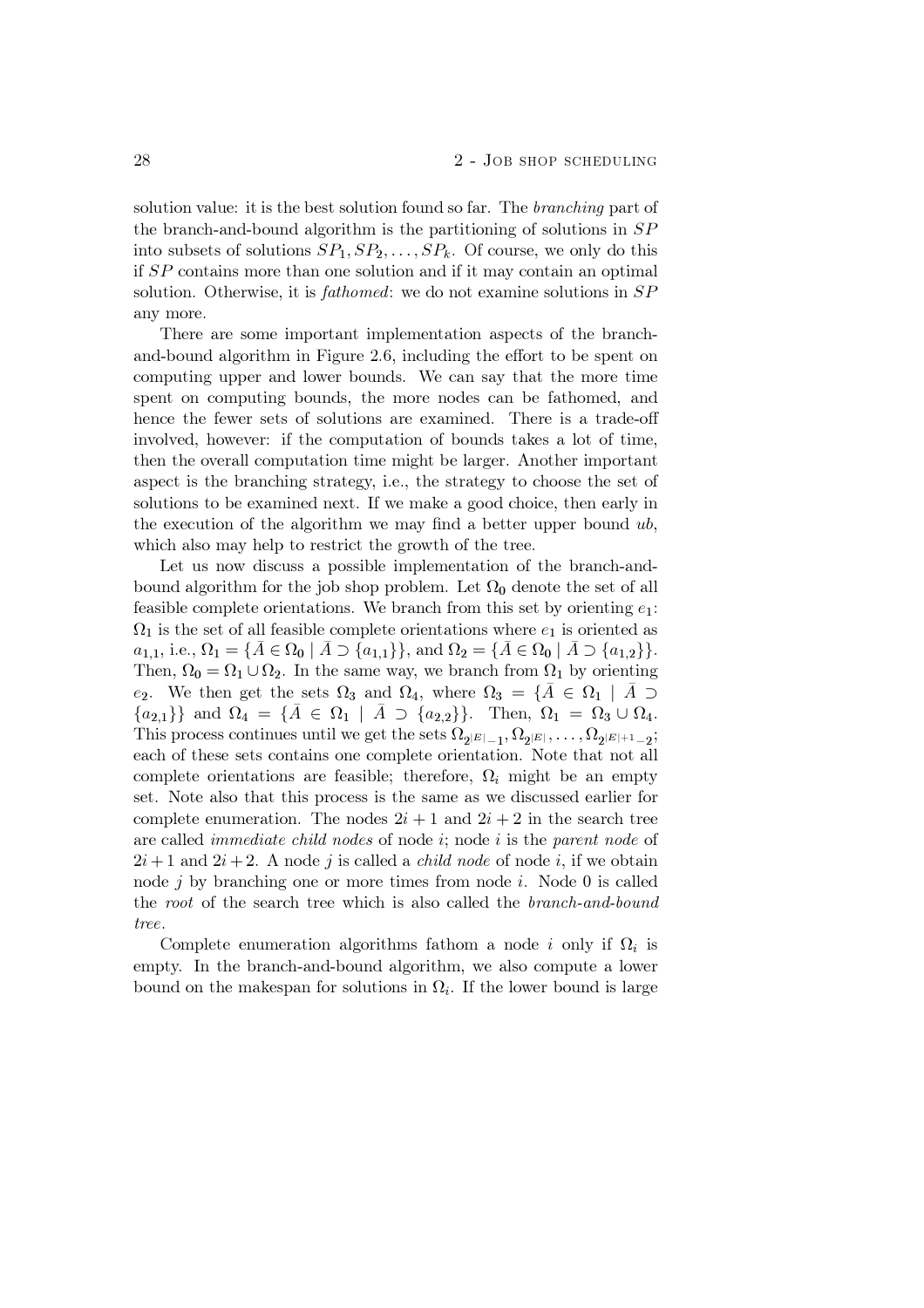solution value: it is the best solution found so far. The *branching* part of the branch-and-bound algorithm is the partitioning of solutions in $SP$ into subsets of solutions $SP_1, SP_2, \ldots, SP_k$. Of course, we only do this if $SP$ contains more than one solution and if it may contain an optimal solution. Otherwise, it is *fathomed*: we do not examine solutions in $SP$ any more.

There are some important implementation aspects of the branch-and-bound algorithm in Figure 2.6, including the effort to be spent on computing upper and lower bounds. We can say that the more time spent on computing bounds, the more nodes can be fathomed, and hence the fewer sets of solutions are examined. There is a trade-off involved, however: if the computation of bounds takes a lot of time, then the overall computation time might be larger. Another important aspect is the branching strategy, i.e., the strategy to choose the set of solutions to be examined next. If we make a good choice, then early in the execution of the algorithm we may find a better upper bound $ub$, which also may help to restrict the growth of the tree.

Let us now discuss a possible implementation of the branch-and-bound algorithm for the job shop problem. Let $\Omega_0$ denote the set of all feasible complete orientations. We branch from this set by orienting $e_1$: $\Omega_1$ is the set of all feasible complete orientations where $e_1$ is oriented as $a_{1,1}$, i.e., $\Omega_1 = \{\bar{A} \in \Omega_0 \mid \bar{A} \supset \{a_{1,1}\}\}$, and $\Omega_2 = \{\bar{A} \in \Omega_0 \mid \bar{A} \supset \{a_{1,2}\}\}$. Then, $\Omega_0 = \Omega_1 \cup \Omega_2$. In the same way, we branch from $\Omega_1$ by orienting $e_2$. We then get the sets $\Omega_3$ and $\Omega_4$, where $\Omega_3 = \{\bar{A} \in \Omega_1 \mid \bar{A} \supset \{a_{2,1}\}\}$ and $\Omega_4 = \{\bar{A} \in \Omega_1 \mid \bar{A} \supset \{a_{2,2}\}\}$. Then, $\Omega_1 = \Omega_3 \cup \Omega_4$. This process continues until we get the sets $\Omega_{2^{|E|}-1}, \Omega_{2^{|E|}}, \ldots, \Omega_{2^{|E|+1}-2}$; each of these sets contains one complete orientation. Note that not all complete orientations are feasible; therefore, $\Omega_i$ might be an empty set. Note also that this process is the same as we discussed earlier for complete enumeration. The nodes $2i+1$ and $2i+2$ in the search tree are called *immediate child nodes* of node $i$; node $i$ is the *parent node* of $2i+1$ and $2i+2$. A node $j$ is called a *child node* of node $i$, if we obtain node $j$ by branching one or more times from node $i$. Node 0 is called the *root* of the search tree which is also called the *branch-and-bound tree*.

Complete enumeration algorithms fathom a node $i$ only if $\Omega_i$ is empty. In the branch-and-bound algorithm, we also compute a lower bound on the makespan for solutions in $\Omega_i$. If the lower bound is large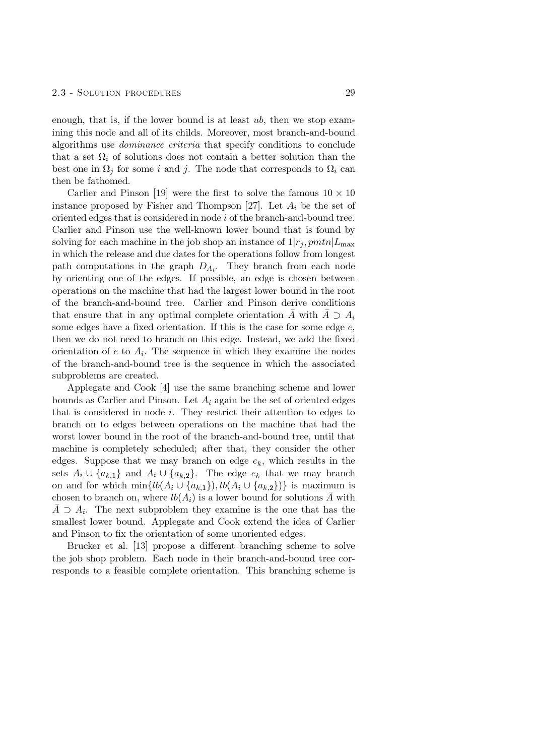enough, that is, if the lower bound is at least $ub$, then we stop examining this node and all of its childs. Moreover, most branch-and-bound algorithms use *dominance criteria* that specify conditions to conclude that a set $\Omega_i$ of solutions does not contain a better solution than the best one in $\Omega_j$ for some $i$ and $j$. The node that corresponds to $\Omega_i$ can then be fathomed.

Carlier and Pinson [19] were the first to solve the famous $10 \times 10$ instance proposed by Fisher and Thompson [27]. Let $A_i$ be the set of oriented edges that is considered in node $i$ of the branch-and-bound tree. Carlier and Pinson use the well-known lower bound that is found by solving for each machine in the job shop an instance of $1|r_j, pmtn|L_{\max}$ in which the release and due dates for the operations follow from longest path computations in the graph $D_{A_i}$. They branch from each node by orienting one of the edges. If possible, an edge is chosen between operations on the machine that had the largest lower bound in the root of the branch-and-bound tree. Carlier and Pinson derive conditions that ensure that in any optimal complete orientation $\bar{A}$ with $\bar{A} \supset A_i$ some edges have a fixed orientation. If this is the case for some edge $e$, then we do not need to branch on this edge. Instead, we add the fixed orientation of $e$ to $A_i$. The sequence in which they examine the nodes of the branch-and-bound tree is the sequence in which the associated subproblems are created.

Applegate and Cook [4] use the same branching scheme and lower bounds as Carlier and Pinson. Let $A_i$ again be the set of oriented edges that is considered in node $i$. They restrict their attention to edges to branch on to edges between operations on the machine that had the worst lower bound in the root of the branch-and-bound tree, until that machine is completely scheduled; after that, they consider the other edges. Suppose that we may branch on edge $e_k$, which results in the sets $A_i \cup \{a_{k,1}\}$ and $A_i \cup \{a_{k,2}\}$. The edge $e_k$ that we may branch on and for which $\min\{lb(A_i \cup \{a_{k,1}\}), lb(A_i \cup \{a_{k,2}\})\}$ is maximum is chosen to branch on, where $lb(A_i)$ is a lower bound for solutions $\bar{A}$ with $\bar{A} \supset A_i$. The next subproblem they examine is the one that has the smallest lower bound. Applegate and Cook extend the idea of Carlier and Pinson to fix the orientation of some unoriented edges.

Brucker et al. [13] propose a different branching scheme to solve the job shop problem. Each node in their branch-and-bound tree corresponds to a feasible complete orientation. This branching scheme is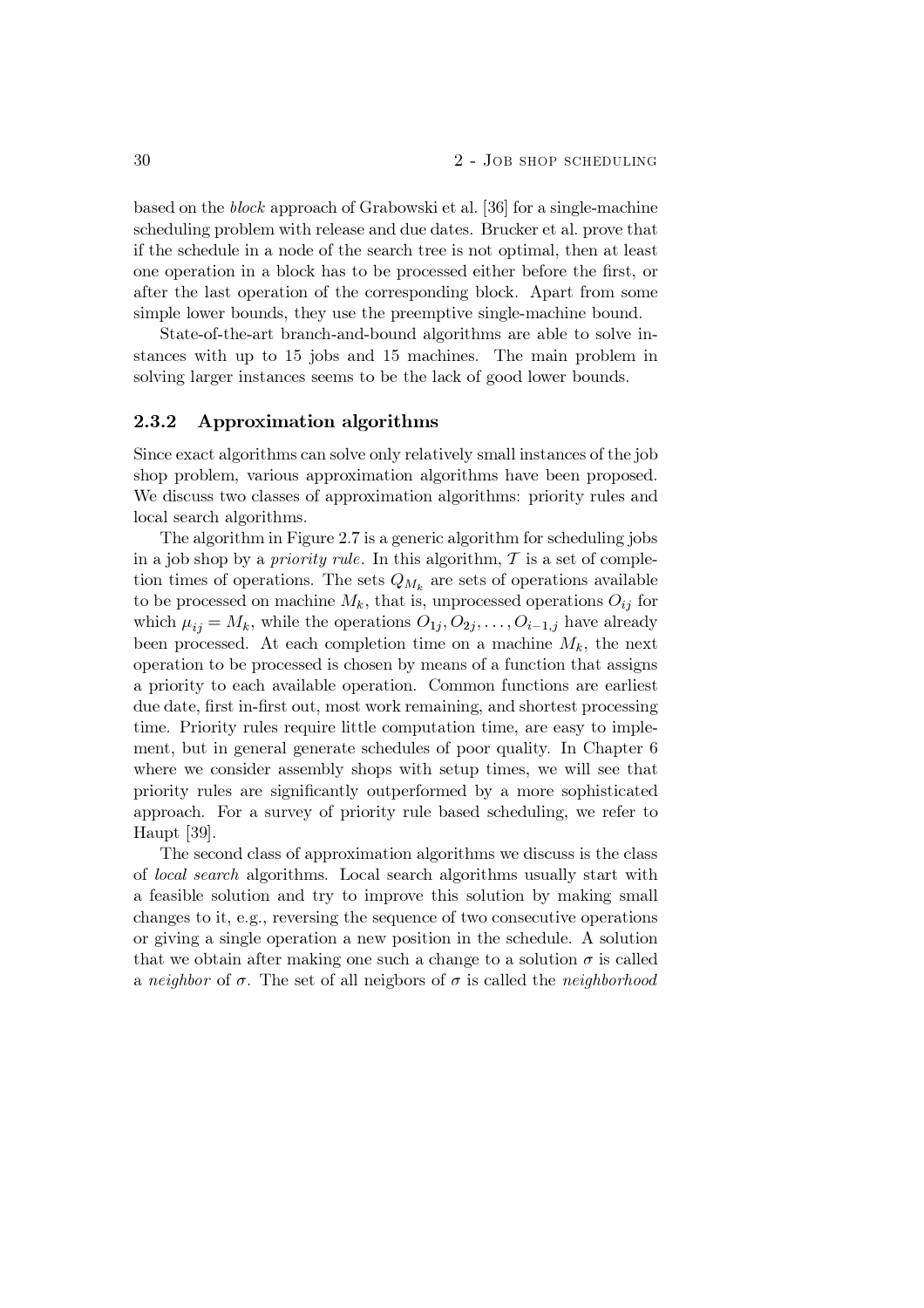based on the *block* approach of Grabowski et al. [36] for a single-machine scheduling problem with release and due dates. Brucker et al. prove that if the schedule in a node of the search tree is not optimal, then at least one operation in a block has to be processed either before the first, or after the last operation of the corresponding block. Apart from some simple lower bounds, they use the preemptive single-machine bound.

State-of-the-art branch-and-bound algorithms are able to solve instances with up to 15 jobs and 15 machines. The main problem in solving larger instances seems to be the lack of good lower bounds.

### 2.3.2 Approximation algorithms

Since exact algorithms can solve only relatively small instances of the job shop problem, various approximation algorithms have been proposed. We discuss two classes of approximation algorithms: priority rules and local search algorithms.

The algorithm in Figure 2.7 is a generic algorithm for scheduling jobs in a job shop by a *priority rule*. In this algorithm, $\mathcal{T}$ is a set of completion times of operations. The sets $Q_{M_k}$ are sets of operations available to be processed on machine $M_k$, that is, unprocessed operations $O_{ij}$ for which $\mu_{ij} = M_k$, while the operations $O_{1j}, O_{2j}, \ldots, O_{i-1,j}$ have already been processed. At each completion time on a machine $M_k$, the next operation to be processed is chosen by means of a function that assigns a priority to each available operation. Common functions are earliest due date, first in-first out, most work remaining, and shortest processing time. Priority rules require little computation time, are easy to implement, but in general generate schedules of poor quality. In Chapter 6 where we consider assembly shops with setup times, we will see that priority rules are significantly outperformed by a more sophisticated approach. For a survey of priority rule based scheduling, we refer to Haupt [39].

The second class of approximation algorithms we discuss is the class of *local search* algorithms. Local search algorithms usually start with a feasible solution and try to improve this solution by making small changes to it, e.g., reversing the sequence of two consecutive operations or giving a single operation a new position in the schedule. A solution that we obtain after making one such a change to a solution $\sigma$ is called a *neighbor* of $\sigma$. The set of all neigbors of $\sigma$ is called the *neighborhood*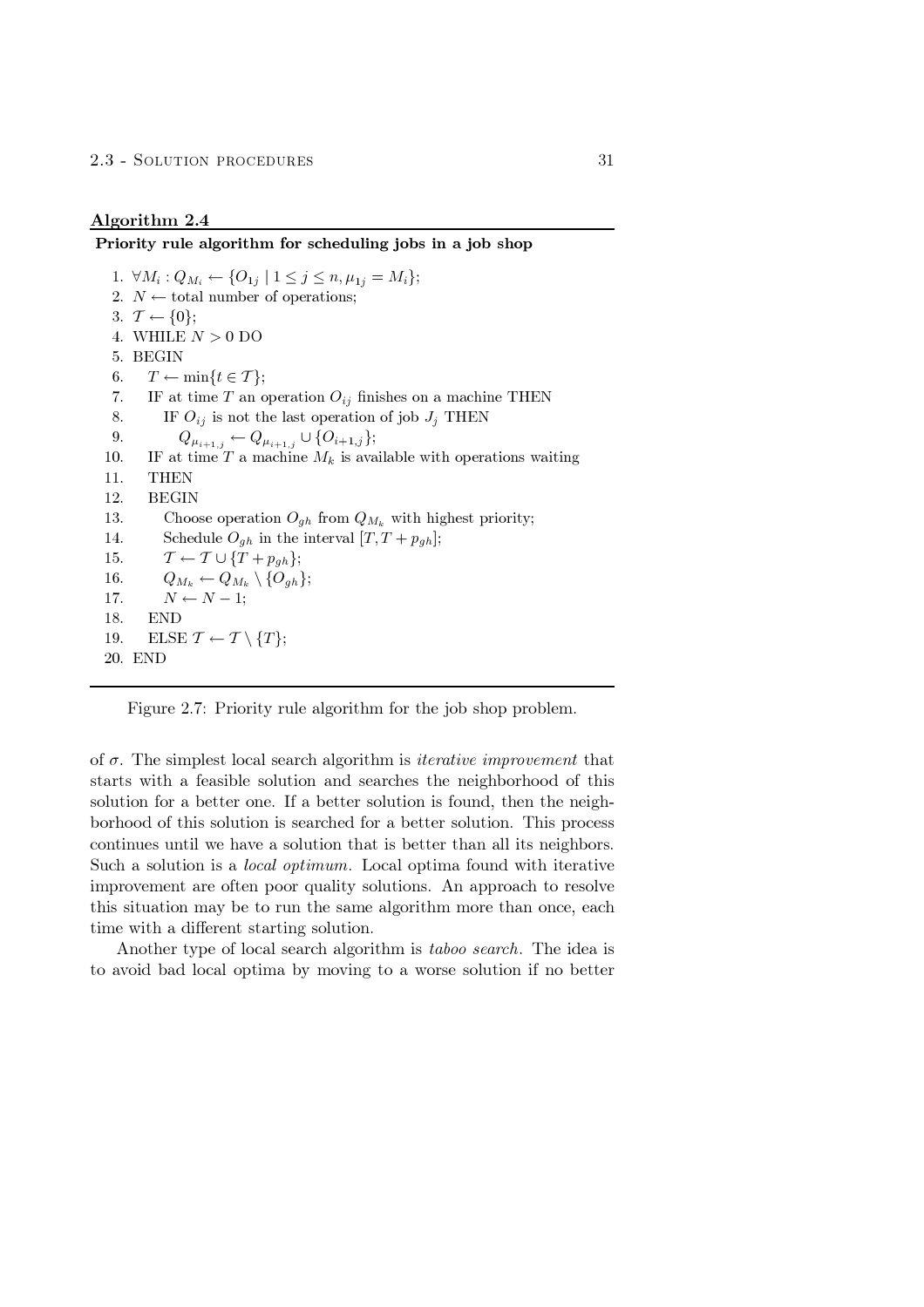**Algorithm 2.4**

**Priority rule algorithm for scheduling jobs in a job shop**

```
1. ∀M_i : Q_{M_i} ← {O_{1j} | 1 ≤ j ≤ n, μ_{1j} = M_i};
2. N ← total number of operations;
3. 𝒯 ← {0};
4. WHILE N > 0 DO
5. BEGIN
6.    T ← min{t ∈ 𝒯};
7.    IF at time T an operation O_{ij} finishes on a machine THEN
8.       IF O_{ij} is not the last operation of job J_j THEN
9.          Q_{μ_{i+1,j}} ← Q_{μ_{i+1,j}} ∪ {O_{i+1,j}};
10.   IF at time T a machine M_k is available with operations waiting
11.   THEN
12.   BEGIN
13.      Choose operation O_{gh} from Q_{M_k} with highest priority;
14.      Schedule O_{gh} in the interval [T, T + p_{gh}];
15.      𝒯 ← 𝒯 ∪ {T + p_{gh}};
16.      Q_{M_k} ← Q_{M_k} \ {O_{gh}};
17.      N ← N − 1;
18.   END
19.   ELSE 𝒯 ← 𝒯 \ {T};
20. END
```

Figure 2.7: Priority rule algorithm for the job shop problem.

of $\sigma$. The simplest local search algorithm is *iterative improvement* that starts with a feasible solution and searches the neighborhood of this solution for a better one. If a better solution is found, then the neighborhood of this solution is searched for a better solution. This process continues until we have a solution that is better than all its neighbors. Such a solution is a *local optimum*. Local optima found with iterative improvement are often poor quality solutions. An approach to resolve this situation may be to run the same algorithm more than once, each time with a different starting solution.

Another type of local search algorithm is *taboo search*. The idea is to avoid bad local optima by moving to a worse solution if no better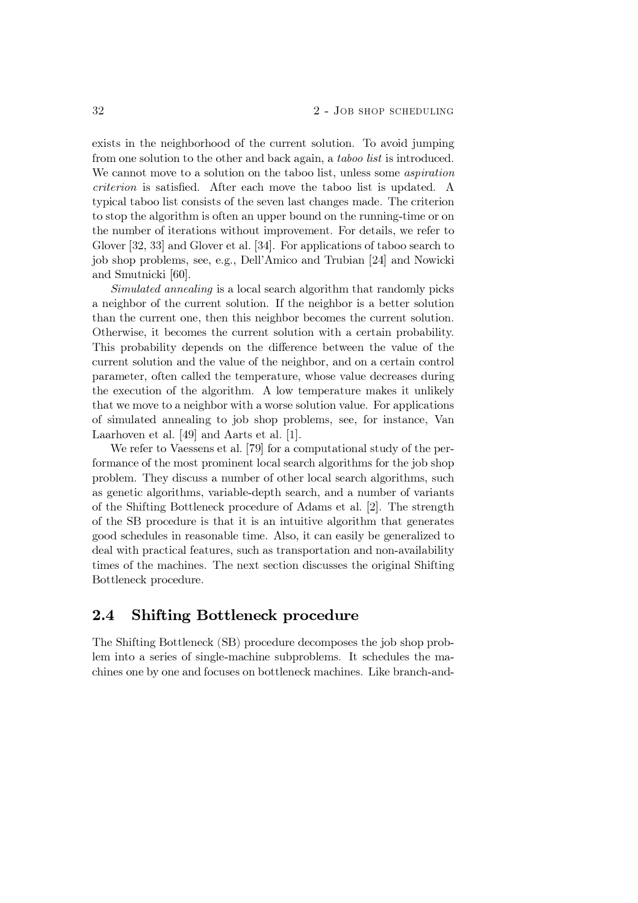exists in the neighborhood of the current solution. To avoid jumping from one solution to the other and back again, a *taboo list* is introduced. We cannot move to a solution on the taboo list, unless some *aspiration criterion* is satisfied. After each move the taboo list is updated. A typical taboo list consists of the seven last changes made. The criterion to stop the algorithm is often an upper bound on the running-time or on the number of iterations without improvement. For details, we refer to Glover [32, 33] and Glover et al. [34]. For applications of taboo search to job shop problems, see, e.g., Dell'Amico and Trubian [24] and Nowicki and Smutnicki [60].

*Simulated annealing* is a local search algorithm that randomly picks a neighbor of the current solution. If the neighbor is a better solution than the current one, then this neighbor becomes the current solution. Otherwise, it becomes the current solution with a certain probability. This probability depends on the difference between the value of the current solution and the value of the neighbor, and on a certain control parameter, often called the temperature, whose value decreases during the execution of the algorithm. A low temperature makes it unlikely that we move to a neighbor with a worse solution value. For applications of simulated annealing to job shop problems, see, for instance, Van Laarhoven et al. [49] and Aarts et al. [1].

We refer to Vaessens et al. [79] for a computational study of the performance of the most prominent local search algorithms for the job shop problem. They discuss a number of other local search algorithms, such as genetic algorithms, variable-depth search, and a number of variants of the Shifting Bottleneck procedure of Adams et al. [2]. The strength of the SB procedure is that it is an intuitive algorithm that generates good schedules in reasonable time. Also, it can easily be generalized to deal with practical features, such as transportation and non-availability times of the machines. The next section discusses the original Shifting Bottleneck procedure.

## 2.4 Shifting Bottleneck procedure

The Shifting Bottleneck (SB) procedure decomposes the job shop problem into a series of single-machine subproblems. It schedules the machines one by one and focuses on bottleneck machines. Like branch-and-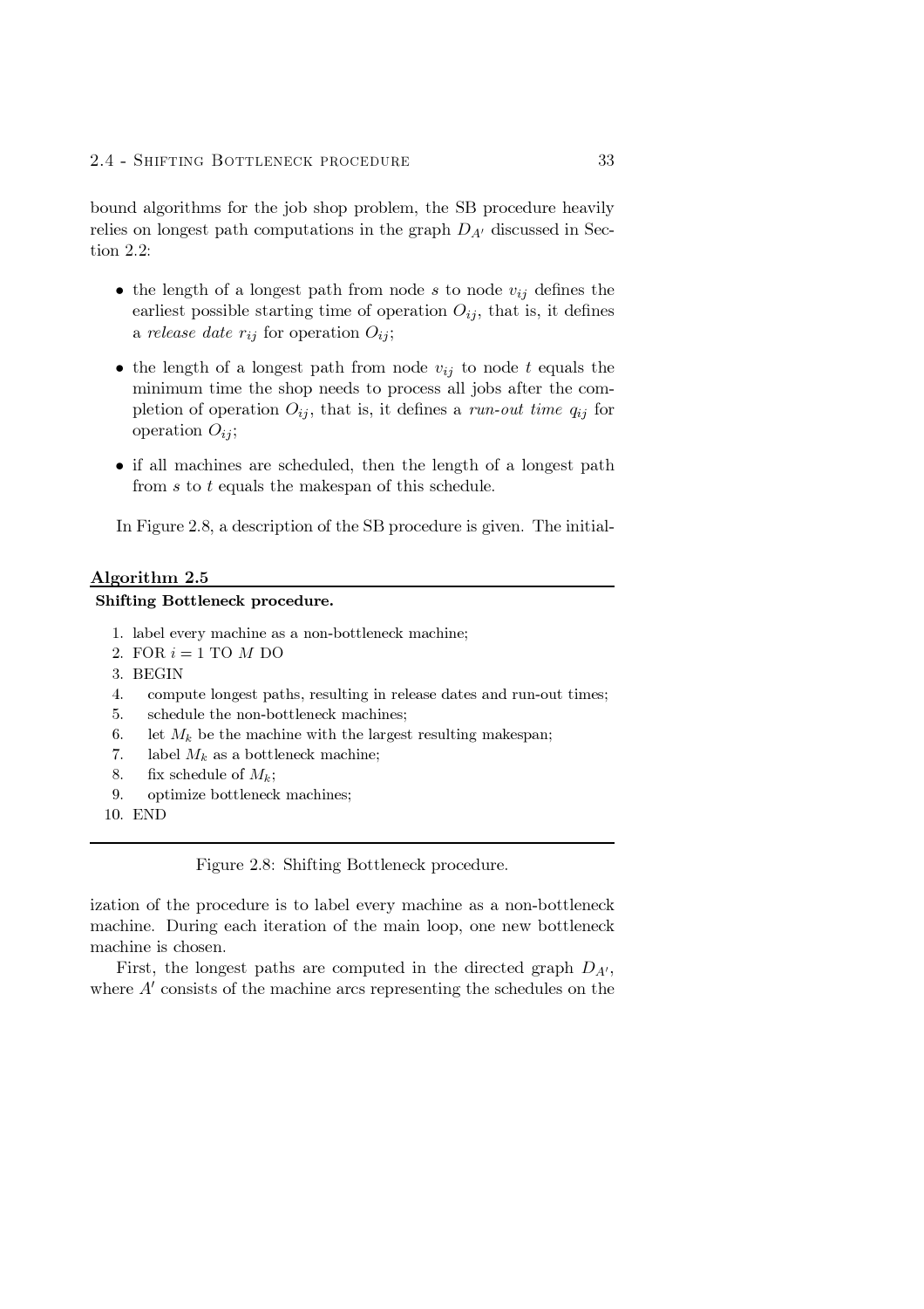bound algorithms for the job shop problem, the SB procedure heavily relies on longest path computations in the graph $D_{A'}$ discussed in Section 2.2:

- the length of a longest path from node $s$ to node $v_{ij}$ defines the earliest possible starting time of operation $O_{ij}$, that is, it defines a *release date* $r_{ij}$ for operation $O_{ij}$;
- the length of a longest path from node $v_{ij}$ to node $t$ equals the minimum time the shop needs to process all jobs after the completion of operation $O_{ij}$, that is, it defines a *run-out time* $q_{ij}$ for operation $O_{ij}$;
- if all machines are scheduled, then the length of a longest path from $s$ to $t$ equals the makespan of this schedule.

In Figure 2.8, a description of the SB procedure is given. The initial-

**Algorithm 2.5**

**Shifting Bottleneck procedure.**

```
1. label every machine as a non-bottleneck machine;
2. FOR i = 1 TO M DO
3. BEGIN
4.    compute longest paths, resulting in release dates and run-out times;
5.    schedule the non-bottleneck machines;
6.    let M_k be the machine with the largest resulting makespan;
7.    label M_k as a bottleneck machine;
8.    fix schedule of M_k;
9.    optimize bottleneck machines;
10. END
```

Figure 2.8: Shifting Bottleneck procedure.

ization of the procedure is to label every machine as a non-bottleneck machine. During each iteration of the main loop, one new bottleneck machine is chosen.

First, the longest paths are computed in the directed graph $D_{A'}$, where $A'$ consists of the machine arcs representing the schedules on the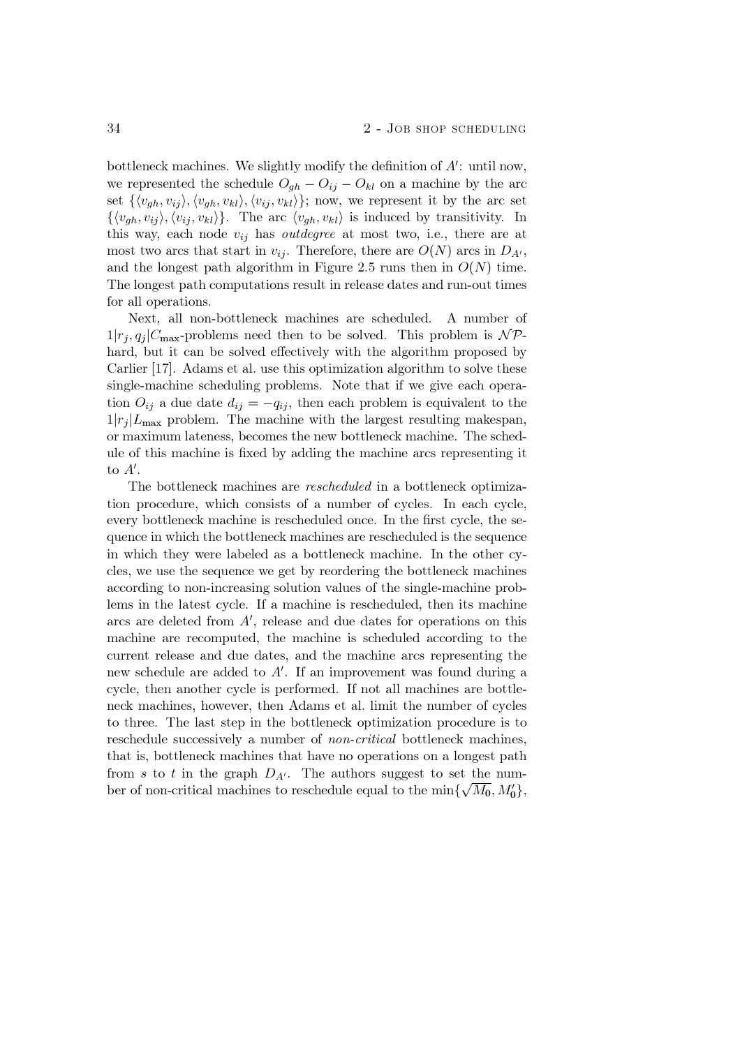bottleneck machines. We slightly modify the definition of $A'$: until now, we represented the schedule $O_{gh} - O_{ij} - O_{kl}$ on a machine by the arc set $\{\langle v_{gh}, v_{ij}\rangle, \langle v_{gh}, v_{kl}\rangle, \langle v_{ij}, v_{kl}\rangle\}$; now, we represent it by the arc set $\{\langle v_{gh}, v_{ij}\rangle, \langle v_{ij}, v_{kl}\rangle\}$. The arc $\langle v_{gh}, v_{kl}\rangle$ is induced by transitivity. In this way, each node $v_{ij}$ has *outdegree* at most two, i.e., there are at most two arcs that start in $v_{ij}$. Therefore, there are $O(N)$ arcs in $D_{A'}$, and the longest path algorithm in Figure 2.5 runs then in $O(N)$ time. The longest path computations result in release dates and run-out times for all operations.

Next, all non-bottleneck machines are scheduled. A number of $1|r_j, q_j|C_{\max}$-problems need then to be solved. This problem is $\mathcal{NP}$-hard, but it can be solved effectively with the algorithm proposed by Carlier [17]. Adams et al. use this optimization algorithm to solve these single-machine scheduling problems. Note that if we give each operation $O_{ij}$ a due date $d_{ij} = -q_{ij}$, then each problem is equivalent to the $1|r_j|L_{\max}$ problem. The machine with the largest resulting makespan, or maximum lateness, becomes the new bottleneck machine. The schedule of this machine is fixed by adding the machine arcs representing it to $A'$.

The bottleneck machines are *rescheduled* in a bottleneck optimization procedure, which consists of a number of cycles. In each cycle, every bottleneck machine is rescheduled once. In the first cycle, the sequence in which the bottleneck machines are rescheduled is the sequence in which they were labeled as a bottleneck machine. In the other cycles, we use the sequence we get by reordering the bottleneck machines according to non-increasing solution values of the single-machine problems in the latest cycle. If a machine is rescheduled, then its machine arcs are deleted from $A'$, release and due dates for operations on this machine are recomputed, the machine is scheduled according to the current release and due dates, and the machine arcs representing the new schedule are added to $A'$. If an improvement was found during a cycle, then another cycle is performed. If not all machines are bottleneck machines, however, then Adams et al. limit the number of cycles to three. The last step in the bottleneck optimization procedure is to reschedule successively a number of *non-critical* bottleneck machines, that is, bottleneck machines that have no operations on a longest path from $s$ to $t$ in the graph $D_{A'}$. The authors suggest to set the number of non-critical machines to reschedule equal to the $\min\{\sqrt{M_0}, M_0'\}$,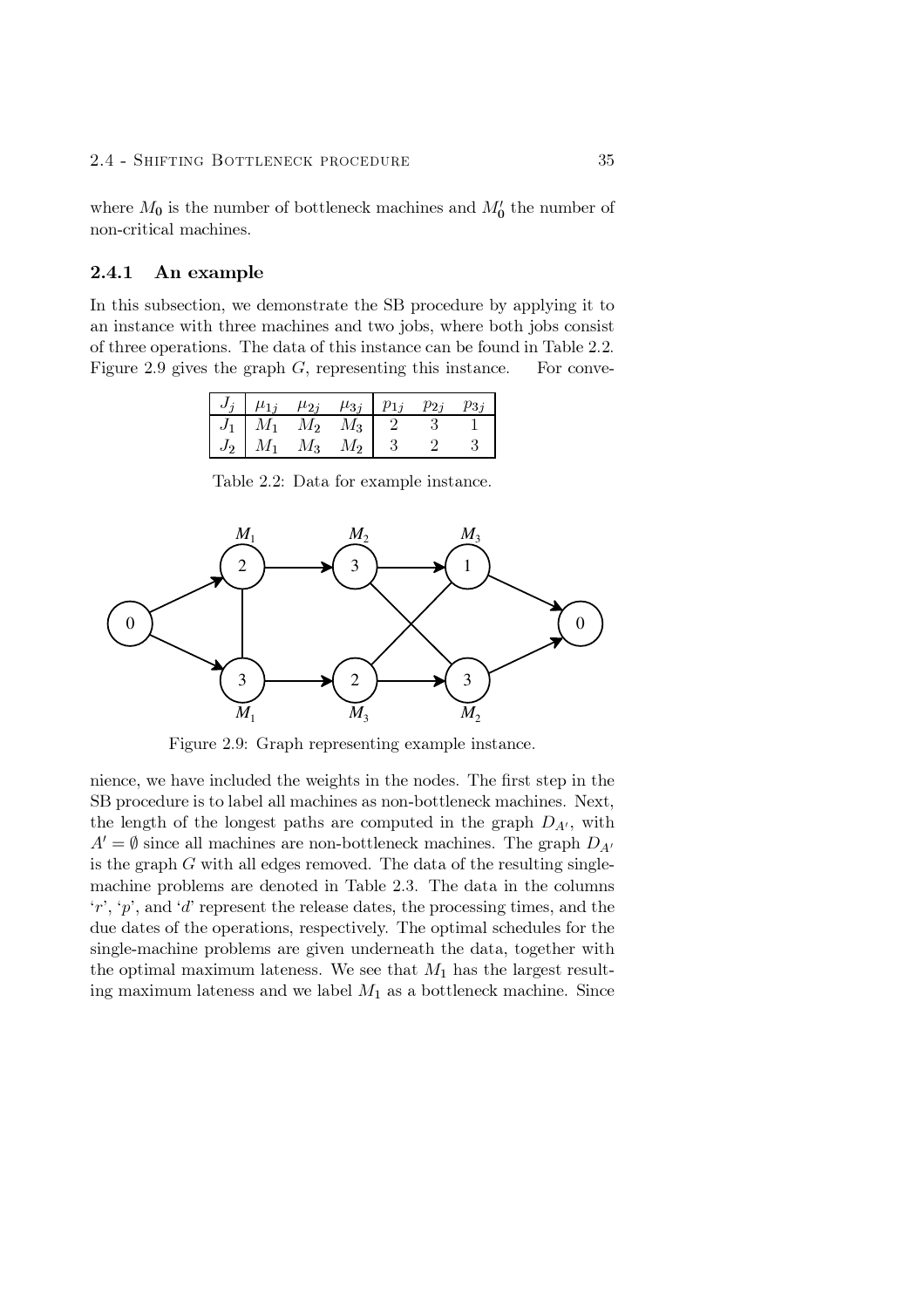where $M_0$ is the number of bottleneck machines and $M_0'$ the number of non-critical machines.

### 2.4.1 An example

In this subsection, we demonstrate the SB procedure by applying it to an instance with three machines and two jobs, where both jobs consist of three operations. The data of this instance can be found in Table 2.2. Figure 2.9 gives the graph $G$, representing this instance. For convenience, we have included the weights in the nodes. The first step in the SB procedure is to label all machines as non-bottleneck machines. Next, the length of the longest paths are computed in the graph $D_{A'}$, with $A' = \emptyset$ since all machines are non-bottleneck machines. The graph $D_{A'}$ is the graph $G$ with all edges removed. The data of the resulting single-machine problems are denoted in Table 2.3. The data in the columns '$r$', '$p$', and '$d$' represent the release dates, the processing times, and the due dates of the operations, respectively. The optimal schedules for the single-machine problems are given underneath the data, together with the optimal maximum lateness. We see that $M_1$ has the largest resulting maximum lateness and we label $M_1$ as a bottleneck machine. Since

| $J_j$ | $\mu_{1j}$ | $\mu_{2j}$ | $\mu_{3j}$ | $p_{1j}$ | $p_{2j}$ | $p_{3j}$ |
|---|---|---|---|---|---|---|
| $J_1$ | $M_1$ | $M_2$ | $M_3$ | 2 | 3 | 1 |
| $J_2$ | $M_1$ | $M_3$ | $M_2$ | 3 | 2 | 3 |

Table 2.2: Data for example instance.

Figure 2.9: Graph representing example instance.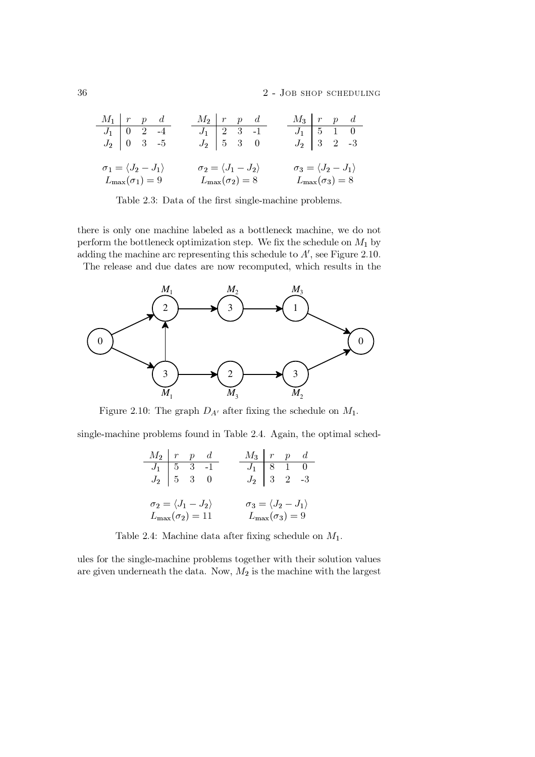| $M_1$ | $r$ | $p$ | $d$ |
|---|---|---|---|
| $J_1$ | 0 | 2 | -4 |
| $J_2$ | 0 | 3 | -5 |

$\sigma_1 = \langle J_2 - J_1 \rangle$
$L_{\max}(\sigma_1) = 9$

| $M_2$ | $r$ | $p$ | $d$ |
|---|---|---|---|
| $J_1$ | 2 | 3 | -1 |
| $J_2$ | 5 | 3 | 0 |

$\sigma_2 = \langle J_1 - J_2 \rangle$
$L_{\max}(\sigma_2) = 8$

| $M_3$ | $r$ | $p$ | $d$ |
|---|---|---|---|
| $J_1$ | 5 | 1 | 0 |
| $J_2$ | 3 | 2 | -3 |

$\sigma_3 = \langle J_2 - J_1 \rangle$
$L_{\max}(\sigma_3) = 8$

Table 2.3: Data of the first single-machine problems.

there is only one machine labeled as a bottleneck machine, we do not perform the bottleneck optimization step. We fix the schedule on $M_1$ by adding the machine arc representing this schedule to $A'$, see Figure 2.10.

The release and due dates are now recomputed, which results in the single-machine problems found in Table 2.4. Again, the optimal schedules for the single-machine problems together with their solution values are given underneath the data. Now, $M_2$ is the machine with the largest

Figure 2.10: The graph $D_{A'}$ after fixing the schedule on $M_1$.

| $M_2$ | $r$ | $p$ | $d$ |
|---|---|---|---|
| $J_1$ | 5 | 3 | -1 |
| $J_2$ | 5 | 3 | 0 |

$\sigma_2 = \langle J_1 - J_2 \rangle$
$L_{\max}(\sigma_2) = 11$

| $M_3$ | $r$ | $p$ | $d$ |
|---|---|---|---|
| $J_1$ | 8 | 1 | 0 |
| $J_2$ | 3 | 2 | -3 |

$\sigma_3 = \langle J_2 - J_1 \rangle$
$L_{\max}(\sigma_3) = 9$

Table 2.4: Machine data after fixing schedule on $M_1$.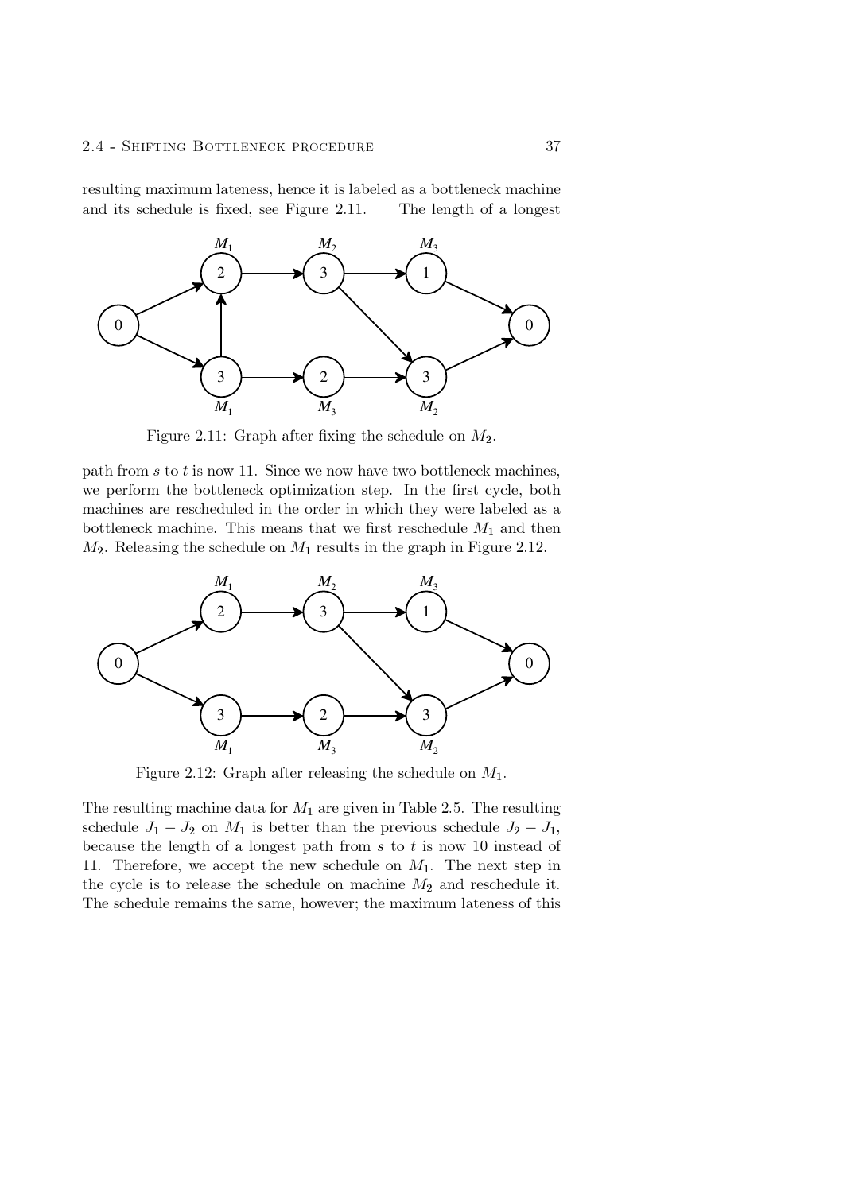resulting maximum lateness, hence it is labeled as a bottleneck machine and its schedule is fixed, see Figure 2.11. The length of a longest

Figure 2.11: Graph after fixing the schedule on $M_2$.

path from $s$ to $t$ is now 11. Since we now have two bottleneck machines, we perform the bottleneck optimization step. In the first cycle, both machines are rescheduled in the order in which they were labeled as a bottleneck machine. This means that we first reschedule $M_1$ and then $M_2$. Releasing the schedule on $M_1$ results in the graph in Figure 2.12.

Figure 2.12: Graph after releasing the schedule on $M_1$.

The resulting machine data for $M_1$ are given in Table 2.5. The resulting schedule $J_1 - J_2$ on $M_1$ is better than the previous schedule $J_2 - J_1$, because the length of a longest path from $s$ to $t$ is now 10 instead of 11. Therefore, we accept the new schedule on $M_1$. The next step in the cycle is to release the schedule on machine $M_2$ and reschedule it. The schedule remains the same, however; the maximum lateness of this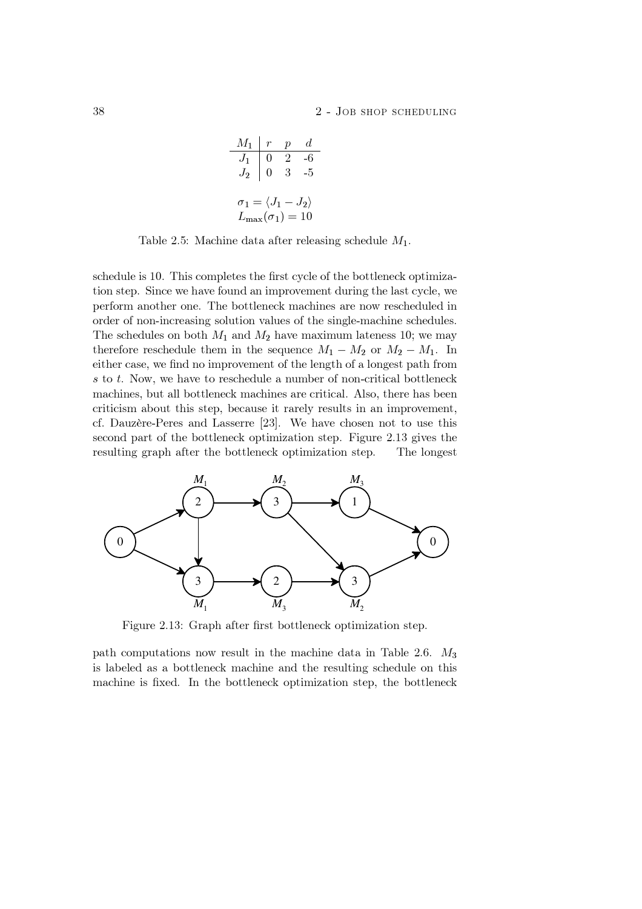| $M_1$ | $r$ | $p$ | $d$ |
|---|---|---|---|
| $J_1$ | 0 | 2 | -6 |
| $J_2$ | 0 | 3 | -5 |

$\sigma_1 = \langle J_1 - J_2 \rangle$
$L_{\max}(\sigma_1) = 10$

Table 2.5: Machine data after releasing schedule $M_1$.

schedule is 10. This completes the first cycle of the bottleneck optimization step. Since we have found an improvement during the last cycle, we perform another one. The bottleneck machines are now rescheduled in order of non-increasing solution values of the single-machine schedules. The schedules on both $M_1$ and $M_2$ have maximum lateness 10; we may therefore reschedule them in the sequence $M_1 - M_2$ or $M_2 - M_1$. In either case, we find no improvement of the length of a longest path from $s$ to $t$. Now, we have to reschedule a number of non-critical bottleneck machines, but all bottleneck machines are critical. Also, there has been criticism about this step, because it rarely results in an improvement, cf. Dauzère-Peres and Lasserre [23]. We have chosen not to use this second part of the bottleneck optimization step. Figure 2.13 gives the resulting graph after the bottleneck optimization step. The longest

Figure 2.13: Graph after first bottleneck optimization step.

path computations now result in the machine data in Table 2.6. $M_3$ is labeled as a bottleneck machine and the resulting schedule on this machine is fixed. In the bottleneck optimization step, the bottleneck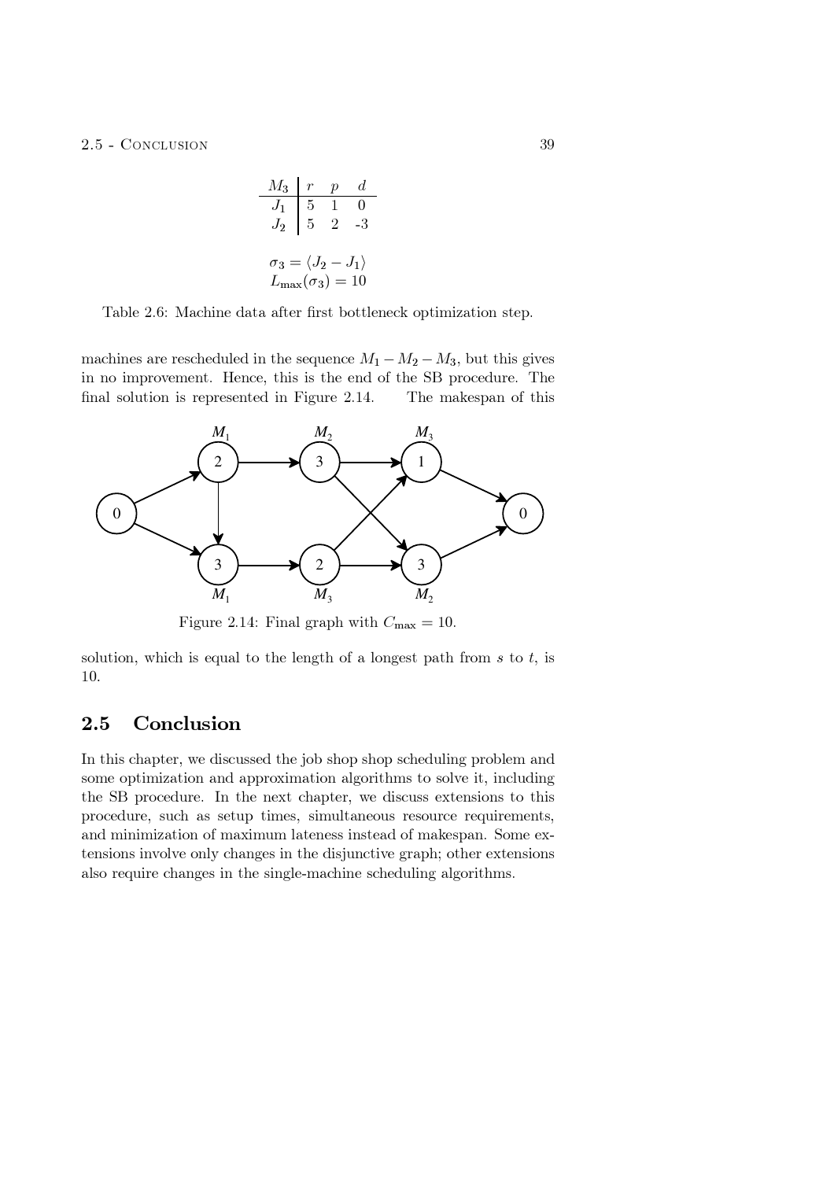| $M_3$ | $r$ | $p$ | $d$ |
|---|---|---|---|
| $J_1$ | 5 | 1 | 0 |
| $J_2$ | 5 | 2 | -3 |

$\sigma_3 = \langle J_2 - J_1 \rangle$
$L_{\max}(\sigma_3) = 10$

Table 2.6: Machine data after first bottleneck optimization step.

machines are rescheduled in the sequence $M_1 - M_2 - M_3$, but this gives in no improvement. Hence, this is the end of the SB procedure. The final solution is represented in Figure 2.14. The makespan of this solution, which is equal to the length of a longest path from $s$ to $t$, is 10.

Figure 2.14: Final graph with $C_{\max} = 10$.

## 2.5 Conclusion

In this chapter, we discussed the job shop shop scheduling problem and some optimization and approximation algorithms to solve it, including the SB procedure. In the next chapter, we discuss extensions to this procedure, such as setup times, simultaneous resource requirements, and minimization of maximum lateness instead of makespan. Some extensions involve only changes in the disjunctive graph; other extensions also require changes in the single-machine scheduling algorithms.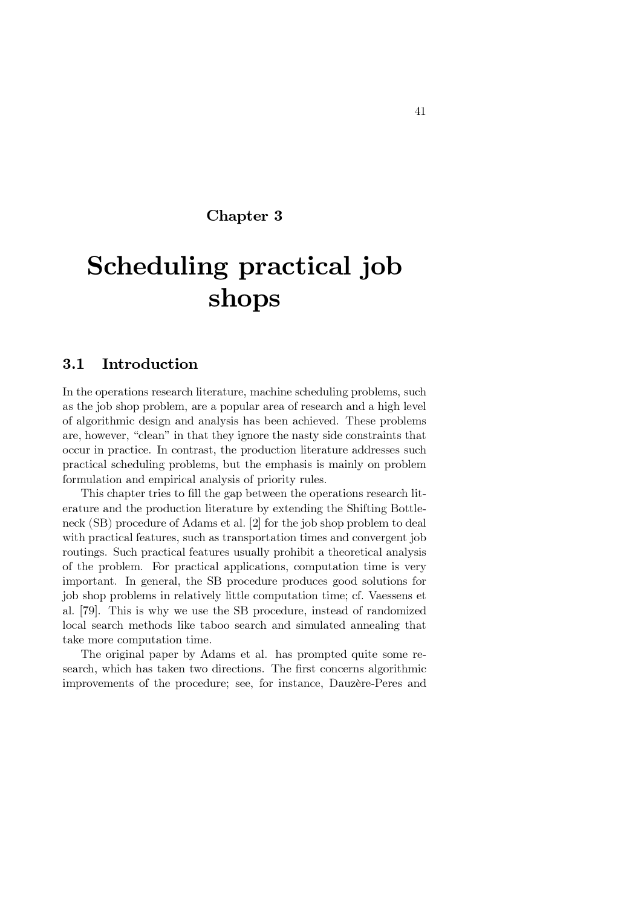# Chapter 3

# Scheduling practical job shops

## 3.1 Introduction

In the operations research literature, machine scheduling problems, such as the job shop problem, are a popular area of research and a high level of algorithmic design and analysis has been achieved. These problems are, however, "clean" in that they ignore the nasty side constraints that occur in practice. In contrast, the production literature addresses such practical scheduling problems, but the emphasis is mainly on problem formulation and empirical analysis of priority rules.

This chapter tries to fill the gap between the operations research literature and the production literature by extending the Shifting Bottleneck (SB) procedure of Adams et al. [2] for the job shop problem to deal with practical features, such as transportation times and convergent job routings. Such practical features usually prohibit a theoretical analysis of the problem. For practical applications, computation time is very important. In general, the SB procedure produces good solutions for job shop problems in relatively little computation time; cf. Vaessens et al. [79]. This is why we use the SB procedure, instead of randomized local search methods like taboo search and simulated annealing that take more computation time.

The original paper by Adams et al. has prompted quite some research, which has taken two directions. The first concerns algorithmic improvements of the procedure; see, for instance, Dauzère-Peres and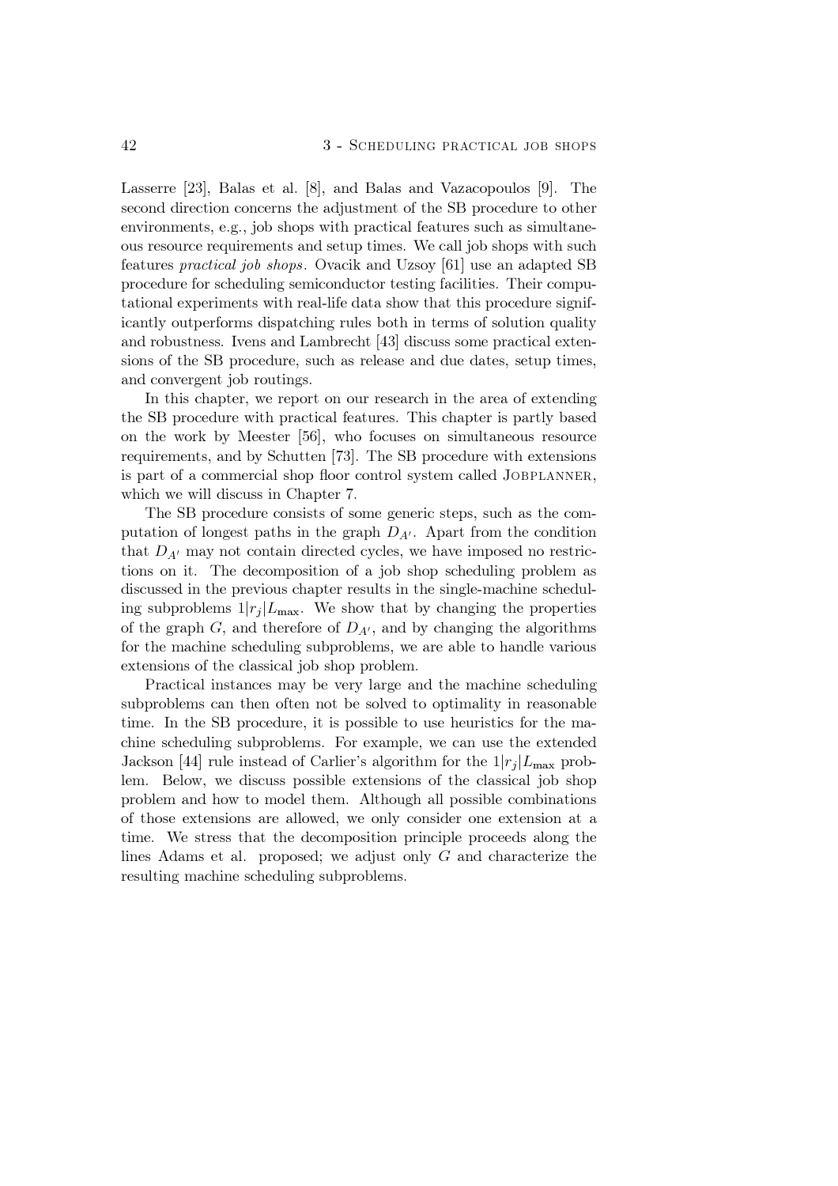Lasserre [23], Balas et al. [8], and Balas and Vazacopoulos [9]. The second direction concerns the adjustment of the SB procedure to other environments, e.g., job shops with practical features such as simultaneous resource requirements and setup times. We call job shops with such features *practical job shops*. Ovacik and Uzsoy [61] use an adapted SB procedure for scheduling semiconductor testing facilities. Their computational experiments with real-life data show that this procedure significantly outperforms dispatching rules both in terms of solution quality and robustness. Ivens and Lambrecht [43] discuss some practical extensions of the SB procedure, such as release and due dates, setup times, and convergent job routings.

In this chapter, we report on our research in the area of extending the SB procedure with practical features. This chapter is partly based on the work by Meester [56], who focuses on simultaneous resource requirements, and by Schutten [73]. The SB procedure with extensions is part of a commercial shop floor control system called JOBPLANNER, which we will discuss in Chapter 7.

The SB procedure consists of some generic steps, such as the computation of longest paths in the graph $D_{A'}$. Apart from the condition that $D_{A'}$ may not contain directed cycles, we have imposed no restrictions on it. The decomposition of a job shop scheduling problem as discussed in the previous chapter results in the single-machine scheduling subproblems $1|r_j|L_{\max}$. We show that by changing the properties of the graph $G$, and therefore of $D_{A'}$, and by changing the algorithms for the machine scheduling subproblems, we are able to handle various extensions of the classical job shop problem.

Practical instances may be very large and the machine scheduling subproblems can then often not be solved to optimality in reasonable time. In the SB procedure, it is possible to use heuristics for the machine scheduling subproblems. For example, we can use the extended Jackson [44] rule instead of Carlier's algorithm for the $1|r_j|L_{\max}$ problem. Below, we discuss possible extensions of the classical job shop problem and how to model them. Although all possible combinations of those extensions are allowed, we only consider one extension at a time. We stress that the decomposition principle proceeds along the lines Adams et al. proposed; we adjust only $G$ and characterize the resulting machine scheduling subproblems.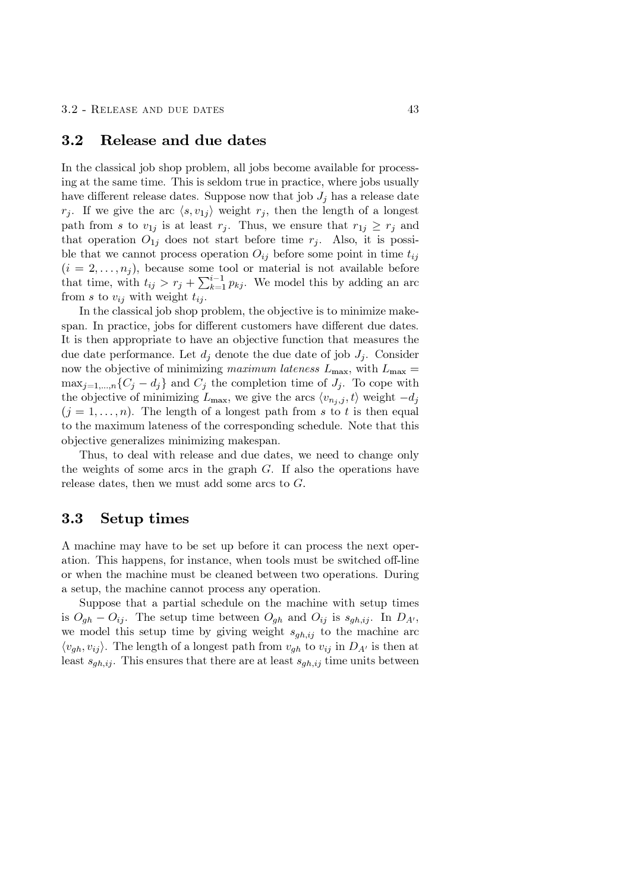## 3.2 Release and due dates

In the classical job shop problem, all jobs become available for processing at the same time. This is seldom true in practice, where jobs usually have different release dates. Suppose now that job $J_j$ has a release date $r_j$. If we give the arc $\langle s, v_{1j} \rangle$ weight $r_j$, then the length of a longest path from $s$ to $v_{1j}$ is at least $r_j$. Thus, we ensure that $r_{1j} \geq r_j$ and that operation $O_{1j}$ does not start before time $r_j$. Also, it is possible that we cannot process operation $O_{ij}$ before some point in time $t_{ij}$ ($i = 2, \ldots, n_j$), because some tool or material is not available before that time, with $t_{ij} > r_j + \sum_{k=1}^{i-1} p_{kj}$. We model this by adding an arc from $s$ to $v_{ij}$ with weight $t_{ij}$.

In the classical job shop problem, the objective is to minimize makespan. In practice, jobs for different customers have different due dates. It is then appropriate to have an objective function that measures the due date performance. Let $d_j$ denote the due date of job $J_j$. Consider now the objective of minimizing *maximum lateness* $L_{\max}$, with $L_{\max} = \max_{j=1,\ldots,n}\{C_j - d_j\}$ and $C_j$ the completion time of $J_j$. To cope with the objective of minimizing $L_{\max}$, we give the arcs $\langle v_{n_j,j}, t \rangle$ weight $-d_j$ ($j = 1, \ldots, n$). The length of a longest path from $s$ to $t$ is then equal to the maximum lateness of the corresponding schedule. Note that this objective generalizes minimizing makespan.

Thus, to deal with release and due dates, we need to change only the weights of some arcs in the graph $G$. If also the operations have release dates, then we must add some arcs to $G$.

## 3.3 Setup times

A machine may have to be set up before it can process the next operation. This happens, for instance, when tools must be switched off-line or when the machine must be cleaned between two operations. During a setup, the machine cannot process any operation.

Suppose that a partial schedule on the machine with setup times is $O_{gh} - O_{ij}$. The setup time between $O_{gh}$ and $O_{ij}$ is $s_{gh,ij}$. In $D_{A'}$, we model this setup time by giving weight $s_{gh,ij}$ to the machine arc $\langle v_{gh}, v_{ij} \rangle$. The length of a longest path from $v_{gh}$ to $v_{ij}$ in $D_{A'}$ is then at least $s_{gh,ij}$. This ensures that there are at least $s_{gh,ij}$ time units between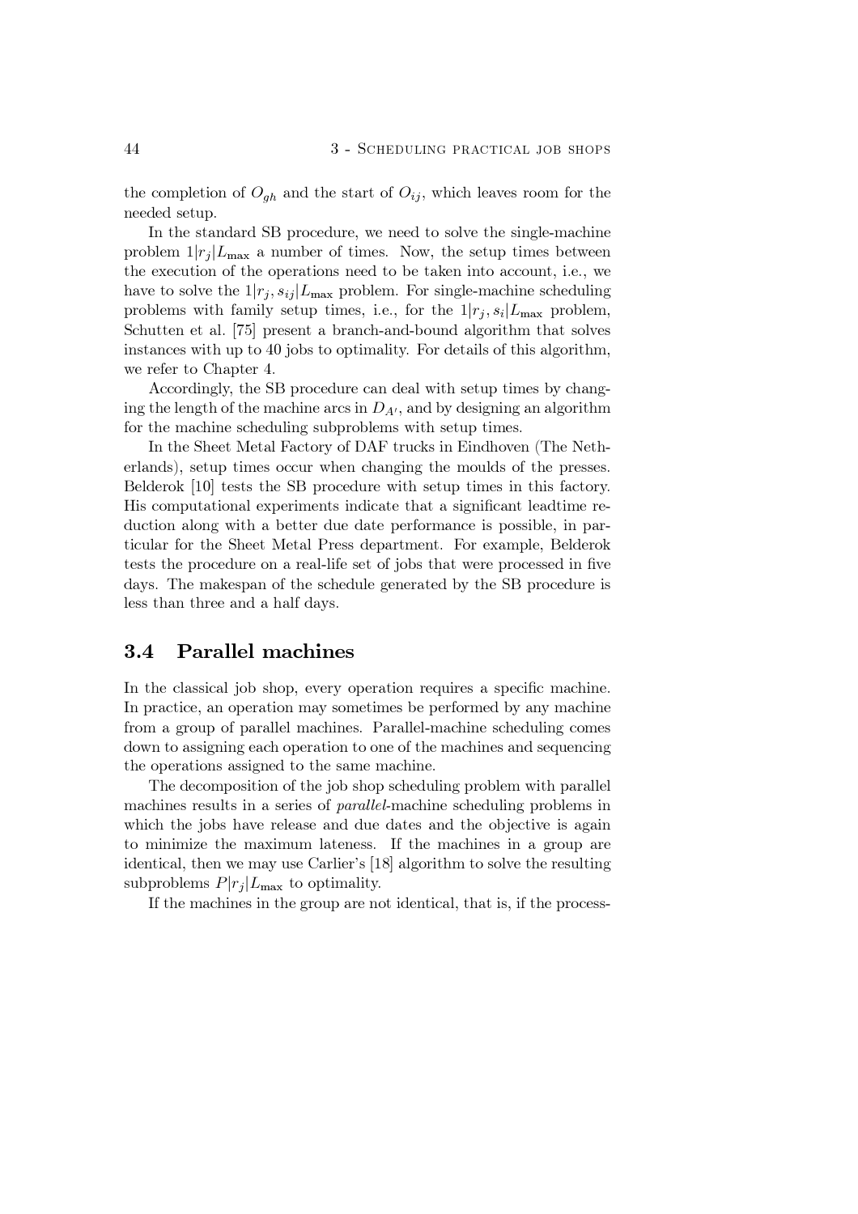the completion of $O_{gh}$ and the start of $O_{ij}$, which leaves room for the needed setup.

In the standard SB procedure, we need to solve the single-machine problem $1|r_j|L_{\max}$ a number of times. Now, the setup times between the execution of the operations need to be taken into account, i.e., we have to solve the $1|r_j, s_{ij}|L_{\max}$ problem. For single-machine scheduling problems with family setup times, i.e., for the $1|r_j, s_i|L_{\max}$ problem, Schutten et al. [75] present a branch-and-bound algorithm that solves instances with up to 40 jobs to optimality. For details of this algorithm, we refer to Chapter 4.

Accordingly, the SB procedure can deal with setup times by changing the length of the machine arcs in $D_{A'}$, and by designing an algorithm for the machine scheduling subproblems with setup times.

In the Sheet Metal Factory of DAF trucks in Eindhoven (The Netherlands), setup times occur when changing the moulds of the presses. Belderok [10] tests the SB procedure with setup times in this factory. His computational experiments indicate that a significant leadtime reduction along with a better due date performance is possible, in particular for the Sheet Metal Press department. For example, Belderok tests the procedure on a real-life set of jobs that were processed in five days. The makespan of the schedule generated by the SB procedure is less than three and a half days.

## 3.4 Parallel machines

In the classical job shop, every operation requires a specific machine. In practice, an operation may sometimes be performed by any machine from a group of parallel machines. Parallel-machine scheduling comes down to assigning each operation to one of the machines and sequencing the operations assigned to the same machine.

The decomposition of the job shop scheduling problem with parallel machines results in a series of *parallel*-machine scheduling problems in which the jobs have release and due dates and the objective is again to minimize the maximum lateness. If the machines in a group are identical, then we may use Carlier's [18] algorithm to solve the resulting subproblems $P|r_j|L_{\max}$ to optimality.

If the machines in the group are not identical, that is, if the process-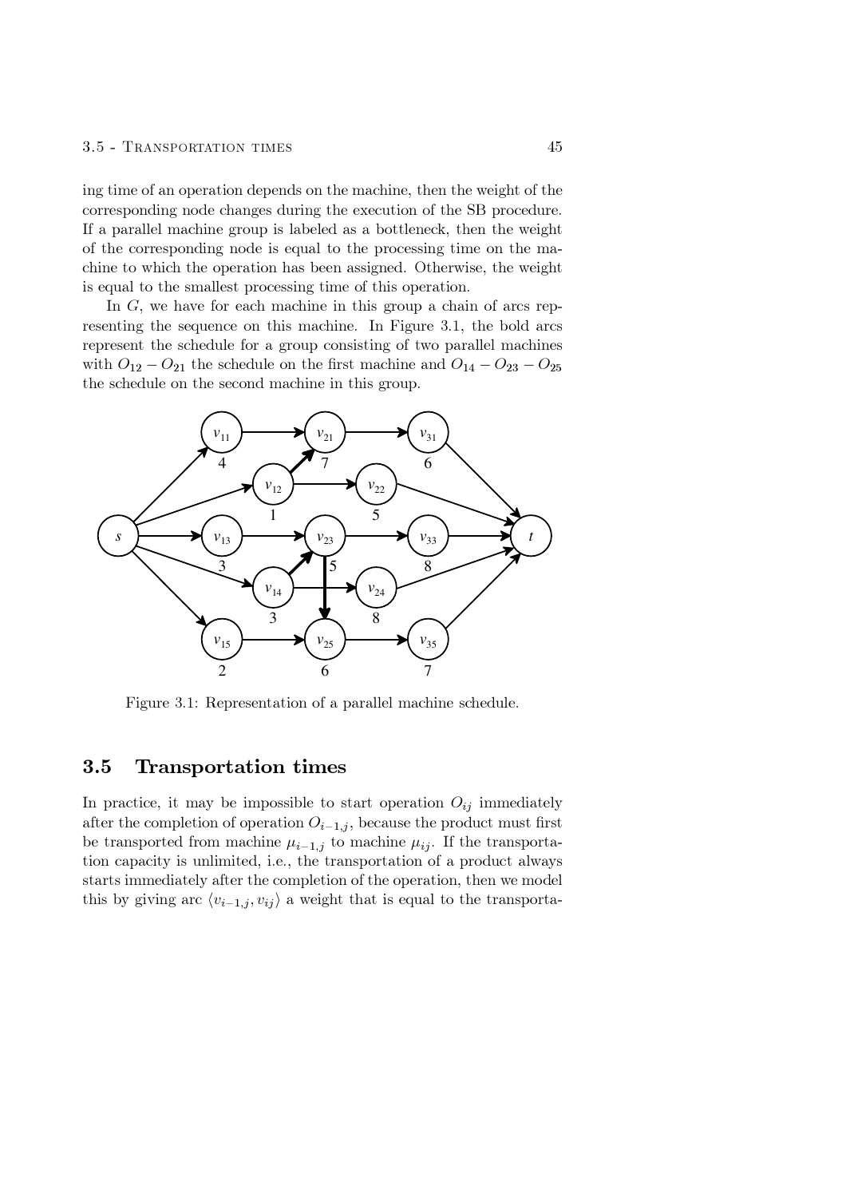ing time of an operation depends on the machine, then the weight of the corresponding node changes during the execution of the SB procedure. If a parallel machine group is labeled as a bottleneck, then the weight of the corresponding node is equal to the processing time on the machine to which the operation has been assigned. Otherwise, the weight is equal to the smallest processing time of this operation.

In $G$, we have for each machine in this group a chain of arcs representing the sequence on this machine. In Figure 3.1, the bold arcs represent the schedule for a group consisting of two parallel machines with $O_{12} - O_{21}$ the schedule on the first machine and $O_{14} - O_{23} - O_{25}$ the schedule on the second machine in this group.

Figure 3.1: Representation of a parallel machine schedule.

## 3.5 Transportation times

In practice, it may be impossible to start operation $O_{ij}$ immediately after the completion of operation $O_{i-1,j}$, because the product must first be transported from machine $\mu_{i-1,j}$ to machine $\mu_{ij}$. If the transportation capacity is unlimited, i.e., the transportation of a product always starts immediately after the completion of the operation, then we model this by giving arc $\langle v_{i-1,j}, v_{ij} \rangle$ a weight that is equal to the transporta-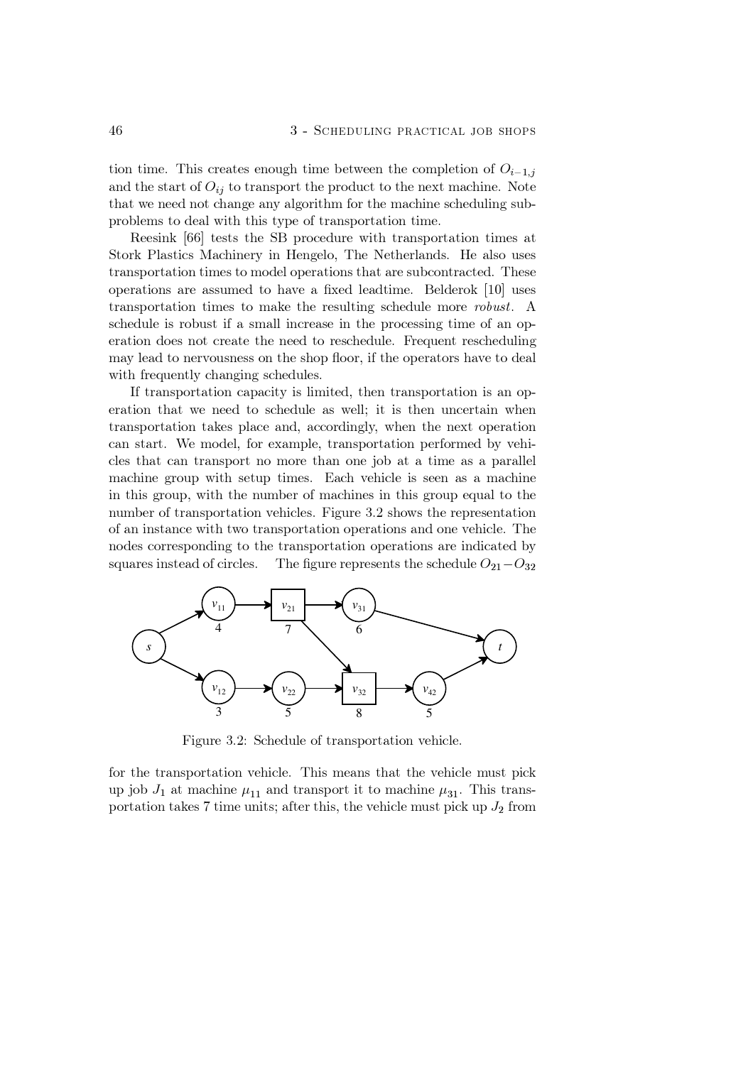tion time. This creates enough time between the completion of $O_{i-1,j}$ and the start of $O_{ij}$ to transport the product to the next machine. Note that we need not change any algorithm for the machine scheduling subproblems to deal with this type of transportation time.

Reesink [66] tests the SB procedure with transportation times at Stork Plastics Machinery in Hengelo, The Netherlands. He also uses transportation times to model operations that are subcontracted. These operations are assumed to have a fixed leadtime. Belderok [10] uses transportation times to make the resulting schedule more *robust*. A schedule is robust if a small increase in the processing time of an operation does not create the need to reschedule. Frequent rescheduling may lead to nervousness on the shop floor, if the operators have to deal with frequently changing schedules.

If transportation capacity is limited, then transportation is an operation that we need to schedule as well; it is then uncertain when transportation takes place and, accordingly, when the next operation can start. We model, for example, transportation performed by vehicles that can transport no more than one job at a time as a parallel machine group with setup times. Each vehicle is seen as a machine in this group, with the number of machines in this group equal to the number of transportation vehicles. Figure 3.2 shows the representation of an instance with two transportation operations and one vehicle. The nodes corresponding to the transportation operations are indicated by squares instead of circles. The figure represents the schedule $O_{21}-O_{32}$

Figure 3.2: Schedule of transportation vehicle.

for the transportation vehicle. This means that the vehicle must pick up job $J_1$ at machine $\mu_{11}$ and transport it to machine $\mu_{31}$. This transportation takes 7 time units; after this, the vehicle must pick up $J_2$ from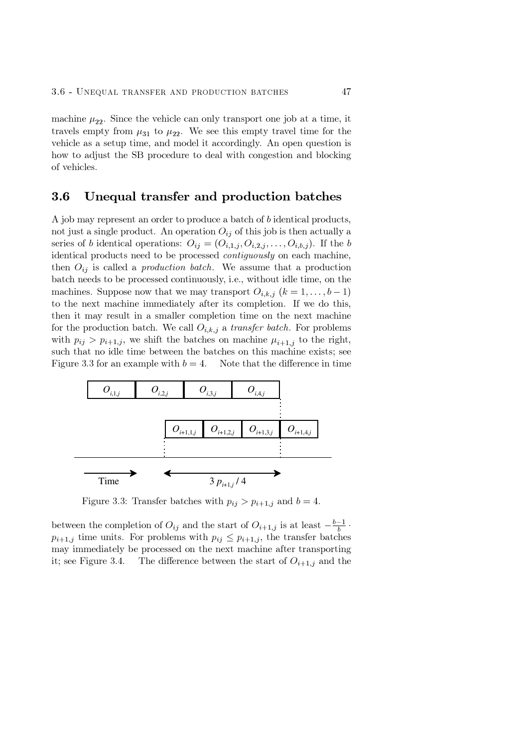machine $\mu_{22}$. Since the vehicle can only transport one job at a time, it travels empty from $\mu_{31}$ to $\mu_{22}$. We see this empty travel time for the vehicle as a setup time, and model it accordingly. An open question is how to adjust the SB procedure to deal with congestion and blocking of vehicles.

## 3.6 Unequal transfer and production batches

A job may represent an order to produce a batch of $b$ identical products, not just a single product. An operation $O_{ij}$ of this job is then actually a series of $b$ identical operations: $O_{ij} = (O_{i,1,j}, O_{i,2,j}, \ldots, O_{i,b,j})$. If the $b$ identical products need to be processed *contiguously* on each machine, then $O_{ij}$ is called a *production batch*. We assume that a production batch needs to be processed continuously, i.e., without idle time, on the machines. Suppose now that we may transport $O_{i,k,j}$ $(k = 1, \ldots, b-1)$ to the next machine immediately after its completion. If we do this, then it may result in a smaller completion time on the next machine for the production batch. We call $O_{i,k,j}$ a *transfer batch*. For problems with $p_{ij} > p_{i+1,j}$, we shift the batches on machine $\mu_{i+1,j}$ to the right, such that no idle time between the batches on this machine exists; see Figure 3.3 for an example with $b = 4$. Note that the difference in time

Figure 3.3: Transfer batches with $p_{ij} > p_{i+1,j}$ and $b = 4$.

between the completion of $O_{ij}$ and the start of $O_{i+1,j}$ is at least $-\frac{b-1}{b} \cdot p_{i+1,j}$ time units. For problems with $p_{ij} \leq p_{i+1,j}$, the transfer batches may immediately be processed on the next machine after transporting it; see Figure 3.4. The difference between the start of $O_{i+1,j}$ and the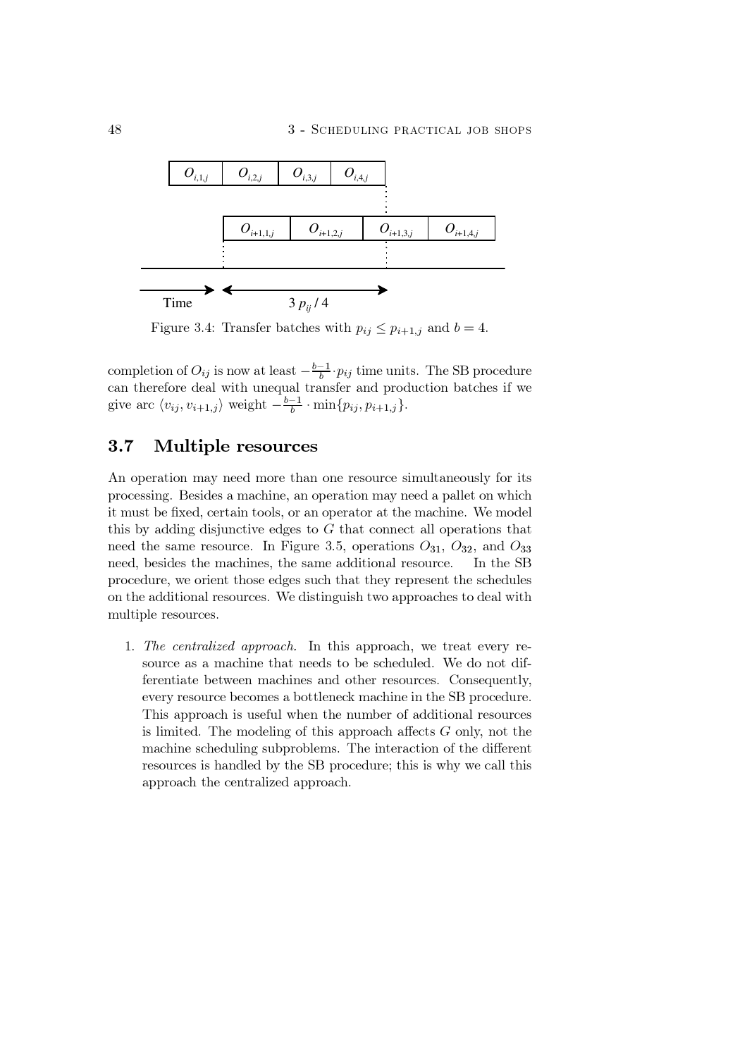Figure 3.4: Transfer batches with $p_{ij} \leq p_{i+1,j}$ and $b = 4$.

completion of $O_{ij}$ is now at least $-\frac{b-1}{b} \cdot p_{ij}$ time units. The SB procedure can therefore deal with unequal transfer and production batches if we give arc $\langle v_{ij}, v_{i+1,j} \rangle$ weight $-\frac{b-1}{b} \cdot \min\{p_{ij}, p_{i+1,j}\}$.

## 3.7 Multiple resources

An operation may need more than one resource simultaneously for its processing. Besides a machine, an operation may need a pallet on which it must be fixed, certain tools, or an operator at the machine. We model this by adding disjunctive edges to $G$ that connect all operations that need the same resource. In Figure 3.5, operations $O_{31}$, $O_{32}$, and $O_{33}$ need, besides the machines, the same additional resource. In the SB procedure, we orient those edges such that they represent the schedules on the additional resources. We distinguish two approaches to deal with multiple resources.

1. *The centralized approach.* In this approach, we treat every resource as a machine that needs to be scheduled. We do not differentiate between machines and other resources. Consequently, every resource becomes a bottleneck machine in the SB procedure. This approach is useful when the number of additional resources is limited. The modeling of this approach affects $G$ only, not the machine scheduling subproblems. The interaction of the different resources is handled by the SB procedure; this is why we call this approach the centralized approach.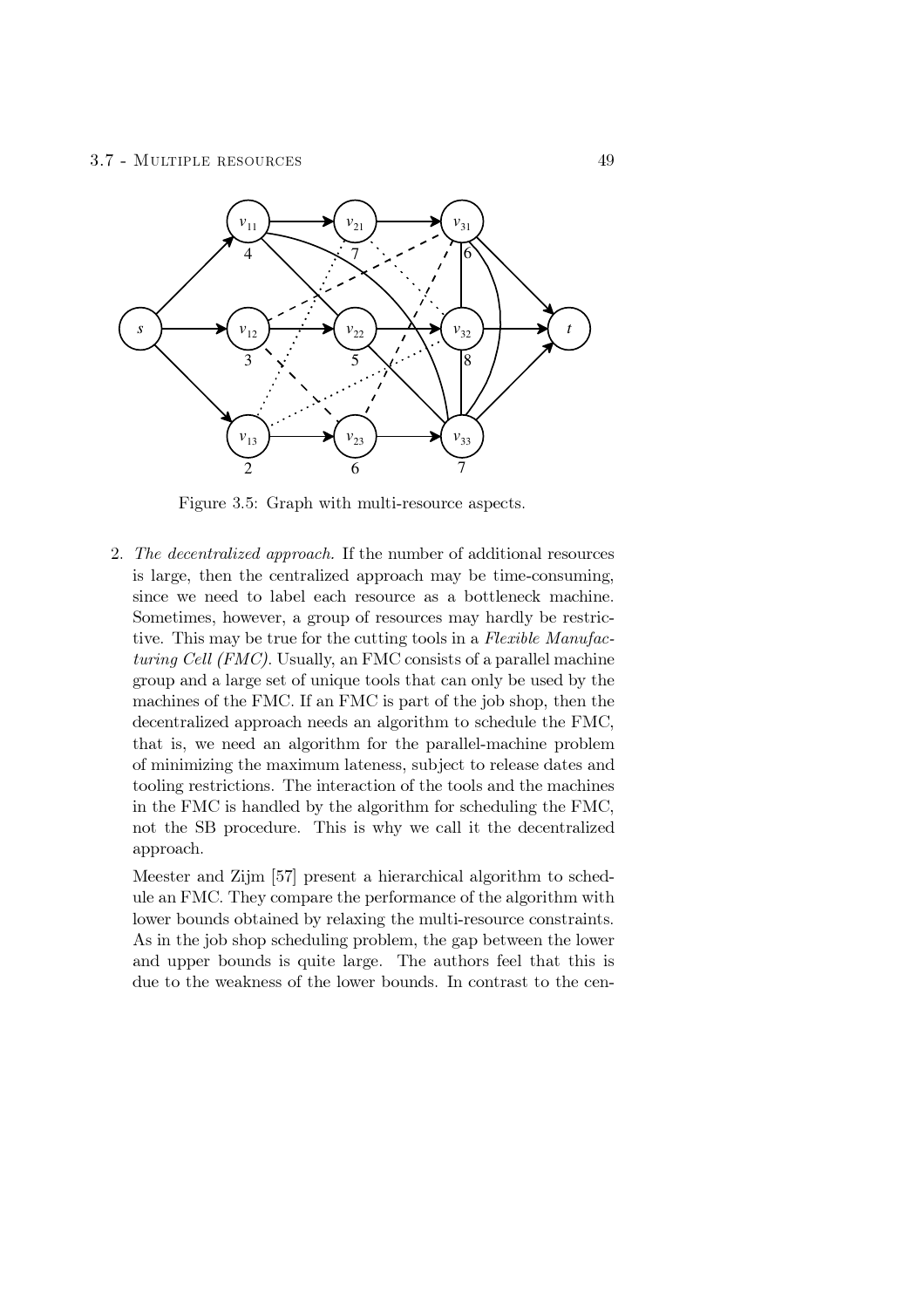Figure 3.5: Graph with multi-resource aspects.

2. *The decentralized approach.* If the number of additional resources is large, then the centralized approach may be time-consuming, since we need to label each resource as a bottleneck machine. Sometimes, however, a group of resources may hardly be restrictive. This may be true for the cutting tools in a *Flexible Manufacturing Cell (FMC)*. Usually, an FMC consists of a parallel machine group and a large set of unique tools that can only be used by the machines of the FMC. If an FMC is part of the job shop, then the decentralized approach needs an algorithm to schedule the FMC, that is, we need an algorithm for the parallel-machine problem of minimizing the maximum lateness, subject to release dates and tooling restrictions. The interaction of the tools and the machines in the FMC is handled by the algorithm for scheduling the FMC, not the SB procedure. This is why we call it the decentralized approach.

   Meester and Zijm [57] present a hierarchical algorithm to schedule an FMC. They compare the performance of the algorithm with lower bounds obtained by relaxing the multi-resource constraints. As in the job shop scheduling problem, the gap between the lower and upper bounds is quite large. The authors feel that this is due to the weakness of the lower bounds. In contrast to the cen-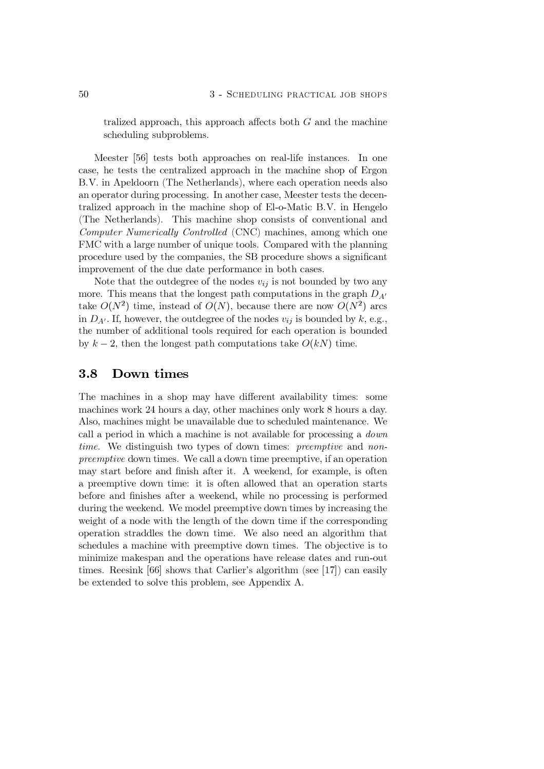tralized approach, this approach affects both $G$ and the machine scheduling subproblems.

Meester [56] tests both approaches on real-life instances. In one case, he tests the centralized approach in the machine shop of Ergon B.V. in Apeldoorn (The Netherlands), where each operation needs also an operator during processing. In another case, Meester tests the decentralized approach in the machine shop of El-o-Matic B.V. in Hengelo (The Netherlands). This machine shop consists of conventional and *Computer Numerically Controlled* (CNC) machines, among which one FMC with a large number of unique tools. Compared with the planning procedure used by the companies, the SB procedure shows a significant improvement of the due date performance in both cases.

Note that the outdegree of the nodes $v_{ij}$ is not bounded by two any more. This means that the longest path computations in the graph $D_{A'}$ take $O(N^2)$ time, instead of $O(N)$, because there are now $O(N^2)$ arcs in $D_{A'}$. If, however, the outdegree of the nodes $v_{ij}$ is bounded by $k$, e.g., the number of additional tools required for each operation is bounded by $k-2$, then the longest path computations take $O(kN)$ time.

## 3.8 Down times

The machines in a shop may have different availability times: some machines work 24 hours a day, other machines only work 8 hours a day. Also, machines might be unavailable due to scheduled maintenance. We call a period in which a machine is not available for processing a *down time*. We distinguish two types of down times: *preemptive* and *non-preemptive* down times. We call a down time preemptive, if an operation may start before and finish after it. A weekend, for example, is often a preemptive down time: it is often allowed that an operation starts before and finishes after a weekend, while no processing is performed during the weekend. We model preemptive down times by increasing the weight of a node with the length of the down time if the corresponding operation straddles the down time. We also need an algorithm that schedules a machine with preemptive down times. The objective is to minimize makespan and the operations have release dates and run-out times. Reesink [66] shows that Carlier's algorithm (see [17]) can easily be extended to solve this problem, see Appendix A.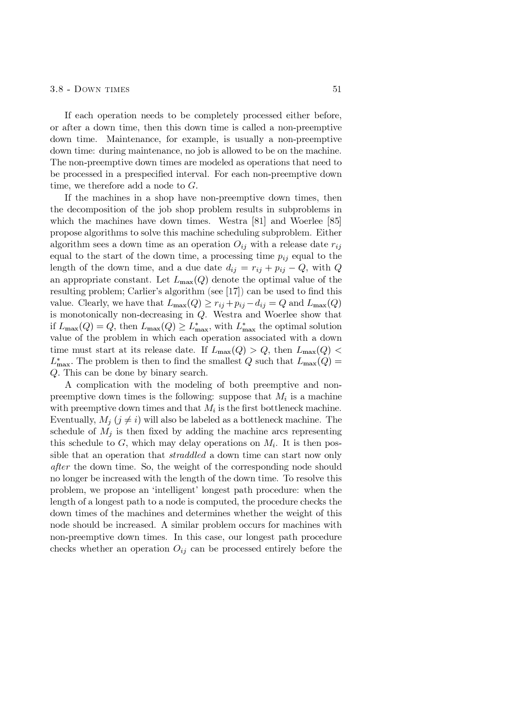If each operation needs to be completely processed either before, or after a down time, then this down time is called a non-preemptive down time. Maintenance, for example, is usually a non-preemptive down time: during maintenance, no job is allowed to be on the machine. The non-preemptive down times are modeled as operations that need to be processed in a prespecified interval. For each non-preemptive down time, we therefore add a node to $G$.

If the machines in a shop have non-preemptive down times, then the decomposition of the job shop problem results in subproblems in which the machines have down times. Westra [81] and Woerlee [85] propose algorithms to solve this machine scheduling subproblem. Either algorithm sees a down time as an operation $O_{ij}$ with a release date $r_{ij}$ equal to the start of the down time, a processing time $p_{ij}$ equal to the length of the down time, and a due date $d_{ij} = r_{ij} + p_{ij} - Q$, with $Q$ an appropriate constant. Let $L_{\max}(Q)$ denote the optimal value of the resulting problem; Carlier's algorithm (see [17]) can be used to find this value. Clearly, we have that $L_{\max}(Q) \geq r_{ij} + p_{ij} - d_{ij} = Q$ and $L_{\max}(Q)$ is monotonically non-decreasing in $Q$. Westra and Woerlee show that if $L_{\max}(Q) = Q$, then $L_{\max}(Q) \geq L^*_{\max}$, with $L^*_{\max}$ the optimal solution value of the problem in which each operation associated with a down time must start at its release date. If $L_{\max}(Q) > Q$, then $L_{\max}(Q) < L^*_{\max}$. The problem is then to find the smallest $Q$ such that $L_{\max}(Q) = Q$. This can be done by binary search.

A complication with the modeling of both preemptive and non-preemptive down times is the following: suppose that $M_i$ is a machine with preemptive down times and that $M_i$ is the first bottleneck machine. Eventually, $M_j$ ($j \neq i$) will also be labeled as a bottleneck machine. The schedule of $M_j$ is then fixed by adding the machine arcs representing this schedule to $G$, which may delay operations on $M_i$. It is then possible that an operation that *straddled* a down time can start now only *after* the down time. So, the weight of the corresponding node should no longer be increased with the length of the down time. To resolve this problem, we propose an 'intelligent' longest path procedure: when the length of a longest path to a node is computed, the procedure checks the down times of the machines and determines whether the weight of this node should be increased. A similar problem occurs for machines with non-preemptive down times. In this case, our longest path procedure checks whether an operation $O_{ij}$ can be processed entirely before the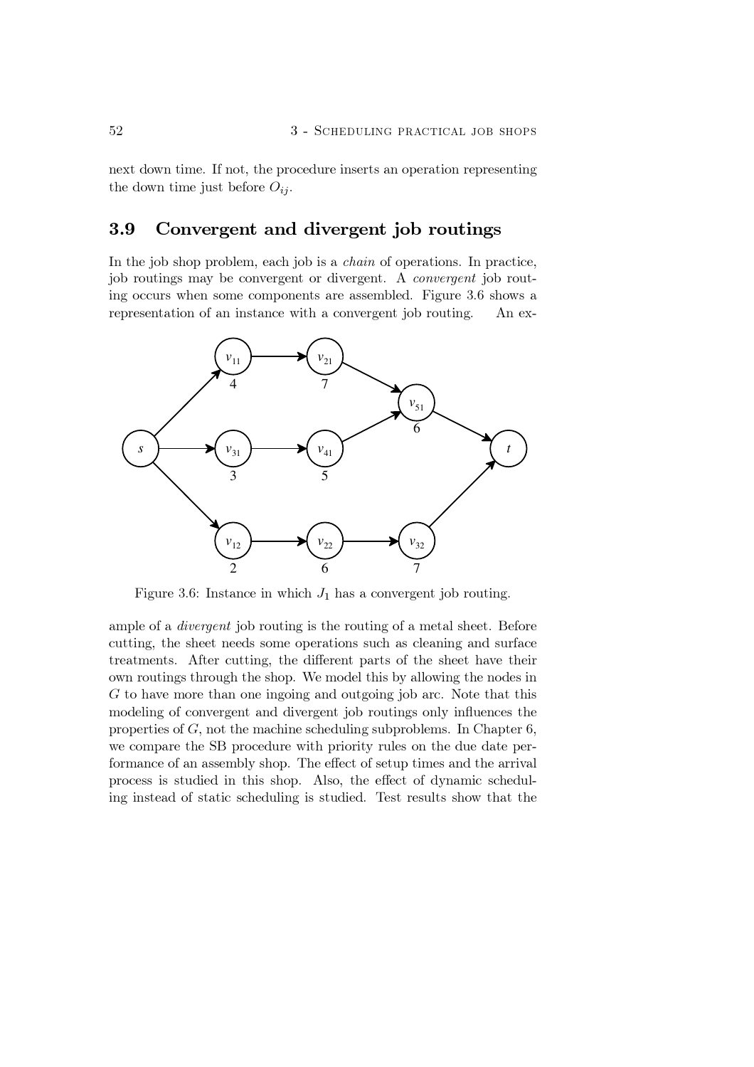next down time. If not, the procedure inserts an operation representing the down time just before $O_{ij}$.

## 3.9 Convergent and divergent job routings

In the job shop problem, each job is a *chain* of operations. In practice, job routings may be convergent or divergent. A *convergent* job routing occurs when some components are assembled. Figure 3.6 shows a representation of an instance with a convergent job routing. An example of a *divergent* job routing is the routing of a metal sheet. Before cutting, the sheet needs some operations such as cleaning and surface treatments. After cutting, the different parts of the sheet have their own routings through the shop. We model this by allowing the nodes in $G$ to have more than one ingoing and outgoing job arc. Note that this modeling of convergent and divergent job routings only influences the properties of $G$, not the machine scheduling subproblems. In Chapter 6, we compare the SB procedure with priority rules on the due date performance of an assembly shop. The effect of setup times and the arrival process is studied in this shop. Also, the effect of dynamic scheduling instead of static scheduling is studied. Test results show that the

Figure 3.6: Instance in which $J_1$ has a convergent job routing.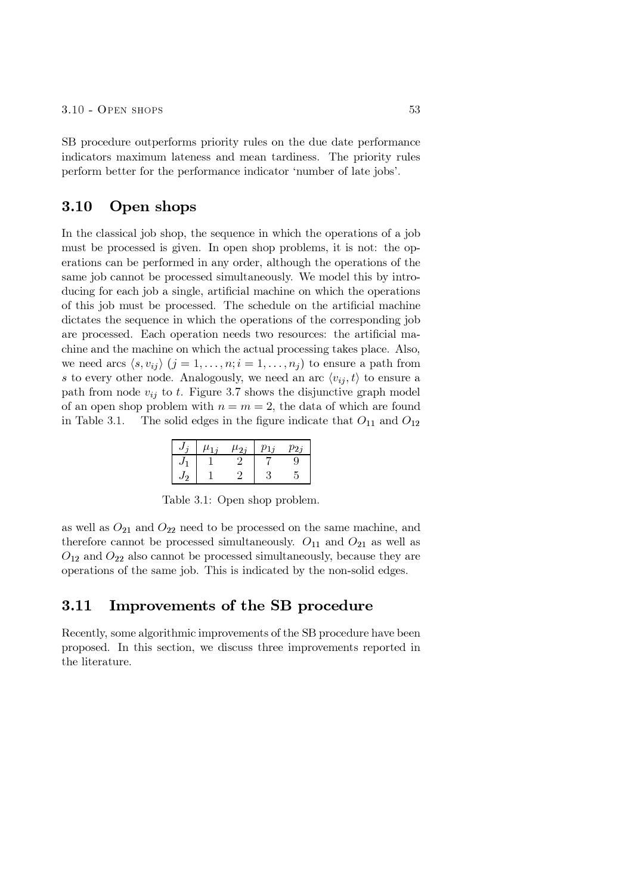SB procedure outperforms priority rules on the due date performance indicators maximum lateness and mean tardiness. The priority rules perform better for the performance indicator 'number of late jobs'.

## 3.10 Open shops

In the classical job shop, the sequence in which the operations of a job must be processed is given. In open shop problems, it is not: the operations can be performed in any order, although the operations of the same job cannot be processed simultaneously. We model this by introducing for each job a single, artificial machine on which the operations of this job must be processed. The schedule on the artificial machine dictates the sequence in which the operations of the corresponding job are processed. Each operation needs two resources: the artificial machine and the machine on which the actual processing takes place. Also, we need arcs $\langle s, v_{ij} \rangle$ $(j = 1, \ldots, n; i = 1, \ldots, n_j)$ to ensure a path from $s$ to every other node. Analogously, we need an arc $\langle v_{ij}, t \rangle$ to ensure a path from node $v_{ij}$ to $t$. Figure 3.7 shows the disjunctive graph model of an open shop problem with $n = m = 2$, the data of which are found in Table 3.1. The solid edges in the figure indicate that $O_{11}$ and $O_{12}$ as well as $O_{21}$ and $O_{22}$ need to be processed on the same machine, and therefore cannot be processed simultaneously. $O_{11}$ and $O_{21}$ as well as $O_{12}$ and $O_{22}$ also cannot be processed simultaneously, because they are operations of the same job. This is indicated by the non-solid edges.

| $J_j$ | $\mu_{1j}$ | $\mu_{2j}$ | $p_{1j}$ | $p_{2j}$ |
|---|---|---|---|---|
| $J_1$ | 1 | 2 | 7 | 9 |
| $J_2$ | 1 | 2 | 3 | 5 |

Table 3.1: Open shop problem.

## 3.11 Improvements of the SB procedure

Recently, some algorithmic improvements of the SB procedure have been proposed. In this section, we discuss three improvements reported in the literature.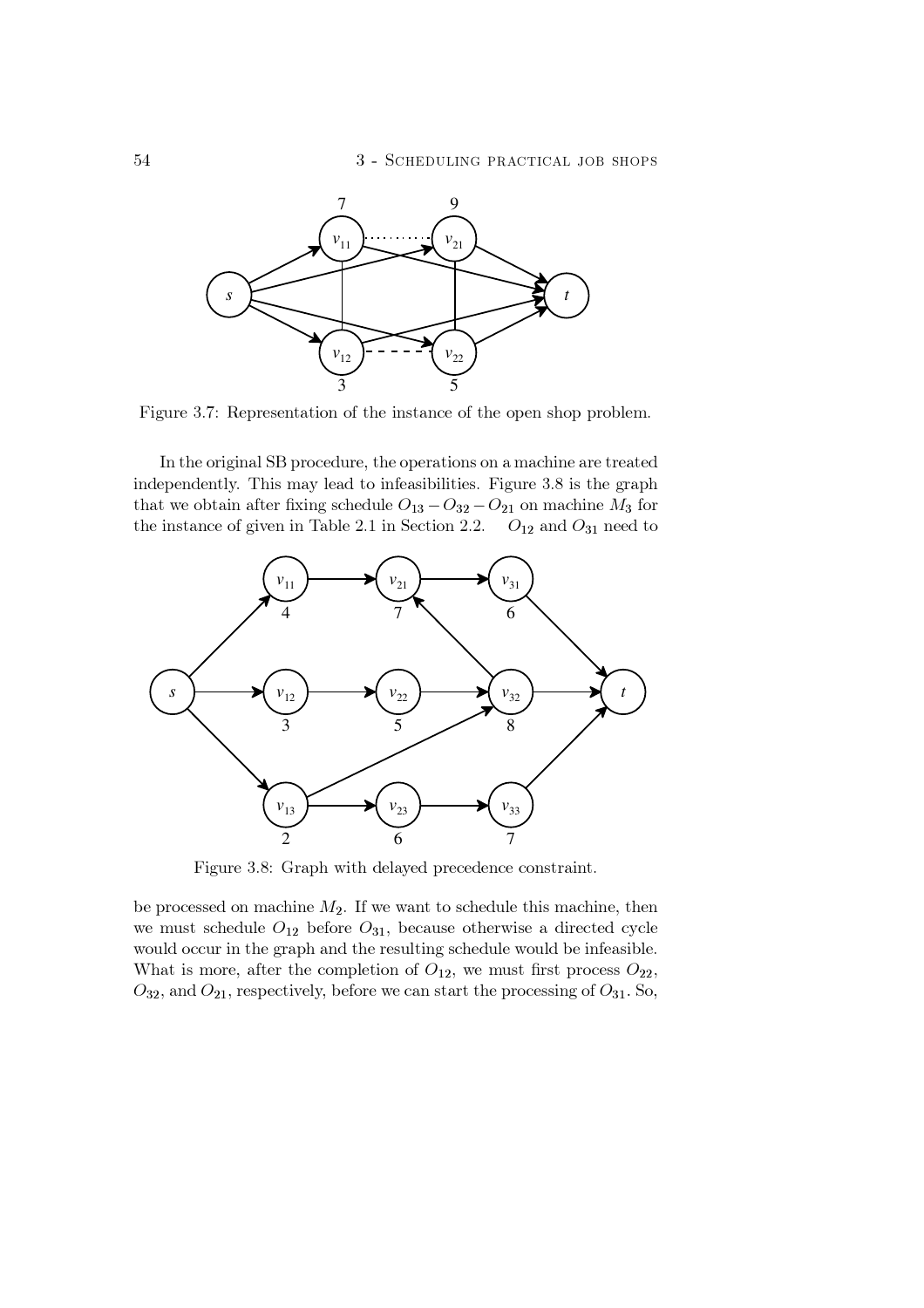Figure 3.7: Representation of the instance of the open shop problem.

In the original SB procedure, the operations on a machine are treated independently. This may lead to infeasibilities. Figure 3.8 is the graph that we obtain after fixing schedule $O_{13} - O_{32} - O_{21}$ on machine $M_3$ for the instance of given in Table 2.1 in Section 2.2. $O_{12}$ and $O_{31}$ need to

Figure 3.8: Graph with delayed precedence constraint.

be processed on machine $M_2$. If we want to schedule this machine, then we must schedule $O_{12}$ before $O_{31}$, because otherwise a directed cycle would occur in the graph and the resulting schedule would be infeasible. What is more, after the completion of $O_{12}$, we must first process $O_{22}$, $O_{32}$, and $O_{21}$, respectively, before we can start the processing of $O_{31}$. So,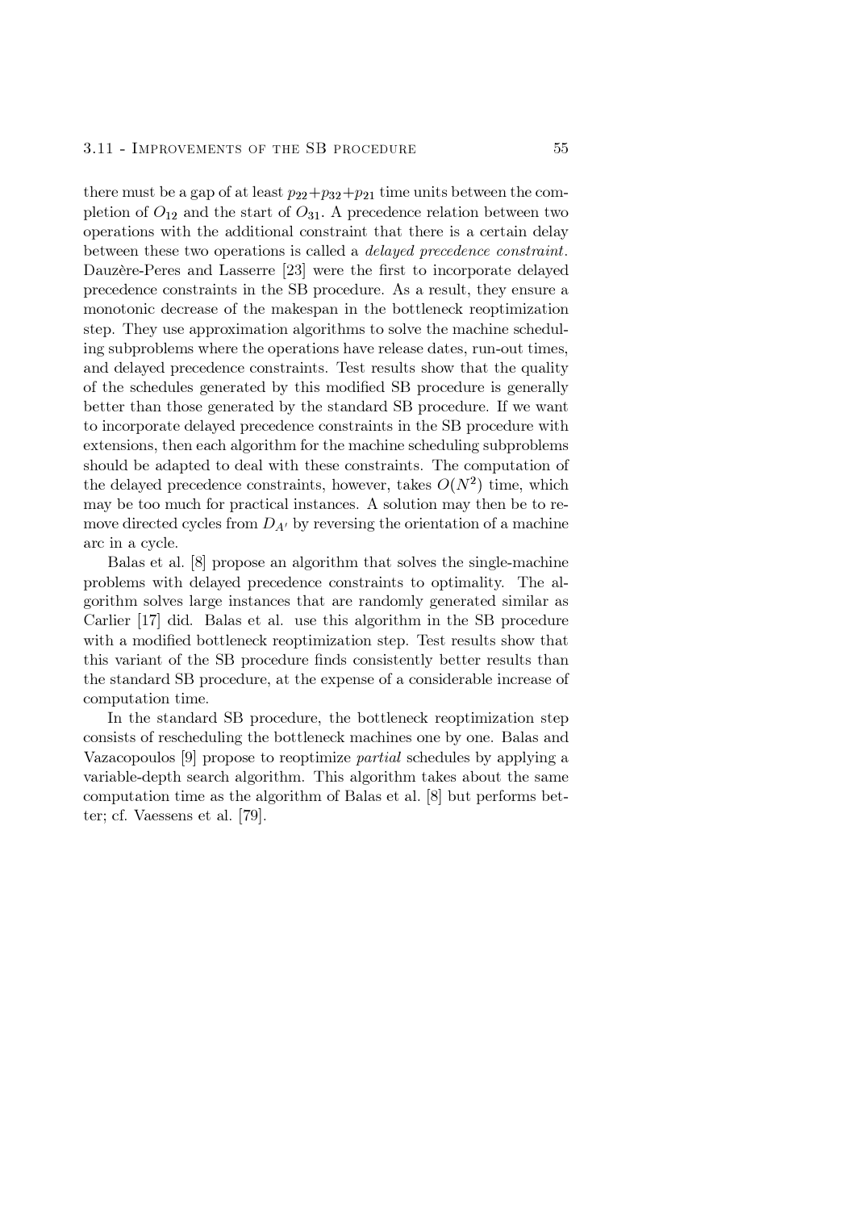there must be a gap of at least $p_{22}+p_{32}+p_{21}$ time units between the completion of $O_{12}$ and the start of $O_{31}$. A precedence relation between two operations with the additional constraint that there is a certain delay between these two operations is called a *delayed precedence constraint*. Dauzère-Peres and Lasserre [23] were the first to incorporate delayed precedence constraints in the SB procedure. As a result, they ensure a monotonic decrease of the makespan in the bottleneck reoptimization step. They use approximation algorithms to solve the machine scheduling subproblems where the operations have release dates, run-out times, and delayed precedence constraints. Test results show that the quality of the schedules generated by this modified SB procedure is generally better than those generated by the standard SB procedure. If we want to incorporate delayed precedence constraints in the SB procedure with extensions, then each algorithm for the machine scheduling subproblems should be adapted to deal with these constraints. The computation of the delayed precedence constraints, however, takes $O(N^2)$ time, which may be too much for practical instances. A solution may then be to remove directed cycles from $D_{A'}$ by reversing the orientation of a machine arc in a cycle.

Balas et al. [8] propose an algorithm that solves the single-machine problems with delayed precedence constraints to optimality. The algorithm solves large instances that are randomly generated similar as Carlier [17] did. Balas et al. use this algorithm in the SB procedure with a modified bottleneck reoptimization step. Test results show that this variant of the SB procedure finds consistently better results than the standard SB procedure, at the expense of a considerable increase of computation time.

In the standard SB procedure, the bottleneck reoptimization step consists of rescheduling the bottleneck machines one by one. Balas and Vazacopoulos [9] propose to reoptimize *partial* schedules by applying a variable-depth search algorithm. This algorithm takes about the same computation time as the algorithm of Balas et al. [8] but performs better; cf. Vaessens et al. [79].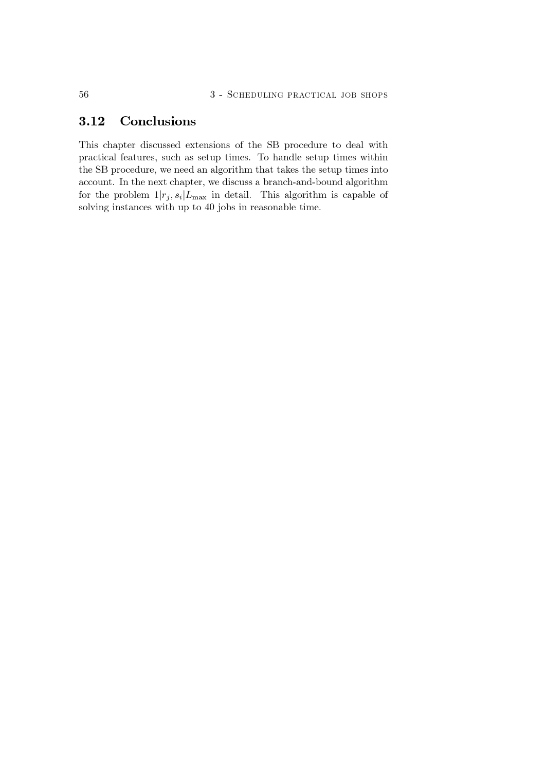## 3.12 Conclusions

This chapter discussed extensions of the SB procedure to deal with practical features, such as setup times. To handle setup times within the SB procedure, we need an algorithm that takes the setup times into account. In the next chapter, we discuss a branch-and-bound algorithm for the problem $1|r_j, s_i|L_{\max}$ in detail. This algorithm is capable of solving instances with up to 40 jobs in reasonable time.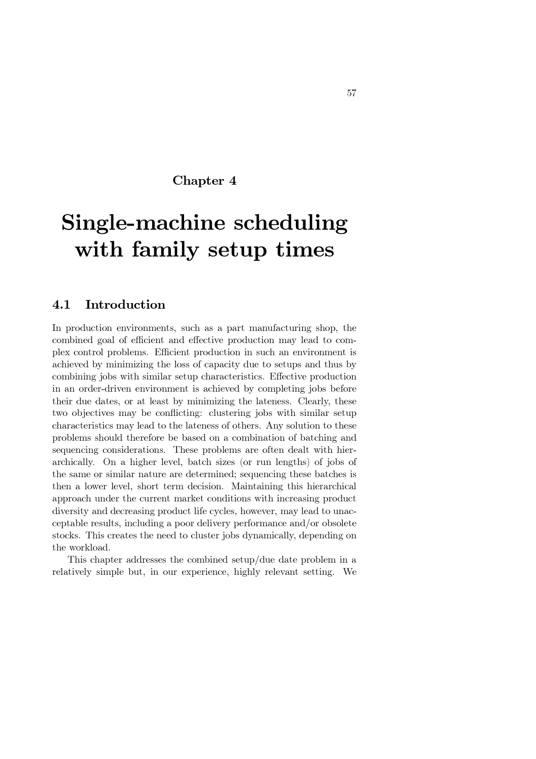# Chapter 4

# Single-machine scheduling with family setup times

## 4.1 Introduction

In production environments, such as a part manufacturing shop, the combined goal of efficient and effective production may lead to complex control problems. Efficient production in such an environment is achieved by minimizing the loss of capacity due to setups and thus by combining jobs with similar setup characteristics. Effective production in an order-driven environment is achieved by completing jobs before their due dates, or at least by minimizing the lateness. Clearly, these two objectives may be conflicting: clustering jobs with similar setup characteristics may lead to the lateness of others. Any solution to these problems should therefore be based on a combination of batching and sequencing considerations. These problems are often dealt with hierarchically. On a higher level, batch sizes (or run lengths) of jobs of the same or similar nature are determined; sequencing these batches is then a lower level, short term decision. Maintaining this hierarchical approach under the current market conditions with increasing product diversity and decreasing product life cycles, however, may lead to unacceptable results, including a poor delivery performance and/or obsolete stocks. This creates the need to cluster jobs dynamically, depending on the workload.

This chapter addresses the combined setup/due date problem in a relatively simple but, in our experience, highly relevant setting. We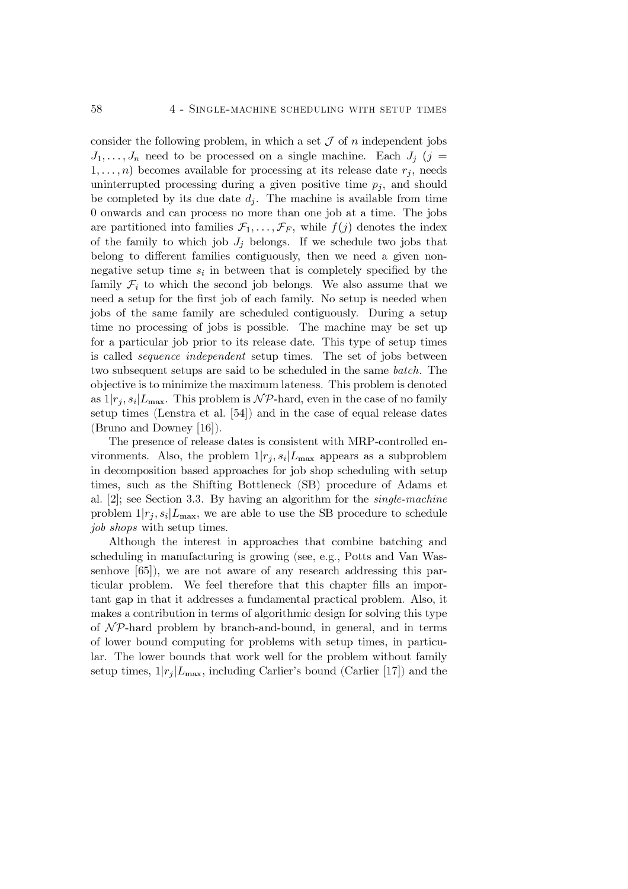consider the following problem, in which a set $\mathcal{J}$ of $n$ independent jobs $J_1, \ldots, J_n$ need to be processed on a single machine. Each $J_j$ ($j = 1, \ldots, n$) becomes available for processing at its release date $r_j$, needs uninterrupted processing during a given positive time $p_j$, and should be completed by its due date $d_j$. The machine is available from time 0 onwards and can process no more than one job at a time. The jobs are partitioned into families $\mathcal{F}_1, \ldots, \mathcal{F}_F$, while $f(j)$ denotes the index of the family to which job $J_j$ belongs. If we schedule two jobs that belong to different families contiguously, then we need a given non-negative setup time $s_i$ in between that is completely specified by the family $\mathcal{F}_i$ to which the second job belongs. We also assume that we need a setup for the first job of each family. No setup is needed when jobs of the same family are scheduled contiguously. During a setup time no processing of jobs is possible. The machine may be set up for a particular job prior to its release date. This type of setup times is called *sequence independent* setup times. The set of jobs between two subsequent setups are said to be scheduled in the same *batch*. The objective is to minimize the maximum lateness. This problem is denoted as $1|r_j, s_i|L_{\max}$. This problem is $\mathcal{NP}$-hard, even in the case of no family setup times (Lenstra et al. [54]) and in the case of equal release dates (Bruno and Downey [16]).

The presence of release dates is consistent with MRP-controlled environments. Also, the problem $1|r_j, s_i|L_{\max}$ appears as a subproblem in decomposition based approaches for job shop scheduling with setup times, such as the Shifting Bottleneck (SB) procedure of Adams et al. [2]; see Section 3.3. By having an algorithm for the *single-machine* problem $1|r_j, s_i|L_{\max}$, we are able to use the SB procedure to schedule *job shops* with setup times.

Although the interest in approaches that combine batching and scheduling in manufacturing is growing (see, e.g., Potts and Van Wassenhove [65]), we are not aware of any research addressing this particular problem. We feel therefore that this chapter fills an important gap in that it addresses a fundamental practical problem. Also, it makes a contribution in terms of algorithmic design for solving this type of $\mathcal{NP}$-hard problem by branch-and-bound, in general, and in terms of lower bound computing for problems with setup times, in particular. The lower bounds that work well for the problem without family setup times, $1|r_j|L_{\max}$, including Carlier's bound (Carlier [17]) and the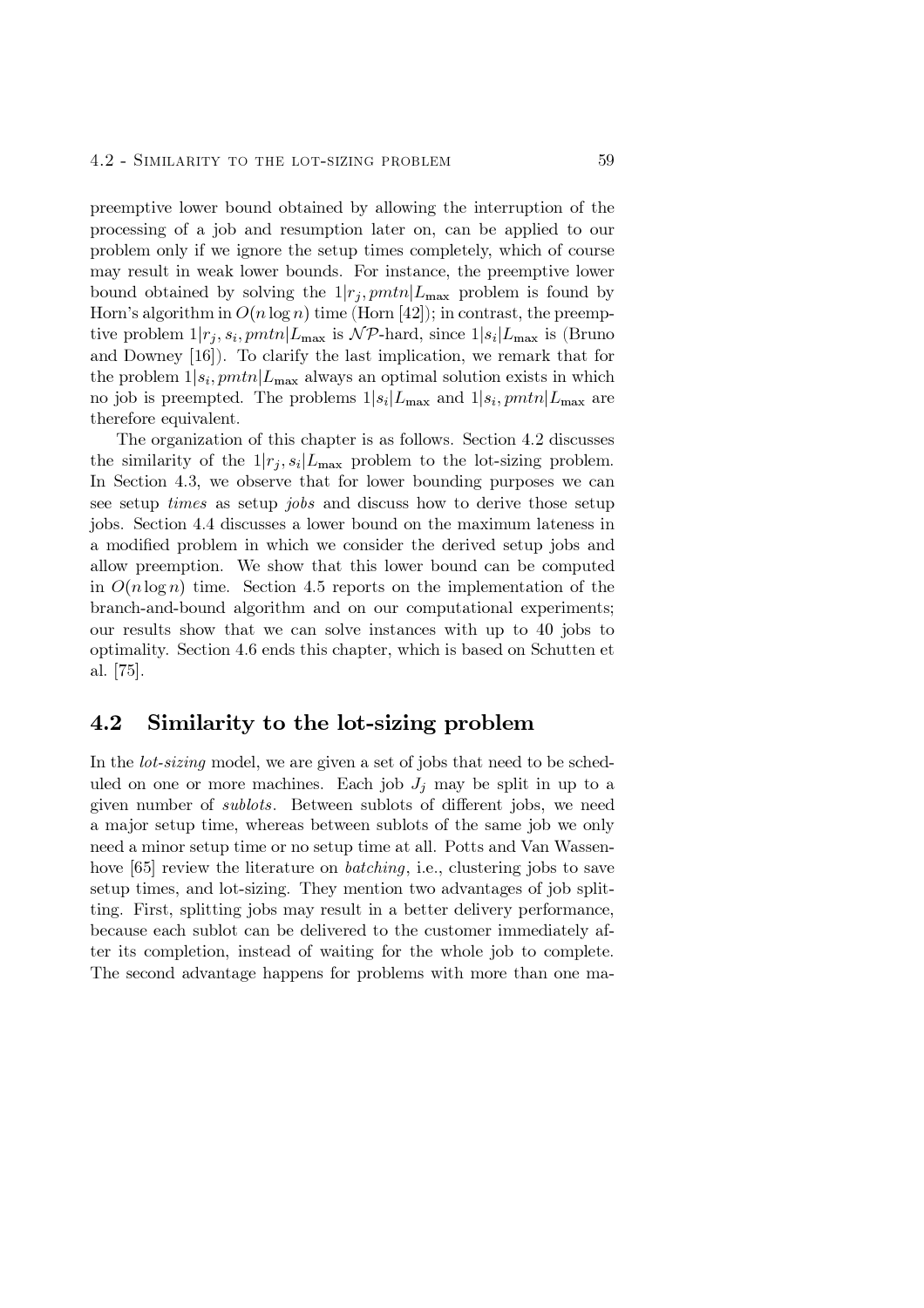preemptive lower bound obtained by allowing the interruption of the processing of a job and resumption later on, can be applied to our problem only if we ignore the setup times completely, which of course may result in weak lower bounds. For instance, the preemptive lower bound obtained by solving the $1|r_j, pmtn|L_{\max}$ problem is found by Horn's algorithm in $O(n \log n)$ time (Horn [42]); in contrast, the preemptive problem $1|r_j, s_i, pmtn|L_{\max}$ is $\mathcal{NP}$-hard, since $1|s_i|L_{\max}$ is (Bruno and Downey [16]). To clarify the last implication, we remark that for the problem $1|s_i, pmtn|L_{\max}$ always an optimal solution exists in which no job is preempted. The problems $1|s_i|L_{\max}$ and $1|s_i, pmtn|L_{\max}$ are therefore equivalent.

The organization of this chapter is as follows. Section 4.2 discusses the similarity of the $1|r_j, s_i|L_{\max}$ problem to the lot-sizing problem. In Section 4.3, we observe that for lower bounding purposes we can see setup *times* as setup *jobs* and discuss how to derive those setup jobs. Section 4.4 discusses a lower bound on the maximum lateness in a modified problem in which we consider the derived setup jobs and allow preemption. We show that this lower bound can be computed in $O(n \log n)$ time. Section 4.5 reports on the implementation of the branch-and-bound algorithm and on our computational experiments; our results show that we can solve instances with up to 40 jobs to optimality. Section 4.6 ends this chapter, which is based on Schutten et al. [75].

## 4.2 Similarity to the lot-sizing problem

In the *lot-sizing* model, we are given a set of jobs that need to be scheduled on one or more machines. Each job $J_j$ may be split in up to a given number of *sublots*. Between sublots of different jobs, we need a major setup time, whereas between sublots of the same job we only need a minor setup time or no setup time at all. Potts and Van Wassenhove [65] review the literature on *batching*, i.e., clustering jobs to save setup times, and lot-sizing. They mention two advantages of job splitting. First, splitting jobs may result in a better delivery performance, because each sublot can be delivered to the customer immediately after its completion, instead of waiting for the whole job to complete. The second advantage happens for problems with more than one ma-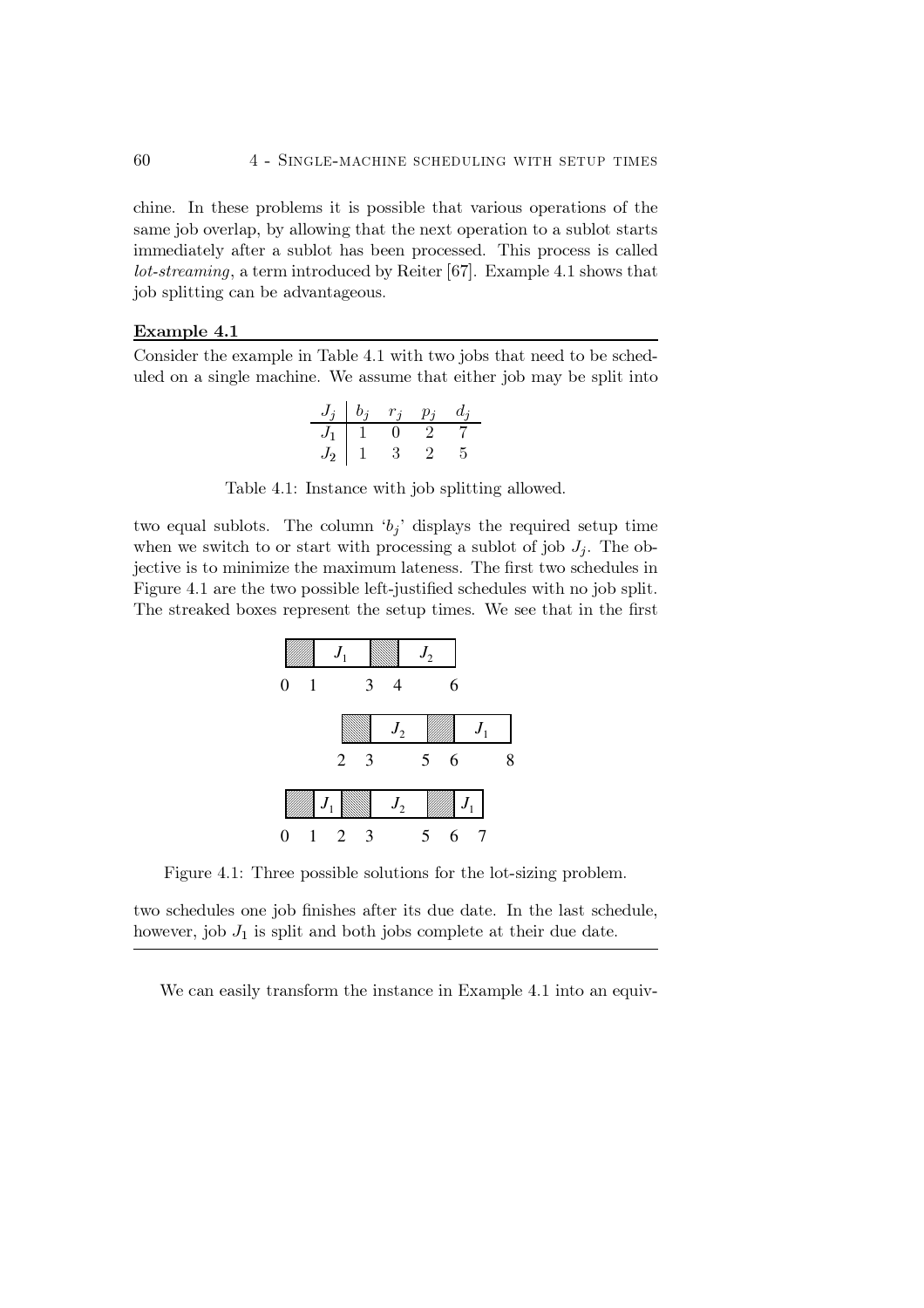chine. In these problems it is possible that various operations of the same job overlap, by allowing that the next operation to a sublot starts immediately after a sublot has been processed. This process is called *lot-streaming*, a term introduced by Reiter [67]. Example 4.1 shows that job splitting can be advantageous.

**Example 4.1**

Consider the example in Table 4.1 with two jobs that need to be scheduled on a single machine. We assume that either job may be split into

| $J_j$ | $b_j$ | $r_j$ | $p_j$ | $d_j$ |
|---|---|---|---|---|
| $J_1$ | 1 | 0 | 2 | 7 |
| $J_2$ | 1 | 3 | 2 | 5 |

Table 4.1: Instance with job splitting allowed.

two equal sublots. The column '$b_j$' displays the required setup time when we switch to or start with processing a sublot of job $J_j$. The objective is to minimize the maximum lateness. The first two schedules in Figure 4.1 are the two possible left-justified schedules with no job split. The streaked boxes represent the setup times. We see that in the first

Figure 4.1: Three possible solutions for the lot-sizing problem.

two schedules one job finishes after its due date. In the last schedule, however, job $J_1$ is split and both jobs complete at their due date.

---

We can easily transform the instance in Example 4.1 into an equiv-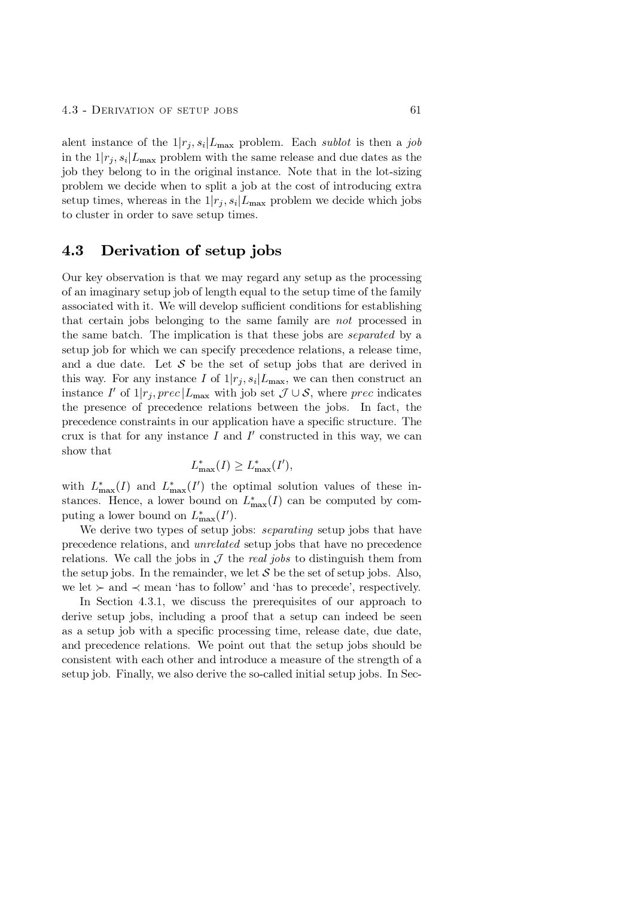alent instance of the $1|r_j, s_i|L_{\max}$ problem. Each *sublot* is then a *job* in the $1|r_j, s_i|L_{\max}$ problem with the same release and due dates as the job they belong to in the original instance. Note that in the lot-sizing problem we decide when to split a job at the cost of introducing extra setup times, whereas in the $1|r_j, s_i|L_{\max}$ problem we decide which jobs to cluster in order to save setup times.

## 4.3 Derivation of setup jobs

Our key observation is that we may regard any setup as the processing of an imaginary setup job of length equal to the setup time of the family associated with it. We will develop sufficient conditions for establishing that certain jobs belonging to the same family are *not* processed in the same batch. The implication is that these jobs are *separated* by a setup job for which we can specify precedence relations, a release time, and a due date. Let $\mathcal{S}$ be the set of setup jobs that are derived in this way. For any instance $I$ of $1|r_j, s_i|L_{\max}$, we can then construct an instance $I'$ of $1|r_j, prec|L_{\max}$ with job set $\mathcal{J} \cup \mathcal{S}$, where *prec* indicates the presence of precedence relations between the jobs. In fact, the precedence constraints in our application have a specific structure. The crux is that for any instance $I$ and $I'$ constructed in this way, we can show that

$$L^*_{\max}(I) \geq L^*_{\max}(I'),$$

with $L^*_{\max}(I)$ and $L^*_{\max}(I')$ the optimal solution values of these instances. Hence, a lower bound on $L^*_{\max}(I)$ can be computed by computing a lower bound on $L^*_{\max}(I')$.

We derive two types of setup jobs: *separating* setup jobs that have precedence relations, and *unrelated* setup jobs that have no precedence relations. We call the jobs in $\mathcal{J}$ the *real jobs* to distinguish them from the setup jobs. In the remainder, we let $\mathcal{S}$ be the set of setup jobs. Also, we let $\succ$ and $\prec$ mean 'has to follow' and 'has to precede', respectively.

In Section 4.3.1, we discuss the prerequisites of our approach to derive setup jobs, including a proof that a setup can indeed be seen as a setup job with a specific processing time, release date, due date, and precedence relations. We point out that the setup jobs should be consistent with each other and introduce a measure of the strength of a setup job. Finally, we also derive the so-called initial setup jobs. In Sec-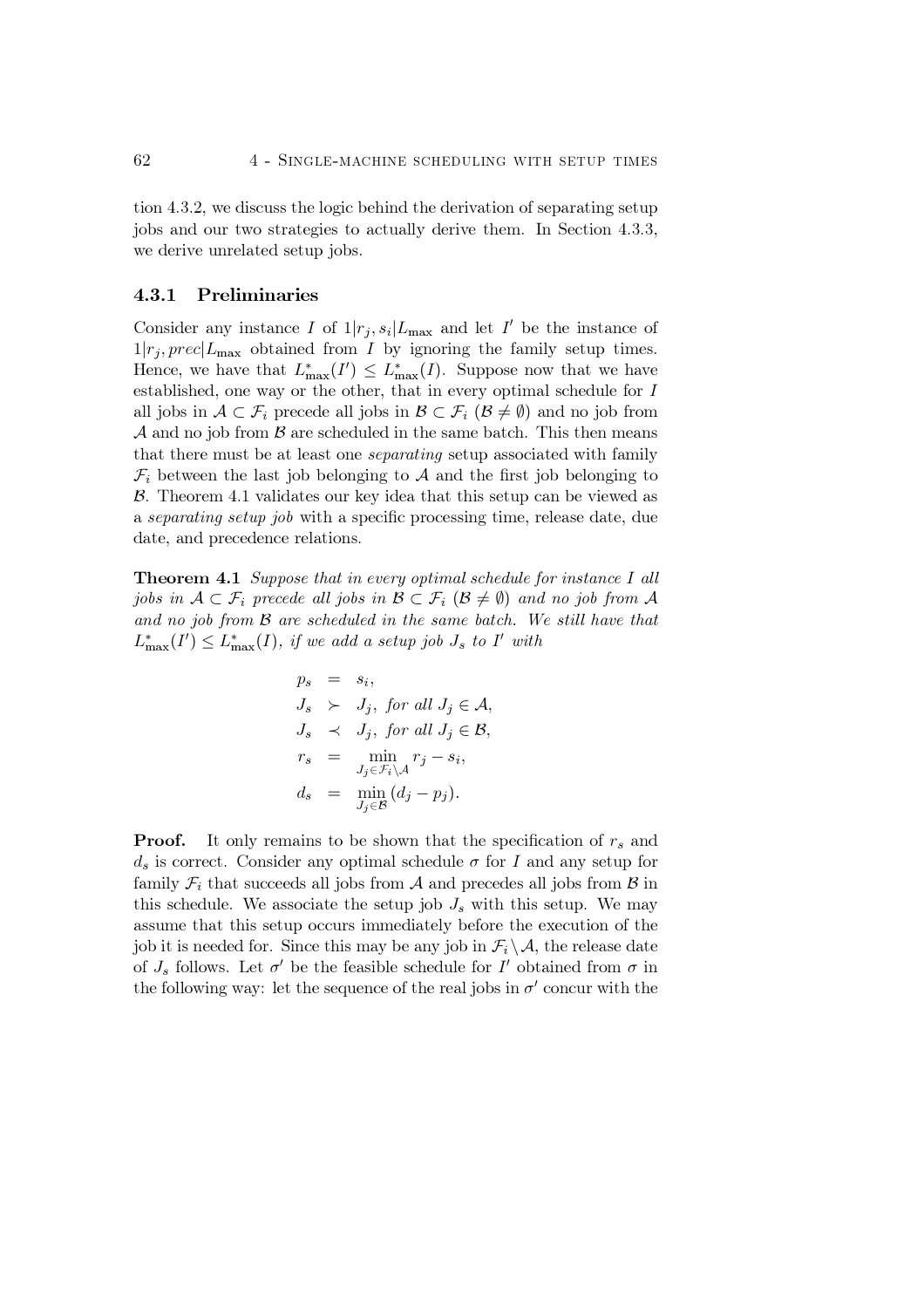tion 4.3.2, we discuss the logic behind the derivation of separating setup jobs and our two strategies to actually derive them. In Section 4.3.3, we derive unrelated setup jobs.

### 4.3.1 Preliminaries

Consider any instance $I$ of $1|r_j, s_i|L_{\max}$ and let $I'$ be the instance of $1|r_j, prec|L_{\max}$ obtained from $I$ by ignoring the family setup times. Hence, we have that $L^*_{\max}(I') \leq L^*_{\max}(I)$. Suppose now that we have established, one way or the other, that in every optimal schedule for $I$ all jobs in $\mathcal{A} \subset \mathcal{F}_i$ precede all jobs in $\mathcal{B} \subset \mathcal{F}_i$ ($\mathcal{B} \neq \emptyset$) and no job from $\mathcal{A}$ and no job from $\mathcal{B}$ are scheduled in the same batch. This then means that there must be at least one *separating* setup associated with family $\mathcal{F}_i$ between the last job belonging to $\mathcal{A}$ and the first job belonging to $\mathcal{B}$. Theorem 4.1 validates our key idea that this setup can be viewed as a *separating setup job* with a specific processing time, release date, due date, and precedence relations.

**Theorem 4.1** *Suppose that in every optimal schedule for instance $I$ all jobs in $\mathcal{A} \subset \mathcal{F}_i$ precede all jobs in $\mathcal{B} \subset \mathcal{F}_i$ ($\mathcal{B} \neq \emptyset$) and no job from $\mathcal{A}$ and no job from $\mathcal{B}$ are scheduled in the same batch. We still have that $L^*_{\max}(I') \leq L^*_{\max}(I)$, if we add a setup job $J_s$ to $I'$ with*

$$
\begin{aligned}
p_s &= s_i, \\
J_s &\succ J_j, \text{ for all } J_j \in \mathcal{A}, \\
J_s &\prec J_j, \text{ for all } J_j \in \mathcal{B}, \\
r_s &= \min_{J_j \in \mathcal{F}_i \setminus \mathcal{A}} r_j - s_i, \\
d_s &= \min_{J_j \in \mathcal{B}} (d_j - p_j).
\end{aligned}
$$

**Proof.** It only remains to be shown that the specification of $r_s$ and $d_s$ is correct. Consider any optimal schedule $\sigma$ for $I$ and any setup for family $\mathcal{F}_i$ that succeeds all jobs from $\mathcal{A}$ and precedes all jobs from $\mathcal{B}$ in this schedule. We associate the setup job $J_s$ with this setup. We may assume that this setup occurs immediately before the execution of the job it is needed for. Since this may be any job in $\mathcal{F}_i \setminus \mathcal{A}$, the release date of $J_s$ follows. Let $\sigma'$ be the feasible schedule for $I'$ obtained from $\sigma$ in the following way: let the sequence of the real jobs in $\sigma'$ concur with the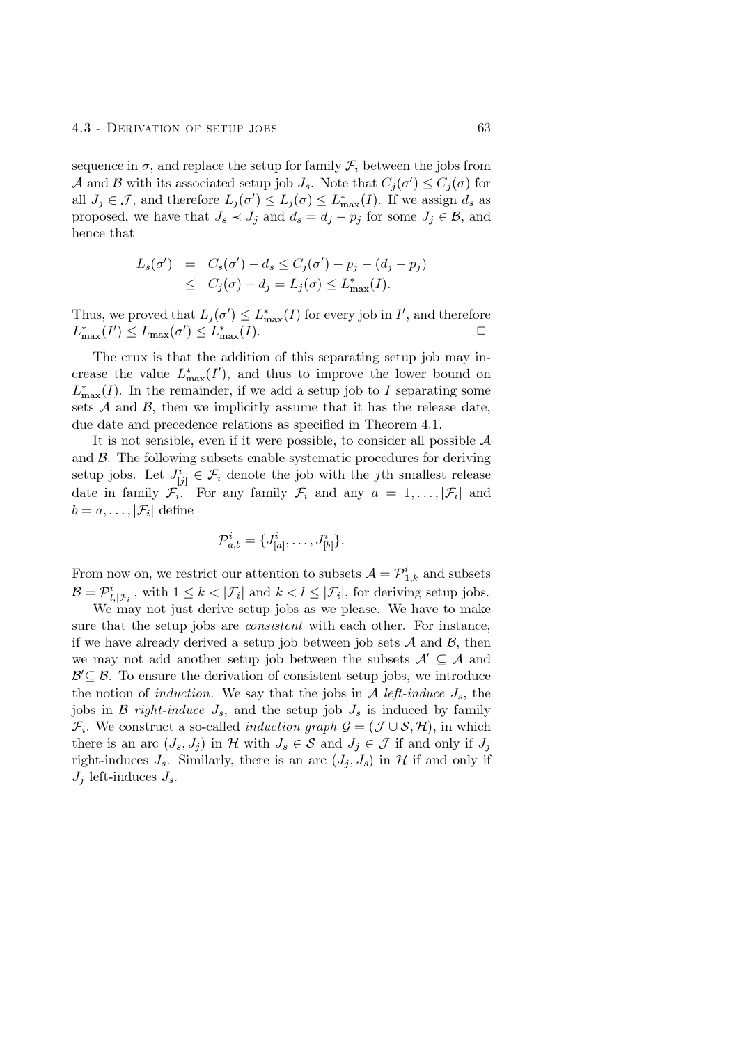sequence in $\sigma$, and replace the setup for family $\mathcal{F}_i$ between the jobs from $\mathcal{A}$ and $\mathcal{B}$ with its associated setup job $J_s$. Note that $C_j(\sigma') \leq C_j(\sigma)$ for all $J_j \in \mathcal{J}$, and therefore $L_j(\sigma') \leq L_j(\sigma) \leq L^*_{\max}(I)$. If we assign $d_s$ as proposed, we have that $J_s \prec J_j$ and $d_s = d_j - p_j$ for some $J_j \in \mathcal{B}$, and hence that

$$
\begin{aligned}
L_s(\sigma') &= C_s(\sigma') - d_s \leq C_j(\sigma') - p_j - (d_j - p_j) \\
&\leq C_j(\sigma) - d_j = L_j(\sigma) \leq L^*_{\max}(I).
\end{aligned}
$$

Thus, we proved that $L_j(\sigma') \leq L^*_{\max}(I)$ for every job in $I'$, and therefore $L^*_{\max}(I') \leq L_{\max}(\sigma') \leq L^*_{\max}(I)$. □

The crux is that the addition of this separating setup job may increase the value $L^*_{\max}(I')$, and thus to improve the lower bound on $L^*_{\max}(I)$. In the remainder, if we add a setup job to $I$ separating some sets $\mathcal{A}$ and $\mathcal{B}$, then we implicitly assume that it has the release date, due date and precedence relations as specified in Theorem 4.1.

It is not sensible, even if it were possible, to consider all possible $\mathcal{A}$ and $\mathcal{B}$. The following subsets enable systematic procedures for deriving setup jobs. Let $J^i_{[j]} \in \mathcal{F}_i$ denote the job with the $j$th smallest release date in family $\mathcal{F}_i$. For any family $\mathcal{F}_i$ and any $a = 1, \ldots, |\mathcal{F}_i|$ and $b = a, \ldots, |\mathcal{F}_i|$ define

$$
\mathcal{P}^i_{a,b} = \{J^i_{[a]}, \ldots, J^i_{[b]}\}.
$$

From now on, we restrict our attention to subsets $\mathcal{A} = \mathcal{P}^i_{1,k}$ and subsets $\mathcal{B} = \mathcal{P}^i_{l,|\mathcal{F}_i|}$, with $1 \leq k < |\mathcal{F}_i|$ and $k < l \leq |\mathcal{F}_i|$, for deriving setup jobs.

We may not just derive setup jobs as we please. We have to make sure that the setup jobs are *consistent* with each other. For instance, if we have already derived a setup job between job sets $\mathcal{A}$ and $\mathcal{B}$, then we may not add another setup job between the subsets $\mathcal{A}' \subseteq \mathcal{A}$ and $\mathcal{B}' \subseteq \mathcal{B}$. To ensure the derivation of consistent setup jobs, we introduce the notion of *induction*. We say that the jobs in $\mathcal{A}$ *left-induce* $J_s$, the jobs in $\mathcal{B}$ *right-induce* $J_s$, and the setup job $J_s$ is induced by family $\mathcal{F}_i$. We construct a so-called *induction graph* $\mathcal{G} = (\mathcal{J} \cup \mathcal{S}, \mathcal{H})$, in which there is an arc $(J_s, J_j)$ in $\mathcal{H}$ with $J_s \in \mathcal{S}$ and $J_j \in \mathcal{J}$ if and only if $J_j$ right-induces $J_s$. Similarly, there is an arc $(J_j, J_s)$ in $\mathcal{H}$ if and only if $J_j$ left-induces $J_s$.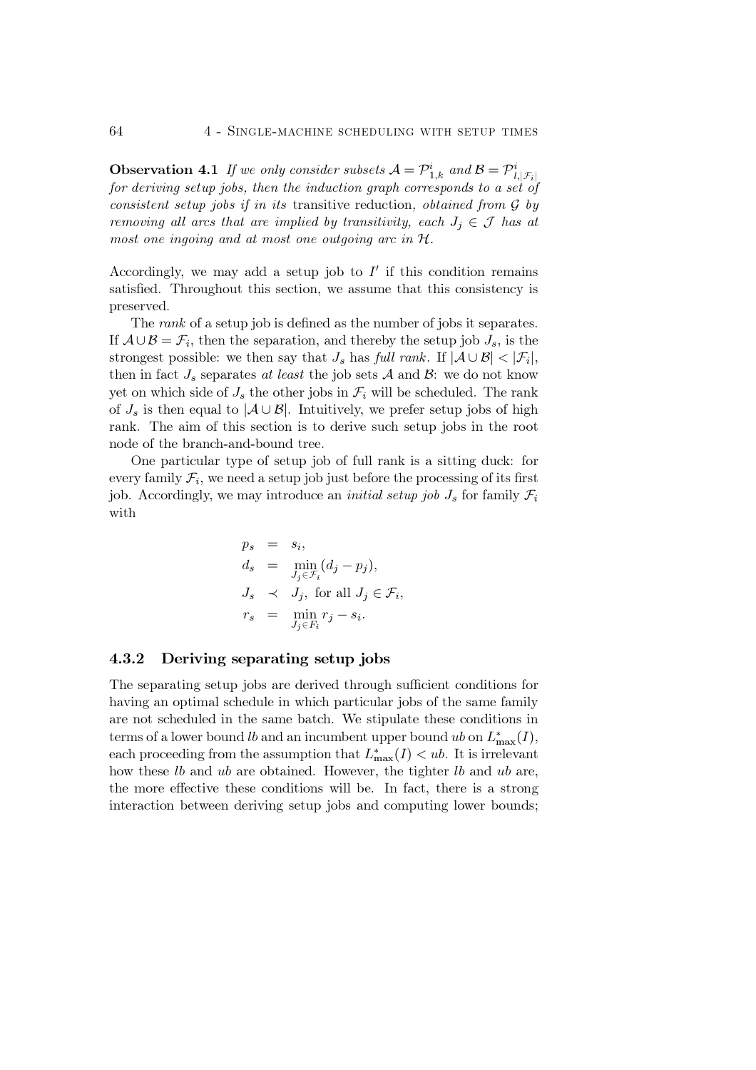**Observation 4.1** *If we only consider subsets $\mathcal{A} = \mathcal{P}^i_{1,k}$ and $\mathcal{B} = \mathcal{P}^i_{l,|\mathcal{F}_i|}$ for deriving setup jobs, then the induction graph corresponds to a set of consistent setup jobs if in its* transitive reduction*, obtained from $\mathcal{G}$ by removing all arcs that are implied by transitivity, each $J_j \in \mathcal{J}$ has at most one ingoing and at most one outgoing arc in $\mathcal{H}$.*

Accordingly, we may add a setup job to $I'$ if this condition remains satisfied. Throughout this section, we assume that this consistency is preserved.

The *rank* of a setup job is defined as the number of jobs it separates. If $\mathcal{A} \cup \mathcal{B} = \mathcal{F}_i$, then the separation, and thereby the setup job $J_s$, is the strongest possible: we then say that $J_s$ has *full rank*. If $|\mathcal{A} \cup \mathcal{B}| < |\mathcal{F}_i|$, then in fact $J_s$ separates *at least* the job sets $\mathcal{A}$ and $\mathcal{B}$: we do not know yet on which side of $J_s$ the other jobs in $\mathcal{F}_i$ will be scheduled. The rank of $J_s$ is then equal to $|\mathcal{A} \cup \mathcal{B}|$. Intuitively, we prefer setup jobs of high rank. The aim of this section is to derive such setup jobs in the root node of the branch-and-bound tree.

One particular type of setup job of full rank is a sitting duck: for every family $\mathcal{F}_i$, we need a setup job just before the processing of its first job. Accordingly, we may introduce an *initial setup job* $J_s$ for family $\mathcal{F}_i$ with

$$
\begin{aligned}
p_s &= s_i, \\
d_s &= \min_{J_j \in \mathcal{F}_i} (d_j - p_j), \\
J_s &\prec J_j, \text{ for all } J_j \in \mathcal{F}_i, \\
r_s &= \min_{J_j \in F_i} r_j - s_i.
\end{aligned}
$$

### 4.3.2 Deriving separating setup jobs

The separating setup jobs are derived through sufficient conditions for having an optimal schedule in which particular jobs of the same family are not scheduled in the same batch. We stipulate these conditions in terms of a lower bound $lb$ and an incumbent upper bound $ub$ on $L^*_{\max}(I)$, each proceeding from the assumption that $L^*_{\max}(I) < ub$. It is irrelevant how these $lb$ and $ub$ are obtained. However, the tighter $lb$ and $ub$ are, the more effective these conditions will be. In fact, there is a strong interaction between deriving setup jobs and computing lower bounds;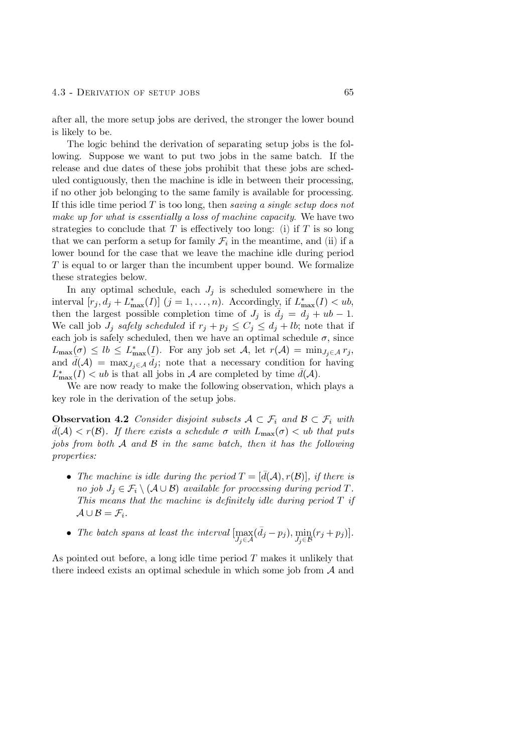after all, the more setup jobs are derived, the stronger the lower bound is likely to be.

The logic behind the derivation of separating setup jobs is the following. Suppose we want to put two jobs in the same batch. If the release and due dates of these jobs prohibit that these jobs are scheduled contiguously, then the machine is idle in between their processing, if no other job belonging to the same family is available for processing. If this idle time period $T$ is too long, then *saving a single setup does not make up for what is essentially a loss of machine capacity.* We have two strategies to conclude that $T$ is effectively too long: (i) if $T$ is so long that we can perform a setup for family $\mathcal{F}_i$ in the meantime, and (ii) if a lower bound for the case that we leave the machine idle during period $T$ is equal to or larger than the incumbent upper bound. We formalize these strategies below.

In any optimal schedule, each $J_j$ is scheduled somewhere in the interval $[r_j, d_j + L^*_{\max}(I)]$ $(j = 1, \ldots, n)$. Accordingly, if $L^*_{\max}(I) < ub$, then the largest possible completion time of $J_j$ is $\bar{d}_j = d_j + ub - 1$. We call job $J_j$ *safely scheduled* if $r_j + p_j \leq C_j \leq d_j + lb$; note that if each job is safely scheduled, then we have an optimal schedule $\sigma$, since $L_{\max}(\sigma) \leq lb \leq L^*_{\max}(I)$. For any job set $\mathcal{A}$, let $r(\mathcal{A}) = \min_{J_j \in \mathcal{A}} r_j$, and $\bar{d}(\mathcal{A}) = \max_{J_j \in \mathcal{A}} \bar{d}_j$; note that a necessary condition for having $L^*_{\max}(I) < ub$ is that all jobs in $\mathcal{A}$ are completed by time $\bar{d}(\mathcal{A})$.

We are now ready to make the following observation, which plays a key role in the derivation of the setup jobs.

**Observation 4.2** *Consider disjoint subsets $\mathcal{A} \subset \mathcal{F}_i$ and $\mathcal{B} \subset \mathcal{F}_i$ with $\bar{d}(\mathcal{A}) < r(\mathcal{B})$. If there exists a schedule $\sigma$ with $L_{\max}(\sigma) < ub$ that puts jobs from both $\mathcal{A}$ and $\mathcal{B}$ in the same batch, then it has the following properties:*

- *The machine is idle during the period $T = [\bar{d}(\mathcal{A}), r(\mathcal{B})]$, if there is no job $J_j \in \mathcal{F}_i \setminus (\mathcal{A} \cup \mathcal{B})$ available for processing during period $T$. This means that the machine is definitely idle during period $T$ if $\mathcal{A} \cup \mathcal{B} = \mathcal{F}_i$.*
- *The batch spans at least the interval $[\max_{J_j \in \mathcal{A}} (\bar{d}_j - p_j), \min_{J_j \in \mathcal{B}} (r_j + p_j)]$.*

As pointed out before, a long idle time period $T$ makes it unlikely that there indeed exists an optimal schedule in which some job from $\mathcal{A}$ and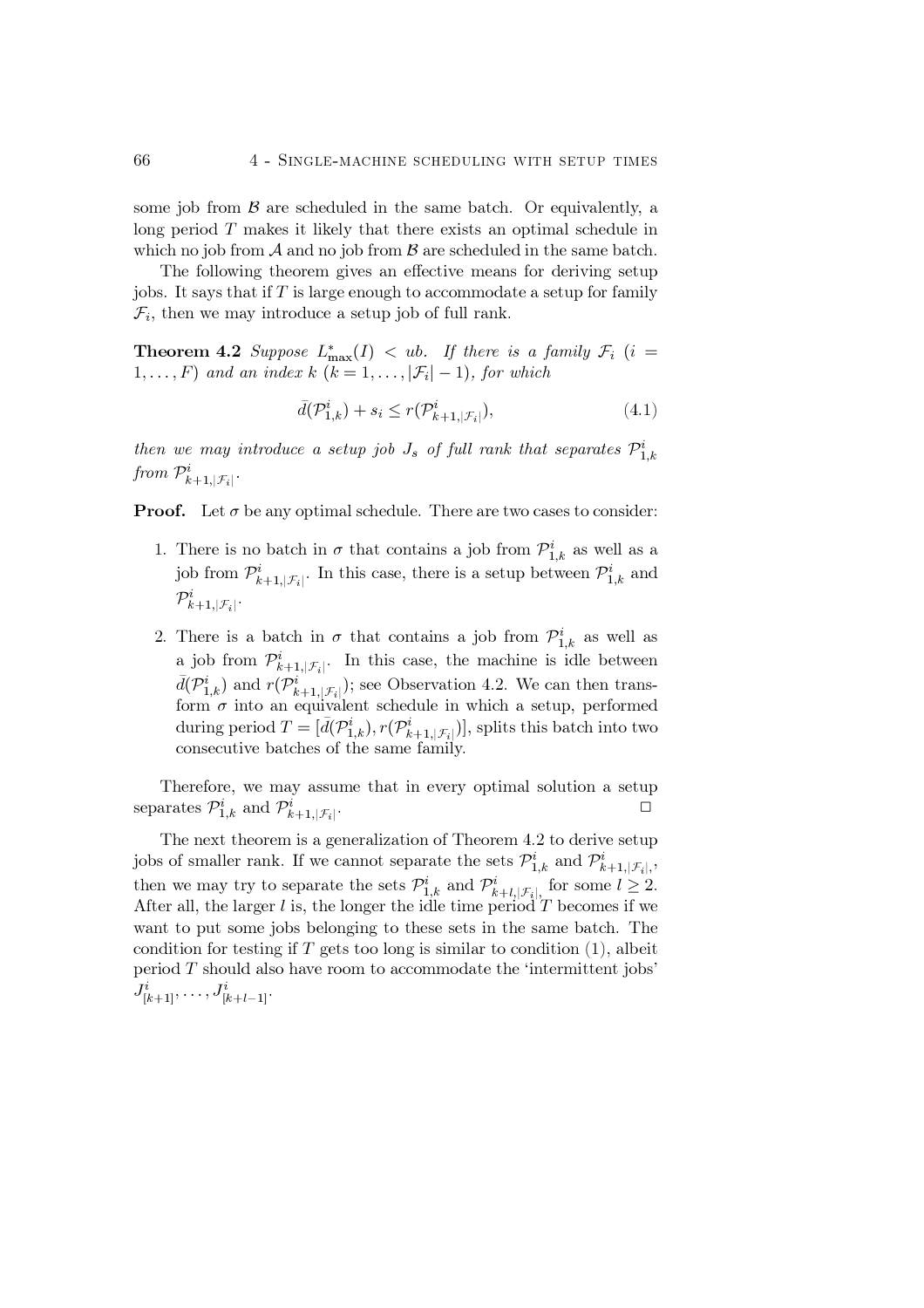some job from $\mathcal{B}$ are scheduled in the same batch. Or equivalently, a long period $T$ makes it likely that there exists an optimal schedule in which no job from $\mathcal{A}$ and no job from $\mathcal{B}$ are scheduled in the same batch.

The following theorem gives an effective means for deriving setup jobs. It says that if $T$ is large enough to accommodate a setup for family $\mathcal{F}_i$, then we may introduce a setup job of full rank.

**Theorem 4.2** *Suppose $L^*_{\max}(I) < ub$. If there is a family $\mathcal{F}_i$ ($i = 1, \ldots, F$) and an index $k$ ($k = 1, \ldots, |\mathcal{F}_i| - 1$), for which*

$$\bar{d}(\mathcal{P}^i_{1,k}) + s_i \leq r(\mathcal{P}^i_{k+1,|\mathcal{F}_i|}), \tag{4.1}$$

*then we may introduce a setup job $J_s$ of full rank that separates $\mathcal{P}^i_{1,k}$ from $\mathcal{P}^i_{k+1,|\mathcal{F}_i|}$.*

**Proof.** Let $\sigma$ be any optimal schedule. There are two cases to consider:

1. There is no batch in $\sigma$ that contains a job from $\mathcal{P}^i_{1,k}$ as well as a job from $\mathcal{P}^i_{k+1,|\mathcal{F}_i|}$. In this case, there is a setup between $\mathcal{P}^i_{1,k}$ and $\mathcal{P}^i_{k+1,|\mathcal{F}_i|}$.
2. There is a batch in $\sigma$ that contains a job from $\mathcal{P}^i_{1,k}$ as well as a job from $\mathcal{P}^i_{k+1,|\mathcal{F}_i|}$. In this case, the machine is idle between $\bar{d}(\mathcal{P}^i_{1,k})$ and $r(\mathcal{P}^i_{k+1,|\mathcal{F}_i|})$; see Observation 4.2. We can then transform $\sigma$ into an equivalent schedule in which a setup, performed during period $T = [\bar{d}(\mathcal{P}^i_{1,k}), r(\mathcal{P}^i_{k+1,|\mathcal{F}_i|})]$, splits this batch into two consecutive batches of the same family.

Therefore, we may assume that in every optimal solution a setup separates $\mathcal{P}^i_{1,k}$ and $\mathcal{P}^i_{k+1,|\mathcal{F}_i|}$. $\square$

The next theorem is a generalization of Theorem 4.2 to derive setup jobs of smaller rank. If we cannot separate the sets $\mathcal{P}^i_{1,k}$ and $\mathcal{P}^i_{k+1,|\mathcal{F}_i|}$, then we may try to separate the sets $\mathcal{P}^i_{1,k}$ and $\mathcal{P}^i_{k+l,|\mathcal{F}_i|}$, for some $l \geq 2$. After all, the larger $l$ is, the longer the idle time period $T$ becomes if we want to put some jobs belonging to these sets in the same batch. The condition for testing if $T$ gets too long is similar to condition (1), albeit period $T$ should also have room to accommodate the 'intermittent jobs' $J^i_{[k+1]}, \ldots, J^i_{[k+l-1]}$.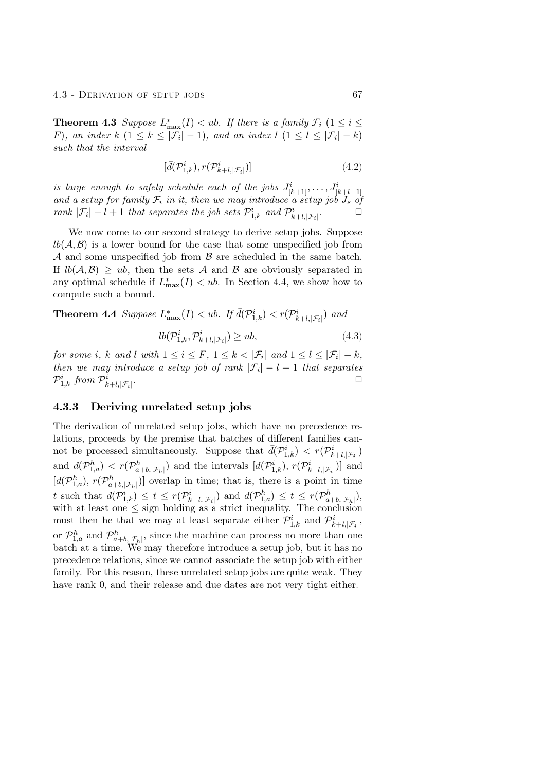**Theorem 4.3** *Suppose $L^*_{\max}(I) < ub$. If there is a family $\mathcal{F}_i$ ($1 \le i \le F$), an index $k$ ($1 \le k \le |\mathcal{F}_i| - 1$), and an index $l$ ($1 \le l \le |\mathcal{F}_i| - k$) such that the interval*

$$[\bar{d}(\mathcal{P}^i_{1,k}), r(\mathcal{P}^i_{k+l,|\mathcal{F}_i|})] \tag{4.2}$$

*is large enough to safely schedule each of the jobs $J^i_{[k+1]}, \ldots, J^i_{[k+l-1]}$ and a setup for family $\mathcal{F}_i$ in it, then we may introduce a setup job $J_s$ of rank $|\mathcal{F}_i| - l + 1$ that separates the job sets $\mathcal{P}^i_{1,k}$ and $\mathcal{P}^i_{k+l,|\mathcal{F}_i|}$.* □

We now come to our second strategy to derive setup jobs. Suppose $lb(\mathcal{A}, \mathcal{B})$ is a lower bound for the case that some unspecified job from $\mathcal{A}$ and some unspecified job from $\mathcal{B}$ are scheduled in the same batch. If $lb(\mathcal{A}, \mathcal{B}) \ge ub$, then the sets $\mathcal{A}$ and $\mathcal{B}$ are obviously separated in any optimal schedule if $L^*_{\max}(I) < ub$. In Section 4.4, we show how to compute such a bound.

**Theorem 4.4** *Suppose $L^*_{\max}(I) < ub$. If $\bar{d}(\mathcal{P}^i_{1,k}) < r(\mathcal{P}^i_{k+l,|\mathcal{F}_i|})$ and*

$$lb(\mathcal{P}^i_{1,k}, \mathcal{P}^i_{k+l,|\mathcal{F}_i|}) \ge ub, \tag{4.3}$$

*for some $i$, $k$ and $l$ with $1 \le i \le F$, $1 \le k < |\mathcal{F}_i|$ and $1 \le l \le |\mathcal{F}_i| - k$, then we may introduce a setup job of rank $|\mathcal{F}_i| - l + 1$ that separates $\mathcal{P}^i_{1,k}$ from $\mathcal{P}^i_{k+l,|\mathcal{F}_i|}$.* □

### 4.3.3 Deriving unrelated setup jobs

The derivation of unrelated setup jobs, which have no precedence relations, proceeds by the premise that batches of different families cannot be processed simultaneously. Suppose that $\bar{d}(\mathcal{P}^i_{1,k}) < r(\mathcal{P}^i_{k+l,|\mathcal{F}_i|})$ and $\bar{d}(\mathcal{P}^h_{1,a}) < r(\mathcal{P}^h_{a+b,|\mathcal{F}_h|})$ and the intervals $[\bar{d}(\mathcal{P}^i_{1,k}), r(\mathcal{P}^i_{k+l,|\mathcal{F}_i|})]$ and $[\bar{d}(\mathcal{P}^h_{1,a}), r(\mathcal{P}^h_{a+b,|\mathcal{F}_h|})]$ overlap in time; that is, there is a point in time $t$ such that $\bar{d}(\mathcal{P}^i_{1,k}) \le t \le r(\mathcal{P}^i_{k+l,|\mathcal{F}_i|})$ and $\bar{d}(\mathcal{P}^h_{1,a}) \le t \le r(\mathcal{P}^h_{a+b,|\mathcal{F}_h|})$, with at least one $\le$ sign holding as a strict inequality. The conclusion must then be that we may at least separate either $\mathcal{P}^i_{1,k}$ and $\mathcal{P}^i_{k+l,|\mathcal{F}_i|}$, or $\mathcal{P}^h_{1,a}$ and $\mathcal{P}^h_{a+b,|\mathcal{F}_h|}$, since the machine can process no more than one batch at a time. We may therefore introduce a setup job, but it has no precedence relations, since we cannot associate the setup job with either family. For this reason, these unrelated setup jobs are quite weak. They have rank 0, and their release and due dates are not very tight either.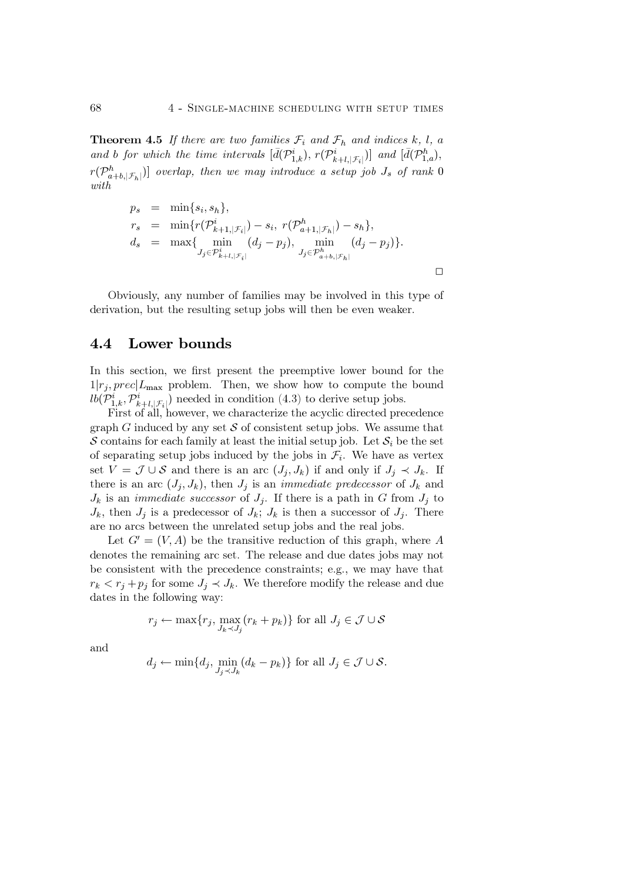**Theorem 4.5** *If there are two families $\mathcal{F}_i$ and $\mathcal{F}_h$ and indices $k$, $l$, $a$ and $b$ for which the time intervals $[\bar{d}(\mathcal{P}^i_{1,k}),\ r(\mathcal{P}^i_{k+l,|\mathcal{F}_i|})]$ and $[\bar{d}(\mathcal{P}^h_{1,a}),\ r(\mathcal{P}^h_{a+b,|\mathcal{F}_h|})]$ overlap, then we may introduce a setup job $J_s$ of rank 0 with*

$$
\begin{aligned}
p_s &= \min\{s_i, s_h\},\\
r_s &= \min\{r(\mathcal{P}^i_{k+1,|\mathcal{F}_i|}) - s_i,\ r(\mathcal{P}^h_{a+1,|\mathcal{F}_h|}) - s_h\},\\
d_s &= \max\{\min_{J_j \in \mathcal{P}^i_{k+l,|\mathcal{F}_i|}} (d_j - p_j),\ \min_{J_j \in \mathcal{P}^h_{a+b,|\mathcal{F}_h|}} (d_j - p_j)\}.
\end{aligned}
$$

□

Obviously, any number of families may be involved in this type of derivation, but the resulting setup jobs will then be even weaker.

## 4.4 Lower bounds

In this section, we first present the preemptive lower bound for the $1|r_j, prec|L_{\max}$ problem. Then, we show how to compute the bound $lb(\mathcal{P}^i_{1,k}, \mathcal{P}^i_{k+l,|\mathcal{F}_i|})$ needed in condition (4.3) to derive setup jobs.

First of all, however, we characterize the acyclic directed precedence graph $G$ induced by any set $\mathcal{S}$ of consistent setup jobs. We assume that $\mathcal{S}$ contains for each family at least the initial setup job. Let $\mathcal{S}_i$ be the set of separating setup jobs induced by the jobs in $\mathcal{F}_i$. We have as vertex set $V = \mathcal{J} \cup \mathcal{S}$ and there is an arc $(J_j, J_k)$ if and only if $J_j \prec J_k$. If there is an arc $(J_j, J_k)$, then $J_j$ is an *immediate predecessor* of $J_k$ and $J_k$ is an *immediate successor* of $J_j$. If there is a path in $G$ from $J_j$ to $J_k$, then $J_j$ is a predecessor of $J_k$; $J_k$ is then a successor of $J_j$. There are no arcs between the unrelated setup jobs and the real jobs.

Let $G' = (V, A)$ be the transitive reduction of this graph, where $A$ denotes the remaining arc set. The release and due dates jobs may not be consistent with the precedence constraints; e.g., we may have that $r_k < r_j + p_j$ for some $J_j \prec J_k$. We therefore modify the release and due dates in the following way:

$$r_j \leftarrow \max\{r_j, \max_{J_k \prec J_j} (r_k + p_k)\} \text{ for all } J_j \in \mathcal{J} \cup \mathcal{S}$$

and

$$d_j \leftarrow \min\{d_j, \min_{J_j \prec J_k} (d_k - p_k)\} \text{ for all } J_j \in \mathcal{J} \cup \mathcal{S}.$$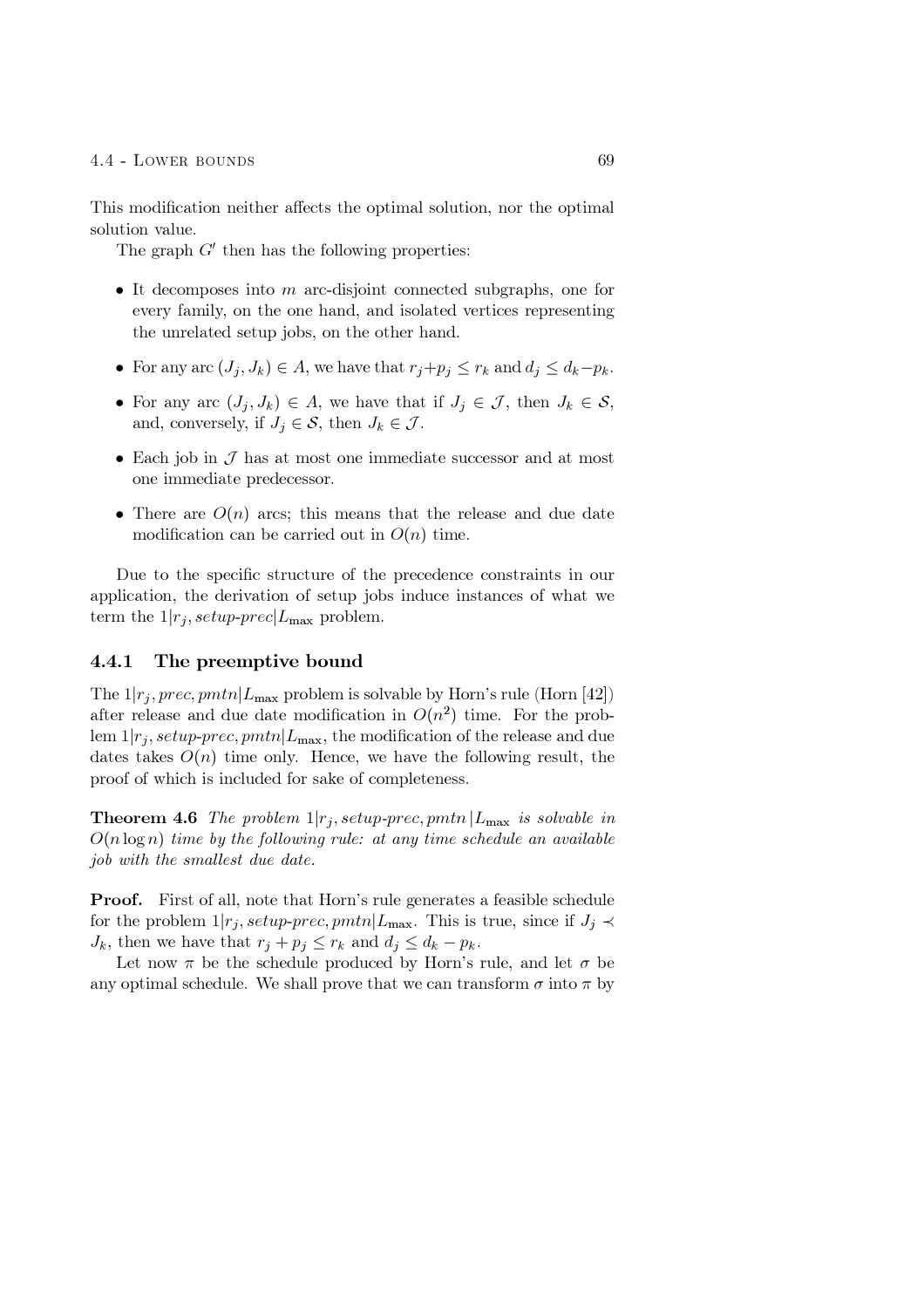This modification neither affects the optimal solution, nor the optimal solution value.

The graph $G'$ then has the following properties:

- It decomposes into $m$ arc-disjoint connected subgraphs, one for every family, on the one hand, and isolated vertices representing the unrelated setup jobs, on the other hand.
- For any arc $(J_j, J_k) \in A$, we have that $r_j + p_j \leq r_k$ and $d_j \leq d_k - p_k$.
- For any arc $(J_j, J_k) \in A$, we have that if $J_j \in \mathcal{J}$, then $J_k \in \mathcal{S}$, and, conversely, if $J_j \in \mathcal{S}$, then $J_k \in \mathcal{J}$.
- Each job in $\mathcal{J}$ has at most one immediate successor and at most one immediate predecessor.
- There are $O(n)$ arcs; this means that the release and due date modification can be carried out in $O(n)$ time.

Due to the specific structure of the precedence constraints in our application, the derivation of setup jobs induce instances of what we term the $1|r_j, setup\text{-}prec|L_{\max}$ problem.

### 4.4.1 The preemptive bound

The $1|r_j, prec, pmtn|L_{\max}$ problem is solvable by Horn's rule (Horn [42]) after release and due date modification in $O(n^2)$ time. For the problem $1|r_j, setup\text{-}prec, pmtn|L_{\max}$, the modification of the release and due dates takes $O(n)$ time only. Hence, we have the following result, the proof of which is included for sake of completeness.

**Theorem 4.6** *The problem $1|r_j, setup\text{-}prec, pmtn\,|L_{\max}$ is solvable in $O(n \log n)$ time by the following rule: at any time schedule an available job with the smallest due date.*

**Proof.** First of all, note that Horn's rule generates a feasible schedule for the problem $1|r_j, setup\text{-}prec, pmtn|L_{\max}$. This is true, since if $J_j \prec J_k$, then we have that $r_j + p_j \leq r_k$ and $d_j \leq d_k - p_k$.

Let now $\pi$ be the schedule produced by Horn's rule, and let $\sigma$ be any optimal schedule. We shall prove that we can transform $\sigma$ into $\pi$ by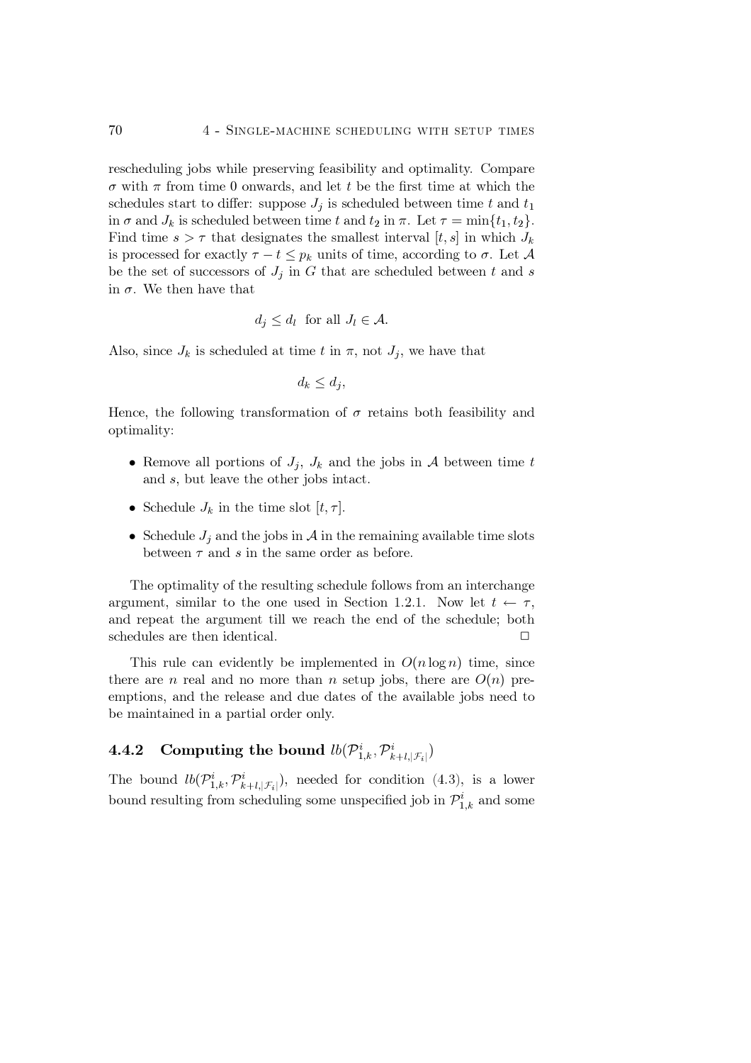rescheduling jobs while preserving feasibility and optimality. Compare $\sigma$ with $\pi$ from time 0 onwards, and let $t$ be the first time at which the schedules start to differ: suppose $J_j$ is scheduled between time $t$ and $t_1$ in $\sigma$ and $J_k$ is scheduled between time $t$ and $t_2$ in $\pi$. Let $\tau = \min\{t_1, t_2\}$. Find time $s > \tau$ that designates the smallest interval $[t, s]$ in which $J_k$ is processed for exactly $\tau - t \leq p_k$ units of time, according to $\sigma$. Let $\mathcal{A}$ be the set of successors of $J_j$ in $G$ that are scheduled between $t$ and $s$ in $\sigma$. We then have that

$$d_j \leq d_l \;\; \text{for all } J_l \in \mathcal{A}.$$

Also, since $J_k$ is scheduled at time $t$ in $\pi$, not $J_j$, we have that

$$d_k \leq d_j,$$

Hence, the following transformation of $\sigma$ retains both feasibility and optimality:

- Remove all portions of $J_j$, $J_k$ and the jobs in $\mathcal{A}$ between time $t$ and $s$, but leave the other jobs intact.
- Schedule $J_k$ in the time slot $[t, \tau]$.
- Schedule $J_j$ and the jobs in $\mathcal{A}$ in the remaining available time slots between $\tau$ and $s$ in the same order as before.

The optimality of the resulting schedule follows from an interchange argument, similar to the one used in Section 1.2.1. Now let $t \leftarrow \tau$, and repeat the argument till we reach the end of the schedule; both schedules are then identical. □

This rule can evidently be implemented in $O(n \log n)$ time, since there are $n$ real and no more than $n$ setup jobs, there are $O(n)$ preemptions, and the release and due dates of the available jobs need to be maintained in a partial order only.

### 4.4.2 Computing the bound $lb(\mathcal{P}^i_{1,k}, \mathcal{P}^i_{k+l,|\mathcal{F}_i|})$

The bound $lb(\mathcal{P}^i_{1,k}, \mathcal{P}^i_{k+l,|\mathcal{F}_i|})$, needed for condition (4.3), is a lower bound resulting from scheduling some unspecified job in $\mathcal{P}^i_{1,k}$ and some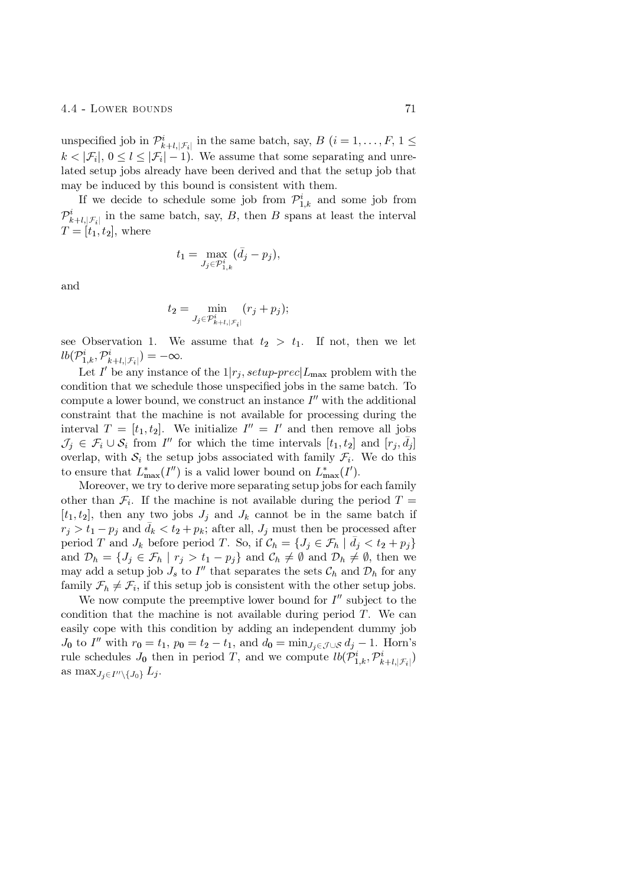unspecified job in $\mathcal{P}^i_{k+l,|\mathcal{F}_i|}$ in the same batch, say, $B$ ($i = 1, \ldots, F$, $1 \leq k < |\mathcal{F}_i|$, $0 \leq l \leq |\mathcal{F}_i| - 1$). We assume that some separating and unrelated setup jobs already have been derived and that the setup job that may be induced by this bound is consistent with them.

If we decide to schedule some job from $\mathcal{P}^i_{1,k}$ and some job from $\mathcal{P}^i_{k+l,|\mathcal{F}_i|}$ in the same batch, say, $B$, then $B$ spans at least the interval $T = [t_1, t_2]$, where

$$t_1 = \max_{J_j \in \mathcal{P}^i_{1,k}} (\bar{d}_j - p_j),$$

and

$$t_2 = \min_{J_j \in \mathcal{P}^i_{k+l,|\mathcal{F}_i|}} (r_j + p_j);$$

see Observation 1. We assume that $t_2 > t_1$. If not, then we let $lb(\mathcal{P}^i_{1,k}, \mathcal{P}^i_{k+l,|\mathcal{F}_i|}) = -\infty$.

Let $I'$ be any instance of the $1|r_j, \textit{setup-prec}|L_{\max}$ problem with the condition that we schedule those unspecified jobs in the same batch. To compute a lower bound, we construct an instance $I''$ with the additional constraint that the machine is not available for processing during the interval $T = [t_1, t_2]$. We initialize $I'' = I'$ and then remove all jobs $\mathcal{J}_j \in \mathcal{F}_i \cup \mathcal{S}_i$ from $I''$ for which the time intervals $[t_1, t_2]$ and $[r_j, \bar{d}_j]$ overlap, with $\mathcal{S}_i$ the setup jobs associated with family $\mathcal{F}_i$. We do this to ensure that $L^*_{\max}(I'')$ is a valid lower bound on $L^*_{\max}(I')$.

Moreover, we try to derive more separating setup jobs for each family other than $\mathcal{F}_i$. If the machine is not available during the period $T = [t_1, t_2]$, then any two jobs $J_j$ and $J_k$ cannot be in the same batch if $r_j > t_1 - p_j$ and $\bar{d}_k < t_2 + p_k$; after all, $J_j$ must then be processed after period $T$ and $J_k$ before period $T$. So, if $\mathcal{C}_h = \{J_j \in \mathcal{F}_h \mid \bar{d}_j < t_2 + p_j\}$ and $\mathcal{D}_h = \{J_j \in \mathcal{F}_h \mid r_j > t_1 - p_j\}$ and $\mathcal{C}_h \neq \emptyset$ and $\mathcal{D}_h \neq \emptyset$, then we may add a setup job $J_s$ to $I''$ that separates the sets $\mathcal{C}_h$ and $\mathcal{D}_h$ for any family $\mathcal{F}_h \neq \mathcal{F}_i$, if this setup job is consistent with the other setup jobs.

We now compute the preemptive lower bound for $I''$ subject to the condition that the machine is not available during period $T$. We can easily cope with this condition by adding an independent dummy job $J_0$ to $I''$ with $r_0 = t_1$, $p_0 = t_2 - t_1$, and $d_0 = \min_{J_j \in \mathcal{J} \cup \mathcal{S}} d_j - 1$. Horn's rule schedules $J_0$ then in period $T$, and we compute $lb(\mathcal{P}^i_{1,k}, \mathcal{P}^i_{k+l,|\mathcal{F}_i|})$ as $\max_{J_j \in I'' \setminus \{J_0\}} L_j$.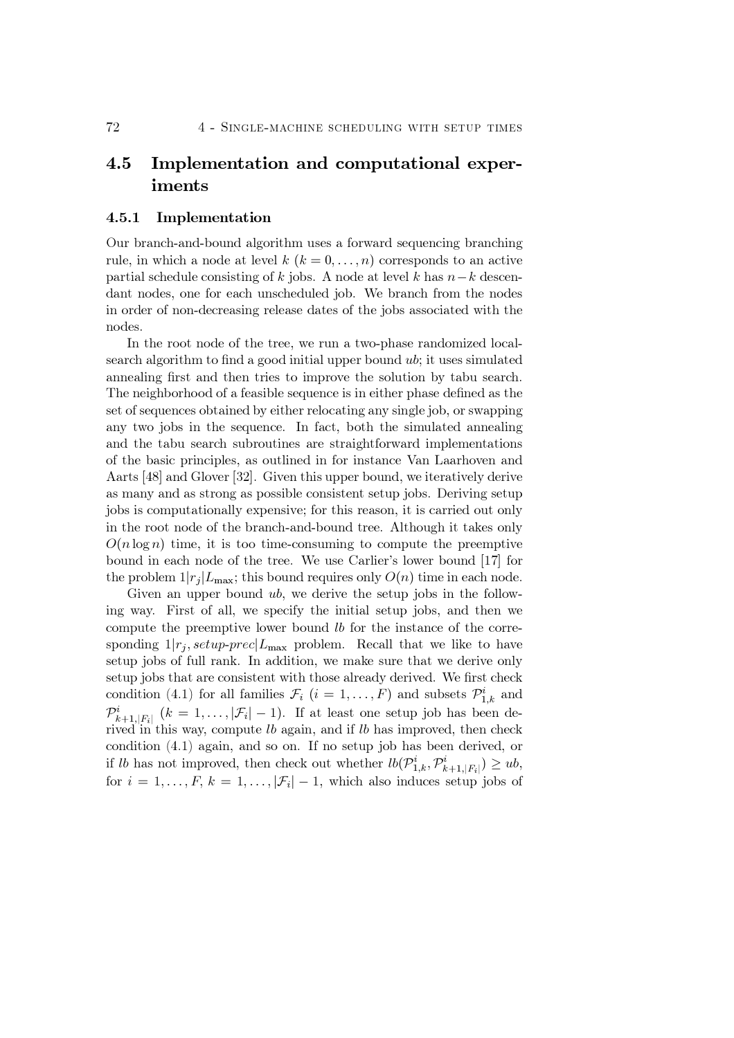## 4.5 Implementation and computational experiments

### 4.5.1 Implementation

Our branch-and-bound algorithm uses a forward sequencing branching rule, in which a node at level $k$ ($k = 0, \ldots, n$) corresponds to an active partial schedule consisting of $k$ jobs. A node at level $k$ has $n-k$ descendant nodes, one for each unscheduled job. We branch from the nodes in order of non-decreasing release dates of the jobs associated with the nodes.

In the root node of the tree, we run a two-phase randomized local-search algorithm to find a good initial upper bound $ub$; it uses simulated annealing first and then tries to improve the solution by tabu search. The neighborhood of a feasible sequence is in either phase defined as the set of sequences obtained by either relocating any single job, or swapping any two jobs in the sequence. In fact, both the simulated annealing and the tabu search subroutines are straightforward implementations of the basic principles, as outlined in for instance Van Laarhoven and Aarts [48] and Glover [32]. Given this upper bound, we iteratively derive as many and as strong as possible consistent setup jobs. Deriving setup jobs is computationally expensive; for this reason, it is carried out only in the root node of the branch-and-bound tree. Although it takes only $O(n \log n)$ time, it is too time-consuming to compute the preemptive bound in each node of the tree. We use Carlier's lower bound [17] for the problem $1|r_j|L_{\max}$; this bound requires only $O(n)$ time in each node.

Given an upper bound $ub$, we derive the setup jobs in the following way. First of all, we specify the initial setup jobs, and then we compute the preemptive lower bound $lb$ for the instance of the corresponding $1|r_j, \mathit{setup\text{-}prec}|L_{\max}$ problem. Recall that we like to have setup jobs of full rank. In addition, we make sure that we derive only setup jobs that are consistent with those already derived. We first check condition (4.1) for all families $\mathcal{F}_i$ ($i = 1, \ldots, F$) and subsets $\mathcal{P}^i_{1,k}$ and $\mathcal{P}^i_{k+1,|F_i|}$ ($k = 1, \ldots, |\mathcal{F}_i| - 1$). If at least one setup job has been derived in this way, compute $lb$ again, and if $lb$ has improved, then check condition (4.1) again, and so on. If no setup job has been derived, or if $lb$ has not improved, then check out whether $lb(\mathcal{P}^i_{1,k}, \mathcal{P}^i_{k+1,|F_i|}) \geq ub$, for $i = 1, \ldots, F$, $k = 1, \ldots, |\mathcal{F}_i| - 1$, which also induces setup jobs of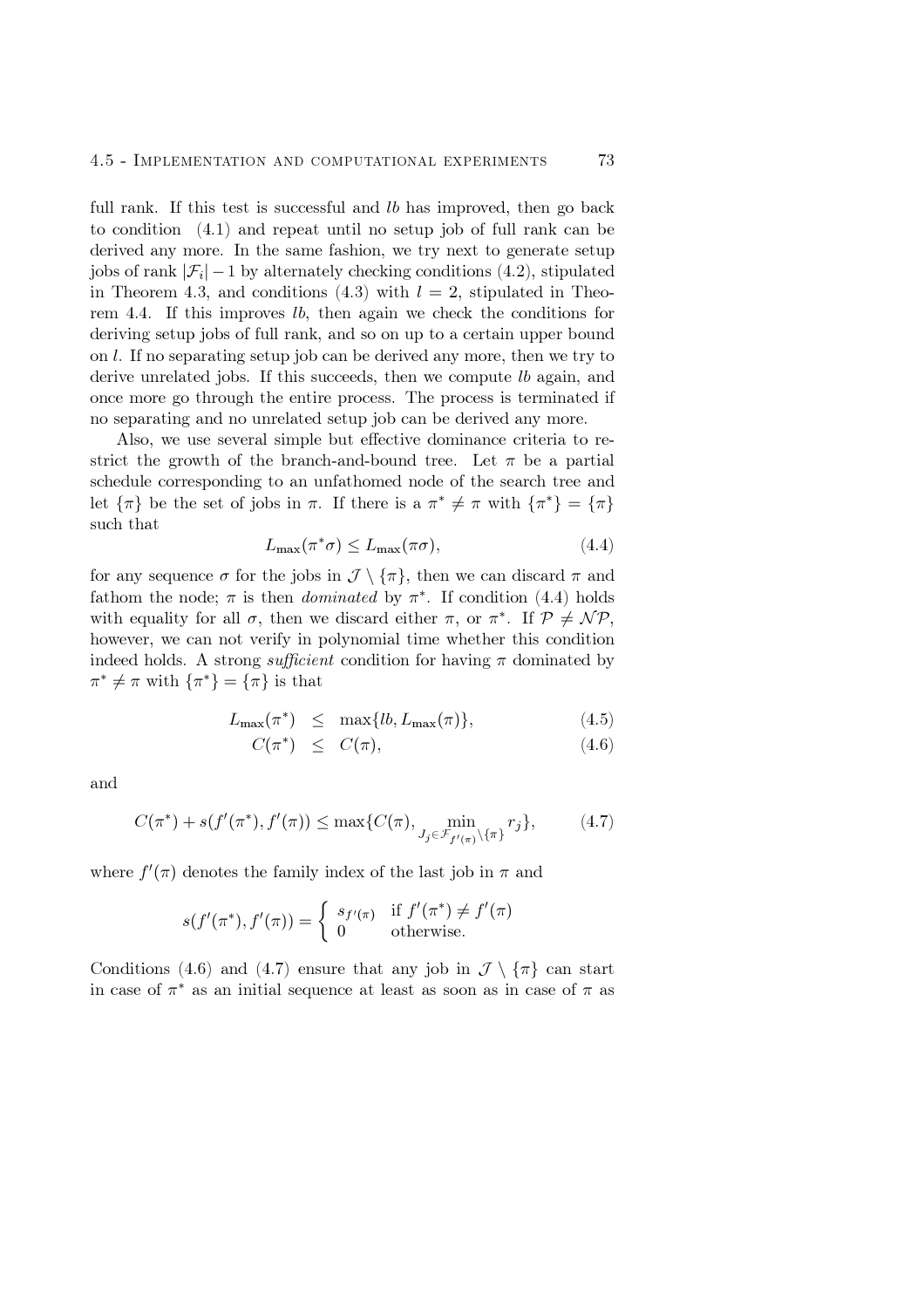full rank. If this test is successful and $lb$ has improved, then go back to condition (4.1) and repeat until no setup job of full rank can be derived any more. In the same fashion, we try next to generate setup jobs of rank $|\mathcal{F}_i| - 1$ by alternately checking conditions (4.2), stipulated in Theorem 4.3, and conditions (4.3) with $l = 2$, stipulated in Theorem 4.4. If this improves $lb$, then again we check the conditions for deriving setup jobs of full rank, and so on up to a certain upper bound on $l$. If no separating setup job can be derived any more, then we try to derive unrelated jobs. If this succeeds, then we compute $lb$ again, and once more go through the entire process. The process is terminated if no separating and no unrelated setup job can be derived any more.

Also, we use several simple but effective dominance criteria to restrict the growth of the branch-and-bound tree. Let $\pi$ be a partial schedule corresponding to an unfathomed node of the search tree and let $\{\pi\}$ be the set of jobs in $\pi$. If there is a $\pi^* \neq \pi$ with $\{\pi^*\} = \{\pi\}$ such that

$$L_{\max}(\pi^* \sigma) \leq L_{\max}(\pi \sigma), \tag{4.4}$$

for any sequence $\sigma$ for the jobs in $\mathcal{J} \setminus \{\pi\}$, then we can discard $\pi$ and fathom the node; $\pi$ is then *dominated* by $\pi^*$. If condition (4.4) holds with equality for all $\sigma$, then we discard either $\pi$, or $\pi^*$. If $\mathcal{P} \neq \mathcal{NP}$, however, we can not verify in polynomial time whether this condition indeed holds. A strong *sufficient* condition for having $\pi$ dominated by $\pi^* \neq \pi$ with $\{\pi^*\} = \{\pi\}$ is that

$$L_{\max}(\pi^*) \leq \max\{lb, L_{\max}(\pi)\}, \tag{4.5}$$

$$C(\pi^*) \leq C(\pi), \tag{4.6}$$

and

$$C(\pi^*) + s(f'(\pi^*), f'(\pi)) \leq \max\{C(\pi), \min_{J_j \in \mathcal{F}_{f'(\pi)} \setminus \{\pi\}} r_j\}, \tag{4.7}$$

where $f'(\pi)$ denotes the family index of the last job in $\pi$ and

$$s(f'(\pi^*), f'(\pi)) = \begin{cases} s_{f'(\pi)} & \text{if } f'(\pi^*) \neq f'(\pi) \\ 0 & \text{otherwise.} \end{cases}$$

Conditions (4.6) and (4.7) ensure that any job in $\mathcal{J} \setminus \{\pi\}$ can start in case of $\pi^*$ as an initial sequence at least as soon as in case of $\pi$ as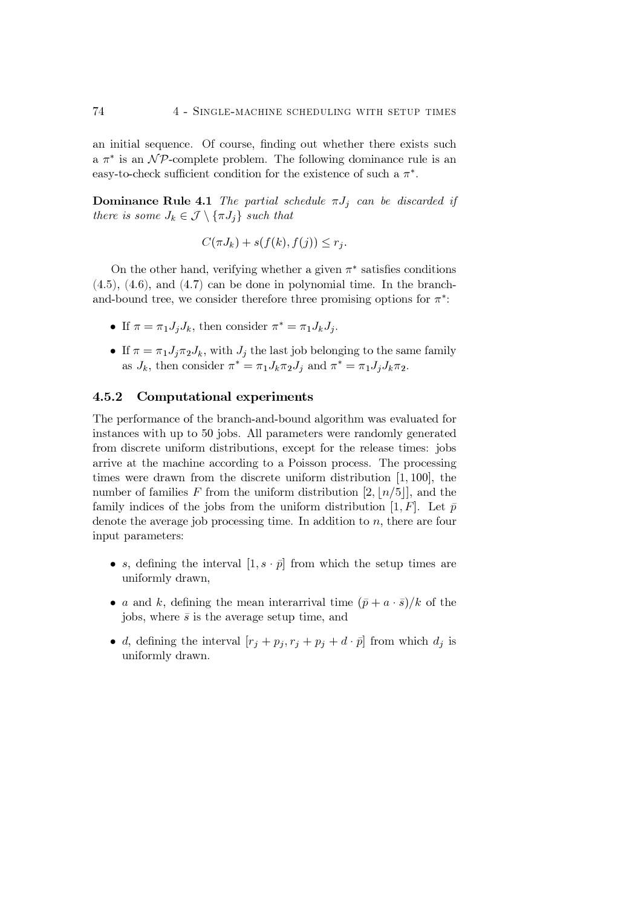an initial sequence. Of course, finding out whether there exists such a $\pi^*$ is an $\mathcal{NP}$-complete problem. The following dominance rule is an easy-to-check sufficient condition for the existence of such a $\pi^*$.

**Dominance Rule 4.1** *The partial schedule $\pi J_j$ can be discarded if there is some $J_k \in \mathcal{J} \setminus \{\pi J_j\}$ such that*

$$C(\pi J_k) + s(f(k), f(j)) \leq r_j.$$

On the other hand, verifying whether a given $\pi^*$ satisfies conditions (4.5), (4.6), and (4.7) can be done in polynomial time. In the branch-and-bound tree, we consider therefore three promising options for $\pi^*$:

- If $\pi = \pi_1 J_j J_k$, then consider $\pi^* = \pi_1 J_k J_j$.
- If $\pi = \pi_1 J_j \pi_2 J_k$, with $J_j$ the last job belonging to the same family as $J_k$, then consider $\pi^* = \pi_1 J_k \pi_2 J_j$ and $\pi^* = \pi_1 J_j J_k \pi_2$.

### 4.5.2 Computational experiments

The performance of the branch-and-bound algorithm was evaluated for instances with up to 50 jobs. All parameters were randomly generated from discrete uniform distributions, except for the release times: jobs arrive at the machine according to a Poisson process. The processing times were drawn from the discrete uniform distribution $[1, 100]$, the number of families $F$ from the uniform distribution $[2, \lfloor n/5 \rfloor]$, and the family indices of the jobs from the uniform distribution $[1, F]$. Let $\bar{p}$ denote the average job processing time. In addition to $n$, there are four input parameters:

- $s$, defining the interval $[1, s \cdot \bar{p}]$ from which the setup times are uniformly drawn,
- $a$ and $k$, defining the mean interarrival time $(\bar{p} + a \cdot \bar{s})/k$ of the jobs, where $\bar{s}$ is the average setup time, and
- $d$, defining the interval $[r_j + p_j, r_j + p_j + d \cdot \bar{p}]$ from which $d_j$ is uniformly drawn.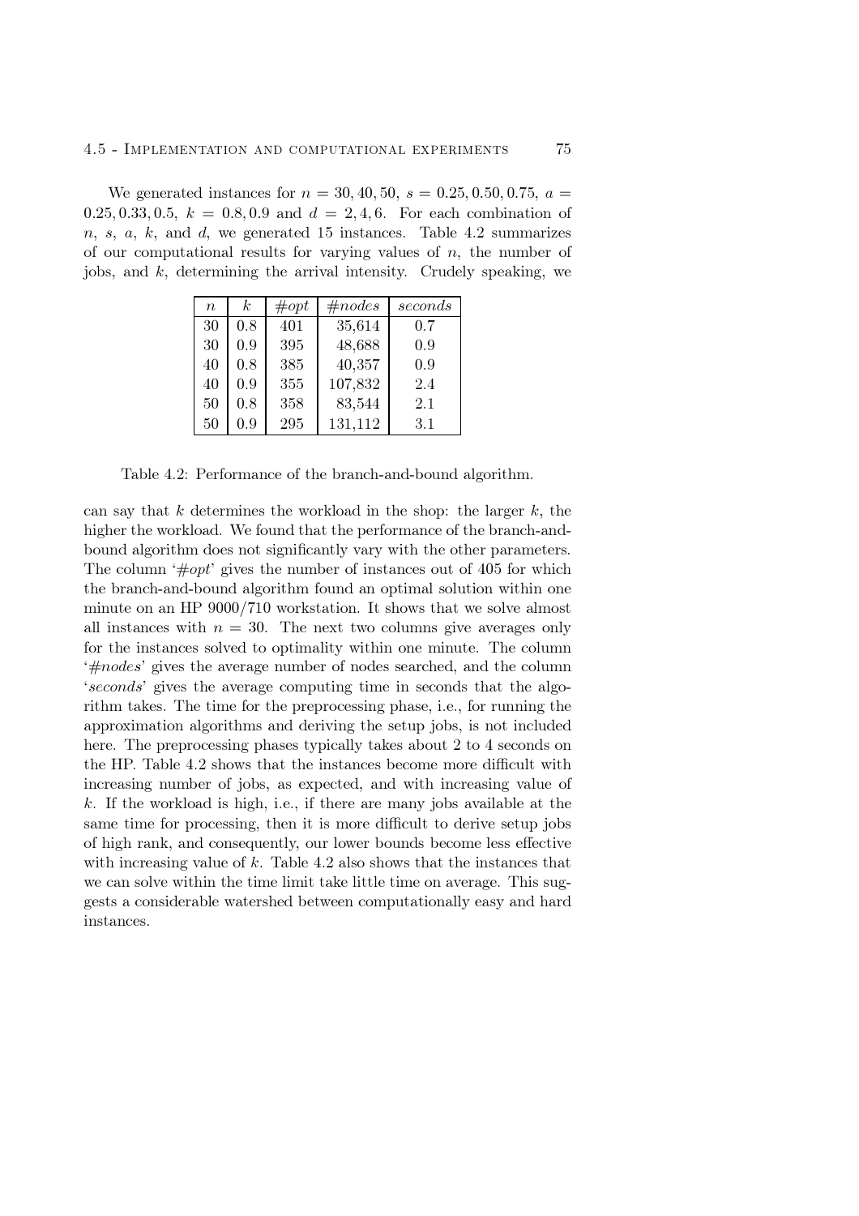We generated instances for $n = 30, 40, 50$, $s = 0.25, 0.50, 0.75$, $a = 0.25, 0.33, 0.5$, $k = 0.8, 0.9$ and $d = 2, 4, 6$. For each combination of $n$, $s$, $a$, $k$, and $d$, we generated 15 instances. Table 4.2 summarizes of our computational results for varying values of $n$, the number of jobs, and $k$, determining the arrival intensity. Crudely speaking, we

| $n$ | $k$ | *#opt* | *#nodes* | *seconds* |
|---|---|---|---|---|
| 30 | 0.8 | 401 | 35,614 | 0.7 |
| 30 | 0.9 | 395 | 48,688 | 0.9 |
| 40 | 0.8 | 385 | 40,357 | 0.9 |
| 40 | 0.9 | 355 | 107,832 | 2.4 |
| 50 | 0.8 | 358 | 83,544 | 2.1 |
| 50 | 0.9 | 295 | 131,112 | 3.1 |

Table 4.2: Performance of the branch-and-bound algorithm.

can say that $k$ determines the workload in the shop: the larger $k$, the higher the workload. We found that the performance of the branch-and-bound algorithm does not significantly vary with the other parameters. The column '*#opt*' gives the number of instances out of 405 for which the branch-and-bound algorithm found an optimal solution within one minute on an HP 9000/710 workstation. It shows that we solve almost all instances with $n = 30$. The next two columns give averages only for the instances solved to optimality within one minute. The column '*#nodes*' gives the average number of nodes searched, and the column '*seconds*' gives the average computing time in seconds that the algorithm takes. The time for the preprocessing phase, i.e., for running the approximation algorithms and deriving the setup jobs, is not included here. The preprocessing phases typically takes about 2 to 4 seconds on the HP. Table 4.2 shows that the instances become more difficult with increasing number of jobs, as expected, and with increasing value of $k$. If the workload is high, i.e., if there are many jobs available at the same time for processing, then it is more difficult to derive setup jobs of high rank, and consequently, our lower bounds become less effective with increasing value of $k$. Table 4.2 also shows that the instances that we can solve within the time limit take little time on average. This suggests a considerable watershed between computationally easy and hard instances.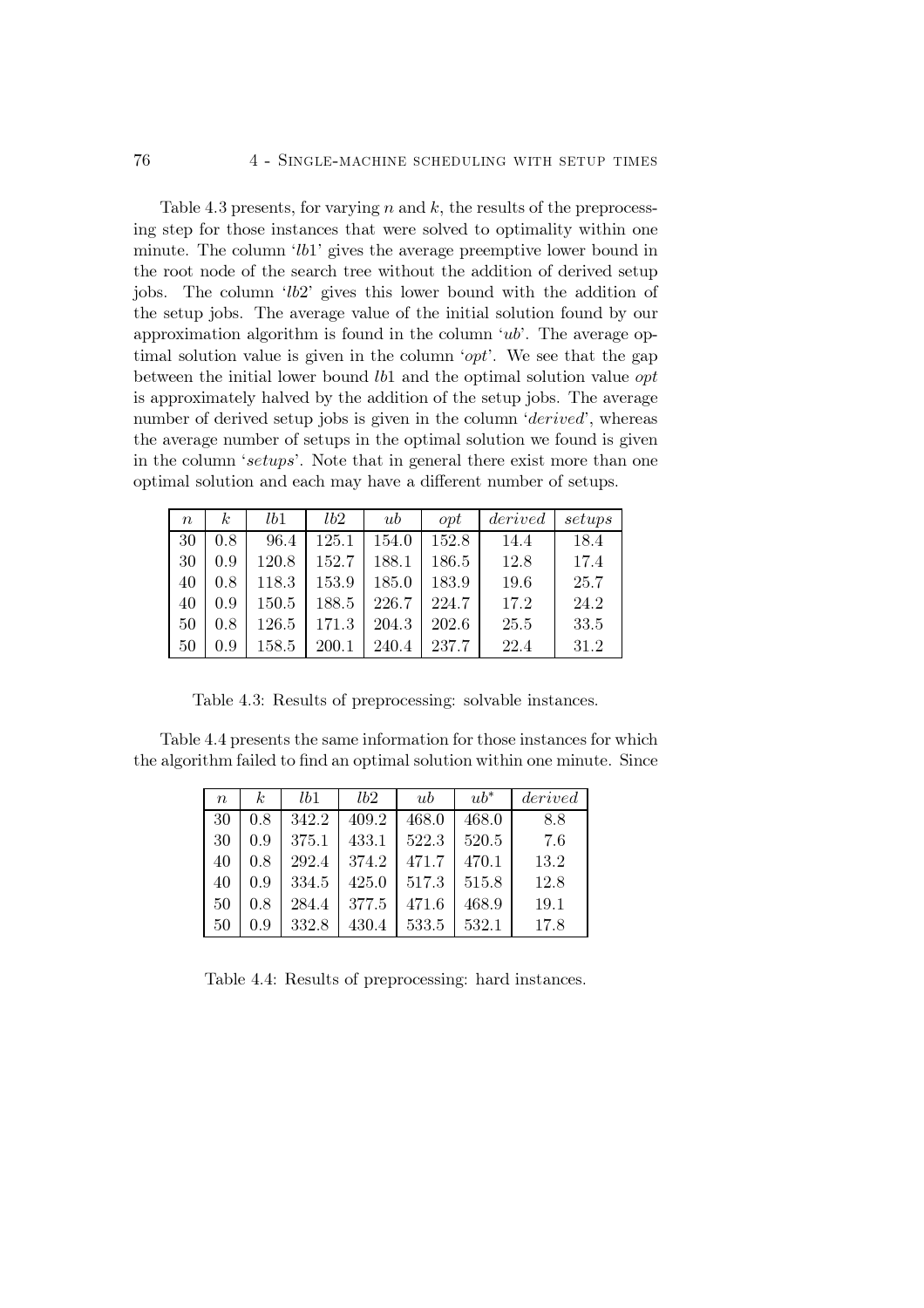Table 4.3 presents, for varying $n$ and $k$, the results of the preprocessing step for those instances that were solved to optimality within one minute. The column '$lb1$' gives the average preemptive lower bound in the root node of the search tree without the addition of derived setup jobs. The column '$lb2$' gives this lower bound with the addition of the setup jobs. The average value of the initial solution found by our approximation algorithm is found in the column '$ub$'. The average optimal solution value is given in the column '$opt$'. We see that the gap between the initial lower bound $lb1$ and the optimal solution value $opt$ is approximately halved by the addition of the setup jobs. The average number of derived setup jobs is given in the column '$derived$', whereas the average number of setups in the optimal solution we found is given in the column '$setups$'. Note that in general there exist more than one optimal solution and each may have a different number of setups.

| $n$ | $k$ | $lb1$ | $lb2$ | $ub$ | $opt$ | $derived$ | $setups$ |
|---|---|---|---|---|---|---|---|
| 30 | 0.8 | 96.4 | 125.1 | 154.0 | 152.8 | 14.4 | 18.4 |
| 30 | 0.9 | 120.8 | 152.7 | 188.1 | 186.5 | 12.8 | 17.4 |
| 40 | 0.8 | 118.3 | 153.9 | 185.0 | 183.9 | 19.6 | 25.7 |
| 40 | 0.9 | 150.5 | 188.5 | 226.7 | 224.7 | 17.2 | 24.2 |
| 50 | 0.8 | 126.5 | 171.3 | 204.3 | 202.6 | 25.5 | 33.5 |
| 50 | 0.9 | 158.5 | 200.1 | 240.4 | 237.7 | 22.4 | 31.2 |

Table 4.3: Results of preprocessing: solvable instances.

Table 4.4 presents the same information for those instances for which the algorithm failed to find an optimal solution within one minute. Since

| $n$ | $k$ | $lb1$ | $lb2$ | $ub$ | $ub^*$ | $derived$ |
|---|---|---|---|---|---|---|
| 30 | 0.8 | 342.2 | 409.2 | 468.0 | 468.0 | 8.8 |
| 30 | 0.9 | 375.1 | 433.1 | 522.3 | 520.5 | 7.6 |
| 40 | 0.8 | 292.4 | 374.2 | 471.7 | 470.1 | 13.2 |
| 40 | 0.9 | 334.5 | 425.0 | 517.3 | 515.8 | 12.8 |
| 50 | 0.8 | 284.4 | 377.5 | 471.6 | 468.9 | 19.1 |
| 50 | 0.9 | 332.8 | 430.4 | 533.5 | 532.1 | 17.8 |

Table 4.4: Results of preprocessing: hard instances.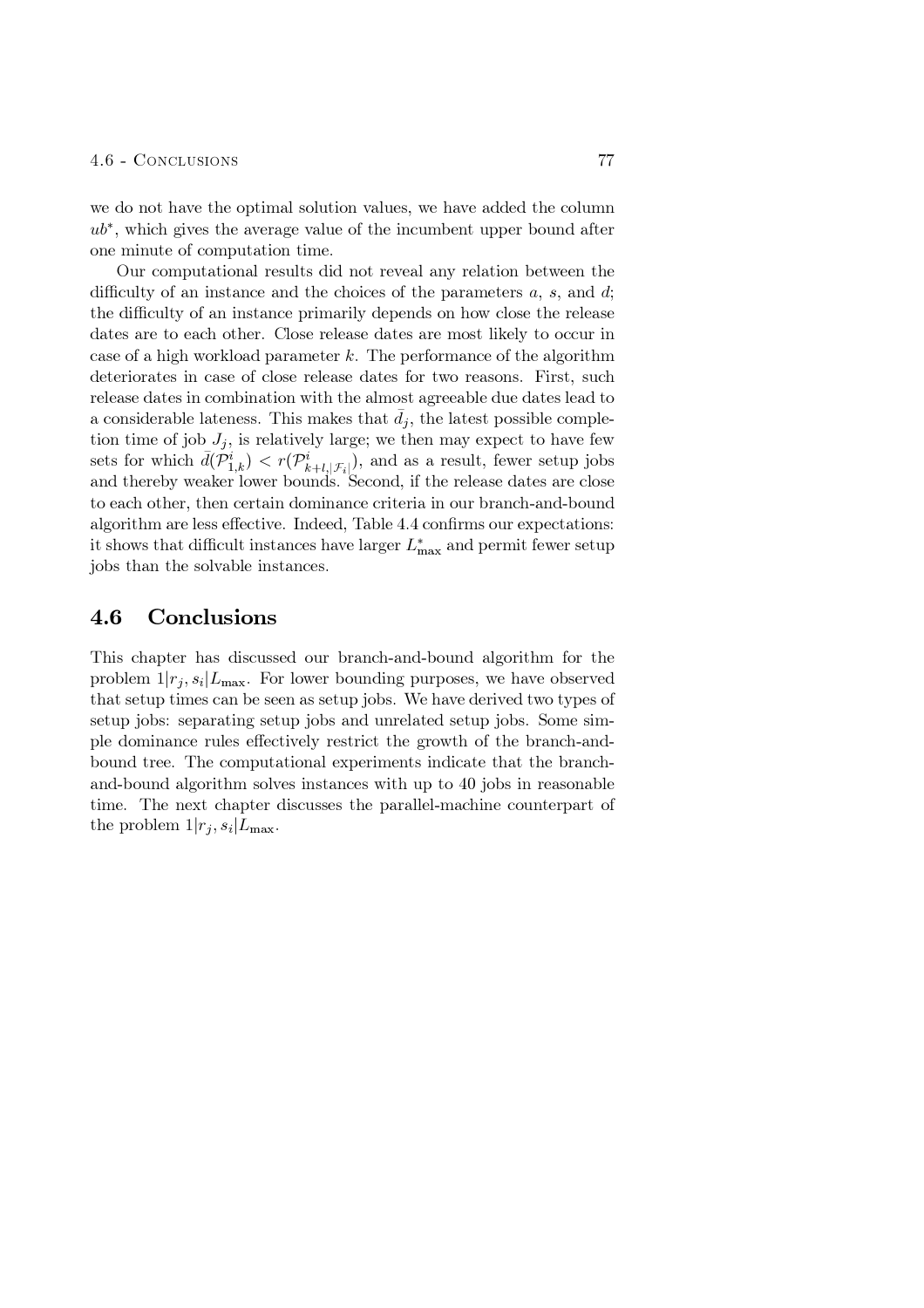we do not have the optimal solution values, we have added the column $ub^*$, which gives the average value of the incumbent upper bound after one minute of computation time.

Our computational results did not reveal any relation between the difficulty of an instance and the choices of the parameters $a$, $s$, and $d$; the difficulty of an instance primarily depends on how close the release dates are to each other. Close release dates are most likely to occur in case of a high workload parameter $k$. The performance of the algorithm deteriorates in case of close release dates for two reasons. First, such release dates in combination with the almost agreeable due dates lead to a considerable lateness. This makes that $\bar{d}_j$, the latest possible completion time of job $J_j$, is relatively large; we then may expect to have few sets for which $\bar{d}(\mathcal{P}^i_{1,k}) < r(\mathcal{P}^i_{k+l,|\mathcal{F}_i|})$, and as a result, fewer setup jobs and thereby weaker lower bounds. Second, if the release dates are close to each other, then certain dominance criteria in our branch-and-bound algorithm are less effective. Indeed, Table 4.4 confirms our expectations: it shows that difficult instances have larger $L^*_{\max}$ and permit fewer setup jobs than the solvable instances.

## 4.6 Conclusions

This chapter has discussed our branch-and-bound algorithm for the problem $1|r_j, s_i|L_{\max}$. For lower bounding purposes, we have observed that setup times can be seen as setup jobs. We have derived two types of setup jobs: separating setup jobs and unrelated setup jobs. Some simple dominance rules effectively restrict the growth of the branch-and-bound tree. The computational experiments indicate that the branch-and-bound algorithm solves instances with up to 40 jobs in reasonable time. The next chapter discusses the parallel-machine counterpart of the problem $1|r_j, s_i|L_{\max}$.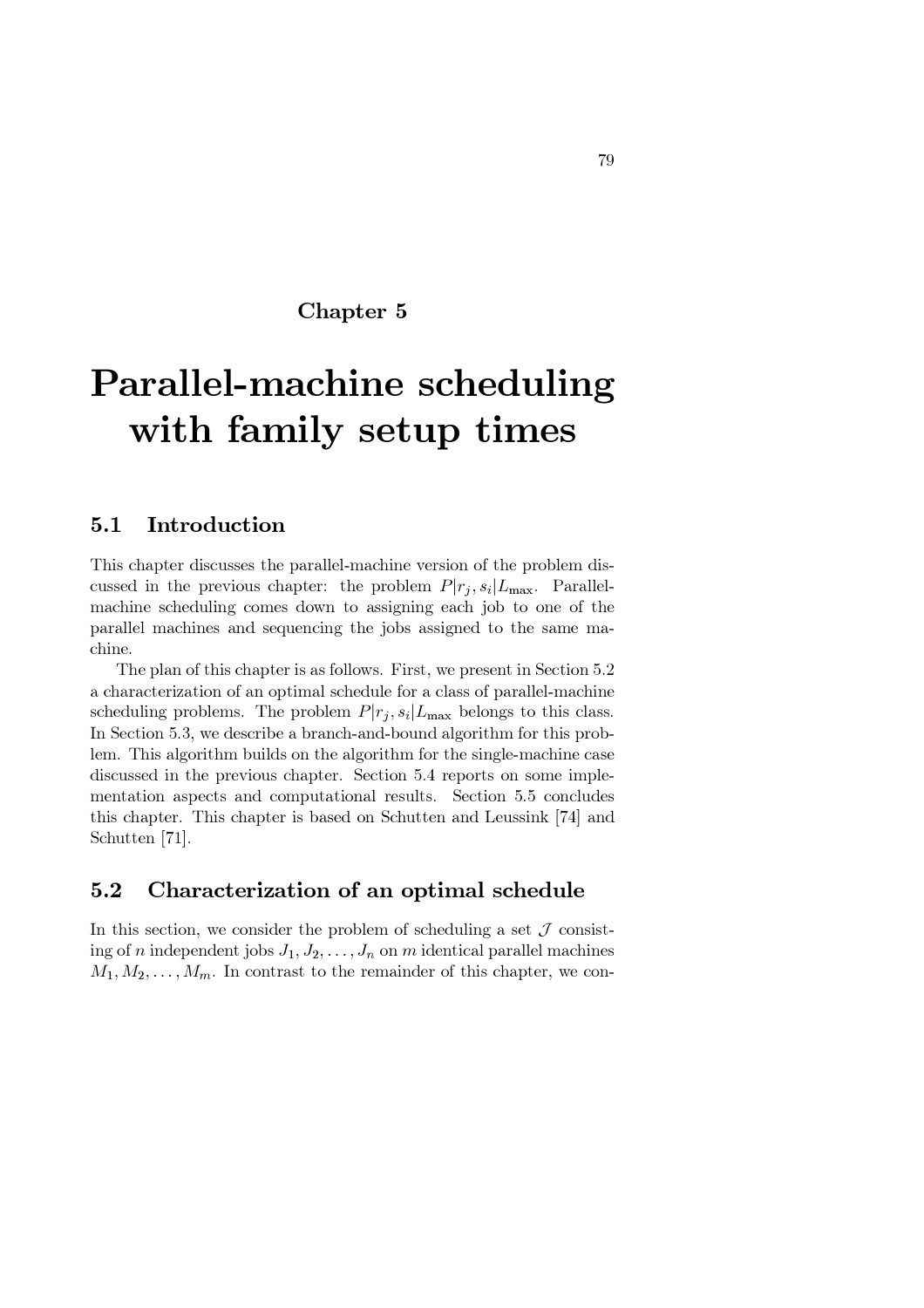# Chapter 5

# Parallel-machine scheduling with family setup times

## 5.1 Introduction

This chapter discusses the parallel-machine version of the problem discussed in the previous chapter: the problem $P|r_j, s_i|L_{\max}$. Parallel-machine scheduling comes down to assigning each job to one of the parallel machines and sequencing the jobs assigned to the same machine.

The plan of this chapter is as follows. First, we present in Section 5.2 a characterization of an optimal schedule for a class of parallel-machine scheduling problems. The problem $P|r_j, s_i|L_{\max}$ belongs to this class. In Section 5.3, we describe a branch-and-bound algorithm for this problem. This algorithm builds on the algorithm for the single-machine case discussed in the previous chapter. Section 5.4 reports on some implementation aspects and computational results. Section 5.5 concludes this chapter. This chapter is based on Schutten and Leussink [74] and Schutten [71].

## 5.2 Characterization of an optimal schedule

In this section, we consider the problem of scheduling a set $\mathcal{J}$ consisting of $n$ independent jobs $J_1, J_2, \ldots, J_n$ on $m$ identical parallel machines $M_1, M_2, \ldots, M_m$. In contrast to the remainder of this chapter, we con-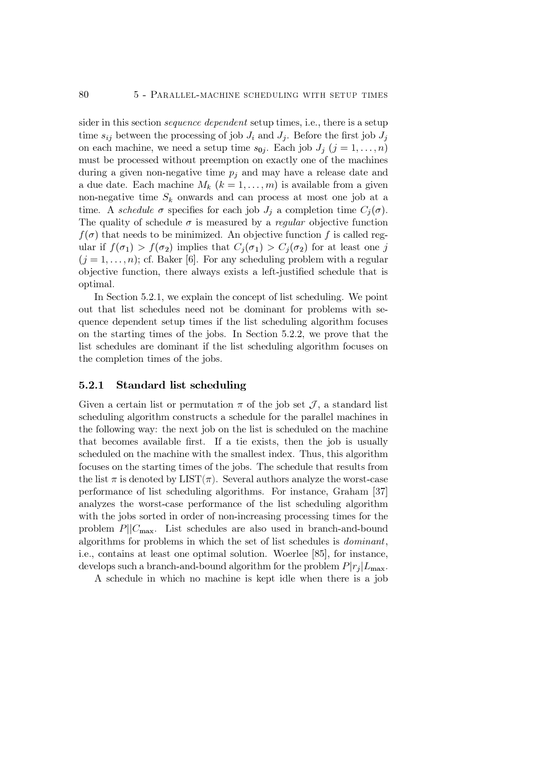sider in this section *sequence dependent* setup times, i.e., there is a setup time $s_{ij}$ between the processing of job $J_i$ and $J_j$. Before the first job $J_j$ on each machine, we need a setup time $s_{0j}$. Each job $J_j$ ($j = 1, \ldots, n$) must be processed without preemption on exactly one of the machines during a given non-negative time $p_j$ and may have a release date and a due date. Each machine $M_k$ ($k = 1, \ldots, m$) is available from a given non-negative time $S_k$ onwards and can process at most one job at a time. A *schedule* $\sigma$ specifies for each job $J_j$ a completion time $C_j(\sigma)$. The quality of schedule $\sigma$ is measured by a *regular* objective function $f(\sigma)$ that needs to be minimized. An objective function $f$ is called regular if $f(\sigma_1) > f(\sigma_2)$ implies that $C_j(\sigma_1) > C_j(\sigma_2)$ for at least one $j$ ($j = 1, \ldots, n$); cf. Baker [6]. For any scheduling problem with a regular objective function, there always exists a left-justified schedule that is optimal.

In Section 5.2.1, we explain the concept of list scheduling. We point out that list schedules need not be dominant for problems with sequence dependent setup times if the list scheduling algorithm focuses on the starting times of the jobs. In Section 5.2.2, we prove that the list schedules are dominant if the list scheduling algorithm focuses on the completion times of the jobs.

### 5.2.1 Standard list scheduling

Given a certain list or permutation $\pi$ of the job set $\mathcal{J}$, a standard list scheduling algorithm constructs a schedule for the parallel machines in the following way: the next job on the list is scheduled on the machine that becomes available first. If a tie exists, then the job is usually scheduled on the machine with the smallest index. Thus, this algorithm focuses on the starting times of the jobs. The schedule that results from the list $\pi$ is denoted by LIST($\pi$). Several authors analyze the worst-case performance of list scheduling algorithms. For instance, Graham [37] analyzes the worst-case performance of the list scheduling algorithm with the jobs sorted in order of non-increasing processing times for the problem $P||C_{\max}$. List schedules are also used in branch-and-bound algorithms for problems in which the set of list schedules is *dominant*, i.e., contains at least one optimal solution. Woerlee [85], for instance, develops such a branch-and-bound algorithm for the problem $P|r_j|L_{\max}$.

A schedule in which no machine is kept idle when there is a job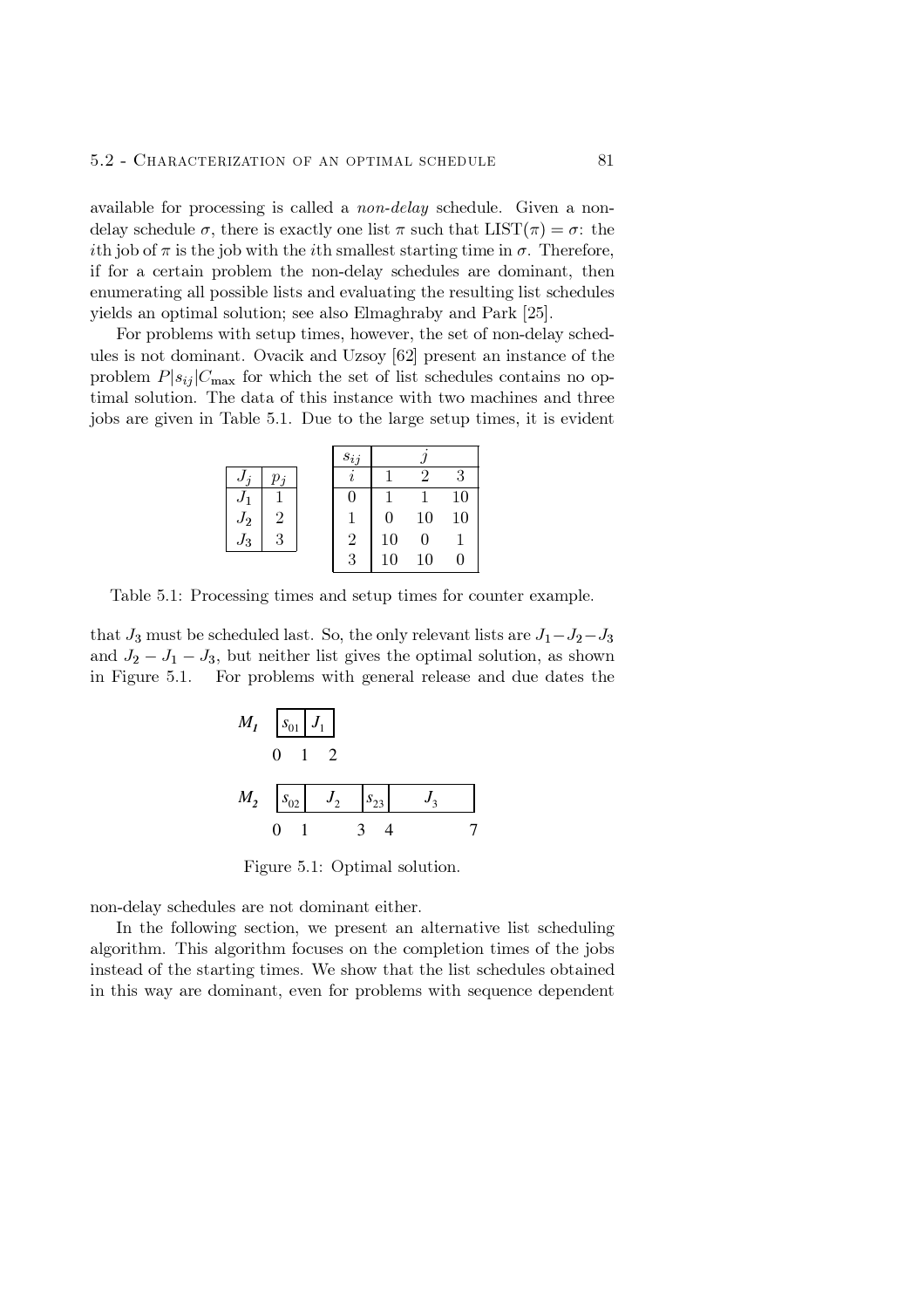available for processing is called a *non-delay* schedule. Given a non-delay schedule $\sigma$, there is exactly one list $\pi$ such that $\text{LIST}(\pi) = \sigma$: the $i$th job of $\pi$ is the job with the $i$th smallest starting time in $\sigma$. Therefore, if for a certain problem the non-delay schedules are dominant, then enumerating all possible lists and evaluating the resulting list schedules yields an optimal solution; see also Elmaghraby and Park [25].

For problems with setup times, however, the set of non-delay schedules is not dominant. Ovacik and Uzsoy [62] present an instance of the problem $P|s_{ij}|C_{\max}$ for which the set of list schedules contains no optimal solution. The data of this instance with two machines and three jobs are given in Table 5.1. Due to the large setup times, it is evident

| $J_j$ | $p_j$ |
|---|---|
| $J_1$ | 1 |
| $J_2$ | 2 |
| $J_3$ | 3 |

| $s_{ij}$ | $j$ | | |
|---|---|---|---|
| $i$ | 1 | 2 | 3 |
| 0 | 1 | 1 | 10 |
| 1 | 0 | 10 | 10 |
| 2 | 10 | 0 | 1 |
| 3 | 10 | 10 | 0 |

Table 5.1: Processing times and setup times for counter example.

that $J_3$ must be scheduled last. So, the only relevant lists are $J_1 - J_2 - J_3$ and $J_2 - J_1 - J_3$, but neither list gives the optimal solution, as shown in Figure 5.1. For problems with general release and due dates the

| $M_1$ | $s_{01}$ (0–1) | $J_1$ (1–2) |
|---|---|---|
| $M_2$ | $s_{02}$ (0–1), $J_2$ (1–3) | $s_{23}$ (3–4), $J_3$ (4–7) |

Figure 5.1: Optimal solution.

non-delay schedules are not dominant either.

In the following section, we present an alternative list scheduling algorithm. This algorithm focuses on the completion times of the jobs instead of the starting times. We show that the list schedules obtained in this way are dominant, even for problems with sequence dependent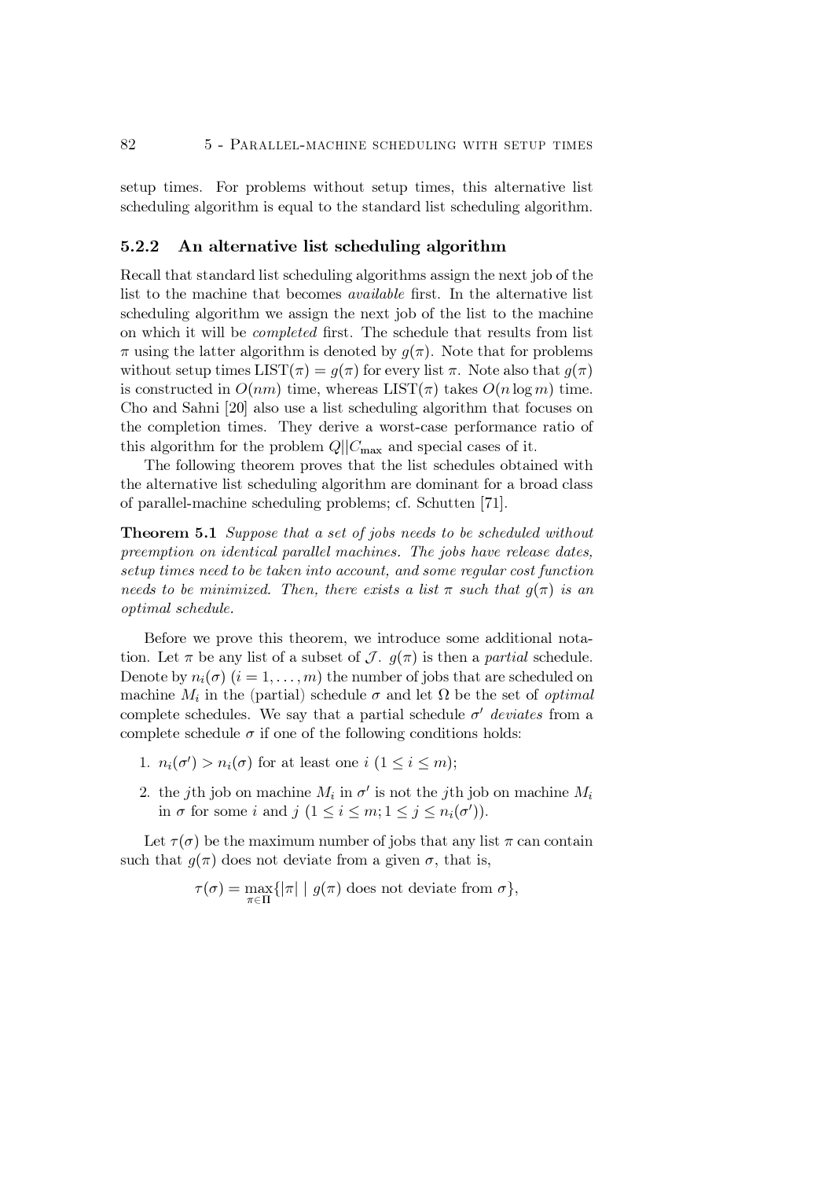setup times. For problems without setup times, this alternative list scheduling algorithm is equal to the standard list scheduling algorithm.

### 5.2.2 An alternative list scheduling algorithm

Recall that standard list scheduling algorithms assign the next job of the list to the machine that becomes *available* first. In the alternative list scheduling algorithm we assign the next job of the list to the machine on which it will be *completed* first. The schedule that results from list $\pi$ using the latter algorithm is denoted by $g(\pi)$. Note that for problems without setup times $\text{LIST}(\pi) = g(\pi)$ for every list $\pi$. Note also that $g(\pi)$ is constructed in $O(nm)$ time, whereas $\text{LIST}(\pi)$ takes $O(n \log m)$ time. Cho and Sahni [20] also use a list scheduling algorithm that focuses on the completion times. They derive a worst-case performance ratio of this algorithm for the problem $Q||C_{\max}$ and special cases of it.

The following theorem proves that the list schedules obtained with the alternative list scheduling algorithm are dominant for a broad class of parallel-machine scheduling problems; cf. Schutten [71].

**Theorem 5.1** *Suppose that a set of jobs needs to be scheduled without preemption on identical parallel machines. The jobs have release dates, setup times need to be taken into account, and some regular cost function needs to be minimized. Then, there exists a list $\pi$ such that $g(\pi)$ is an optimal schedule.*

Before we prove this theorem, we introduce some additional notation. Let $\pi$ be any list of a subset of $\mathcal{J}$. $g(\pi)$ is then a *partial* schedule. Denote by $n_i(\sigma)$ $(i = 1, \ldots, m)$ the number of jobs that are scheduled on machine $M_i$ in the (partial) schedule $\sigma$ and let $\Omega$ be the set of *optimal* complete schedules. We say that a partial schedule $\sigma'$ *deviates* from a complete schedule $\sigma$ if one of the following conditions holds:

1. $n_i(\sigma') > n_i(\sigma)$ for at least one $i$ $(1 \leq i \leq m)$;
2. the $j$th job on machine $M_i$ in $\sigma'$ is not the $j$th job on machine $M_i$ in $\sigma$ for some $i$ and $j$ $(1 \leq i \leq m; 1 \leq j \leq n_i(\sigma'))$.

Let $\tau(\sigma)$ be the maximum number of jobs that any list $\pi$ can contain such that $g(\pi)$ does not deviate from a given $\sigma$, that is,

$$\tau(\sigma) = \max_{\pi \in \Pi}\{|\pi| \mid g(\pi) \text{ does not deviate from } \sigma\},$$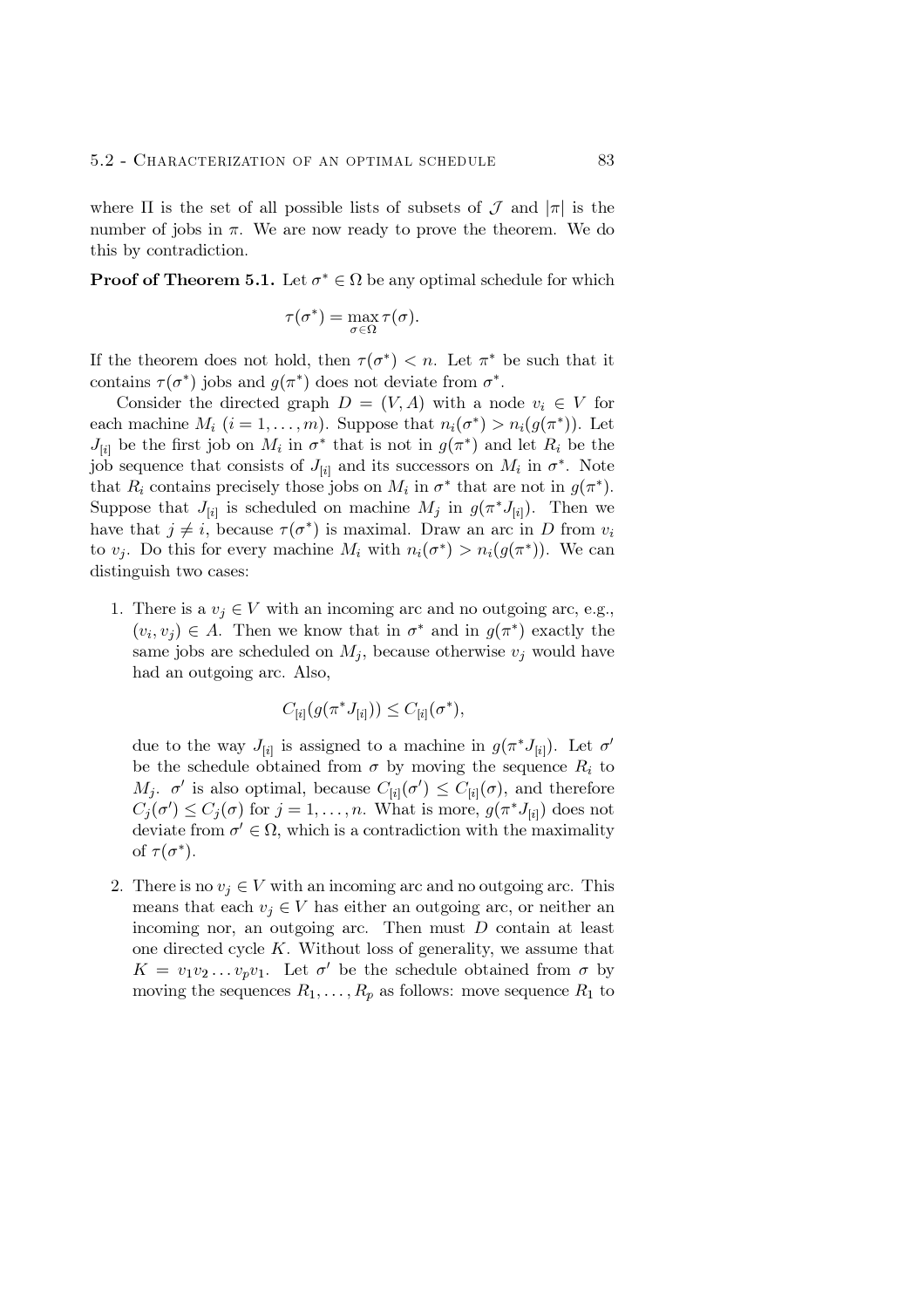where $\Pi$ is the set of all possible lists of subsets of $\mathcal{J}$ and $|\pi|$ is the number of jobs in $\pi$. We are now ready to prove the theorem. We do this by contradiction.

**Proof of Theorem 5.1.** Let $\sigma^* \in \Omega$ be any optimal schedule for which

$$\tau(\sigma^*) = \max_{\sigma \in \Omega} \tau(\sigma).$$

If the theorem does not hold, then $\tau(\sigma^*) < n$. Let $\pi^*$ be such that it contains $\tau(\sigma^*)$ jobs and $g(\pi^*)$ does not deviate from $\sigma^*$.

Consider the directed graph $D = (V, A)$ with a node $v_i \in V$ for each machine $M_i$ ($i = 1, \ldots, m$). Suppose that $n_i(\sigma^*) > n_i(g(\pi^*))$. Let $J_{[i]}$ be the first job on $M_i$ in $\sigma^*$ that is not in $g(\pi^*)$ and let $R_i$ be the job sequence that consists of $J_{[i]}$ and its successors on $M_i$ in $\sigma^*$. Note that $R_i$ contains precisely those jobs on $M_i$ in $\sigma^*$ that are not in $g(\pi^*)$. Suppose that $J_{[i]}$ is scheduled on machine $M_j$ in $g(\pi^* J_{[i]})$. Then we have that $j \neq i$, because $\tau(\sigma^*)$ is maximal. Draw an arc in $D$ from $v_i$ to $v_j$. Do this for every machine $M_i$ with $n_i(\sigma^*) > n_i(g(\pi^*))$. We can distinguish two cases:

1. There is a $v_j \in V$ with an incoming arc and no outgoing arc, e.g., $(v_i, v_j) \in A$. Then we know that in $\sigma^*$ and in $g(\pi^*)$ exactly the same jobs are scheduled on $M_j$, because otherwise $v_j$ would have had an outgoing arc. Also,

$$C_{[i]}(g(\pi^* J_{[i]})) \leq C_{[i]}(\sigma^*),$$

due to the way $J_{[i]}$ is assigned to a machine in $g(\pi^* J_{[i]})$. Let $\sigma'$ be the schedule obtained from $\sigma$ by moving the sequence $R_i$ to $M_j$. $\sigma'$ is also optimal, because $C_{[i]}(\sigma') \leq C_{[i]}(\sigma)$, and therefore $C_j(\sigma') \leq C_j(\sigma)$ for $j = 1, \ldots, n$. What is more, $g(\pi^* J_{[i]})$ does not deviate from $\sigma' \in \Omega$, which is a contradiction with the maximality of $\tau(\sigma^*)$.

2. There is no $v_j \in V$ with an incoming arc and no outgoing arc. This means that each $v_j \in V$ has either an outgoing arc, or neither an incoming nor, an outgoing arc. Then must $D$ contain at least one directed cycle $K$. Without loss of generality, we assume that $K = v_1 v_2 \ldots v_p v_1$. Let $\sigma'$ be the schedule obtained from $\sigma$ by moving the sequences $R_1, \ldots, R_p$ as follows: move sequence $R_1$ to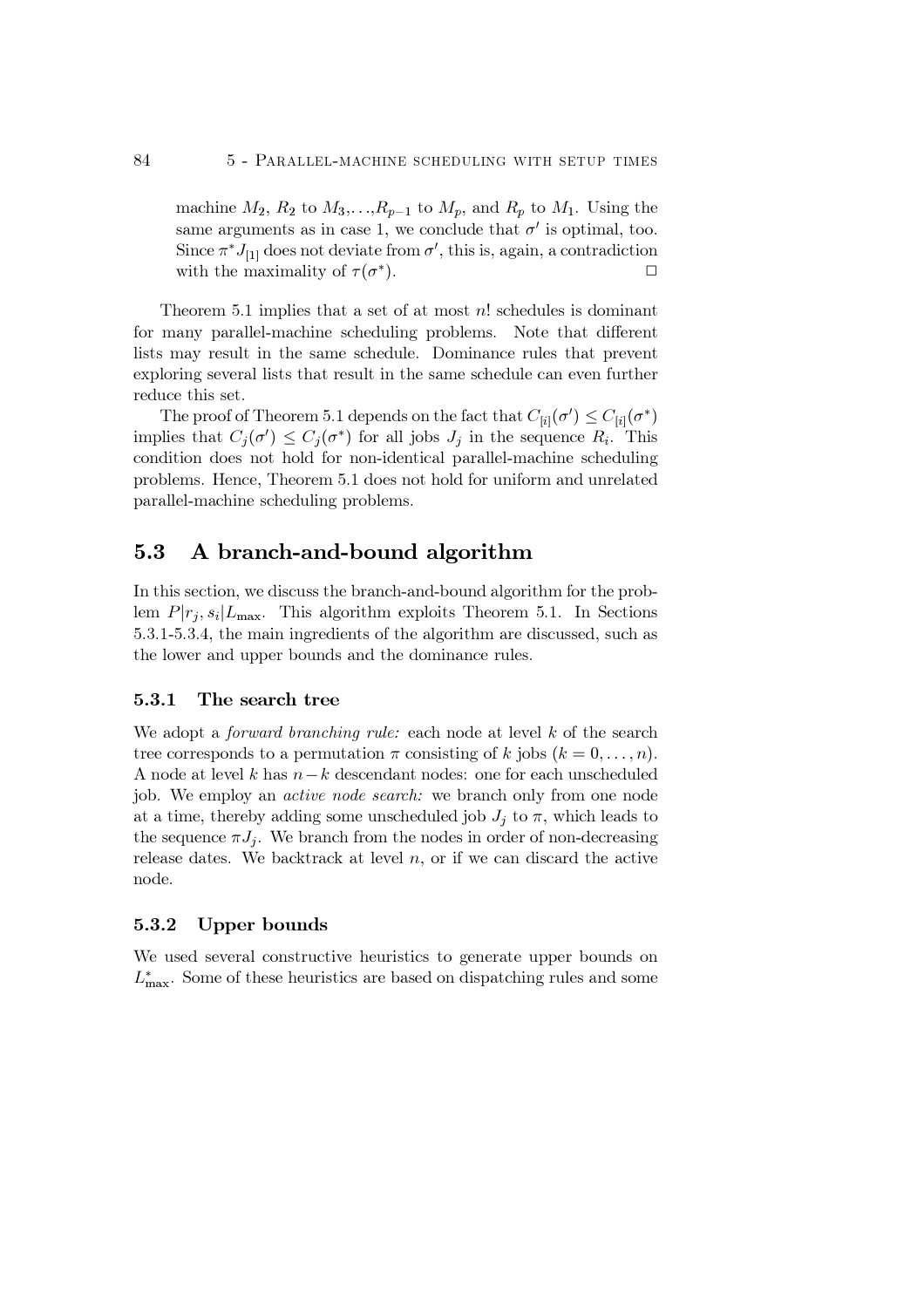machine $M_2$, $R_2$ to $M_3$,...,$R_{p-1}$ to $M_p$, and $R_p$ to $M_1$. Using the same arguments as in case 1, we conclude that $\sigma'$ is optimal, too. Since $\pi^* J_{[1]}$ does not deviate from $\sigma'$, this is, again, a contradiction with the maximality of $\tau(\sigma^*)$. □

Theorem 5.1 implies that a set of at most $n!$ schedules is dominant for many parallel-machine scheduling problems. Note that different lists may result in the same schedule. Dominance rules that prevent exploring several lists that result in the same schedule can even further reduce this set.

The proof of Theorem 5.1 depends on the fact that $C_{[i]}(\sigma') \leq C_{[i]}(\sigma^*)$ implies that $C_j(\sigma') \leq C_j(\sigma^*)$ for all jobs $J_j$ in the sequence $R_i$. This condition does not hold for non-identical parallel-machine scheduling problems. Hence, Theorem 5.1 does not hold for uniform and unrelated parallel-machine scheduling problems.

## 5.3 A branch-and-bound algorithm

In this section, we discuss the branch-and-bound algorithm for the problem $P|r_j, s_i|L_{\max}$. This algorithm exploits Theorem 5.1. In Sections 5.3.1-5.3.4, the main ingredients of the algorithm are discussed, such as the lower and upper bounds and the dominance rules.

### 5.3.1 The search tree

We adopt a *forward branching rule:* each node at level $k$ of the search tree corresponds to a permutation $\pi$ consisting of $k$ jobs ($k = 0, \ldots, n$). A node at level $k$ has $n-k$ descendant nodes: one for each unscheduled job. We employ an *active node search:* we branch only from one node at a time, thereby adding some unscheduled job $J_j$ to $\pi$, which leads to the sequence $\pi J_j$. We branch from the nodes in order of non-decreasing release dates. We backtrack at level $n$, or if we can discard the active node.

### 5.3.2 Upper bounds

We used several constructive heuristics to generate upper bounds on $L^*_{\max}$. Some of these heuristics are based on dispatching rules and some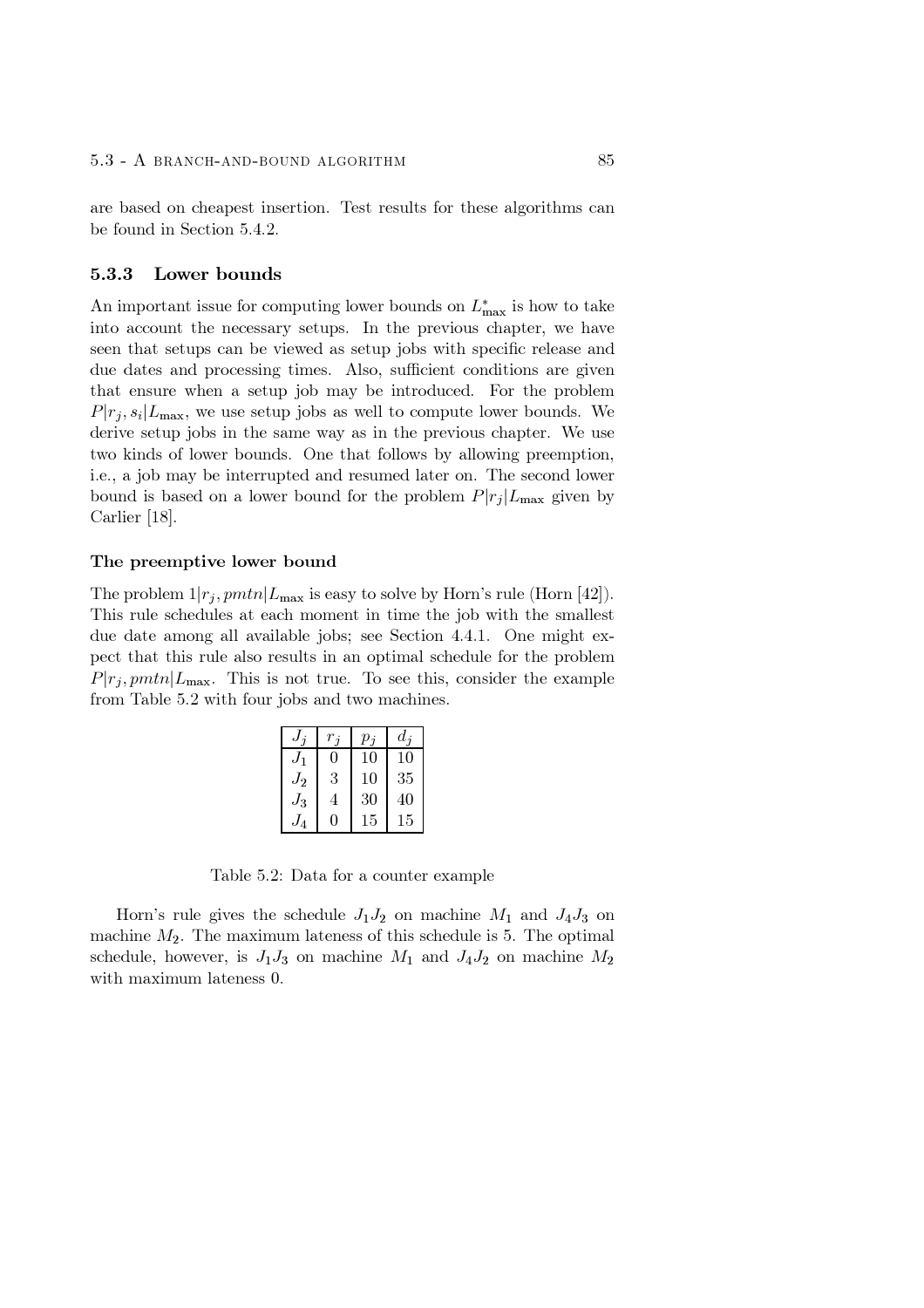are based on cheapest insertion. Test results for these algorithms can be found in Section 5.4.2.

### 5.3.3 Lower bounds

An important issue for computing lower bounds on $L^*_{\max}$ is how to take into account the necessary setups. In the previous chapter, we have seen that setups can be viewed as setup jobs with specific release and due dates and processing times. Also, sufficient conditions are given that ensure when a setup job may be introduced. For the problem $P|r_j, s_i|L_{\max}$, we use setup jobs as well to compute lower bounds. We derive setup jobs in the same way as in the previous chapter. We use two kinds of lower bounds. One that follows by allowing preemption, i.e., a job may be interrupted and resumed later on. The second lower bound is based on a lower bound for the problem $P|r_j|L_{\max}$ given by Carlier [18].

#### The preemptive lower bound

The problem $1|r_j, pmtn|L_{\max}$ is easy to solve by Horn's rule (Horn [42]). This rule schedules at each moment in time the job with the smallest due date among all available jobs; see Section 4.4.1. One might expect that this rule also results in an optimal schedule for the problem $P|r_j, pmtn|L_{\max}$. This is not true. To see this, consider the example from Table 5.2 with four jobs and two machines.

| $J_j$ | $r_j$ | $p_j$ | $d_j$ |
|---|---|---|---|
| $J_1$ | 0 | 10 | 10 |
| $J_2$ | 3 | 10 | 35 |
| $J_3$ | 4 | 30 | 40 |
| $J_4$ | 0 | 15 | 15 |

Table 5.2: Data for a counter example

Horn's rule gives the schedule $J_1 J_2$ on machine $M_1$ and $J_4 J_3$ on machine $M_2$. The maximum lateness of this schedule is 5. The optimal schedule, however, is $J_1 J_3$ on machine $M_1$ and $J_4 J_2$ on machine $M_2$ with maximum lateness 0.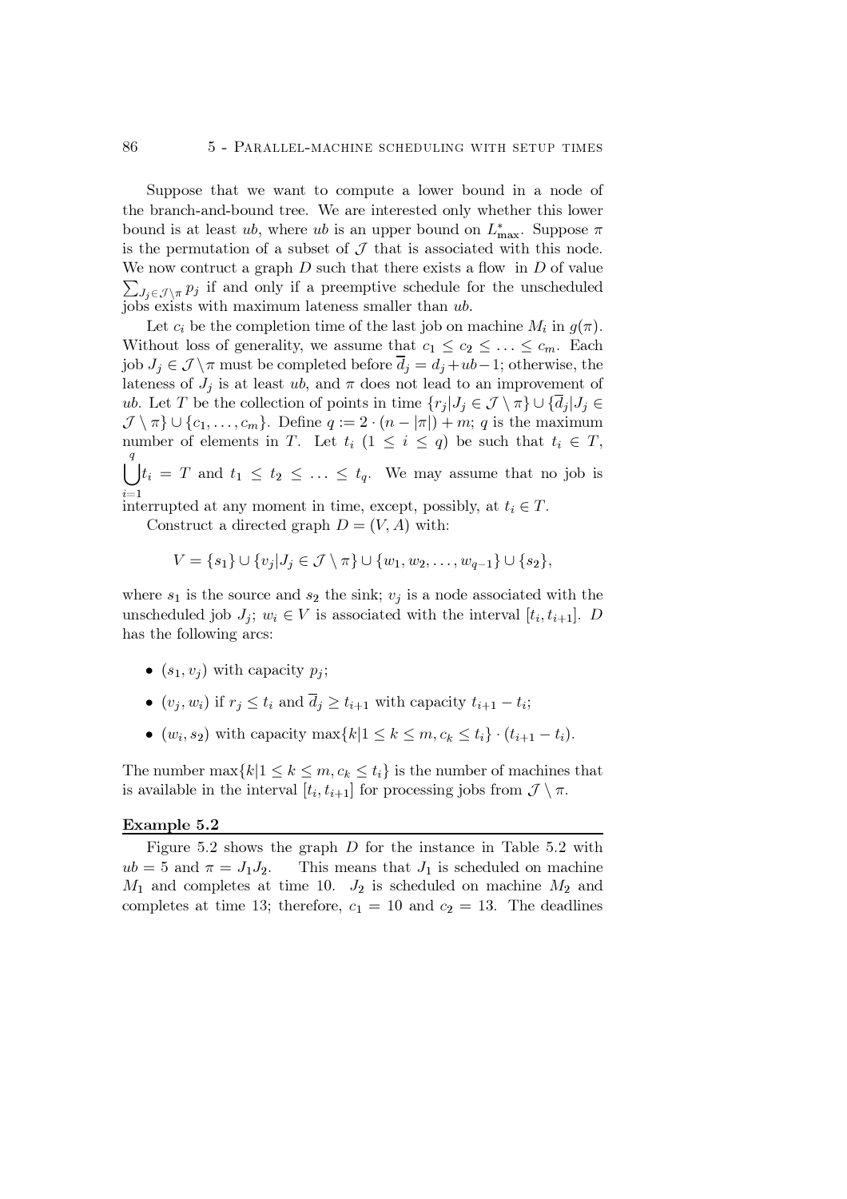Suppose that we want to compute a lower bound in a node of the branch-and-bound tree. We are interested only whether this lower bound is at least $ub$, where $ub$ is an upper bound on $L^*_{\max}$. Suppose $\pi$ is the permutation of a subset of $\mathcal{J}$ that is associated with this node. We now contruct a graph $D$ such that there exists a flow in $D$ of value $\sum_{J_j \in \mathcal{J}\setminus\pi} p_j$ if and only if a preemptive schedule for the unscheduled jobs exists with maximum lateness smaller than $ub$.

Let $c_i$ be the completion time of the last job on machine $M_i$ in $g(\pi)$. Without loss of generality, we assume that $c_1 \leq c_2 \leq \ldots \leq c_m$. Each job $J_j \in \mathcal{J} \setminus \pi$ must be completed before $\overline{d}_j = d_j + ub - 1$; otherwise, the lateness of $J_j$ is at least $ub$, and $\pi$ does not lead to an improvement of $ub$. Let $T$ be the collection of points in time $\{r_j | J_j \in \mathcal{J} \setminus \pi\} \cup \{\overline{d}_j | J_j \in \mathcal{J} \setminus \pi\} \cup \{c_1, \ldots, c_m\}$. Define $q := 2 \cdot (n - |\pi|) + m$; $q$ is the maximum number of elements in $T$. Let $t_i$ $(1 \leq i \leq q)$ be such that $t_i \in T$, $\bigcup_{i=1}^{q} t_i = T$ and $t_1 \leq t_2 \leq \ldots \leq t_q$. We may assume that no job is interrupted at any moment in time, except, possibly, at $t_i \in T$.

Construct a directed graph $D = (V, A)$ with:

$$V = \{s_1\} \cup \{v_j | J_j \in \mathcal{J} \setminus \pi\} \cup \{w_1, w_2, \ldots, w_{q-1}\} \cup \{s_2\},$$

where $s_1$ is the source and $s_2$ the sink; $v_j$ is a node associated with the unscheduled job $J_j$; $w_i \in V$ is associated with the interval $[t_i, t_{i+1}]$. $D$ has the following arcs:

- $(s_1, v_j)$ with capacity $p_j$;
- $(v_j, w_i)$ if $r_j \leq t_i$ and $\overline{d}_j \geq t_{i+1}$ with capacity $t_{i+1} - t_i$;
- $(w_i, s_2)$ with capacity $\max\{k | 1 \leq k \leq m, c_k \leq t_i\} \cdot (t_{i+1} - t_i)$.

The number $\max\{k | 1 \leq k \leq m, c_k \leq t_i\}$ is the number of machines that is available in the interval $[t_i, t_{i+1}]$ for processing jobs from $\mathcal{J} \setminus \pi$.

**Example 5.2**

Figure 5.2 shows the graph $D$ for the instance in Table 5.2 with $ub = 5$ and $\pi = J_1 J_2$. This means that $J_1$ is scheduled on machine $M_1$ and completes at time 10. $J_2$ is scheduled on machine $M_2$ and completes at time 13; therefore, $c_1 = 10$ and $c_2 = 13$. The deadlines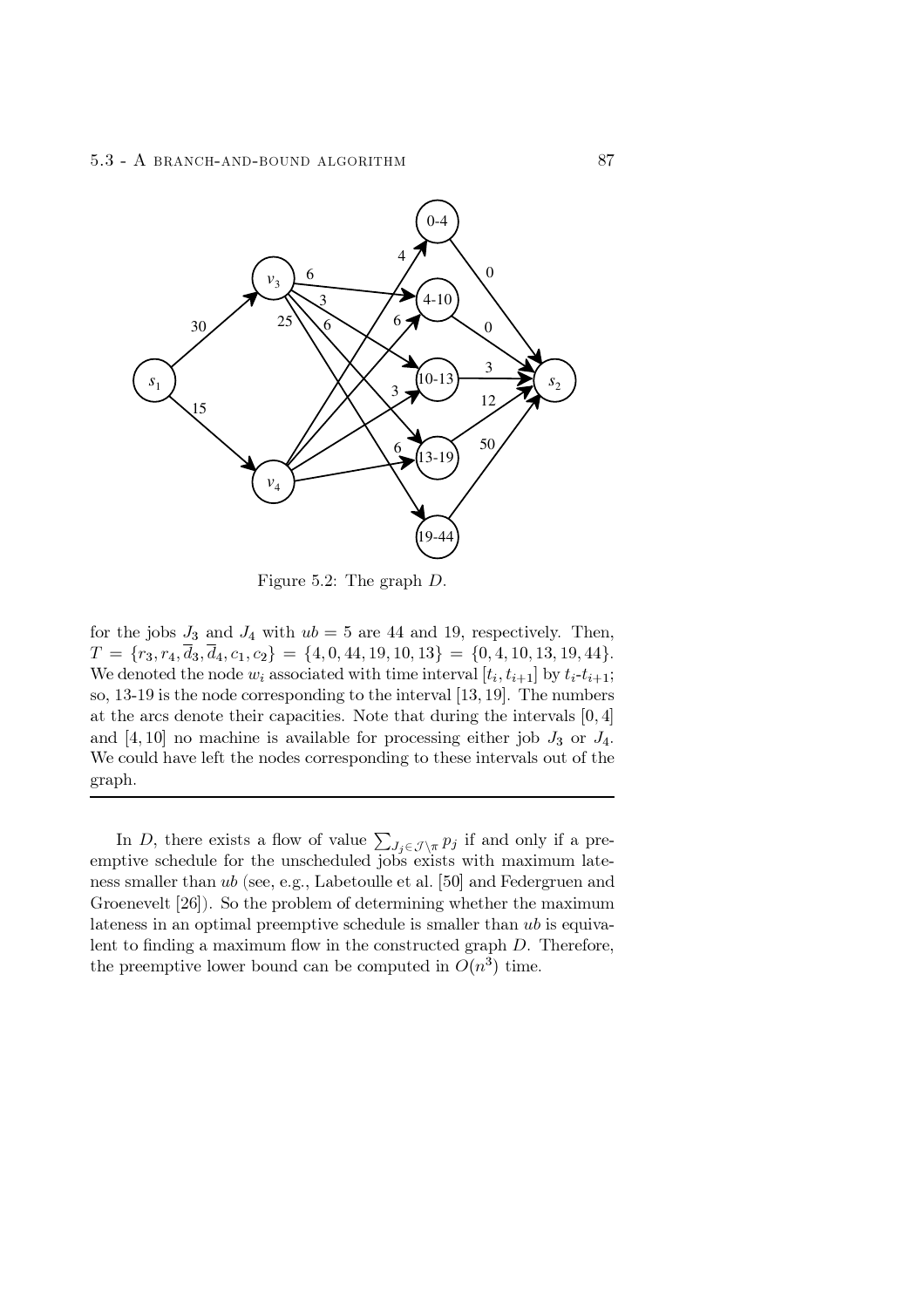Figure 5.2: The graph $D$.

for the jobs $J_3$ and $J_4$ with $ub = 5$ are 44 and 19, respectively. Then, $T = \{r_3, r_4, \overline{d}_3, \overline{d}_4, c_1, c_2\} = \{4, 0, 44, 19, 10, 13\} = \{0, 4, 10, 13, 19, 44\}$. We denoted the node $w_i$ associated with time interval $[t_i, t_{i+1}]$ by $t_i$-$t_{i+1}$; so, 13-19 is the node corresponding to the interval $[13, 19]$. The numbers at the arcs denote their capacities. Note that during the intervals $[0, 4]$ and $[4, 10]$ no machine is available for processing either job $J_3$ or $J_4$. We could have left the nodes corresponding to these intervals out of the graph.

---

In $D$, there exists a flow of value $\sum_{J_j \in \mathcal{J} \setminus \pi} p_j$ if and only if a preemptive schedule for the unscheduled jobs exists with maximum lateness smaller than $ub$ (see, e.g., Labetoulle et al. [50] and Federgruen and Groenevelt [26]). So the problem of determining whether the maximum lateness in an optimal preemptive schedule is smaller than $ub$ is equivalent to finding a maximum flow in the constructed graph $D$. Therefore, the preemptive lower bound can be computed in $O(n^3)$ time.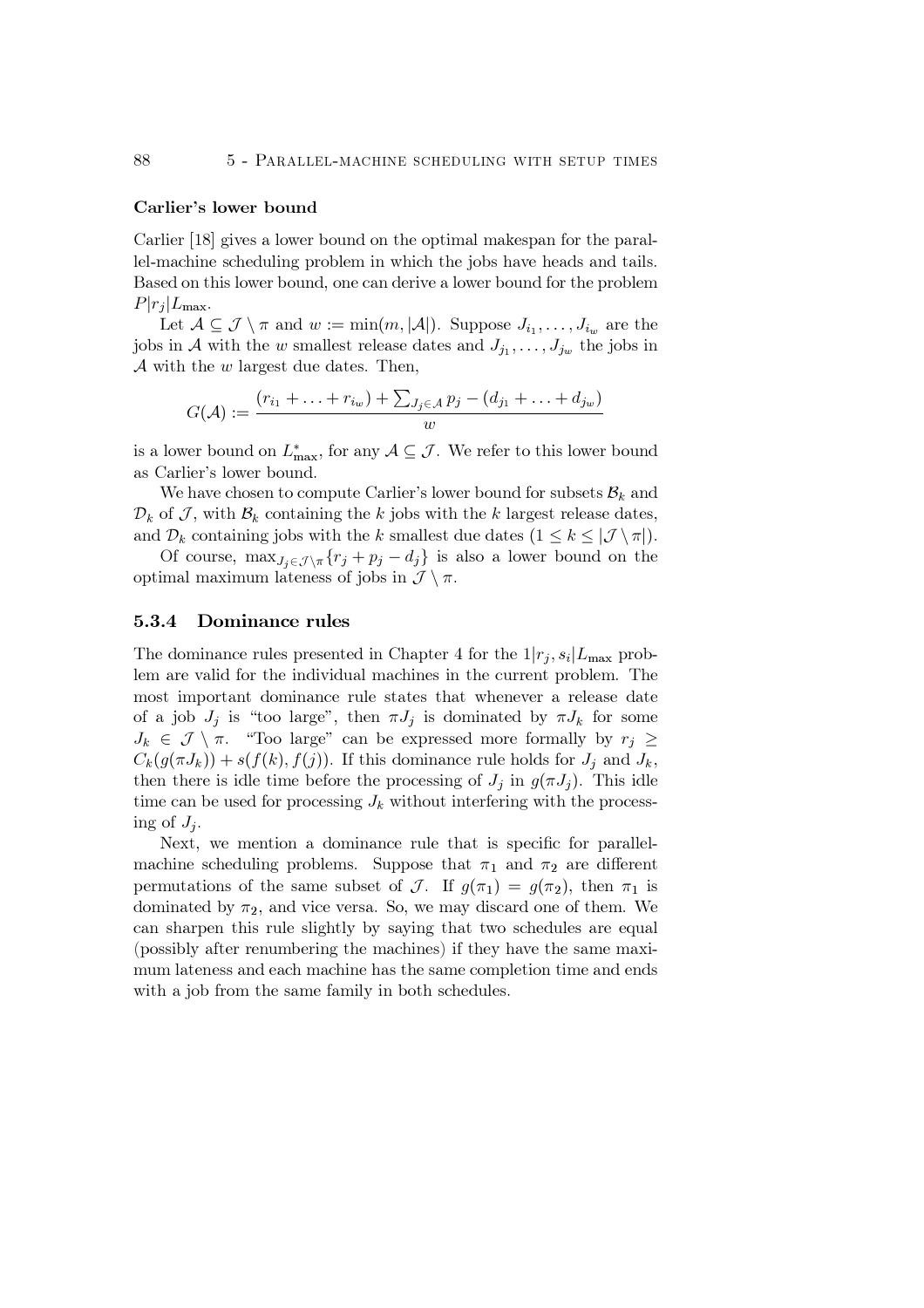**Carlier's lower bound**

Carlier [18] gives a lower bound on the optimal makespan for the parallel-machine scheduling problem in which the jobs have heads and tails. Based on this lower bound, one can derive a lower bound for the problem $P|r_j|L_{\max}$.

Let $\mathcal{A} \subseteq \mathcal{J} \setminus \pi$ and $w := \min(m, |\mathcal{A}|)$. Suppose $J_{i_1}, \ldots, J_{i_w}$ are the jobs in $\mathcal{A}$ with the $w$ smallest release dates and $J_{j_1}, \ldots, J_{j_w}$ the jobs in $\mathcal{A}$ with the $w$ largest due dates. Then,

$$G(\mathcal{A}) := \frac{(r_{i_1} + \ldots + r_{i_w}) + \sum_{J_j \in \mathcal{A}} p_j - (d_{j_1} + \ldots + d_{j_w})}{w}$$

is a lower bound on $L^*_{\max}$, for any $\mathcal{A} \subseteq \mathcal{J}$. We refer to this lower bound as Carlier's lower bound.

We have chosen to compute Carlier's lower bound for subsets $\mathcal{B}_k$ and $\mathcal{D}_k$ of $\mathcal{J}$, with $\mathcal{B}_k$ containing the $k$ jobs with the $k$ largest release dates, and $\mathcal{D}_k$ containing jobs with the $k$ smallest due dates $(1 \leq k \leq |\mathcal{J} \setminus \pi|)$.

Of course, $\max_{J_j \in \mathcal{J} \setminus \pi} \{r_j + p_j - d_j\}$ is also a lower bound on the optimal maximum lateness of jobs in $\mathcal{J} \setminus \pi$.

### 5.3.4 Dominance rules

The dominance rules presented in Chapter 4 for the $1|r_j, s_i|L_{\max}$ problem are valid for the individual machines in the current problem. The most important dominance rule states that whenever a release date of a job $J_j$ is "too large", then $\pi J_j$ is dominated by $\pi J_k$ for some $J_k \in \mathcal{J} \setminus \pi$. "Too large" can be expressed more formally by $r_j \geq C_k(g(\pi J_k)) + s(f(k), f(j))$. If this dominance rule holds for $J_j$ and $J_k$, then there is idle time before the processing of $J_j$ in $g(\pi J_j)$. This idle time can be used for processing $J_k$ without interfering with the processing of $J_j$.

Next, we mention a dominance rule that is specific for parallel-machine scheduling problems. Suppose that $\pi_1$ and $\pi_2$ are different permutations of the same subset of $\mathcal{J}$. If $g(\pi_1) = g(\pi_2)$, then $\pi_1$ is dominated by $\pi_2$, and vice versa. So, we may discard one of them. We can sharpen this rule slightly by saying that two schedules are equal (possibly after renumbering the machines) if they have the same maximum lateness and each machine has the same completion time and ends with a job from the same family in both schedules.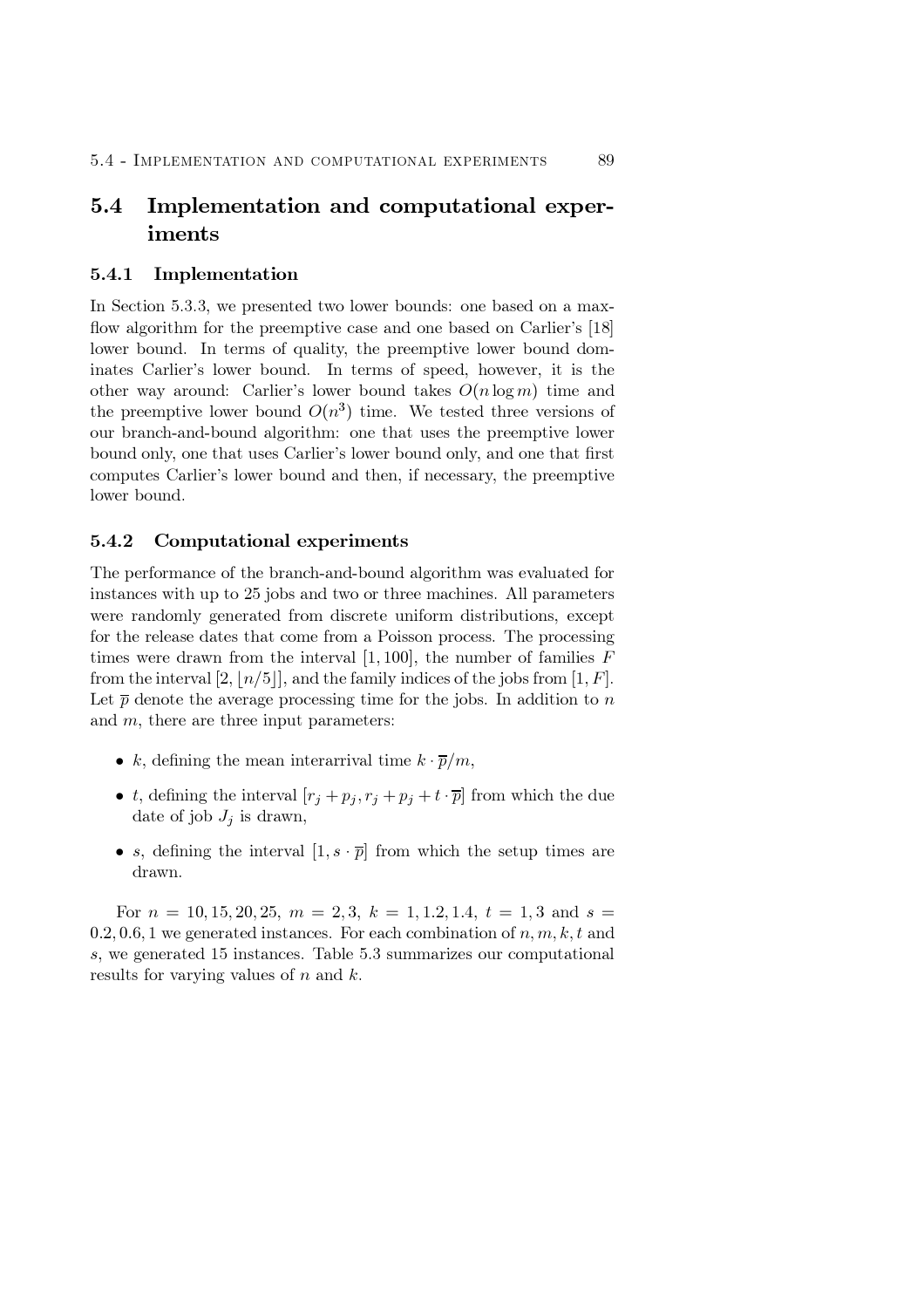## 5.4 Implementation and computational experiments

### 5.4.1 Implementation

In Section 5.3.3, we presented two lower bounds: one based on a max-flow algorithm for the preemptive case and one based on Carlier's [18] lower bound. In terms of quality, the preemptive lower bound dominates Carlier's lower bound. In terms of speed, however, it is the other way around: Carlier's lower bound takes $O(n \log m)$ time and the preemptive lower bound $O(n^3)$ time. We tested three versions of our branch-and-bound algorithm: one that uses the preemptive lower bound only, one that uses Carlier's lower bound only, and one that first computes Carlier's lower bound and then, if necessary, the preemptive lower bound.

### 5.4.2 Computational experiments

The performance of the branch-and-bound algorithm was evaluated for instances with up to 25 jobs and two or three machines. All parameters were randomly generated from discrete uniform distributions, except for the release dates that come from a Poisson process. The processing times were drawn from the interval $[1, 100]$, the number of families $F$ from the interval $[2, \lfloor n/5 \rfloor]$, and the family indices of the jobs from $[1, F]$. Let $\overline{p}$ denote the average processing time for the jobs. In addition to $n$ and $m$, there are three input parameters:

- $k$, defining the mean interarrival time $k \cdot \overline{p}/m$,
- $t$, defining the interval $[r_j + p_j, r_j + p_j + t \cdot \overline{p}]$ from which the due date of job $J_j$ is drawn,
- $s$, defining the interval $[1, s \cdot \overline{p}]$ from which the setup times are drawn.

For $n = 10, 15, 20, 25$, $m = 2, 3$, $k = 1, 1.2, 1.4$, $t = 1, 3$ and $s = 0.2, 0.6, 1$ we generated instances. For each combination of $n, m, k, t$ and $s$, we generated 15 instances. Table 5.3 summarizes our computational results for varying values of $n$ and $k$.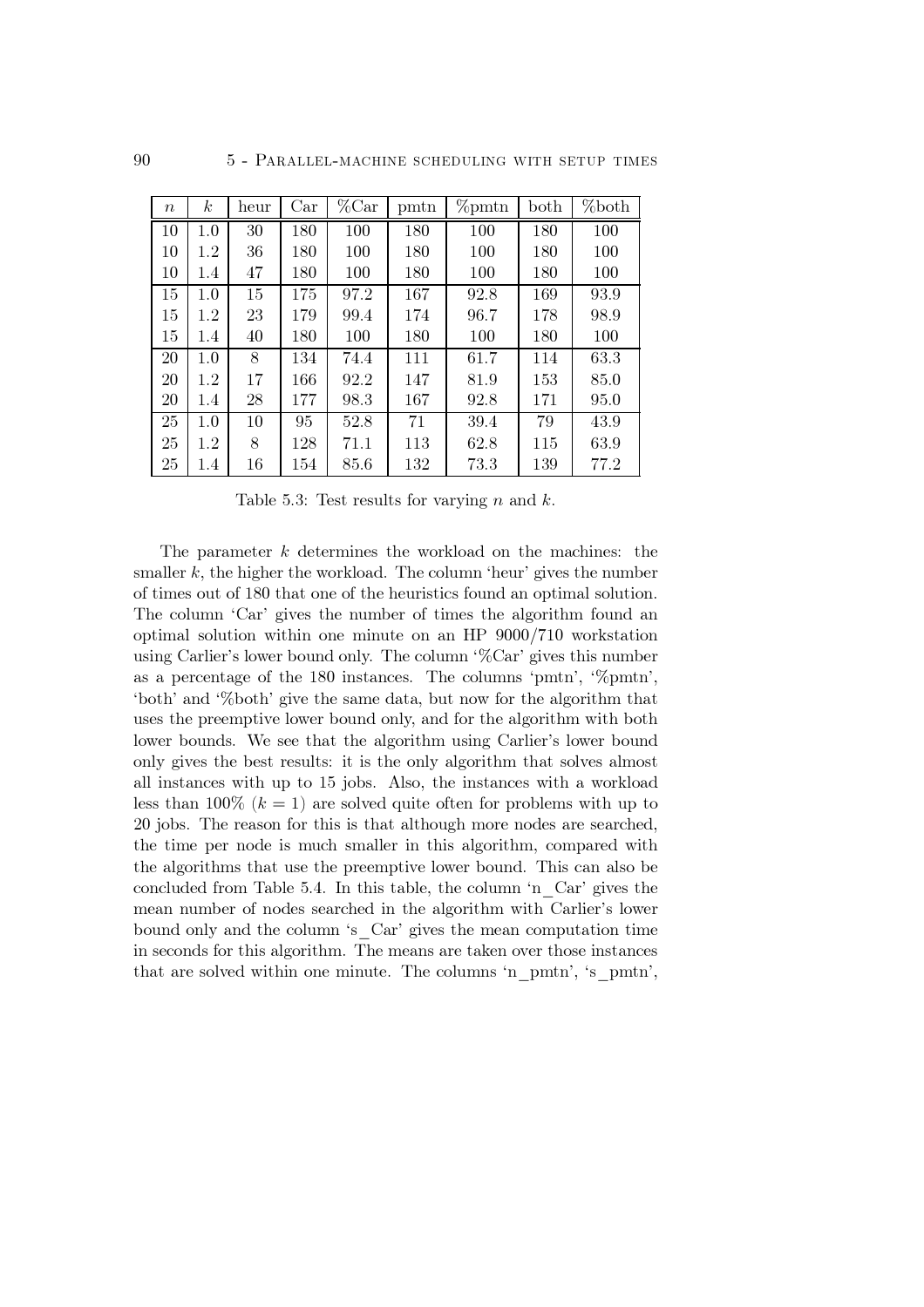| $n$ | $k$ | heur | Car | %Car | pmtn | %pmtn | both | %both |
|---|---|---|---|---|---|---|---|---|
| 10 | 1.0 | 30 | 180 | 100 | 180 | 100 | 180 | 100 |
| 10 | 1.2 | 36 | 180 | 100 | 180 | 100 | 180 | 100 |
| 10 | 1.4 | 47 | 180 | 100 | 180 | 100 | 180 | 100 |
| 15 | 1.0 | 15 | 175 | 97.2 | 167 | 92.8 | 169 | 93.9 |
| 15 | 1.2 | 23 | 179 | 99.4 | 174 | 96.7 | 178 | 98.9 |
| 15 | 1.4 | 40 | 180 | 100 | 180 | 100 | 180 | 100 |
| 20 | 1.0 | 8 | 134 | 74.4 | 111 | 61.7 | 114 | 63.3 |
| 20 | 1.2 | 17 | 166 | 92.2 | 147 | 81.9 | 153 | 85.0 |
| 20 | 1.4 | 28 | 177 | 98.3 | 167 | 92.8 | 171 | 95.0 |
| 25 | 1.0 | 10 | 95 | 52.8 | 71 | 39.4 | 79 | 43.9 |
| 25 | 1.2 | 8 | 128 | 71.1 | 113 | 62.8 | 115 | 63.9 |
| 25 | 1.4 | 16 | 154 | 85.6 | 132 | 73.3 | 139 | 77.2 |

Table 5.3: Test results for varying $n$ and $k$.

The parameter $k$ determines the workload on the machines: the smaller $k$, the higher the workload. The column 'heur' gives the number of times out of 180 that one of the heuristics found an optimal solution. The column 'Car' gives the number of times the algorithm found an optimal solution within one minute on an HP 9000/710 workstation using Carlier's lower bound only. The column '%Car' gives this number as a percentage of the 180 instances. The columns 'pmtn', '%pmtn', 'both' and '%both' give the same data, but now for the algorithm that uses the preemptive lower bound only, and for the algorithm with both lower bounds. We see that the algorithm using Carlier's lower bound only gives the best results: it is the only algorithm that solves almost all instances with up to 15 jobs. Also, the instances with a workload less than 100% ($k = 1$) are solved quite often for problems with up to 20 jobs. The reason for this is that although more nodes are searched, the time per node is much smaller in this algorithm, compared with the algorithms that use the preemptive lower bound. This can also be concluded from Table 5.4. In this table, the column 'n_Car' gives the mean number of nodes searched in the algorithm with Carlier's lower bound only and the column 's_Car' gives the mean computation time in seconds for this algorithm. The means are taken over those instances that are solved within one minute. The columns 'n_pmtn', 's_pmtn',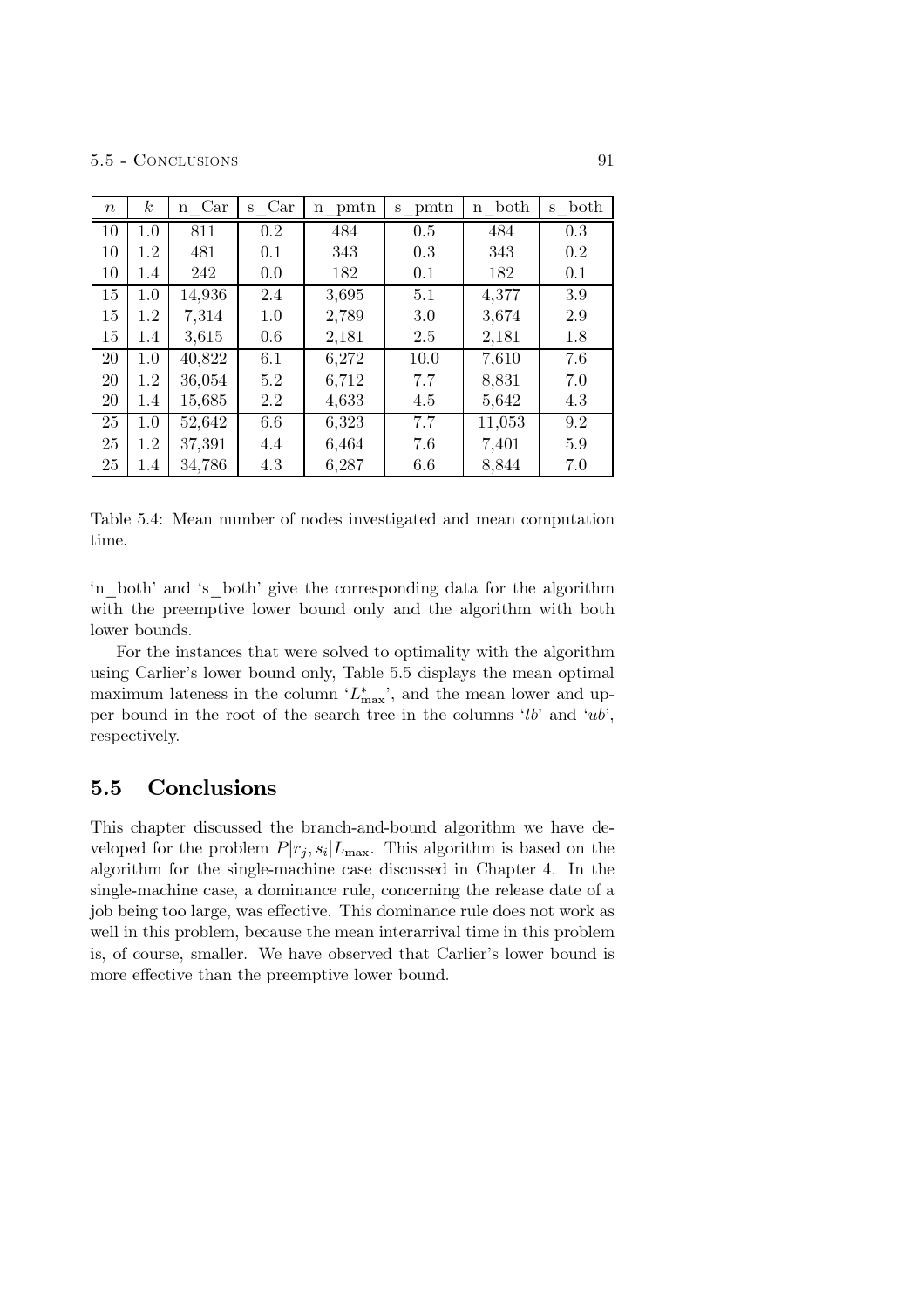| $n$ | $k$ | n_Car | s_Car | n_pmtn | s_pmtn | n_both | s_both |
|---|---|---|---|---|---|---|---|
| 10 | 1.0 | 811 | 0.2 | 484 | 0.5 | 484 | 0.3 |
| 10 | 1.2 | 481 | 0.1 | 343 | 0.3 | 343 | 0.2 |
| 10 | 1.4 | 242 | 0.0 | 182 | 0.1 | 182 | 0.1 |
| 15 | 1.0 | 14,936 | 2.4 | 3,695 | 5.1 | 4,377 | 3.9 |
| 15 | 1.2 | 7,314 | 1.0 | 2,789 | 3.0 | 3,674 | 2.9 |
| 15 | 1.4 | 3,615 | 0.6 | 2,181 | 2.5 | 2,181 | 1.8 |
| 20 | 1.0 | 40,822 | 6.1 | 6,272 | 10.0 | 7,610 | 7.6 |
| 20 | 1.2 | 36,054 | 5.2 | 6,712 | 7.7 | 8,831 | 7.0 |
| 20 | 1.4 | 15,685 | 2.2 | 4,633 | 4.5 | 5,642 | 4.3 |
| 25 | 1.0 | 52,642 | 6.6 | 6,323 | 7.7 | 11,053 | 9.2 |
| 25 | 1.2 | 37,391 | 4.4 | 6,464 | 7.6 | 7,401 | 5.9 |
| 25 | 1.4 | 34,786 | 4.3 | 6,287 | 6.6 | 8,844 | 7.0 |

Table 5.4: Mean number of nodes investigated and mean computation time.

'n_both' and 's_both' give the corresponding data for the algorithm with the preemptive lower bound only and the algorithm with both lower bounds.

For the instances that were solved to optimality with the algorithm using Carlier's lower bound only, Table 5.5 displays the mean optimal maximum lateness in the column '$L^*_{\max}$', and the mean lower and upper bound in the root of the search tree in the columns '*lb*' and '*ub*', respectively.

## 5.5 Conclusions

This chapter discussed the branch-and-bound algorithm we have developed for the problem $P|r_j, s_i|L_{\max}$. This algorithm is based on the algorithm for the single-machine case discussed in Chapter 4. In the single-machine case, a dominance rule, concerning the release date of a job being too large, was effective. This dominance rule does not work as well in this problem, because the mean interarrival time in this problem is, of course, smaller. We have observed that Carlier's lower bound is more effective than the preemptive lower bound.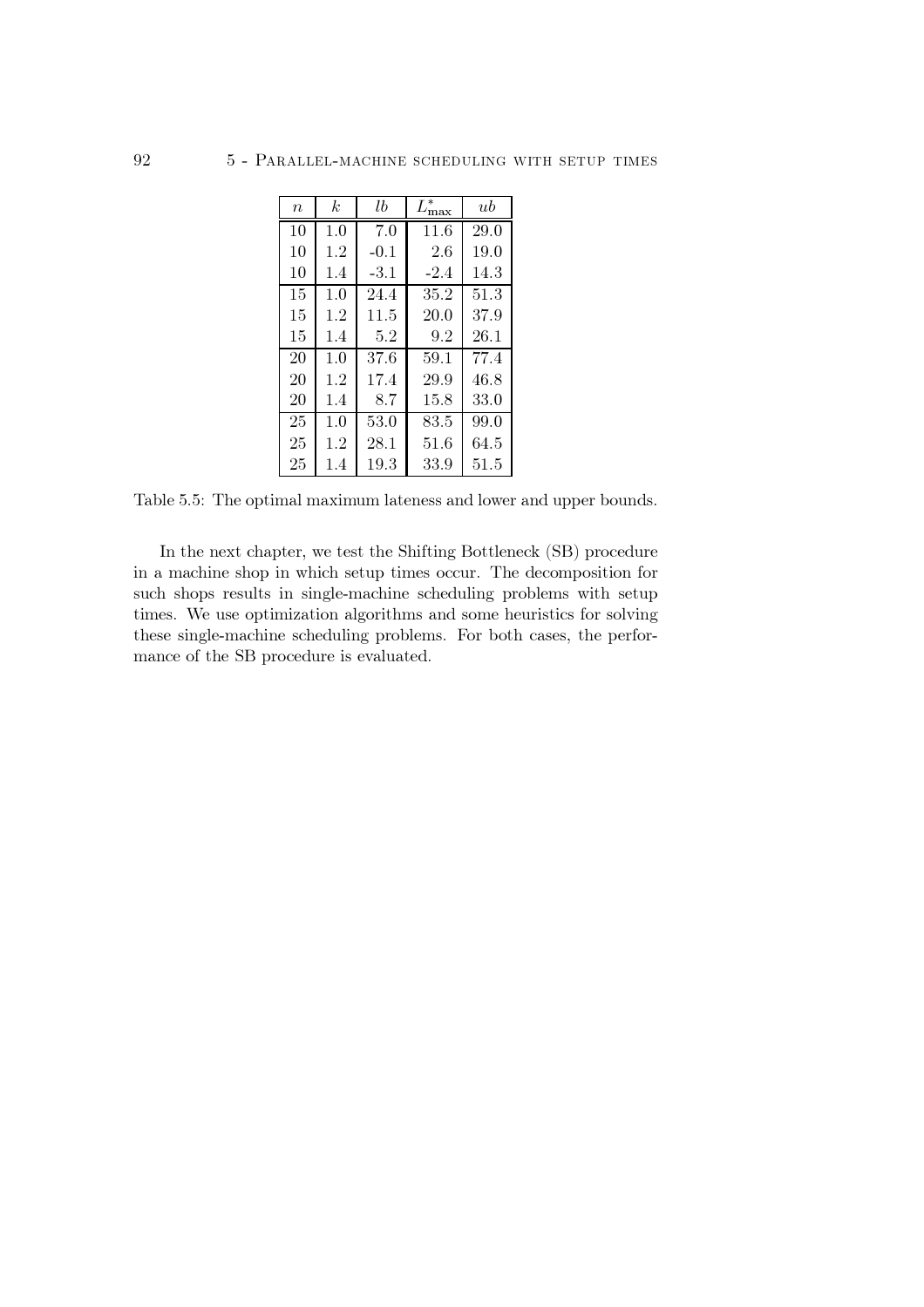| $n$ | $k$ | $lb$ | $L^*_{\max}$ | $ub$ |
|---|---|---|---|---|
| 10 | 1.0 | 7.0 | 11.6 | 29.0 |
| 10 | 1.2 | -0.1 | 2.6 | 19.0 |
| 10 | 1.4 | -3.1 | -2.4 | 14.3 |
| 15 | 1.0 | 24.4 | 35.2 | 51.3 |
| 15 | 1.2 | 11.5 | 20.0 | 37.9 |
| 15 | 1.4 | 5.2 | 9.2 | 26.1 |
| 20 | 1.0 | 37.6 | 59.1 | 77.4 |
| 20 | 1.2 | 17.4 | 29.9 | 46.8 |
| 20 | 1.4 | 8.7 | 15.8 | 33.0 |
| 25 | 1.0 | 53.0 | 83.5 | 99.0 |
| 25 | 1.2 | 28.1 | 51.6 | 64.5 |
| 25 | 1.4 | 19.3 | 33.9 | 51.5 |

Table 5.5: The optimal maximum lateness and lower and upper bounds.

In the next chapter, we test the Shifting Bottleneck (SB) procedure in a machine shop in which setup times occur. The decomposition for such shops results in single-machine scheduling problems with setup times. We use optimization algorithms and some heuristics for solving these single-machine scheduling problems. For both cases, the performance of the SB procedure is evaluated.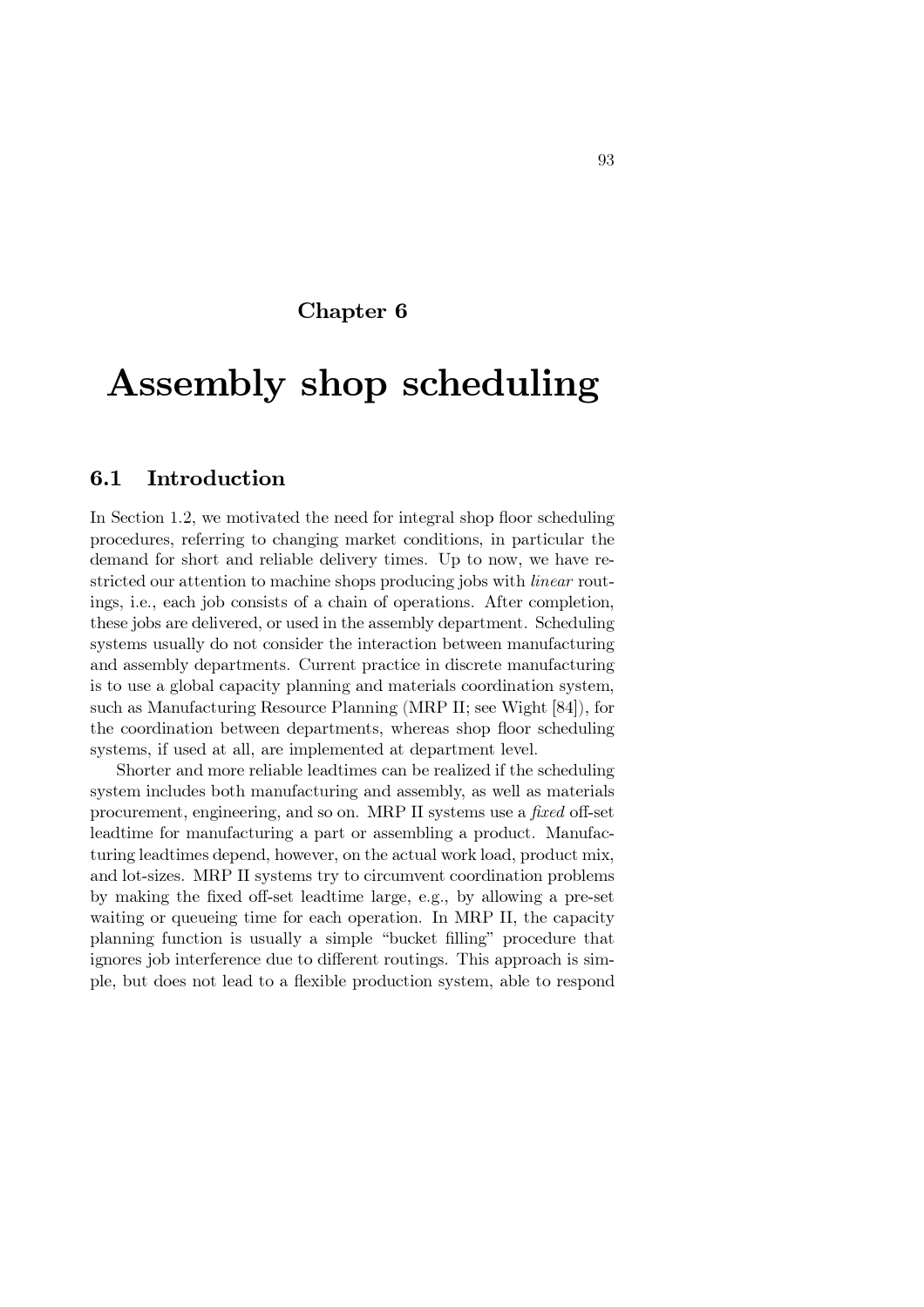# Chapter 6

# Assembly shop scheduling

## 6.1 Introduction

In Section 1.2, we motivated the need for integral shop floor scheduling procedures, referring to changing market conditions, in particular the demand for short and reliable delivery times. Up to now, we have restricted our attention to machine shops producing jobs with *linear* routings, i.e., each job consists of a chain of operations. After completion, these jobs are delivered, or used in the assembly department. Scheduling systems usually do not consider the interaction between manufacturing and assembly departments. Current practice in discrete manufacturing is to use a global capacity planning and materials coordination system, such as Manufacturing Resource Planning (MRP II; see Wight [84]), for the coordination between departments, whereas shop floor scheduling systems, if used at all, are implemented at department level.

Shorter and more reliable leadtimes can be realized if the scheduling system includes both manufacturing and assembly, as well as materials procurement, engineering, and so on. MRP II systems use a *fixed* off-set leadtime for manufacturing a part or assembling a product. Manufacturing leadtimes depend, however, on the actual work load, product mix, and lot-sizes. MRP II systems try to circumvent coordination problems by making the fixed off-set leadtime large, e.g., by allowing a pre-set waiting or queueing time for each operation. In MRP II, the capacity planning function is usually a simple "bucket filling" procedure that ignores job interference due to different routings. This approach is simple, but does not lead to a flexible production system, able to respond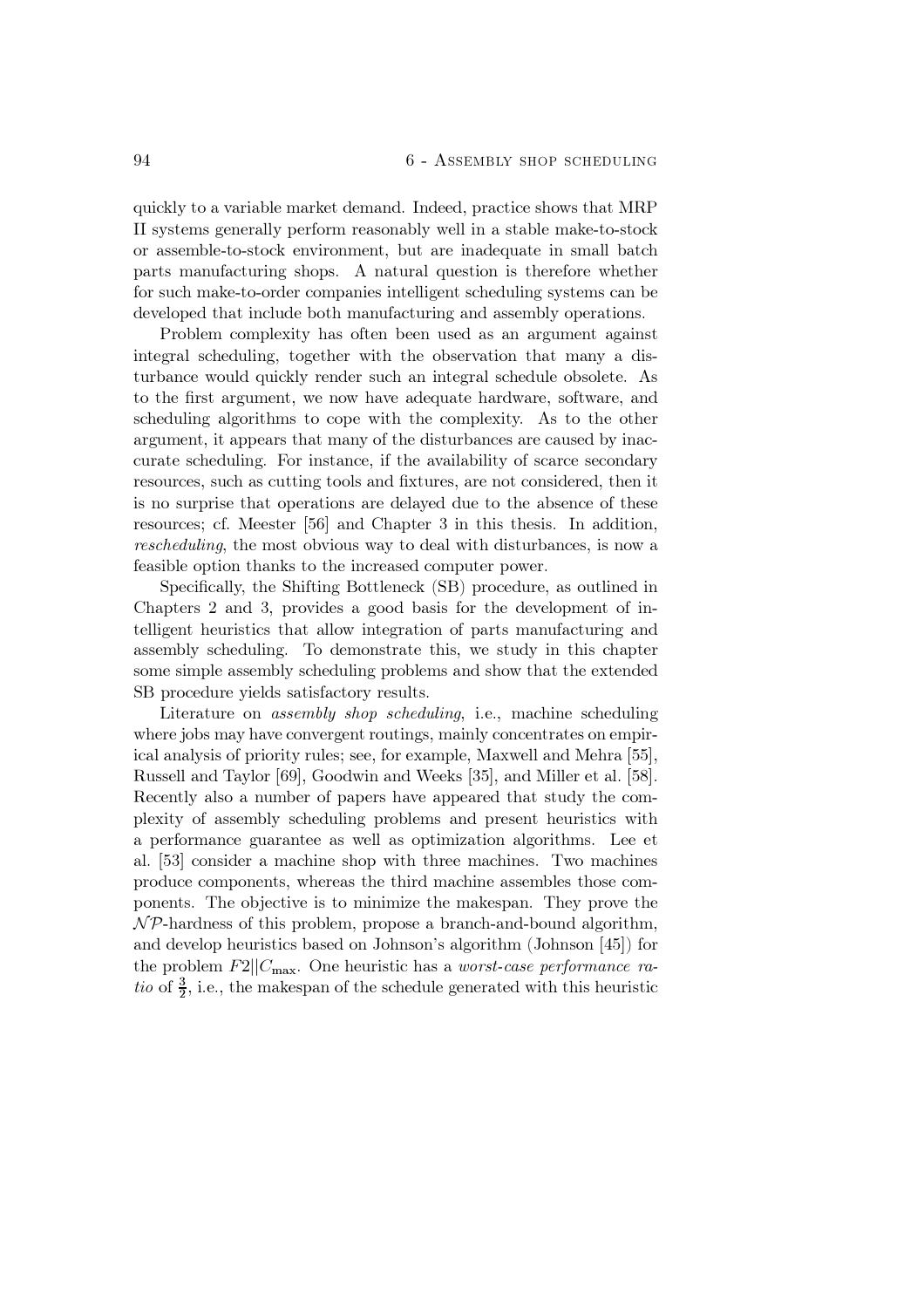quickly to a variable market demand. Indeed, practice shows that MRP II systems generally perform reasonably well in a stable make-to-stock or assemble-to-stock environment, but are inadequate in small batch parts manufacturing shops. A natural question is therefore whether for such make-to-order companies intelligent scheduling systems can be developed that include both manufacturing and assembly operations.

Problem complexity has often been used as an argument against integral scheduling, together with the observation that many a disturbance would quickly render such an integral schedule obsolete. As to the first argument, we now have adequate hardware, software, and scheduling algorithms to cope with the complexity. As to the other argument, it appears that many of the disturbances are caused by inaccurate scheduling. For instance, if the availability of scarce secondary resources, such as cutting tools and fixtures, are not considered, then it is no surprise that operations are delayed due to the absence of these resources; cf. Meester [56] and Chapter 3 in this thesis. In addition, *rescheduling*, the most obvious way to deal with disturbances, is now a feasible option thanks to the increased computer power.

Specifically, the Shifting Bottleneck (SB) procedure, as outlined in Chapters 2 and 3, provides a good basis for the development of intelligent heuristics that allow integration of parts manufacturing and assembly scheduling. To demonstrate this, we study in this chapter some simple assembly scheduling problems and show that the extended SB procedure yields satisfactory results.

Literature on *assembly shop scheduling*, i.e., machine scheduling where jobs may have convergent routings, mainly concentrates on empirical analysis of priority rules; see, for example, Maxwell and Mehra [55], Russell and Taylor [69], Goodwin and Weeks [35], and Miller et al. [58]. Recently also a number of papers have appeared that study the complexity of assembly scheduling problems and present heuristics with a performance guarantee as well as optimization algorithms. Lee et al. [53] consider a machine shop with three machines. Two machines produce components, whereas the third machine assembles those components. The objective is to minimize the makespan. They prove the $\mathcal{NP}$-hardness of this problem, propose a branch-and-bound algorithm, and develop heuristics based on Johnson's algorithm (Johnson [45]) for the problem $F2||C_{\max}$. One heuristic has a *worst-case performance ratio* of $\frac{3}{2}$, i.e., the makespan of the schedule generated with this heuristic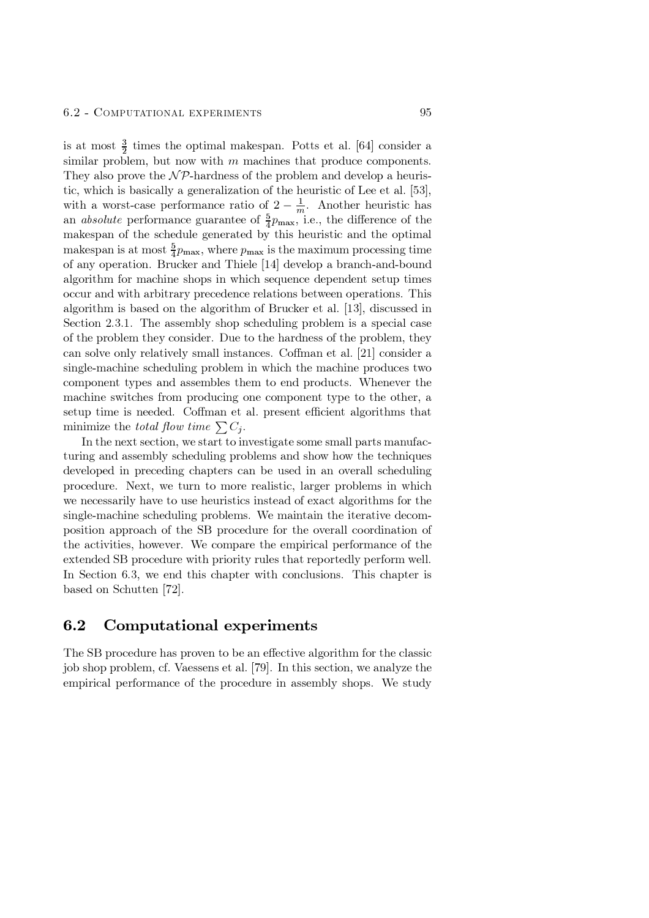is at most $\frac{3}{2}$ times the optimal makespan. Potts et al. [64] consider a similar problem, but now with $m$ machines that produce components. They also prove the $\mathcal{NP}$-hardness of the problem and develop a heuristic, which is basically a generalization of the heuristic of Lee et al. [53], with a worst-case performance ratio of $2 - \frac{1}{m}$. Another heuristic has an *absolute* performance guarantee of $\frac{5}{4}p_{\max}$, i.e., the difference of the makespan of the schedule generated by this heuristic and the optimal makespan is at most $\frac{5}{4}p_{\max}$, where $p_{\max}$ is the maximum processing time of any operation. Brucker and Thiele [14] develop a branch-and-bound algorithm for machine shops in which sequence dependent setup times occur and with arbitrary precedence relations between operations. This algorithm is based on the algorithm of Brucker et al. [13], discussed in Section 2.3.1. The assembly shop scheduling problem is a special case of the problem they consider. Due to the hardness of the problem, they can solve only relatively small instances. Coffman et al. [21] consider a single-machine scheduling problem in which the machine produces two component types and assembles them to end products. Whenever the machine switches from producing one component type to the other, a setup time is needed. Coffman et al. present efficient algorithms that minimize the *total flow time* $\sum C_j$.

In the next section, we start to investigate some small parts manufacturing and assembly scheduling problems and show how the techniques developed in preceding chapters can be used in an overall scheduling procedure. Next, we turn to more realistic, larger problems in which we necessarily have to use heuristics instead of exact algorithms for the single-machine scheduling problems. We maintain the iterative decomposition approach of the SB procedure for the overall coordination of the activities, however. We compare the empirical performance of the extended SB procedure with priority rules that reportedly perform well. In Section 6.3, we end this chapter with conclusions. This chapter is based on Schutten [72].

## 6.2 Computational experiments

The SB procedure has proven to be an effective algorithm for the classic job shop problem, cf. Vaessens et al. [79]. In this section, we analyze the empirical performance of the procedure in assembly shops. We study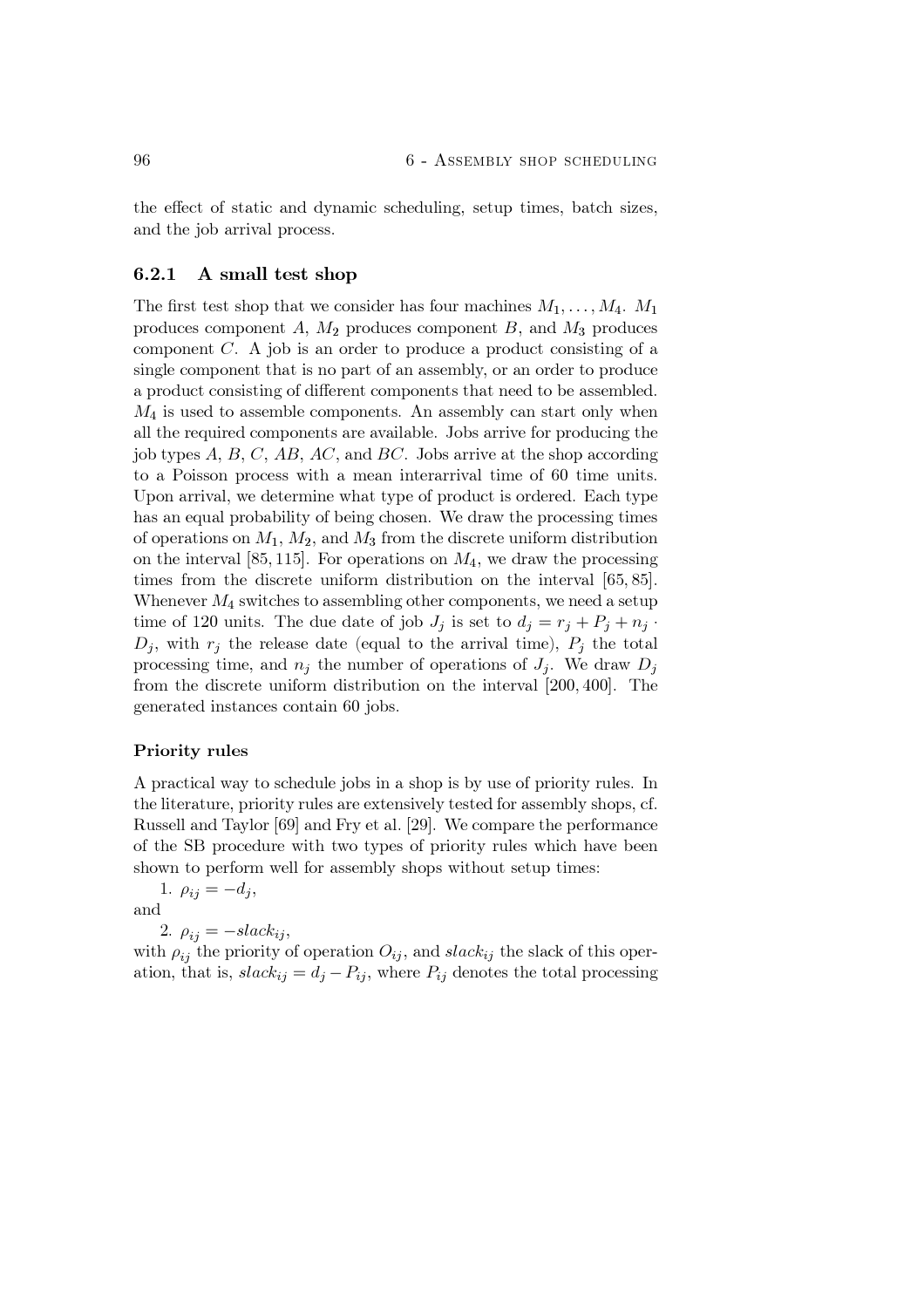the effect of static and dynamic scheduling, setup times, batch sizes, and the job arrival process.

### 6.2.1 A small test shop

The first test shop that we consider has four machines $M_1, \ldots, M_4$. $M_1$ produces component $A$, $M_2$ produces component $B$, and $M_3$ produces component $C$. A job is an order to produce a product consisting of a single component that is no part of an assembly, or an order to produce a product consisting of different components that need to be assembled. $M_4$ is used to assemble components. An assembly can start only when all the required components are available. Jobs arrive for producing the job types $A$, $B$, $C$, $AB$, $AC$, and $BC$. Jobs arrive at the shop according to a Poisson process with a mean interarrival time of 60 time units. Upon arrival, we determine what type of product is ordered. Each type has an equal probability of being chosen. We draw the processing times of operations on $M_1$, $M_2$, and $M_3$ from the discrete uniform distribution on the interval $[85, 115]$. For operations on $M_4$, we draw the processing times from the discrete uniform distribution on the interval $[65, 85]$. Whenever $M_4$ switches to assembling other components, we need a setup time of 120 units. The due date of job $J_j$ is set to $d_j = r_j + P_j + n_j \cdot D_j$, with $r_j$ the release date (equal to the arrival time), $P_j$ the total processing time, and $n_j$ the number of operations of $J_j$. We draw $D_j$ from the discrete uniform distribution on the interval $[200, 400]$. The generated instances contain 60 jobs.

#### Priority rules

A practical way to schedule jobs in a shop is by use of priority rules. In the literature, priority rules are extensively tested for assembly shops, cf. Russell and Taylor [69] and Fry et al. [29]. We compare the performance of the SB procedure with two types of priority rules which have been shown to perform well for assembly shops without setup times:

1. $\rho_{ij} = -d_j$,

and

2. $\rho_{ij} = -slack_{ij}$,

with $\rho_{ij}$ the priority of operation $O_{ij}$, and $slack_{ij}$ the slack of this operation, that is, $slack_{ij} = d_j - P_{ij}$, where $P_{ij}$ denotes the total processing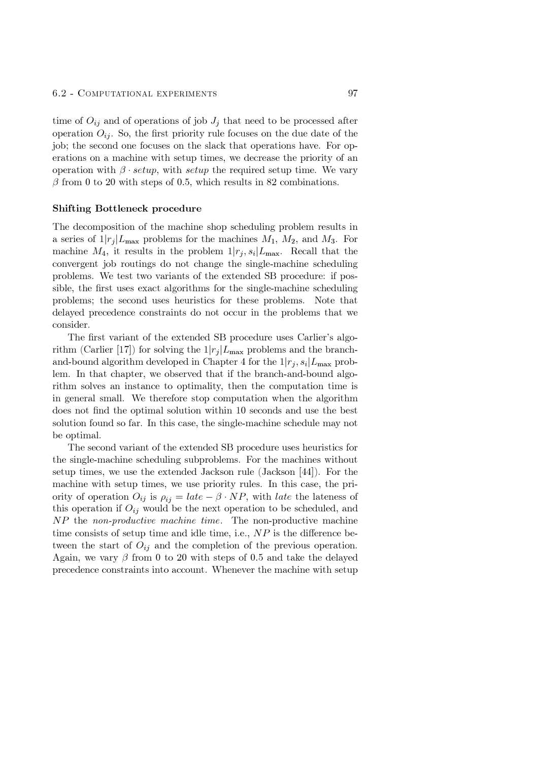time of $O_{ij}$ and of operations of job $J_j$ that need to be processed after operation $O_{ij}$. So, the first priority rule focuses on the due date of the job; the second one focuses on the slack that operations have. For operations on a machine with setup times, we decrease the priority of an operation with $\beta \cdot setup$, with *setup* the required setup time. We vary $\beta$ from 0 to 20 with steps of 0.5, which results in 82 combinations.

#### Shifting Bottleneck procedure

The decomposition of the machine shop scheduling problem results in a series of $1|r_j|L_{\max}$ problems for the machines $M_1$, $M_2$, and $M_3$. For machine $M_4$, it results in the problem $1|r_j, s_i|L_{\max}$. Recall that the convergent job routings do not change the single-machine scheduling problems. We test two variants of the extended SB procedure: if possible, the first uses exact algorithms for the single-machine scheduling problems; the second uses heuristics for these problems. Note that delayed precedence constraints do not occur in the problems that we consider.

The first variant of the extended SB procedure uses Carlier's algorithm (Carlier [17]) for solving the $1|r_j|L_{\max}$ problems and the branch-and-bound algorithm developed in Chapter 4 for the $1|r_j, s_i|L_{\max}$ problem. In that chapter, we observed that if the branch-and-bound algorithm solves an instance to optimality, then the computation time is in general small. We therefore stop computation when the algorithm does not find the optimal solution within 10 seconds and use the best solution found so far. In this case, the single-machine schedule may not be optimal.

The second variant of the extended SB procedure uses heuristics for the single-machine scheduling subproblems. For the machines without setup times, we use the extended Jackson rule (Jackson [44]). For the machine with setup times, we use priority rules. In this case, the priority of operation $O_{ij}$ is $\rho_{ij} = late - \beta \cdot NP$, with *late* the lateness of this operation if $O_{ij}$ would be the next operation to be scheduled, and $NP$ the *non-productive machine time*. The non-productive machine time consists of setup time and idle time, i.e., $NP$ is the difference between the start of $O_{ij}$ and the completion of the previous operation. Again, we vary $\beta$ from 0 to 20 with steps of 0.5 and take the delayed precedence constraints into account. Whenever the machine with setup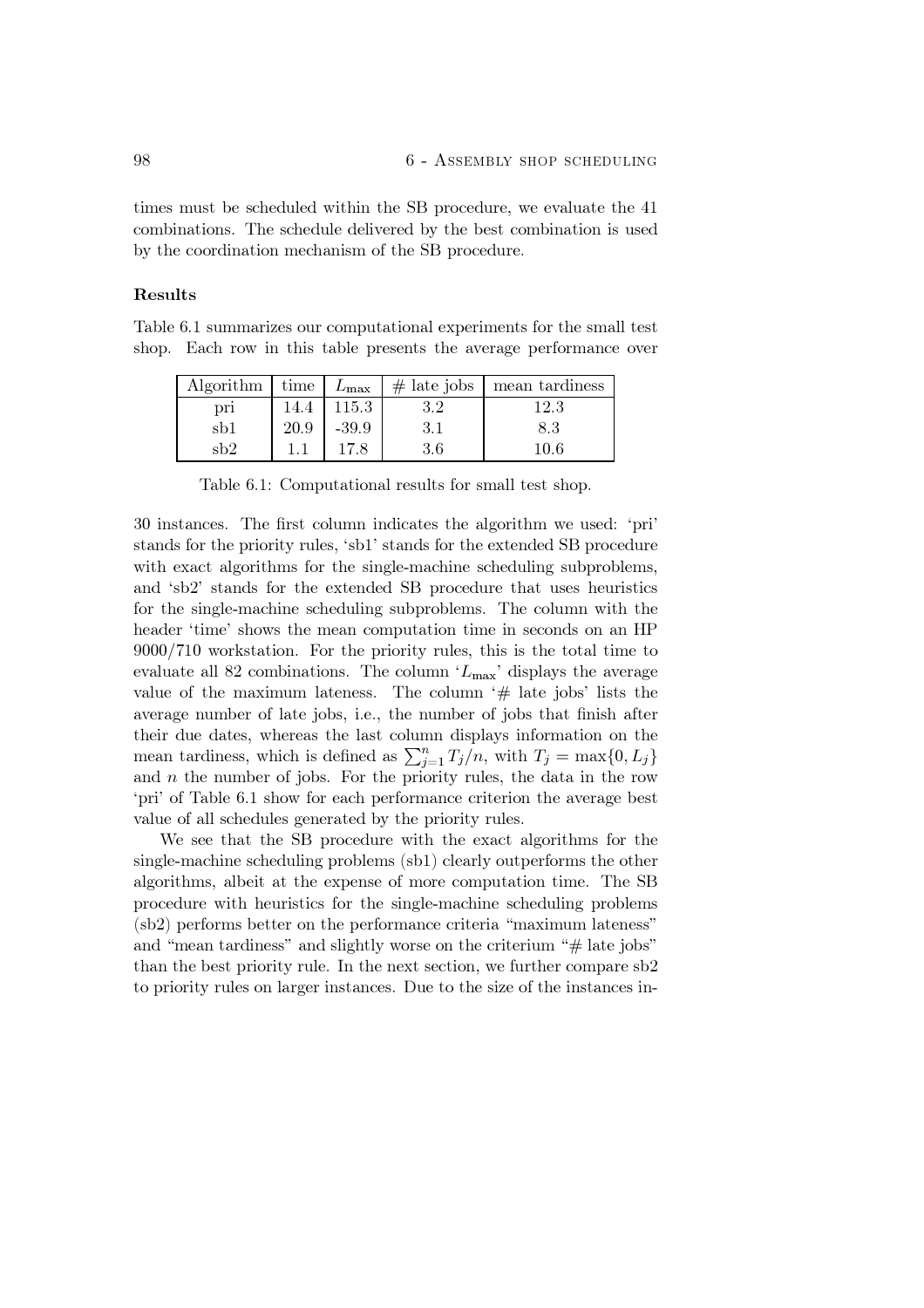times must be scheduled within the SB procedure, we evaluate the 41 combinations. The schedule delivered by the best combination is used by the coordination mechanism of the SB procedure.

**Results**

Table 6.1 summarizes our computational experiments for the small test shop. Each row in this table presents the average performance over

| Algorithm | time | $L_{\max}$ | # late jobs | mean tardiness |
|---|---|---|---|---|
| pri | 14.4 | 115.3 | 3.2 | 12.3 |
| sb1 | 20.9 | -39.9 | 3.1 | 8.3 |
| sb2 | 1.1 | 17.8 | 3.6 | 10.6 |

Table 6.1: Computational results for small test shop.

30 instances. The first column indicates the algorithm we used: 'pri' stands for the priority rules, 'sb1' stands for the extended SB procedure with exact algorithms for the single-machine scheduling subproblems, and 'sb2' stands for the extended SB procedure that uses heuristics for the single-machine scheduling subproblems. The column with the header 'time' shows the mean computation time in seconds on an HP 9000/710 workstation. For the priority rules, this is the total time to evaluate all 82 combinations. The column '$L_{\max}$' displays the average value of the maximum lateness. The column '# late jobs' lists the average number of late jobs, i.e., the number of jobs that finish after their due dates, whereas the last column displays information on the mean tardiness, which is defined as $\sum_{j=1}^{n} T_j/n$, with $T_j = \max\{0, L_j\}$ and $n$ the number of jobs. For the priority rules, the data in the row 'pri' of Table 6.1 show for each performance criterion the average best value of all schedules generated by the priority rules.

We see that the SB procedure with the exact algorithms for the single-machine scheduling problems (sb1) clearly outperforms the other algorithms, albeit at the expense of more computation time. The SB procedure with heuristics for the single-machine scheduling problems (sb2) performs better on the performance criteria "maximum lateness" and "mean tardiness" and slightly worse on the criterium "# late jobs" than the best priority rule. In the next section, we further compare sb2 to priority rules on larger instances. Due to the size of the instances in-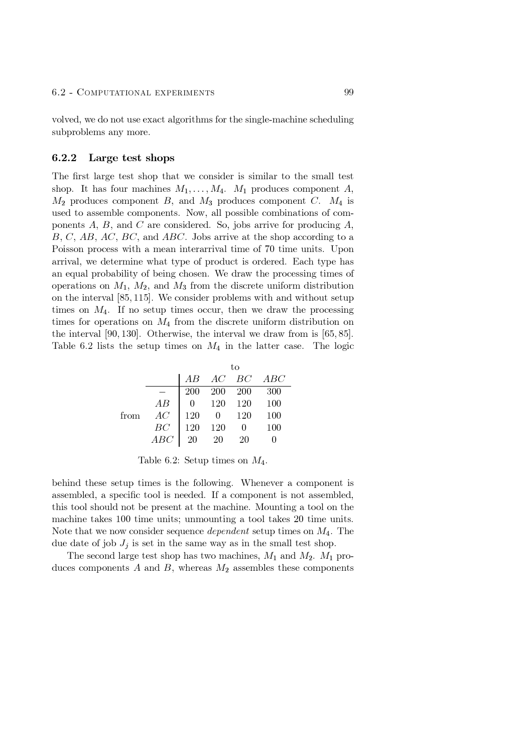volved, we do not use exact algorithms for the single-machine scheduling subproblems any more.

### 6.2.2 Large test shops

The first large test shop that we consider is similar to the small test shop. It has four machines $M_1, \ldots, M_4$. $M_1$ produces component $A$, $M_2$ produces component $B$, and $M_3$ produces component $C$. $M_4$ is used to assemble components. Now, all possible combinations of components $A$, $B$, and $C$ are considered. So, jobs arrive for producing $A$, $B$, $C$, $AB$, $AC$, $BC$, and $ABC$. Jobs arrive at the shop according to a Poisson process with a mean interarrival time of 70 time units. Upon arrival, we determine what type of product is ordered. Each type has an equal probability of being chosen. We draw the processing times of operations on $M_1$, $M_2$, and $M_3$ from the discrete uniform distribution on the interval $[85, 115]$. We consider problems with and without setup times on $M_4$. If no setup times occur, then we draw the processing times for operations on $M_4$ from the discrete uniform distribution on the interval $[90, 130]$. Otherwise, the interval we draw from is $[65, 85]$. Table 6.2 lists the setup times on $M_4$ in the latter case. The logic behind these setup times is the following. Whenever a component is assembled, a specific tool is needed. If a component is not assembled, this tool should not be present at the machine. Mounting a tool on the machine takes 100 time units; unmounting a tool takes 20 time units. Note that we now consider sequence *dependent* setup times on $M_4$. The due date of job $J_j$ is set in the same way as in the small test shop.

| | | to | | | |
|---|---|---|---|---|---|
| | | $AB$ | $AC$ | $BC$ | $ABC$ |
| | $-$ | 200 | 200 | 200 | 300 |
| | $AB$ | 0 | 120 | 120 | 100 |
| from | $AC$ | 120 | 0 | 120 | 100 |
| | $BC$ | 120 | 120 | 0 | 100 |
| | $ABC$ | 20 | 20 | 20 | 0 |

Table 6.2: Setup times on $M_4$.

The second large test shop has two machines, $M_1$ and $M_2$. $M_1$ produces components $A$ and $B$, whereas $M_2$ assembles these components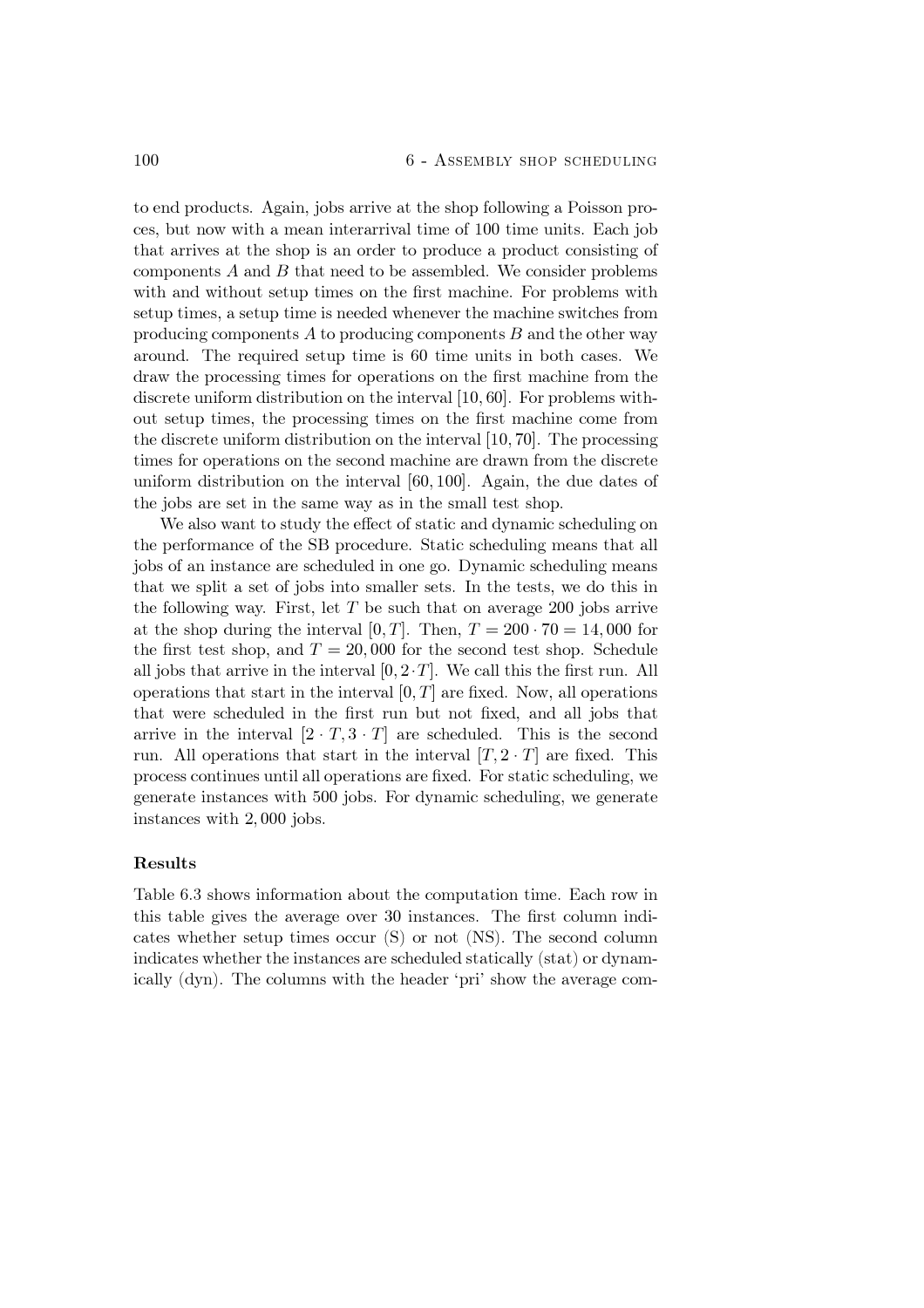to end products. Again, jobs arrive at the shop following a Poisson proces, but now with a mean interarrival time of 100 time units. Each job that arrives at the shop is an order to produce a product consisting of components $A$ and $B$ that need to be assembled. We consider problems with and without setup times on the first machine. For problems with setup times, a setup time is needed whenever the machine switches from producing components $A$ to producing components $B$ and the other way around. The required setup time is 60 time units in both cases. We draw the processing times for operations on the first machine from the discrete uniform distribution on the interval $[10, 60]$. For problems without setup times, the processing times on the first machine come from the discrete uniform distribution on the interval $[10, 70]$. The processing times for operations on the second machine are drawn from the discrete uniform distribution on the interval $[60, 100]$. Again, the due dates of the jobs are set in the same way as in the small test shop.

We also want to study the effect of static and dynamic scheduling on the performance of the SB procedure. Static scheduling means that all jobs of an instance are scheduled in one go. Dynamic scheduling means that we split a set of jobs into smaller sets. In the tests, we do this in the following way. First, let $T$ be such that on average 200 jobs arrive at the shop during the interval $[0, T]$. Then, $T = 200 \cdot 70 = 14,000$ for the first test shop, and $T = 20,000$ for the second test shop. Schedule all jobs that arrive in the interval $[0, 2 \cdot T]$. We call this the first run. All operations that start in the interval $[0, T]$ are fixed. Now, all operations that were scheduled in the first run but not fixed, and all jobs that arrive in the interval $[2 \cdot T, 3 \cdot T]$ are scheduled. This is the second run. All operations that start in the interval $[T, 2 \cdot T]$ are fixed. This process continues until all operations are fixed. For static scheduling, we generate instances with 500 jobs. For dynamic scheduling, we generate instances with 2,000 jobs.

### Results

Table 6.3 shows information about the computation time. Each row in this table gives the average over 30 instances. The first column indicates whether setup times occur (S) or not (NS). The second column indicates whether the instances are scheduled statically (stat) or dynamically (dyn). The columns with the header 'pri' show the average com-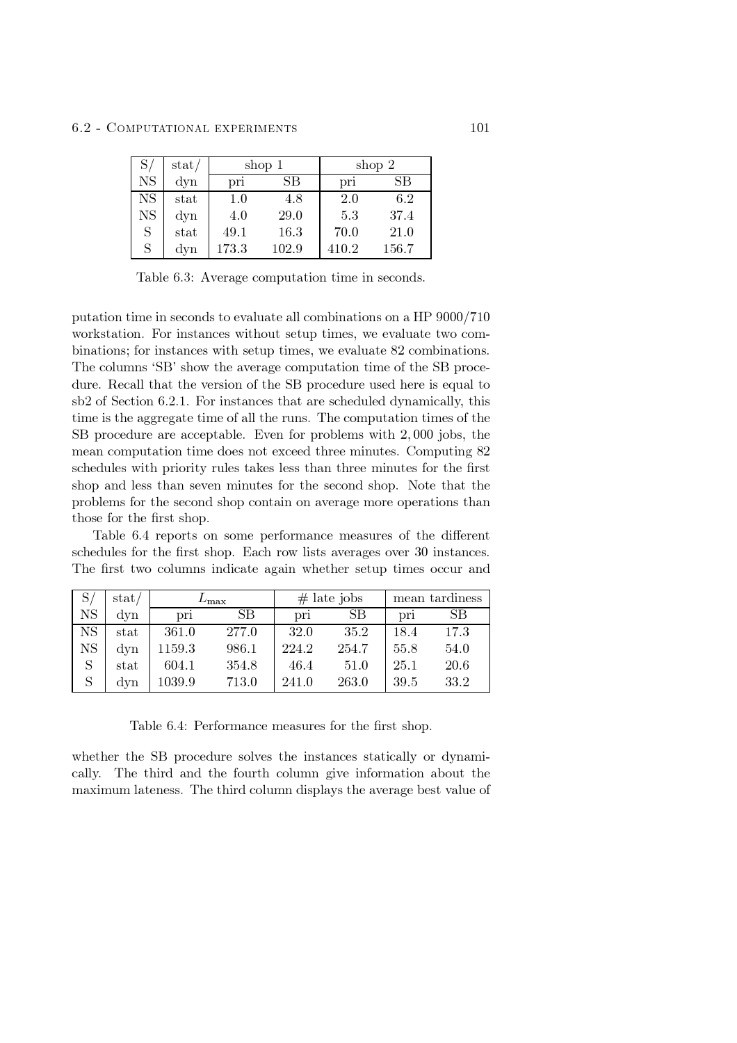| S/ | stat/ | shop 1 | | shop 2 | |
|---|---|---|---|---|---|
| NS | dyn | pri | SB | pri | SB |
| NS | stat | 1.0 | 4.8 | 2.0 | 6.2 |
| NS | dyn | 4.0 | 29.0 | 5.3 | 37.4 |
| S | stat | 49.1 | 16.3 | 70.0 | 21.0 |
| S | dyn | 173.3 | 102.9 | 410.2 | 156.7 |

Table 6.3: Average computation time in seconds.

putation time in seconds to evaluate all combinations on a HP 9000/710 workstation. For instances without setup times, we evaluate two combinations; for instances with setup times, we evaluate 82 combinations. The columns 'SB' show the average computation time of the SB procedure. Recall that the version of the SB procedure used here is equal to sb2 of Section 6.2.1. For instances that are scheduled dynamically, this time is the aggregate time of all the runs. The computation times of the SB procedure are acceptable. Even for problems with 2,000 jobs, the mean computation time does not exceed three minutes. Computing 82 schedules with priority rules takes less than three minutes for the first shop and less than seven minutes for the second shop. Note that the problems for the second shop contain on average more operations than those for the first shop.

Table 6.4 reports on some performance measures of the different schedules for the first shop. Each row lists averages over 30 instances. The first two columns indicate again whether setup times occur and

| S/ | stat/ | $L_{\max}$ | | # late jobs | | mean tardiness | |
|---|---|---|---|---|---|---|---|
| NS | dyn | pri | SB | pri | SB | pri | SB |
| NS | stat | 361.0 | 277.0 | 32.0 | 35.2 | 18.4 | 17.3 |
| NS | dyn | 1159.3 | 986.1 | 224.2 | 254.7 | 55.8 | 54.0 |
| S | stat | 604.1 | 354.8 | 46.4 | 51.0 | 25.1 | 20.6 |
| S | dyn | 1039.9 | 713.0 | 241.0 | 263.0 | 39.5 | 33.2 |

Table 6.4: Performance measures for the first shop.

whether the SB procedure solves the instances statically or dynamically. The third and the fourth column give information about the maximum lateness. The third column displays the average best value of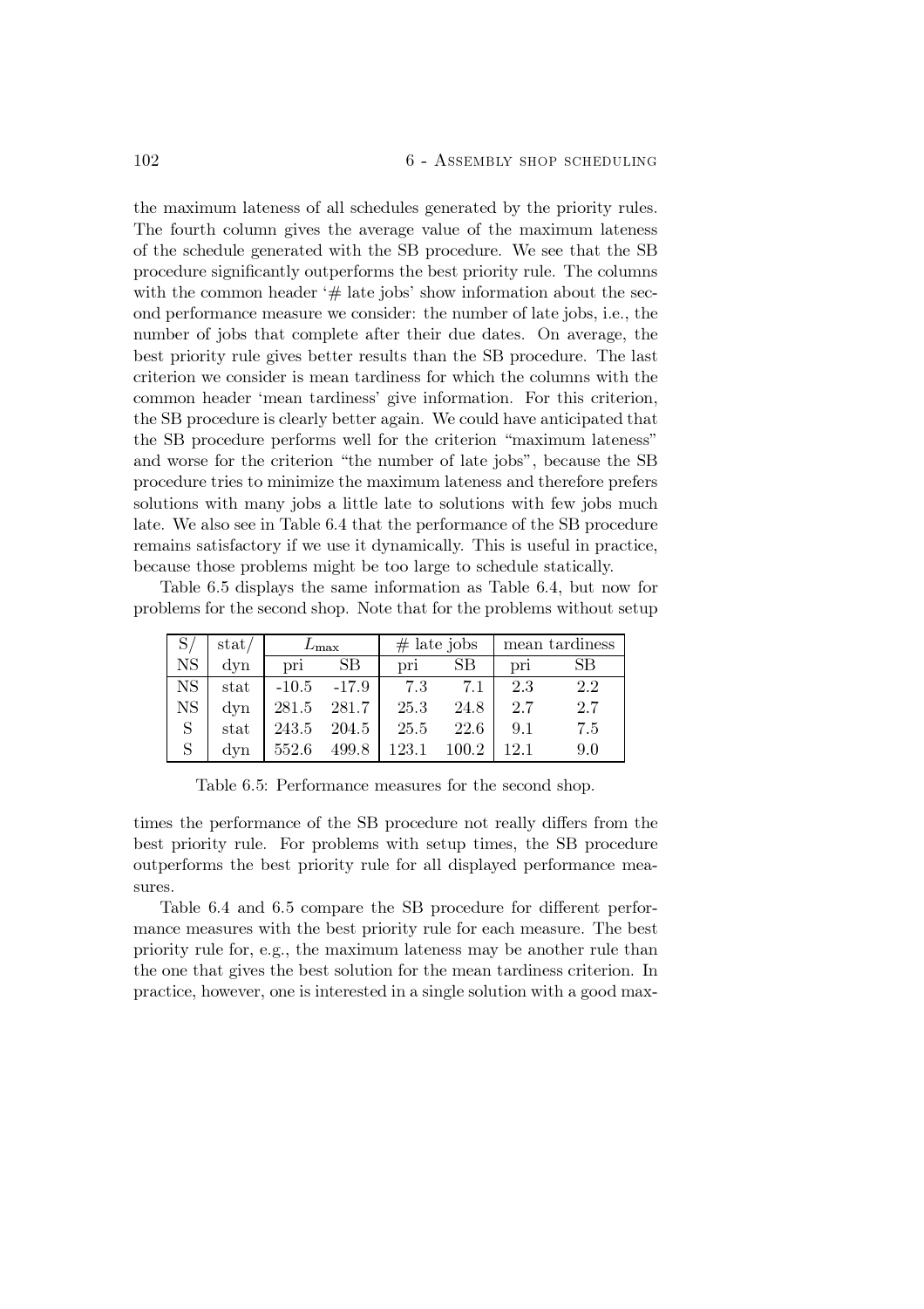the maximum lateness of all schedules generated by the priority rules. The fourth column gives the average value of the maximum lateness of the schedule generated with the SB procedure. We see that the SB procedure significantly outperforms the best priority rule. The columns with the common header '# late jobs' show information about the second performance measure we consider: the number of late jobs, i.e., the number of jobs that complete after their due dates. On average, the best priority rule gives better results than the SB procedure. The last criterion we consider is mean tardiness for which the columns with the common header 'mean tardiness' give information. For this criterion, the SB procedure is clearly better again. We could have anticipated that the SB procedure performs well for the criterion "maximum lateness" and worse for the criterion "the number of late jobs", because the SB procedure tries to minimize the maximum lateness and therefore prefers solutions with many jobs a little late to solutions with few jobs much late. We also see in Table 6.4 that the performance of the SB procedure remains satisfactory if we use it dynamically. This is useful in practice, because those problems might be too large to schedule statically.

Table 6.5 displays the same information as Table 6.4, but now for problems for the second shop. Note that for the problems without setup

| S/ | stat/ | $L_{\max}$ | | # late jobs | | mean tardiness | |
|---|---|---|---|---|---|---|---|
| NS | dyn | pri | SB | pri | SB | pri | SB |
| NS | stat | -10.5 | -17.9 | 7.3 | 7.1 | 2.3 | 2.2 |
| NS | dyn | 281.5 | 281.7 | 25.3 | 24.8 | 2.7 | 2.7 |
| S | stat | 243.5 | 204.5 | 25.5 | 22.6 | 9.1 | 7.5 |
| S | dyn | 552.6 | 499.8 | 123.1 | 100.2 | 12.1 | 9.0 |

Table 6.5: Performance measures for the second shop.

times the performance of the SB procedure not really differs from the best priority rule. For problems with setup times, the SB procedure outperforms the best priority rule for all displayed performance measures.

Table 6.4 and 6.5 compare the SB procedure for different performance measures with the best priority rule for each measure. The best priority rule for, e.g., the maximum lateness may be another rule than the one that gives the best solution for the mean tardiness criterion. In practice, however, one is interested in a single solution with a good max-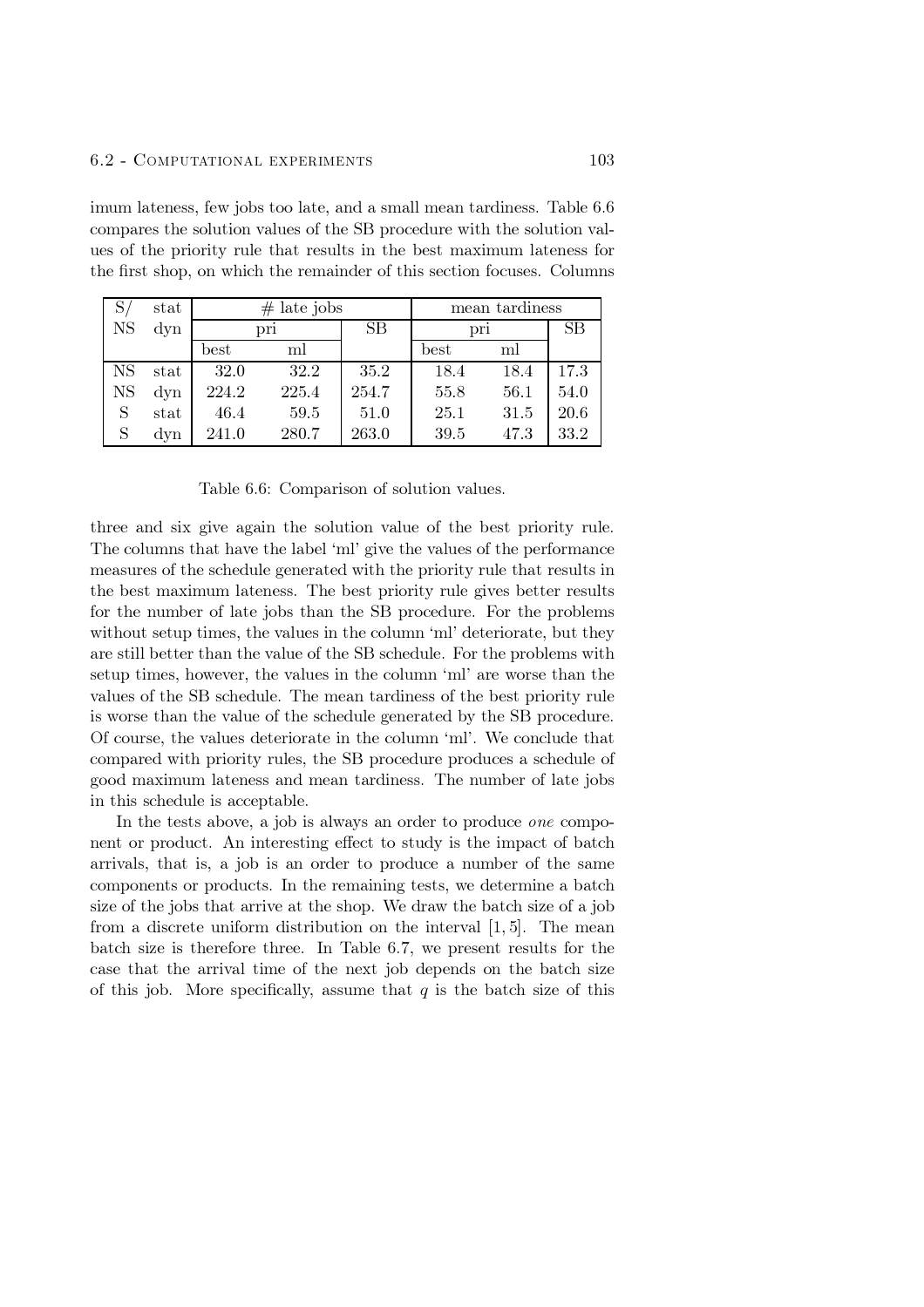imum lateness, few jobs too late, and a small mean tardiness. Table 6.6 compares the solution values of the SB procedure with the solution values of the priority rule that results in the best maximum lateness for the first shop, on which the remainder of this section focuses. Columns

| S/ | stat | # late jobs | | | mean tardiness | | |
|---|---|---|---|---|---|---|---|
| NS | dyn | pri | | SB | pri | | SB |
| | | best | ml | | best | ml | |
| NS | stat | 32.0 | 32.2 | 35.2 | 18.4 | 18.4 | 17.3 |
| NS | dyn | 224.2 | 225.4 | 254.7 | 55.8 | 56.1 | 54.0 |
| S | stat | 46.4 | 59.5 | 51.0 | 25.1 | 31.5 | 20.6 |
| S | dyn | 241.0 | 280.7 | 263.0 | 39.5 | 47.3 | 33.2 |

Table 6.6: Comparison of solution values.

three and six give again the solution value of the best priority rule. The columns that have the label 'ml' give the values of the performance measures of the schedule generated with the priority rule that results in the best maximum lateness. The best priority rule gives better results for the number of late jobs than the SB procedure. For the problems without setup times, the values in the column 'ml' deteriorate, but they are still better than the value of the SB schedule. For the problems with setup times, however, the values in the column 'ml' are worse than the values of the SB schedule. The mean tardiness of the best priority rule is worse than the value of the schedule generated by the SB procedure. Of course, the values deteriorate in the column 'ml'. We conclude that compared with priority rules, the SB procedure produces a schedule of good maximum lateness and mean tardiness. The number of late jobs in this schedule is acceptable.

In the tests above, a job is always an order to produce *one* component or product. An interesting effect to study is the impact of batch arrivals, that is, a job is an order to produce a number of the same components or products. In the remaining tests, we determine a batch size of the jobs that arrive at the shop. We draw the batch size of a job from a discrete uniform distribution on the interval $[1, 5]$. The mean batch size is therefore three. In Table 6.7, we present results for the case that the arrival time of the next job depends on the batch size of this job. More specifically, assume that $q$ is the batch size of this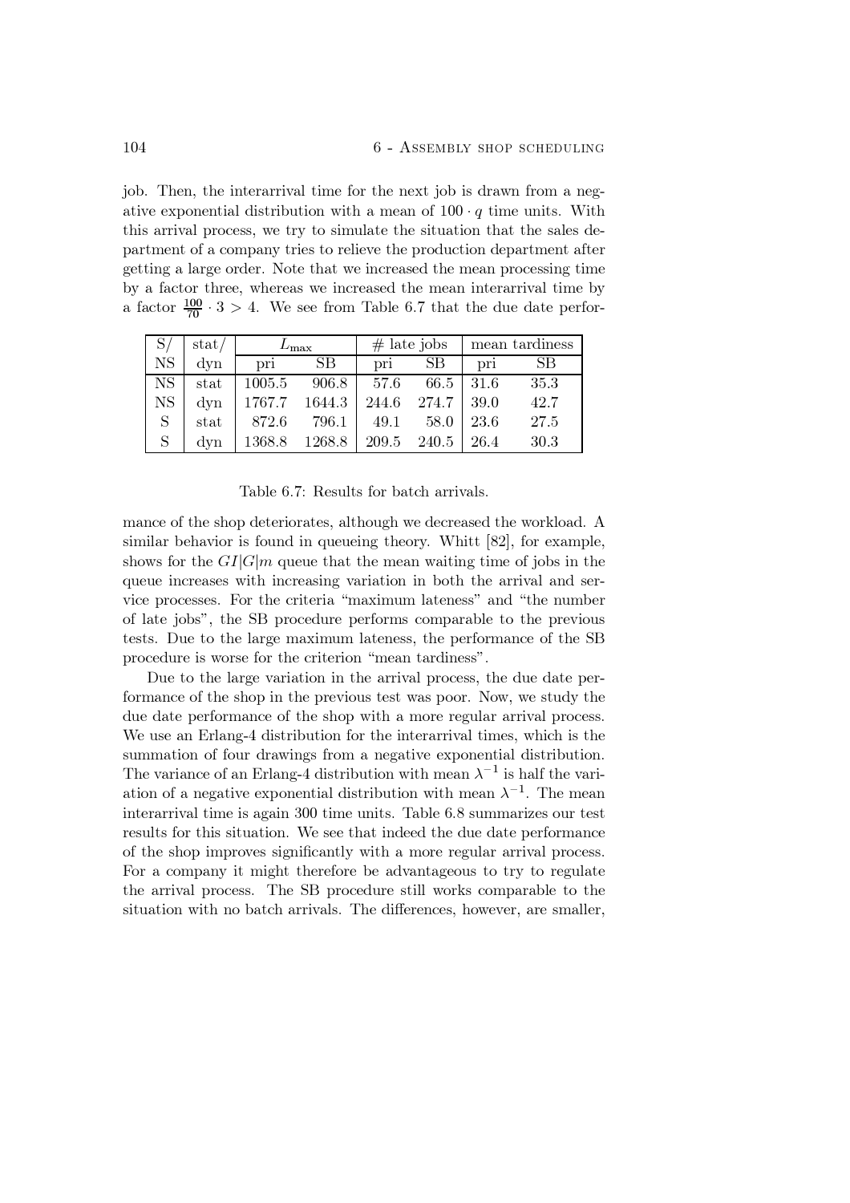job. Then, the interarrival time for the next job is drawn from a negative exponential distribution with a mean of $100 \cdot q$ time units. With this arrival process, we try to simulate the situation that the sales department of a company tries to relieve the production department after getting a large order. Note that we increased the mean processing time by a factor three, whereas we increased the mean interarrival time by a factor $\frac{100}{70} \cdot 3 > 4$. We see from Table 6.7 that the due date perfor-

| S/ | stat/ | $L_{\max}$ | | # late jobs | | mean tardiness | |
|---|---|---|---|---|---|---|---|
| NS | dyn | pri | SB | pri | SB | pri | SB |
| NS | stat | 1005.5 | 906.8 | 57.6 | 66.5 | 31.6 | 35.3 |
| NS | dyn | 1767.7 | 1644.3 | 244.6 | 274.7 | 39.0 | 42.7 |
| S | stat | 872.6 | 796.1 | 49.1 | 58.0 | 23.6 | 27.5 |
| S | dyn | 1368.8 | 1268.8 | 209.5 | 240.5 | 26.4 | 30.3 |

Table 6.7: Results for batch arrivals.

mance of the shop deteriorates, although we decreased the workload. A similar behavior is found in queueing theory. Whitt [82], for example, shows for the $GI|G|m$ queue that the mean waiting time of jobs in the queue increases with increasing variation in both the arrival and service processes. For the criteria "maximum lateness" and "the number of late jobs", the SB procedure performs comparable to the previous tests. Due to the large maximum lateness, the performance of the SB procedure is worse for the criterion "mean tardiness".

Due to the large variation in the arrival process, the due date performance of the shop in the previous test was poor. Now, we study the due date performance of the shop with a more regular arrival process. We use an Erlang-4 distribution for the interarrival times, which is the summation of four drawings from a negative exponential distribution. The variance of an Erlang-4 distribution with mean $\lambda^{-1}$ is half the variation of a negative exponential distribution with mean $\lambda^{-1}$. The mean interarrival time is again 300 time units. Table 6.8 summarizes our test results for this situation. We see that indeed the due date performance of the shop improves significantly with a more regular arrival process. For a company it might therefore be advantageous to try to regulate the arrival process. The SB procedure still works comparable to the situation with no batch arrivals. The differences, however, are smaller,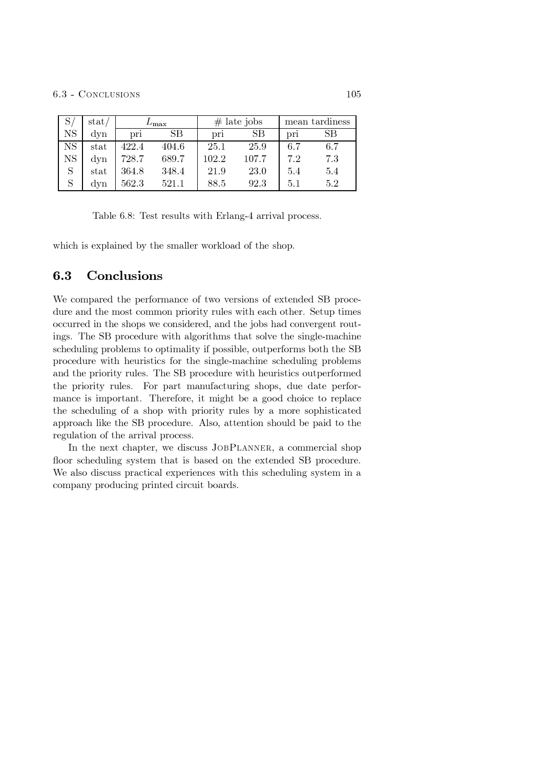| S/ | stat/ | $L_{\max}$ | | # late jobs | | mean tardiness | |
|---|---|---|---|---|---|---|---|
| NS | dyn | pri | SB | pri | SB | pri | SB |
| NS | stat | 422.4 | 404.6 | 25.1 | 25.9 | 6.7 | 6.7 |
| NS | dyn | 728.7 | 689.7 | 102.2 | 107.7 | 7.2 | 7.3 |
| S | stat | 364.8 | 348.4 | 21.9 | 23.0 | 5.4 | 5.4 |
| S | dyn | 562.3 | 521.1 | 88.5 | 92.3 | 5.1 | 5.2 |

Table 6.8: Test results with Erlang-4 arrival process.

which is explained by the smaller workload of the shop.

## 6.3 Conclusions

We compared the performance of two versions of extended SB procedure and the most common priority rules with each other. Setup times occurred in the shops we considered, and the jobs had convergent routings. The SB procedure with algorithms that solve the single-machine scheduling problems to optimality if possible, outperforms both the SB procedure with heuristics for the single-machine scheduling problems and the priority rules. The SB procedure with heuristics outperformed the priority rules. For part manufacturing shops, due date performance is important. Therefore, it might be a good choice to replace the scheduling of a shop with priority rules by a more sophisticated approach like the SB procedure. Also, attention should be paid to the regulation of the arrival process.

In the next chapter, we discuss JobPlanner, a commercial shop floor scheduling system that is based on the extended SB procedure. We also discuss practical experiences with this scheduling system in a company producing printed circuit boards.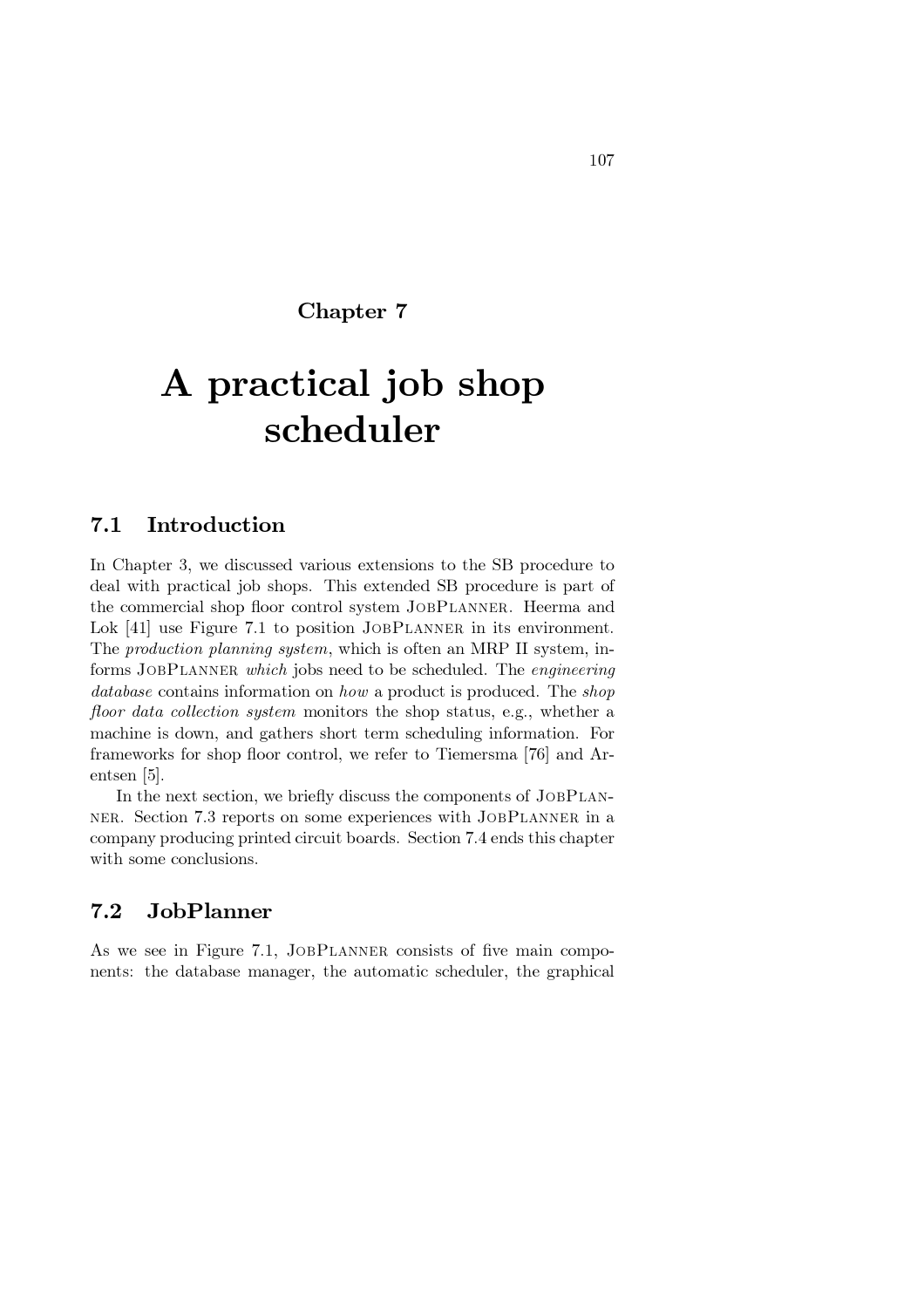# Chapter 7

# A practical job shop scheduler

## 7.1 Introduction

In Chapter 3, we discussed various extensions to the SB procedure to deal with practical job shops. This extended SB procedure is part of the commercial shop floor control system JobPlanner. Heerma and Lok [41] use Figure 7.1 to position JobPlanner in its environment. The *production planning system*, which is often an MRP II system, informs JobPlanner *which* jobs need to be scheduled. The *engineering database* contains information on *how* a product is produced. The *shop floor data collection system* monitors the shop status, e.g., whether a machine is down, and gathers short term scheduling information. For frameworks for shop floor control, we refer to Tiemersma [76] and Arentsen [5].

In the next section, we briefly discuss the components of JobPlanner. Section 7.3 reports on some experiences with JobPlanner in a company producing printed circuit boards. Section 7.4 ends this chapter with some conclusions.

## 7.2 JobPlanner

As we see in Figure 7.1, JobPlanner consists of five main components: the database manager, the automatic scheduler, the graphical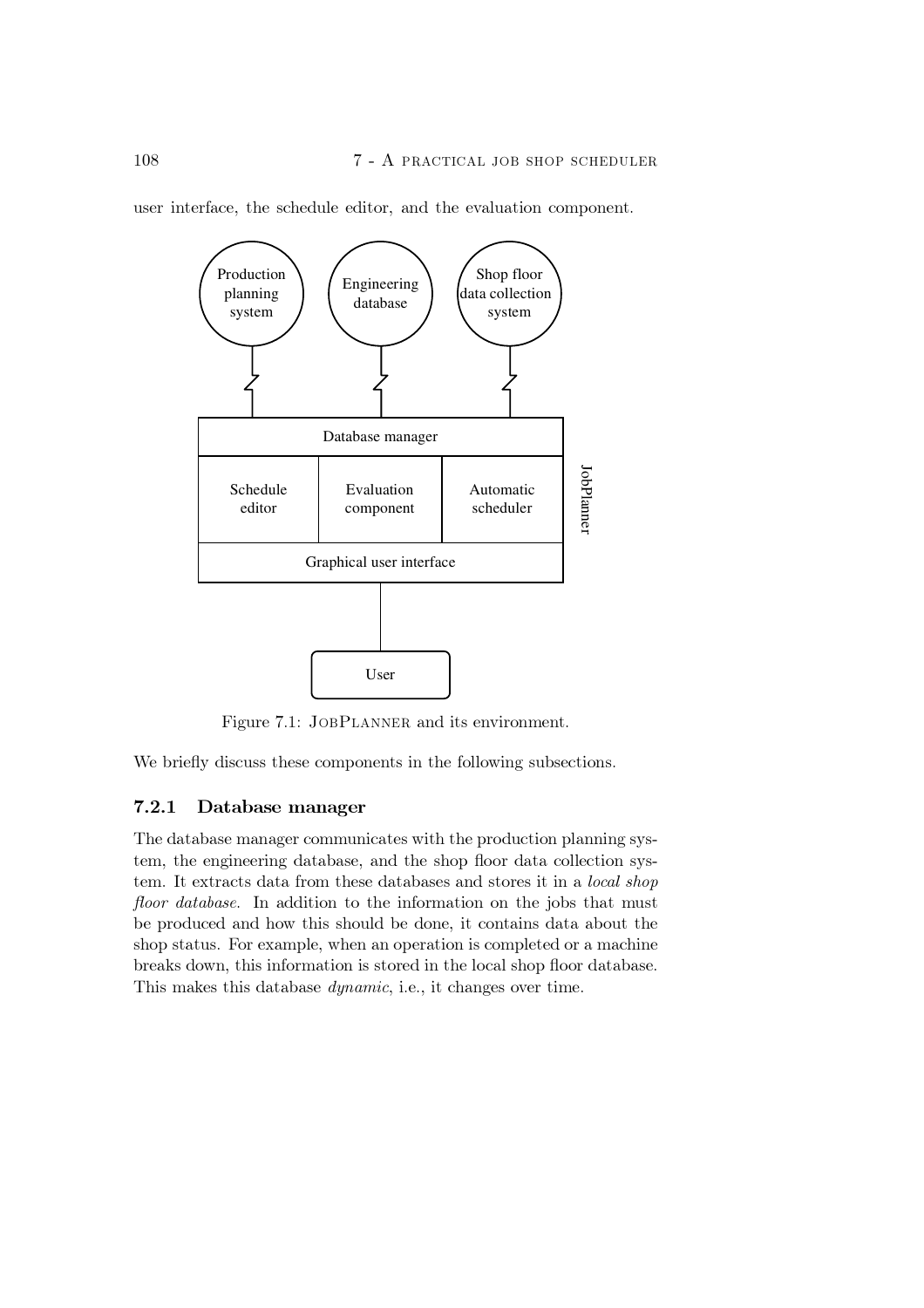user interface, the schedule editor, and the evaluation component.

Figure 7.1: JobPlanner and its environment.

We briefly discuss these components in the following subsections.

### 7.2.1 Database manager

The database manager communicates with the production planning system, the engineering database, and the shop floor data collection system. It extracts data from these databases and stores it in a *local shop floor database*. In addition to the information on the jobs that must be produced and how this should be done, it contains data about the shop status. For example, when an operation is completed or a machine breaks down, this information is stored in the local shop floor database. This makes this database *dynamic*, i.e., it changes over time.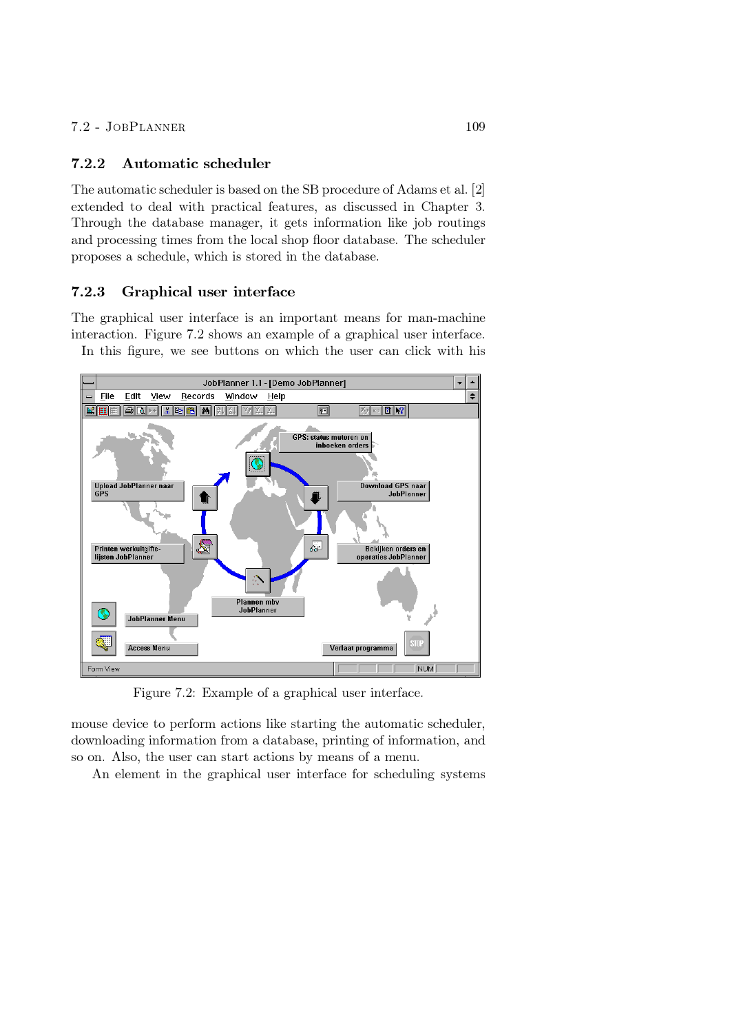### 7.2.2 Automatic scheduler

The automatic scheduler is based on the SB procedure of Adams et al. [2] extended to deal with practical features, as discussed in Chapter 3. Through the database manager, it gets information like job routings and processing times from the local shop floor database. The scheduler proposes a schedule, which is stored in the database.

### 7.2.3 Graphical user interface

The graphical user interface is an important means for man-machine interaction. Figure 7.2 shows an example of a graphical user interface.
In this figure, we see buttons on which the user can click with his

Figure 7.2: Example of a graphical user interface.

mouse device to perform actions like starting the automatic scheduler, downloading information from a database, printing of information, and so on. Also, the user can start actions by means of a menu.

An element in the graphical user interface for scheduling systems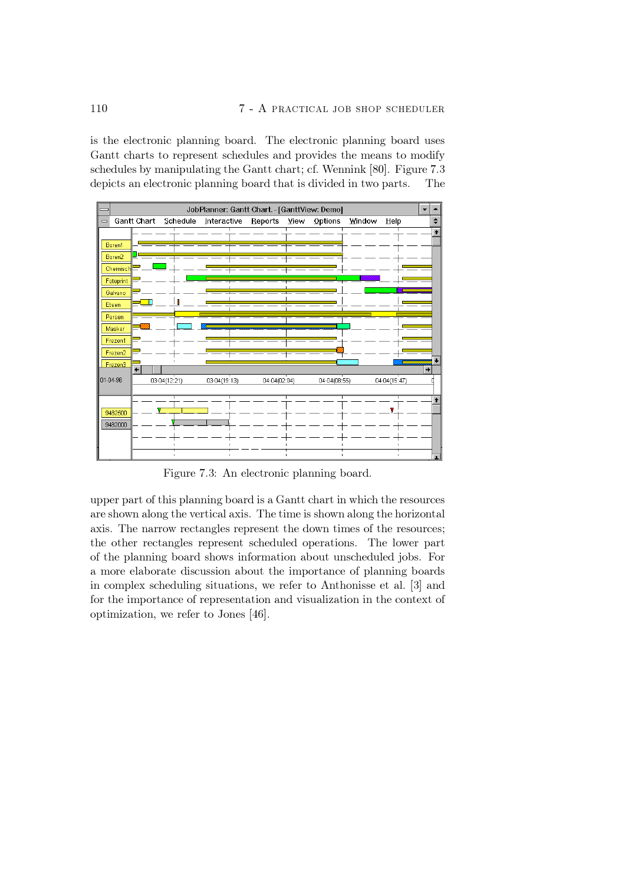is the electronic planning board. The electronic planning board uses Gantt charts to represent schedules and provides the means to modify schedules by manipulating the Gantt chart; cf. Wennink [80]. Figure 7.3 depicts an electronic planning board that is divided in two parts. The

Figure 7.3: An electronic planning board.

upper part of this planning board is a Gantt chart in which the resources are shown along the vertical axis. The time is shown along the horizontal axis. The narrow rectangles represent the down times of the resources; the other rectangles represent scheduled operations. The lower part of the planning board shows information about unscheduled jobs. For a more elaborate discussion about the importance of planning boards in complex scheduling situations, we refer to Anthonisse et al. [3] and for the importance of representation and visualization in the context of optimization, we refer to Jones [46].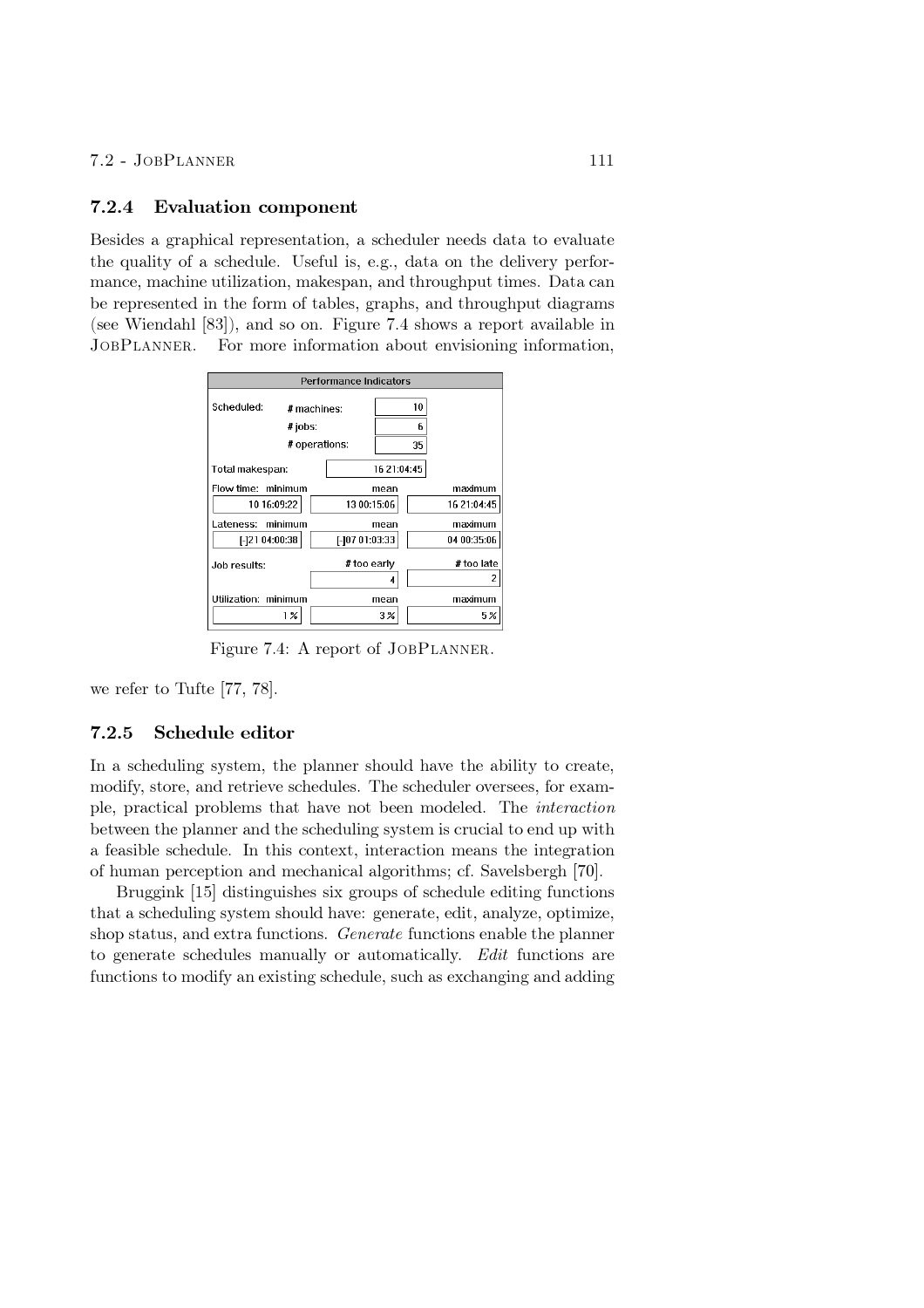### 7.2.4 Evaluation component

Besides a graphical representation, a scheduler needs data to evaluate the quality of a schedule. Useful is, e.g., data on the delivery performance, machine utilization, makespan, and throughput times. Data can be represented in the form of tables, graphs, and throughput diagrams (see Wiendahl [83]), and so on. Figure 7.4 shows a report available in JobPlanner. For more information about envisioning information, we refer to Tufte [77, 78].

| Performance Indicators | | | |
|---|---|---|---|
| Scheduled: | # machines: | 10 | |
| | # jobs: | 6 | |
| | # operations: | 35 | |
| Total makespan: | | 16 21:04:45 | |
| Flow time: | minimum | mean | maximum |
| | 10 16:09:22 | 13 00:15:06 | 16 21:04:45 |
| Lateness: | minimum | mean | maximum |
| | [-]21 04:00:38 | [-]07 01:03:33 | 04 00:35:06 |
| Job results: | | # too early | # too late |
| | | 4 | 2 |
| Utilization: | minimum | mean | maximum |
| | 1 % | 3 % | 5 % |

Figure 7.4: A report of JobPlanner.

### 7.2.5 Schedule editor

In a scheduling system, the planner should have the ability to create, modify, store, and retrieve schedules. The scheduler oversees, for example, practical problems that have not been modeled. The *interaction* between the planner and the scheduling system is crucial to end up with a feasible schedule. In this context, interaction means the integration of human perception and mechanical algorithms; cf. Savelsbergh [70].

Bruggink [15] distinguishes six groups of schedule editing functions that a scheduling system should have: generate, edit, analyze, optimize, shop status, and extra functions. *Generate* functions enable the planner to generate schedules manually or automatically. *Edit* functions are functions to modify an existing schedule, such as exchanging and adding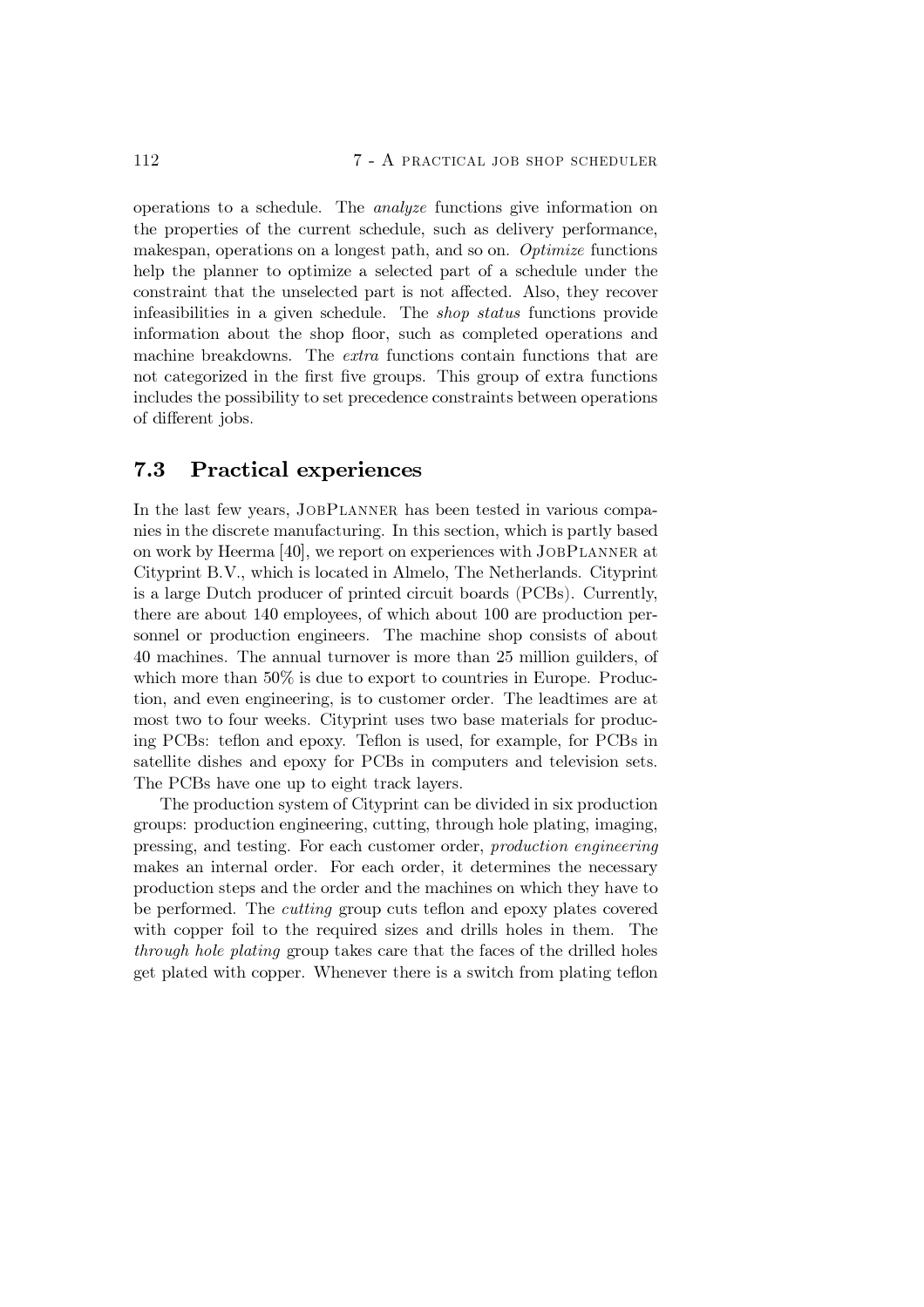operations to a schedule. The *analyze* functions give information on the properties of the current schedule, such as delivery performance, makespan, operations on a longest path, and so on. *Optimize* functions help the planner to optimize a selected part of a schedule under the constraint that the unselected part is not affected. Also, they recover infeasibilities in a given schedule. The *shop status* functions provide information about the shop floor, such as completed operations and machine breakdowns. The *extra* functions contain functions that are not categorized in the first five groups. This group of extra functions includes the possibility to set precedence constraints between operations of different jobs.

## 7.3 Practical experiences

In the last few years, JobPlanner has been tested in various companies in the discrete manufacturing. In this section, which is partly based on work by Heerma [40], we report on experiences with JobPlanner at Cityprint B.V., which is located in Almelo, The Netherlands. Cityprint is a large Dutch producer of printed circuit boards (PCBs). Currently, there are about 140 employees, of which about 100 are production personnel or production engineers. The machine shop consists of about 40 machines. The annual turnover is more than 25 million guilders, of which more than 50% is due to export to countries in Europe. Production, and even engineering, is to customer order. The leadtimes are at most two to four weeks. Cityprint uses two base materials for producing PCBs: teflon and epoxy. Teflon is used, for example, for PCBs in satellite dishes and epoxy for PCBs in computers and television sets. The PCBs have one up to eight track layers.

The production system of Cityprint can be divided in six production groups: production engineering, cutting, through hole plating, imaging, pressing, and testing. For each customer order, *production engineering* makes an internal order. For each order, it determines the necessary production steps and the order and the machines on which they have to be performed. The *cutting* group cuts teflon and epoxy plates covered with copper foil to the required sizes and drills holes in them. The *through hole plating* group takes care that the faces of the drilled holes get plated with copper. Whenever there is a switch from plating teflon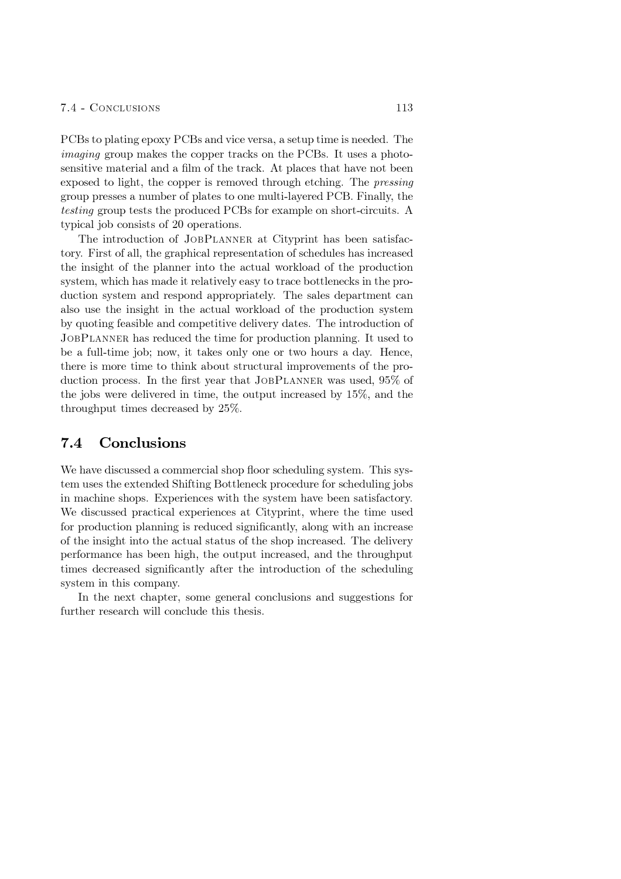PCBs to plating epoxy PCBs and vice versa, a setup time is needed. The *imaging* group makes the copper tracks on the PCBs. It uses a photosensitive material and a film of the track. At places that have not been exposed to light, the copper is removed through etching. The *pressing* group presses a number of plates to one multi-layered PCB. Finally, the *testing* group tests the produced PCBs for example on short-circuits. A typical job consists of 20 operations.

The introduction of JobPlanner at Cityprint has been satisfactory. First of all, the graphical representation of schedules has increased the insight of the planner into the actual workload of the production system, which has made it relatively easy to trace bottlenecks in the production system and respond appropriately. The sales department can also use the insight in the actual workload of the production system by quoting feasible and competitive delivery dates. The introduction of JobPlanner has reduced the time for production planning. It used to be a full-time job; now, it takes only one or two hours a day. Hence, there is more time to think about structural improvements of the production process. In the first year that JobPlanner was used, 95% of the jobs were delivered in time, the output increased by 15%, and the throughput times decreased by 25%.

## 7.4 Conclusions

We have discussed a commercial shop floor scheduling system. This system uses the extended Shifting Bottleneck procedure for scheduling jobs in machine shops. Experiences with the system have been satisfactory. We discussed practical experiences at Cityprint, where the time used for production planning is reduced significantly, along with an increase of the insight into the actual status of the shop increased. The delivery performance has been high, the output increased, and the throughput times decreased significantly after the introduction of the scheduling system in this company.

In the next chapter, some general conclusions and suggestions for further research will conclude this thesis.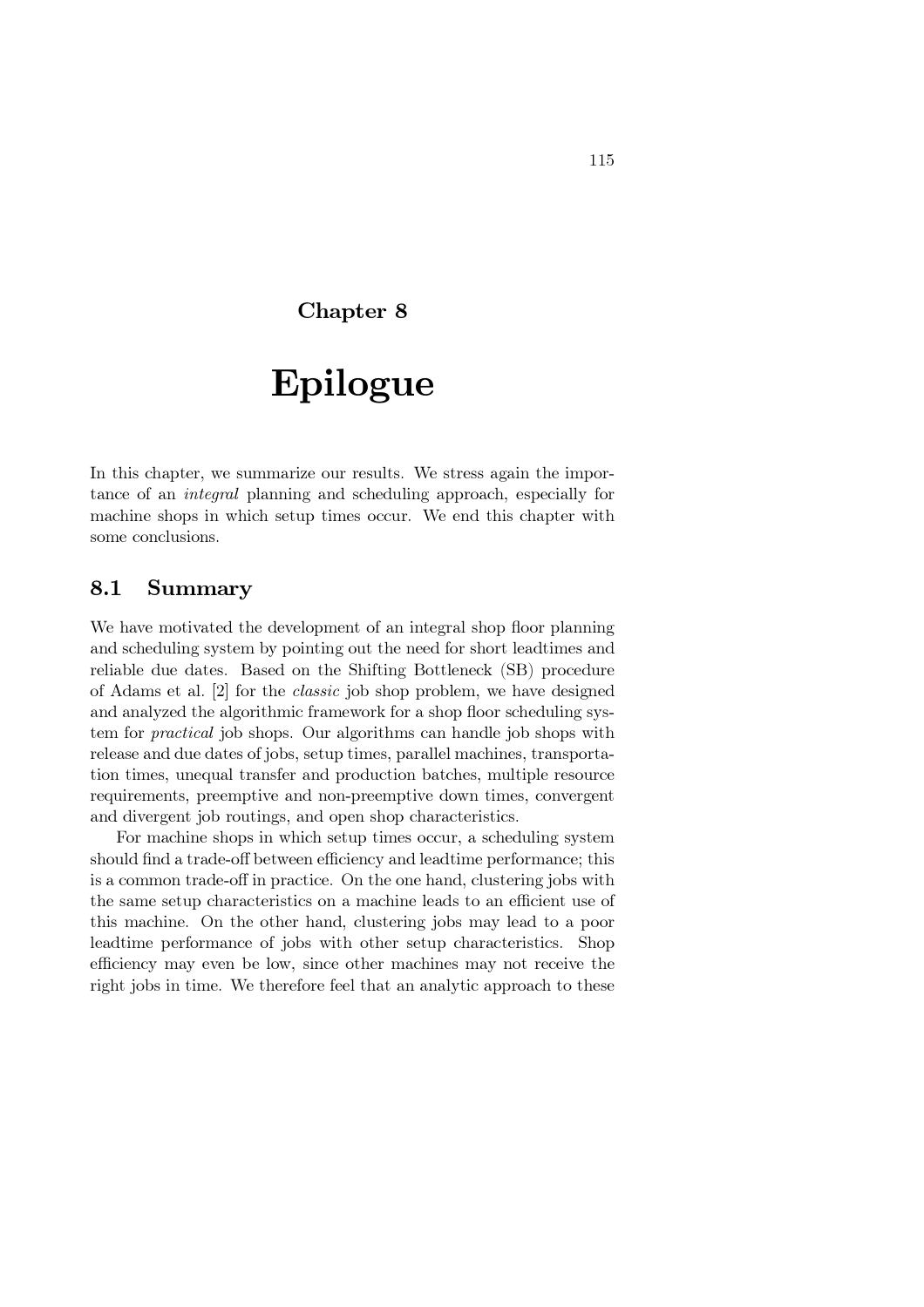# Chapter 8

# Epilogue

In this chapter, we summarize our results. We stress again the importance of an *integral* planning and scheduling approach, especially for machine shops in which setup times occur. We end this chapter with some conclusions.

## 8.1 Summary

We have motivated the development of an integral shop floor planning and scheduling system by pointing out the need for short leadtimes and reliable due dates. Based on the Shifting Bottleneck (SB) procedure of Adams et al. [2] for the *classic* job shop problem, we have designed and analyzed the algorithmic framework for a shop floor scheduling system for *practical* job shops. Our algorithms can handle job shops with release and due dates of jobs, setup times, parallel machines, transportation times, unequal transfer and production batches, multiple resource requirements, preemptive and non-preemptive down times, convergent and divergent job routings, and open shop characteristics.

For machine shops in which setup times occur, a scheduling system should find a trade-off between efficiency and leadtime performance; this is a common trade-off in practice. On the one hand, clustering jobs with the same setup characteristics on a machine leads to an efficient use of this machine. On the other hand, clustering jobs may lead to a poor leadtime performance of jobs with other setup characteristics. Shop efficiency may even be low, since other machines may not receive the right jobs in time. We therefore feel that an analytic approach to these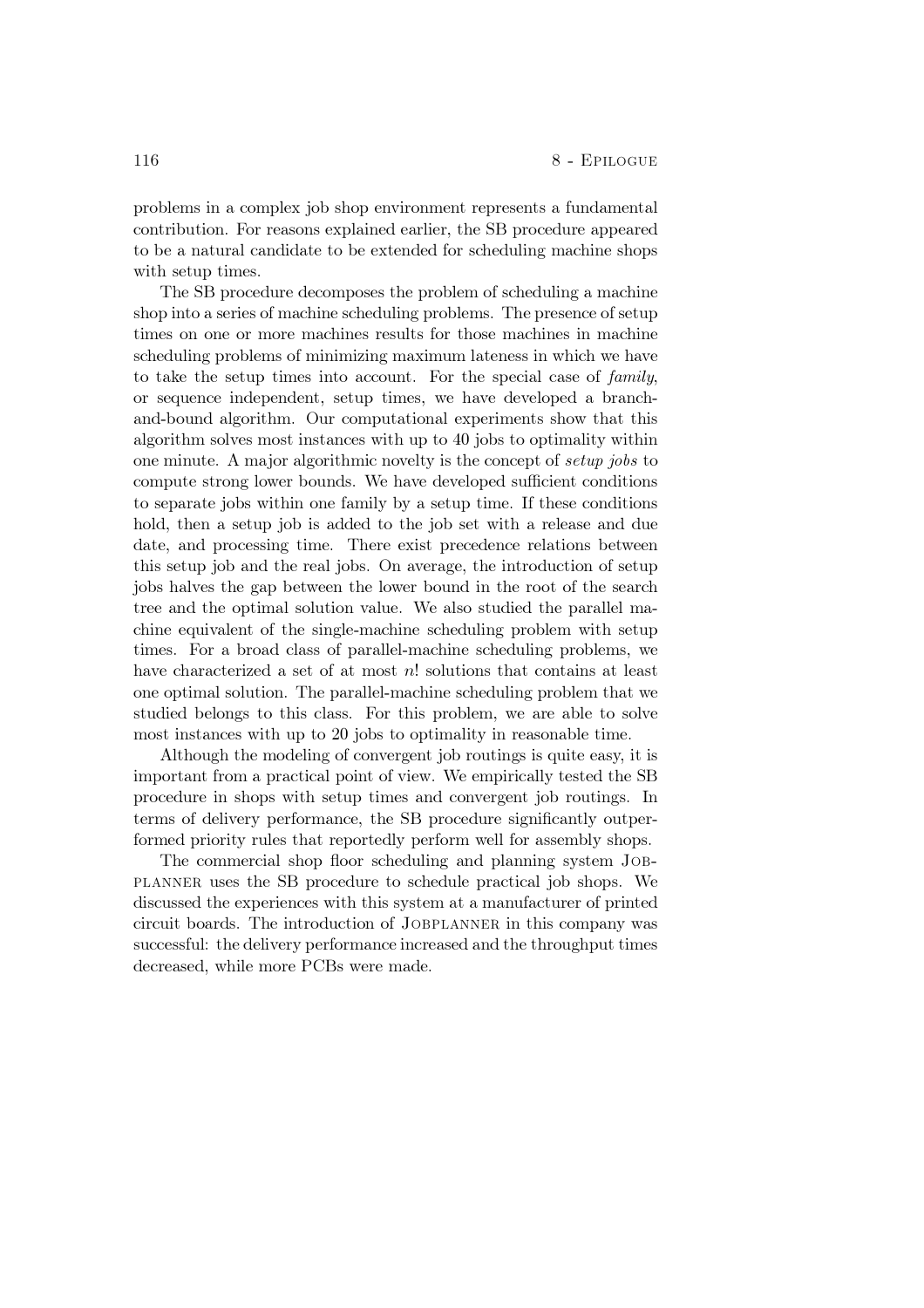problems in a complex job shop environment represents a fundamental contribution. For reasons explained earlier, the SB procedure appeared to be a natural candidate to be extended for scheduling machine shops with setup times.

The SB procedure decomposes the problem of scheduling a machine shop into a series of machine scheduling problems. The presence of setup times on one or more machines results for those machines in machine scheduling problems of minimizing maximum lateness in which we have to take the setup times into account. For the special case of *family*, or sequence independent, setup times, we have developed a branch-and-bound algorithm. Our computational experiments show that this algorithm solves most instances with up to 40 jobs to optimality within one minute. A major algorithmic novelty is the concept of *setup jobs* to compute strong lower bounds. We have developed sufficient conditions to separate jobs within one family by a setup time. If these conditions hold, then a setup job is added to the job set with a release and due date, and processing time. There exist precedence relations between this setup job and the real jobs. On average, the introduction of setup jobs halves the gap between the lower bound in the root of the search tree and the optimal solution value. We also studied the parallel machine equivalent of the single-machine scheduling problem with setup times. For a broad class of parallel-machine scheduling problems, we have characterized a set of at most $n!$ solutions that contains at least one optimal solution. The parallel-machine scheduling problem that we studied belongs to this class. For this problem, we are able to solve most instances with up to 20 jobs to optimality in reasonable time.

Although the modeling of convergent job routings is quite easy, it is important from a practical point of view. We empirically tested the SB procedure in shops with setup times and convergent job routings. In terms of delivery performance, the SB procedure significantly outperformed priority rules that reportedly perform well for assembly shops.

The commercial shop floor scheduling and planning system JOBPLANNER uses the SB procedure to schedule practical job shops. We discussed the experiences with this system at a manufacturer of printed circuit boards. The introduction of JOBPLANNER in this company was successful: the delivery performance increased and the throughput times decreased, while more PCBs were made.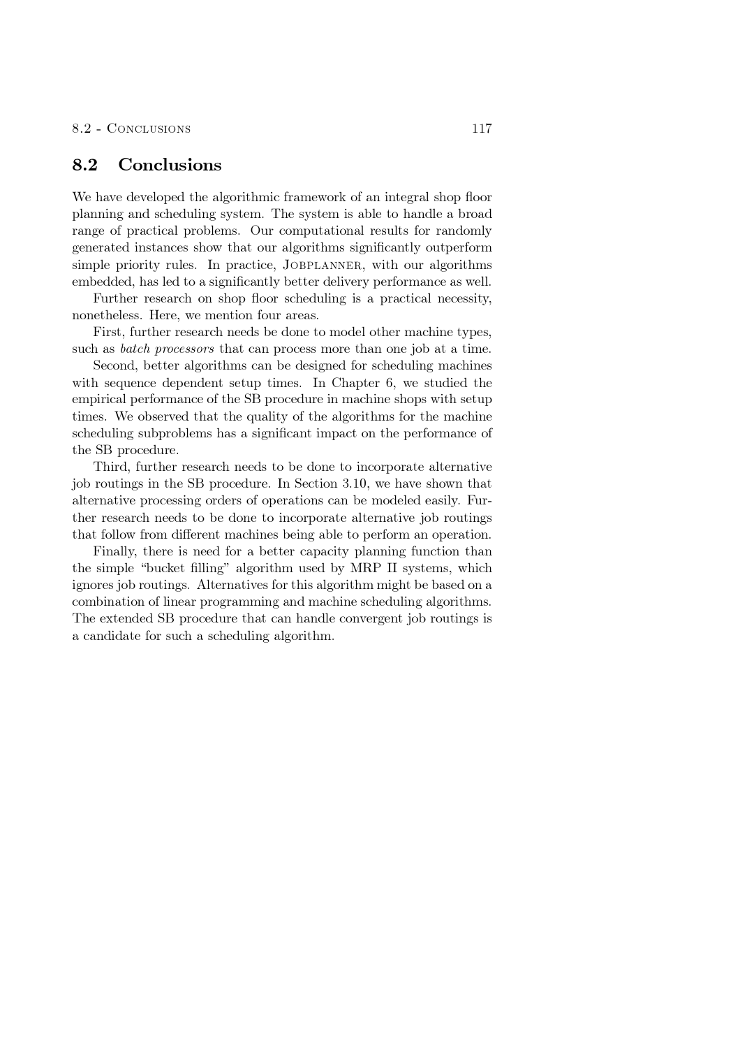## 8.2 Conclusions

We have developed the algorithmic framework of an integral shop floor planning and scheduling system. The system is able to handle a broad range of practical problems. Our computational results for randomly generated instances show that our algorithms significantly outperform simple priority rules. In practice, JOBPLANNER, with our algorithms embedded, has led to a significantly better delivery performance as well.

Further research on shop floor scheduling is a practical necessity, nonetheless. Here, we mention four areas.

First, further research needs be done to model other machine types, such as *batch processors* that can process more than one job at a time.

Second, better algorithms can be designed for scheduling machines with sequence dependent setup times. In Chapter 6, we studied the empirical performance of the SB procedure in machine shops with setup times. We observed that the quality of the algorithms for the machine scheduling subproblems has a significant impact on the performance of the SB procedure.

Third, further research needs to be done to incorporate alternative job routings in the SB procedure. In Section 3.10, we have shown that alternative processing orders of operations can be modeled easily. Further research needs to be done to incorporate alternative job routings that follow from different machines being able to perform an operation.

Finally, there is need for a better capacity planning function than the simple "bucket filling" algorithm used by MRP II systems, which ignores job routings. Alternatives for this algorithm might be based on a combination of linear programming and machine scheduling algorithms. The extended SB procedure that can handle convergent job routings is a candidate for such a scheduling algorithm.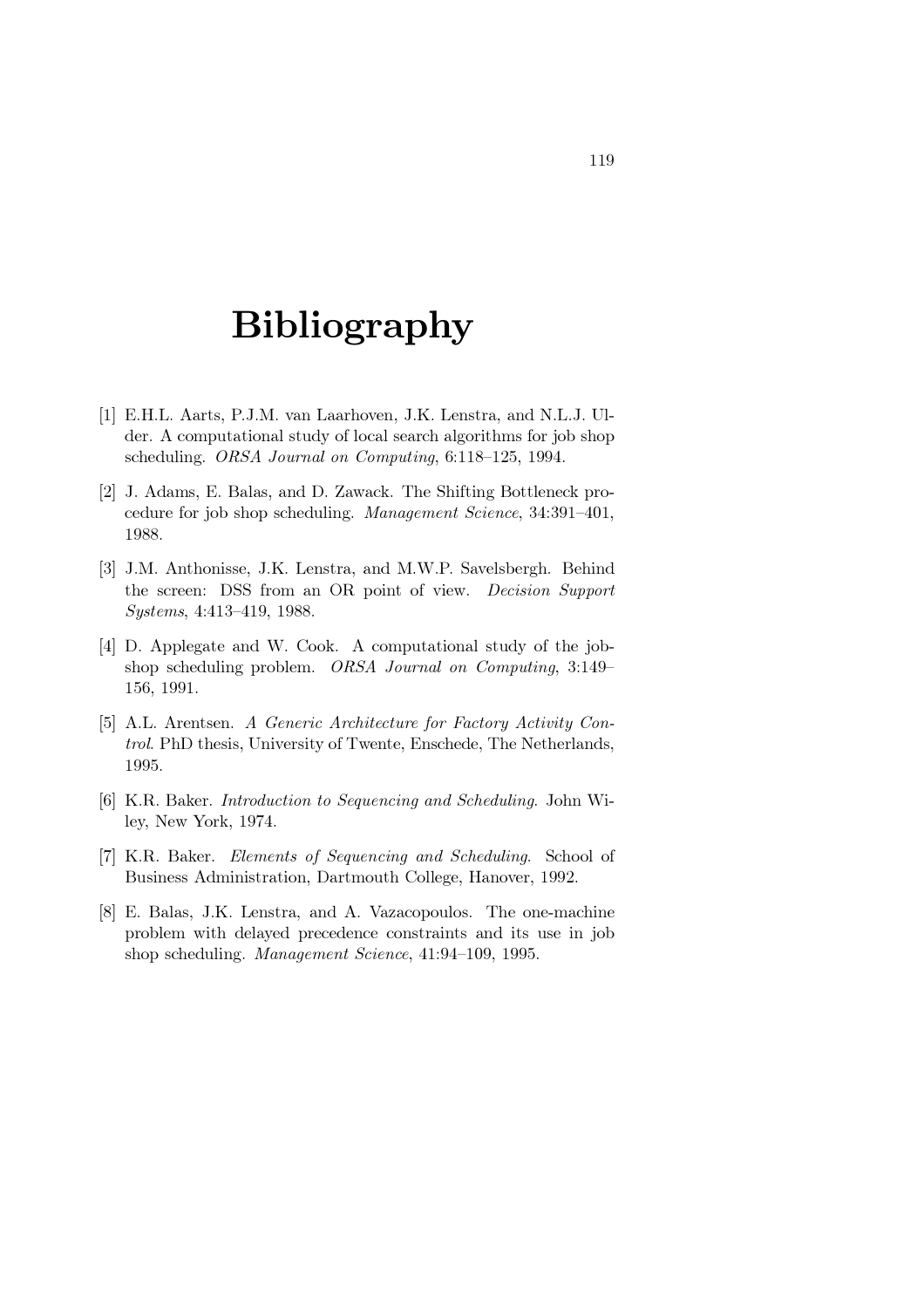# Bibliography

[1] E.H.L. Aarts, P.J.M. van Laarhoven, J.K. Lenstra, and N.L.J. Ulder. A computational study of local search algorithms for job shop scheduling. *ORSA Journal on Computing*, 6:118–125, 1994.

[2] J. Adams, E. Balas, and D. Zawack. The Shifting Bottleneck procedure for job shop scheduling. *Management Science*, 34:391–401, 1988.

[3] J.M. Anthonisse, J.K. Lenstra, and M.W.P. Savelsbergh. Behind the screen: DSS from an OR point of view. *Decision Support Systems*, 4:413–419, 1988.

[4] D. Applegate and W. Cook. A computational study of the job-shop scheduling problem. *ORSA Journal on Computing*, 3:149–156, 1991.

[5] A.L. Arentsen. *A Generic Architecture for Factory Activity Control*. PhD thesis, University of Twente, Enschede, The Netherlands, 1995.

[6] K.R. Baker. *Introduction to Sequencing and Scheduling*. John Wiley, New York, 1974.

[7] K.R. Baker. *Elements of Sequencing and Scheduling*. School of Business Administration, Dartmouth College, Hanover, 1992.

[8] E. Balas, J.K. Lenstra, and A. Vazacopoulos. The one-machine problem with delayed precedence constraints and its use in job shop scheduling. *Management Science*, 41:94–109, 1995.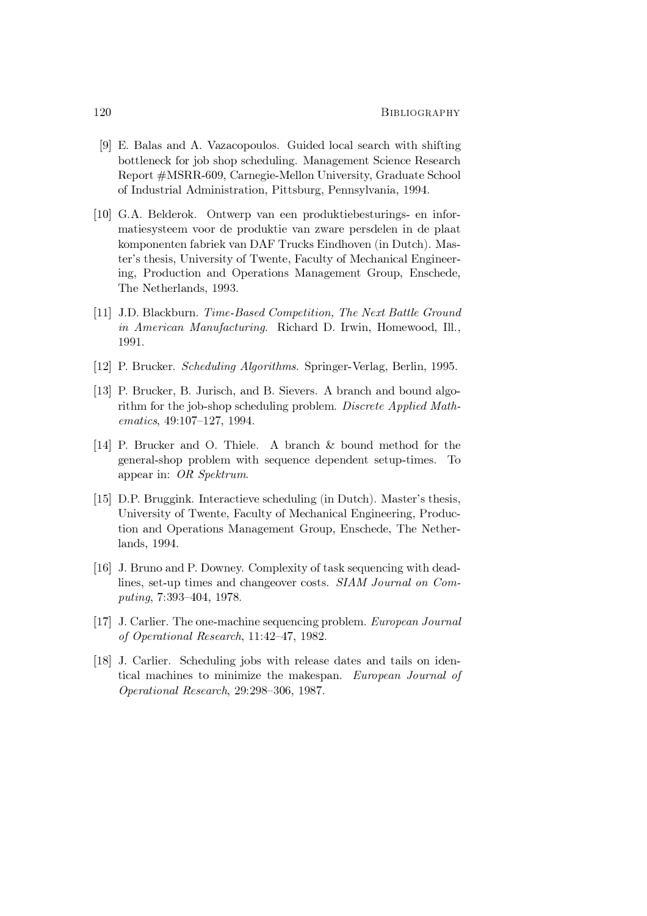[9] E. Balas and A. Vazacopoulos. Guided local search with shifting bottleneck for job shop scheduling. Management Science Research Report #MSRR-609, Carnegie-Mellon University, Graduate School of Industrial Administration, Pittsburg, Pennsylvania, 1994.

[10] G.A. Belderok. Ontwerp van een produktiebesturings- en informatiesysteem voor de produktie van zware persdelen in de plaat komponenten fabriek van DAF Trucks Eindhoven (in Dutch). Master's thesis, University of Twente, Faculty of Mechanical Engineering, Production and Operations Management Group, Enschede, The Netherlands, 1993.

[11] J.D. Blackburn. *Time-Based Competition, The Next Battle Ground in American Manufacturing*. Richard D. Irwin, Homewood, Ill., 1991.

[12] P. Brucker. *Scheduling Algorithms*. Springer-Verlag, Berlin, 1995.

[13] P. Brucker, B. Jurisch, and B. Sievers. A branch and bound algorithm for the job-shop scheduling problem. *Discrete Applied Mathematics*, 49:107–127, 1994.

[14] P. Brucker and O. Thiele. A branch & bound method for the general-shop problem with sequence dependent setup-times. To appear in: *OR Spektrum*.

[15] D.P. Bruggink. Interactieve scheduling (in Dutch). Master's thesis, University of Twente, Faculty of Mechanical Engineering, Production and Operations Management Group, Enschede, The Netherlands, 1994.

[16] J. Bruno and P. Downey. Complexity of task sequencing with deadlines, set-up times and changeover costs. *SIAM Journal on Computing*, 7:393–404, 1978.

[17] J. Carlier. The one-machine sequencing problem. *European Journal of Operational Research*, 11:42–47, 1982.

[18] J. Carlier. Scheduling jobs with release dates and tails on identical machines to minimize the makespan. *European Journal of Operational Research*, 29:298–306, 1987.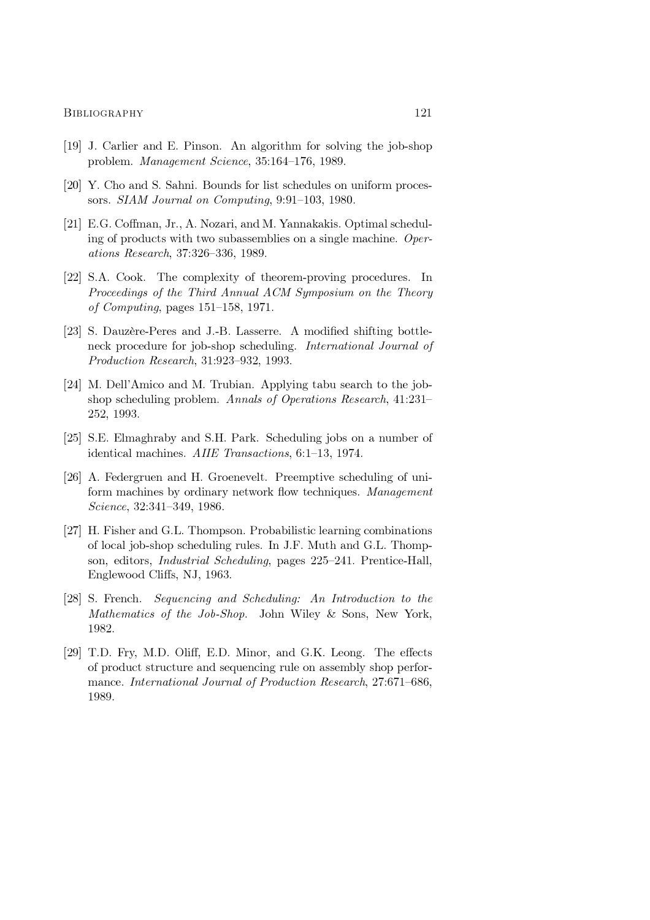[19] J. Carlier and E. Pinson. An algorithm for solving the job-shop problem. *Management Science*, 35:164–176, 1989.

[20] Y. Cho and S. Sahni. Bounds for list schedules on uniform processors. *SIAM Journal on Computing*, 9:91–103, 1980.

[21] E.G. Coffman, Jr., A. Nozari, and M. Yannakakis. Optimal scheduling of products with two subassemblies on a single machine. *Operations Research*, 37:326–336, 1989.

[22] S.A. Cook. The complexity of theorem-proving procedures. In *Proceedings of the Third Annual ACM Symposium on the Theory of Computing*, pages 151–158, 1971.

[23] S. Dauzère-Peres and J.-B. Lasserre. A modified shifting bottleneck procedure for job-shop scheduling. *International Journal of Production Research*, 31:923–932, 1993.

[24] M. Dell'Amico and M. Trubian. Applying tabu search to the job-shop scheduling problem. *Annals of Operations Research*, 41:231–252, 1993.

[25] S.E. Elmaghraby and S.H. Park. Scheduling jobs on a number of identical machines. *AIIE Transactions*, 6:1–13, 1974.

[26] A. Federgruen and H. Groenevelt. Preemptive scheduling of uniform machines by ordinary network flow techniques. *Management Science*, 32:341–349, 1986.

[27] H. Fisher and G.L. Thompson. Probabilistic learning combinations of local job-shop scheduling rules. In J.F. Muth and G.L. Thompson, editors, *Industrial Scheduling*, pages 225–241. Prentice-Hall, Englewood Cliffs, NJ, 1963.

[28] S. French. *Sequencing and Scheduling: An Introduction to the Mathematics of the Job-Shop.* John Wiley & Sons, New York, 1982.

[29] T.D. Fry, M.D. Oliff, E.D. Minor, and G.K. Leong. The effects of product structure and sequencing rule on assembly shop performance. *International Journal of Production Research*, 27:671–686, 1989.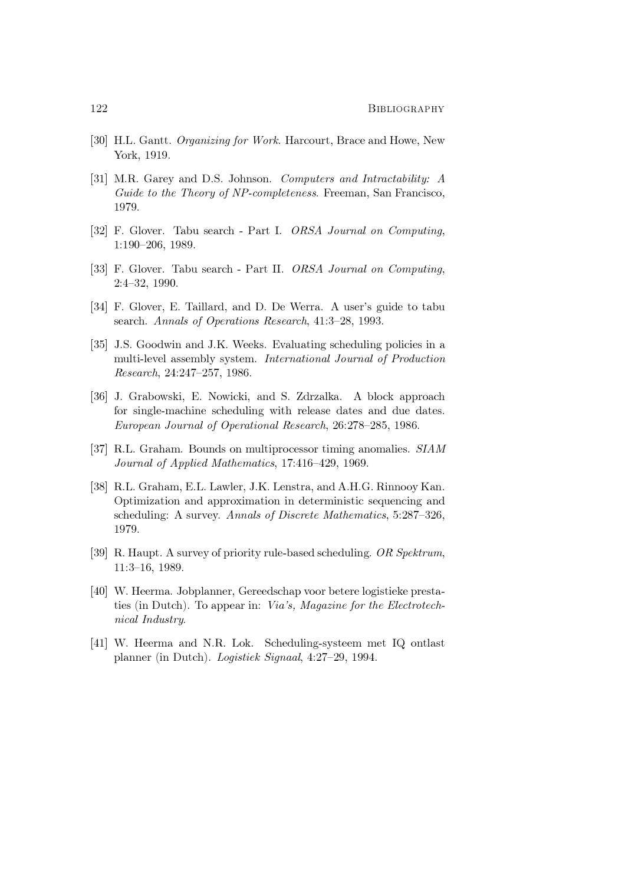[30] H.L. Gantt. *Organizing for Work*. Harcourt, Brace and Howe, New York, 1919.

[31] M.R. Garey and D.S. Johnson. *Computers and Intractability: A Guide to the Theory of NP-completeness*. Freeman, San Francisco, 1979.

[32] F. Glover. Tabu search - Part I. *ORSA Journal on Computing*, 1:190–206, 1989.

[33] F. Glover. Tabu search - Part II. *ORSA Journal on Computing*, 2:4–32, 1990.

[34] F. Glover, E. Taillard, and D. De Werra. A user's guide to tabu search. *Annals of Operations Research*, 41:3–28, 1993.

[35] J.S. Goodwin and J.K. Weeks. Evaluating scheduling policies in a multi-level assembly system. *International Journal of Production Research*, 24:247–257, 1986.

[36] J. Grabowski, E. Nowicki, and S. Zdrzalka. A block approach for single-machine scheduling with release dates and due dates. *European Journal of Operational Research*, 26:278–285, 1986.

[37] R.L. Graham. Bounds on multiprocessor timing anomalies. *SIAM Journal of Applied Mathematics*, 17:416–429, 1969.

[38] R.L. Graham, E.L. Lawler, J.K. Lenstra, and A.H.G. Rinnooy Kan. Optimization and approximation in deterministic sequencing and scheduling: A survey. *Annals of Discrete Mathematics*, 5:287–326, 1979.

[39] R. Haupt. A survey of priority rule-based scheduling. *OR Spektrum*, 11:3–16, 1989.

[40] W. Heerma. Jobplanner, Gereedschap voor betere logistieke prestaties (in Dutch). To appear in: *Via's, Magazine for the Electrotechnical Industry*.

[41] W. Heerma and N.R. Lok. Scheduling-systeem met IQ ontlast planner (in Dutch). *Logistiek Signaal*, 4:27–29, 1994.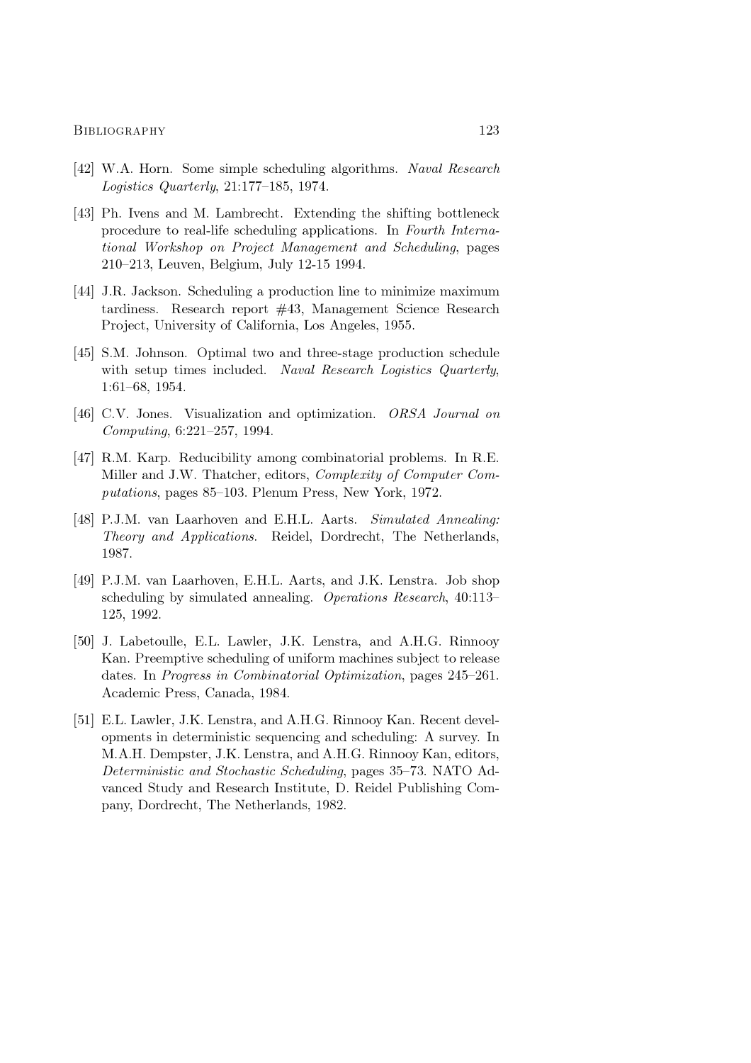[42] W.A. Horn. Some simple scheduling algorithms. *Naval Research Logistics Quarterly*, 21:177–185, 1974.

[43] Ph. Ivens and M. Lambrecht. Extending the shifting bottleneck procedure to real-life scheduling applications. In *Fourth International Workshop on Project Management and Scheduling*, pages 210–213, Leuven, Belgium, July 12-15 1994.

[44] J.R. Jackson. Scheduling a production line to minimize maximum tardiness. Research report #43, Management Science Research Project, University of California, Los Angeles, 1955.

[45] S.M. Johnson. Optimal two and three-stage production schedule with setup times included. *Naval Research Logistics Quarterly*, 1:61–68, 1954.

[46] C.V. Jones. Visualization and optimization. *ORSA Journal on Computing*, 6:221–257, 1994.

[47] R.M. Karp. Reducibility among combinatorial problems. In R.E. Miller and J.W. Thatcher, editors, *Complexity of Computer Computations*, pages 85–103. Plenum Press, New York, 1972.

[48] P.J.M. van Laarhoven and E.H.L. Aarts. *Simulated Annealing: Theory and Applications.* Reidel, Dordrecht, The Netherlands, 1987.

[49] P.J.M. van Laarhoven, E.H.L. Aarts, and J.K. Lenstra. Job shop scheduling by simulated annealing. *Operations Research*, 40:113–125, 1992.

[50] J. Labetoulle, E.L. Lawler, J.K. Lenstra, and A.H.G. Rinnooy Kan. Preemptive scheduling of uniform machines subject to release dates. In *Progress in Combinatorial Optimization*, pages 245–261. Academic Press, Canada, 1984.

[51] E.L. Lawler, J.K. Lenstra, and A.H.G. Rinnooy Kan. Recent developments in deterministic sequencing and scheduling: A survey. In M.A.H. Dempster, J.K. Lenstra, and A.H.G. Rinnooy Kan, editors, *Deterministic and Stochastic Scheduling*, pages 35–73. NATO Advanced Study and Research Institute, D. Reidel Publishing Company, Dordrecht, The Netherlands, 1982.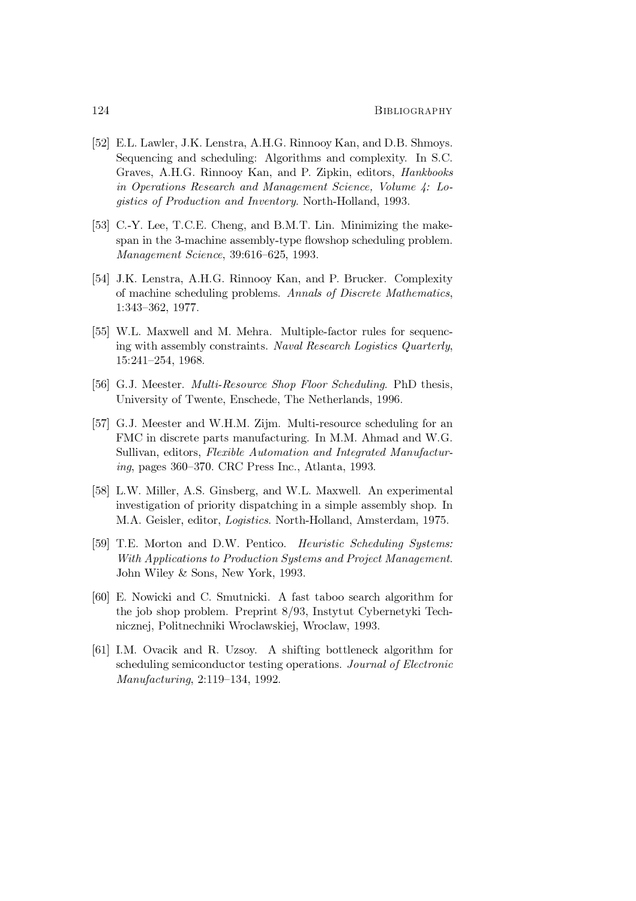[52] E.L. Lawler, J.K. Lenstra, A.H.G. Rinnooy Kan, and D.B. Shmoys. Sequencing and scheduling: Algorithms and complexity. In S.C. Graves, A.H.G. Rinnooy Kan, and P. Zipkin, editors, *Hankbooks in Operations Research and Management Science, Volume 4: Logistics of Production and Inventory*. North-Holland, 1993.

[53] C.-Y. Lee, T.C.E. Cheng, and B.M.T. Lin. Minimizing the makespan in the 3-machine assembly-type flowshop scheduling problem. *Management Science*, 39:616–625, 1993.

[54] J.K. Lenstra, A.H.G. Rinnooy Kan, and P. Brucker. Complexity of machine scheduling problems. *Annals of Discrete Mathematics*, 1:343–362, 1977.

[55] W.L. Maxwell and M. Mehra. Multiple-factor rules for sequencing with assembly constraints. *Naval Research Logistics Quarterly*, 15:241–254, 1968.

[56] G.J. Meester. *Multi-Resource Shop Floor Scheduling*. PhD thesis, University of Twente, Enschede, The Netherlands, 1996.

[57] G.J. Meester and W.H.M. Zijm. Multi-resource scheduling for an FMC in discrete parts manufacturing. In M.M. Ahmad and W.G. Sullivan, editors, *Flexible Automation and Integrated Manufacturing*, pages 360–370. CRC Press Inc., Atlanta, 1993.

[58] L.W. Miller, A.S. Ginsberg, and W.L. Maxwell. An experimental investigation of priority dispatching in a simple assembly shop. In M.A. Geisler, editor, *Logistics*. North-Holland, Amsterdam, 1975.

[59] T.E. Morton and D.W. Pentico. *Heuristic Scheduling Systems: With Applications to Production Systems and Project Management*. John Wiley & Sons, New York, 1993.

[60] E. Nowicki and C. Smutnicki. A fast taboo search algorithm for the job shop problem. Preprint 8/93, Instytut Cybernetyki Technicznej, Politnechniki Wroclawskiej, Wroclaw, 1993.

[61] I.M. Ovacik and R. Uzsoy. A shifting bottleneck algorithm for scheduling semiconductor testing operations. *Journal of Electronic Manufacturing*, 2:119–134, 1992.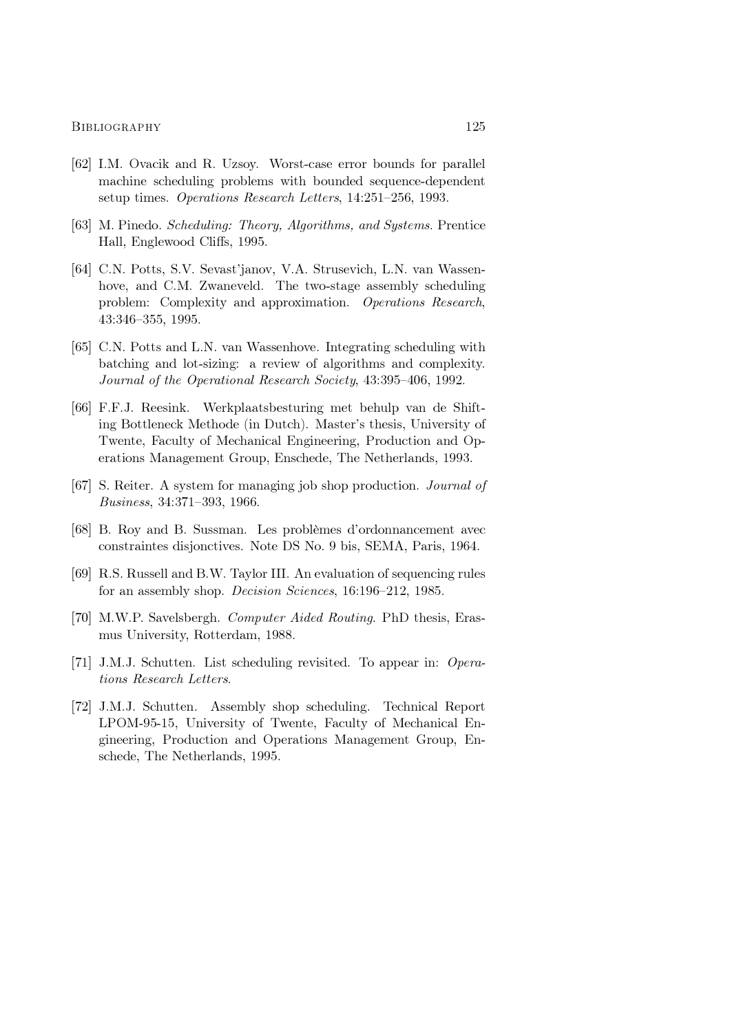[62] I.M. Ovacik and R. Uzsoy. Worst-case error bounds for parallel machine scheduling problems with bounded sequence-dependent setup times. *Operations Research Letters*, 14:251–256, 1993.

[63] M. Pinedo. *Scheduling: Theory, Algorithms, and Systems*. Prentice Hall, Englewood Cliffs, 1995.

[64] C.N. Potts, S.V. Sevast'janov, V.A. Strusevich, L.N. van Wassenhove, and C.M. Zwaneveld. The two-stage assembly scheduling problem: Complexity and approximation. *Operations Research*, 43:346–355, 1995.

[65] C.N. Potts and L.N. van Wassenhove. Integrating scheduling with batching and lot-sizing: a review of algorithms and complexity. *Journal of the Operational Research Society*, 43:395–406, 1992.

[66] F.F.J. Reesink. Werkplaatsbesturing met behulp van de Shifting Bottleneck Methode (in Dutch). Master's thesis, University of Twente, Faculty of Mechanical Engineering, Production and Operations Management Group, Enschede, The Netherlands, 1993.

[67] S. Reiter. A system for managing job shop production. *Journal of Business*, 34:371–393, 1966.

[68] B. Roy and B. Sussman. Les problèmes d'ordonnancement avec constraintes disjonctives. Note DS No. 9 bis, SEMA, Paris, 1964.

[69] R.S. Russell and B.W. Taylor III. An evaluation of sequencing rules for an assembly shop. *Decision Sciences*, 16:196–212, 1985.

[70] M.W.P. Savelsbergh. *Computer Aided Routing*. PhD thesis, Erasmus University, Rotterdam, 1988.

[71] J.M.J. Schutten. List scheduling revisited. To appear in: *Operations Research Letters*.

[72] J.M.J. Schutten. Assembly shop scheduling. Technical Report LPOM-95-15, University of Twente, Faculty of Mechanical Engineering, Production and Operations Management Group, Enschede, The Netherlands, 1995.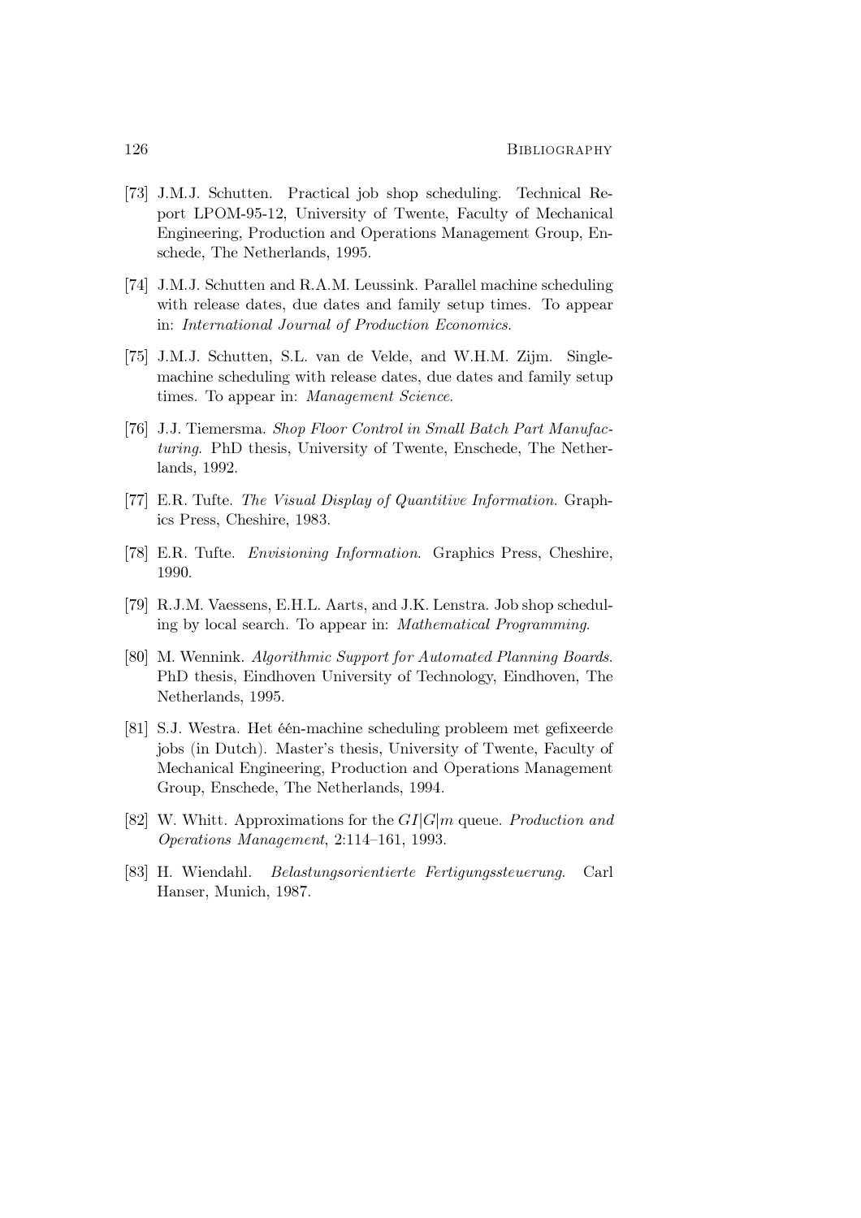[73] J.M.J. Schutten. Practical job shop scheduling. Technical Report LPOM-95-12, University of Twente, Faculty of Mechanical Engineering, Production and Operations Management Group, Enschede, The Netherlands, 1995.

[74] J.M.J. Schutten and R.A.M. Leussink. Parallel machine scheduling with release dates, due dates and family setup times. To appear in: *International Journal of Production Economics*.

[75] J.M.J. Schutten, S.L. van de Velde, and W.H.M. Zijm. Single-machine scheduling with release dates, due dates and family setup times. To appear in: *Management Science*.

[76] J.J. Tiemersma. *Shop Floor Control in Small Batch Part Manufacturing*. PhD thesis, University of Twente, Enschede, The Netherlands, 1992.

[77] E.R. Tufte. *The Visual Display of Quantitive Information*. Graphics Press, Cheshire, 1983.

[78] E.R. Tufte. *Envisioning Information*. Graphics Press, Cheshire, 1990.

[79] R.J.M. Vaessens, E.H.L. Aarts, and J.K. Lenstra. Job shop scheduling by local search. To appear in: *Mathematical Programming*.

[80] M. Wennink. *Algorithmic Support for Automated Planning Boards*. PhD thesis, Eindhoven University of Technology, Eindhoven, The Netherlands, 1995.

[81] S.J. Westra. Het één-machine scheduling probleem met gefixeerde jobs (in Dutch). Master's thesis, University of Twente, Faculty of Mechanical Engineering, Production and Operations Management Group, Enschede, The Netherlands, 1994.

[82] W. Whitt. Approximations for the $GI|G|m$ queue. *Production and Operations Management*, 2:114–161, 1993.

[83] H. Wiendahl. *Belastungsorientierte Fertigungssteuerung*. Carl Hanser, Munich, 1987.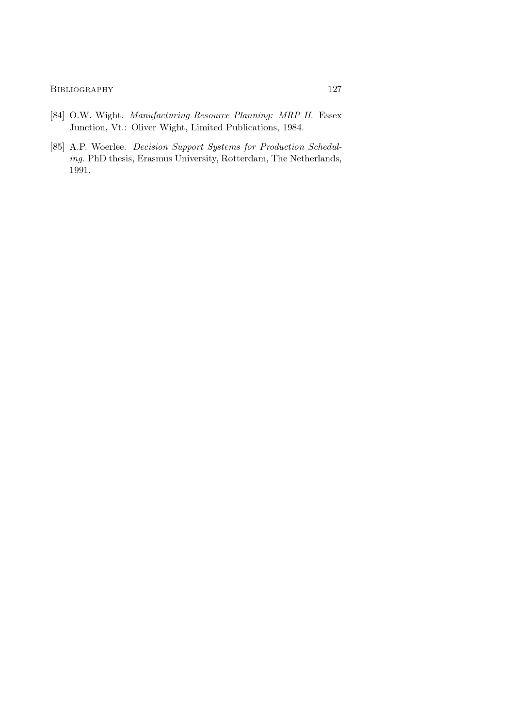[84] O.W. Wight. *Manufacturing Resource Planning: MRP II.* Essex Junction, Vt.: Oliver Wight, Limited Publications, 1984.

[85] A.P. Woerlee. *Decision Support Systems for Production Scheduling.* PhD thesis, Erasmus University, Rotterdam, The Netherlands, 1991.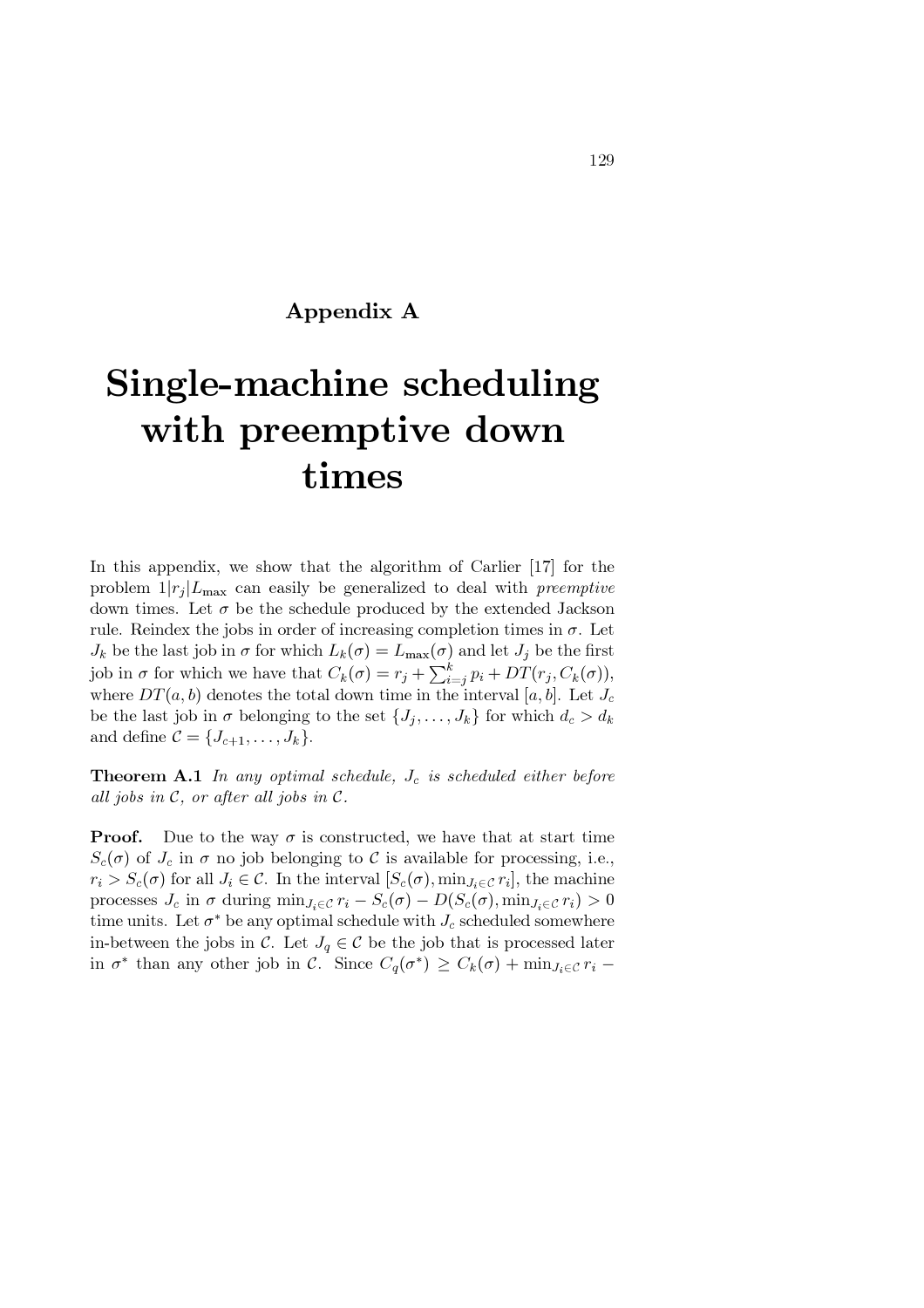# Appendix A

# Single-machine scheduling with preemptive down times

In this appendix, we show that the algorithm of Carlier [17] for the problem $1|r_j|L_{\max}$ can easily be generalized to deal with *preemptive* down times. Let $\sigma$ be the schedule produced by the extended Jackson rule. Reindex the jobs in order of increasing completion times in $\sigma$. Let $J_k$ be the last job in $\sigma$ for which $L_k(\sigma) = L_{\max}(\sigma)$ and let $J_j$ be the first job in $\sigma$ for which we have that $C_k(\sigma) = r_j + \sum_{i=j}^{k} p_i + DT(r_j, C_k(\sigma))$, where $DT(a, b)$ denotes the total down time in the interval $[a, b]$. Let $J_c$ be the last job in $\sigma$ belonging to the set $\{J_j, \ldots, J_k\}$ for which $d_c > d_k$ and define $\mathcal{C} = \{J_{c+1}, \ldots, J_k\}$.

**Theorem A.1** *In any optimal schedule, $J_c$ is scheduled either before all jobs in $\mathcal{C}$, or after all jobs in $\mathcal{C}$.*

**Proof.** Due to the way $\sigma$ is constructed, we have that at start time $S_c(\sigma)$ of $J_c$ in $\sigma$ no job belonging to $\mathcal{C}$ is available for processing, i.e., $r_i > S_c(\sigma)$ for all $J_i \in \mathcal{C}$. In the interval $[S_c(\sigma), \min_{J_i \in \mathcal{C}} r_i]$, the machine processes $J_c$ in $\sigma$ during $\min_{J_i \in \mathcal{C}} r_i - S_c(\sigma) - D(S_c(\sigma), \min_{J_i \in \mathcal{C}} r_i) > 0$ time units. Let $\sigma^*$ be any optimal schedule with $J_c$ scheduled somewhere in-between the jobs in $\mathcal{C}$. Let $J_q \in \mathcal{C}$ be the job that is processed later in $\sigma^*$ than any other job in $\mathcal{C}$. Since $C_q(\sigma^*) \geq C_k(\sigma) + \min_{J_i \in \mathcal{C}} r_i -$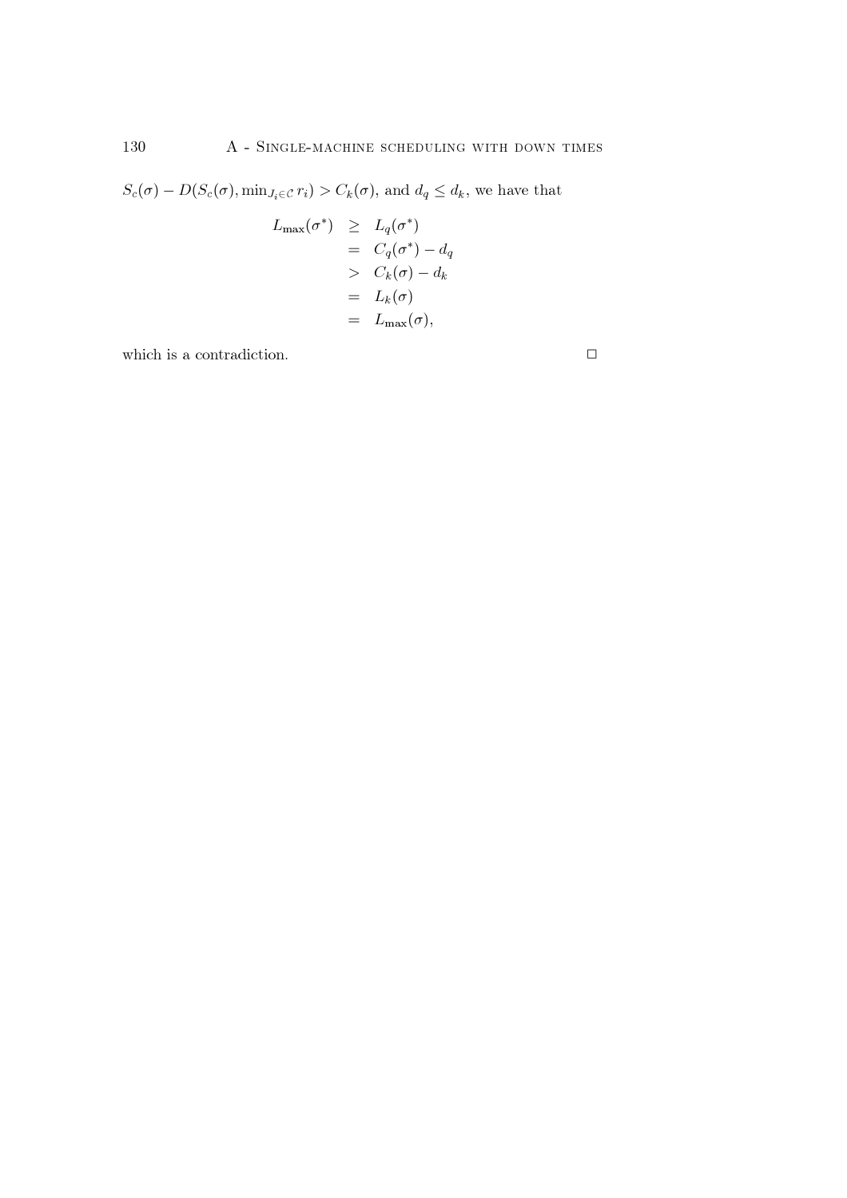$S_c(\sigma) - D(S_c(\sigma), \min_{J_i \in \mathcal{C}} r_i) > C_k(\sigma)$, and $d_q \leq d_k$, we have that

$$
\begin{aligned}
L_{\max}(\sigma^*) &\geq L_q(\sigma^*) \\
&= C_q(\sigma^*) - d_q \\
&> C_k(\sigma) - d_k \\
&= L_k(\sigma) \\
&= L_{\max}(\sigma),
\end{aligned}
$$

which is a contradiction. □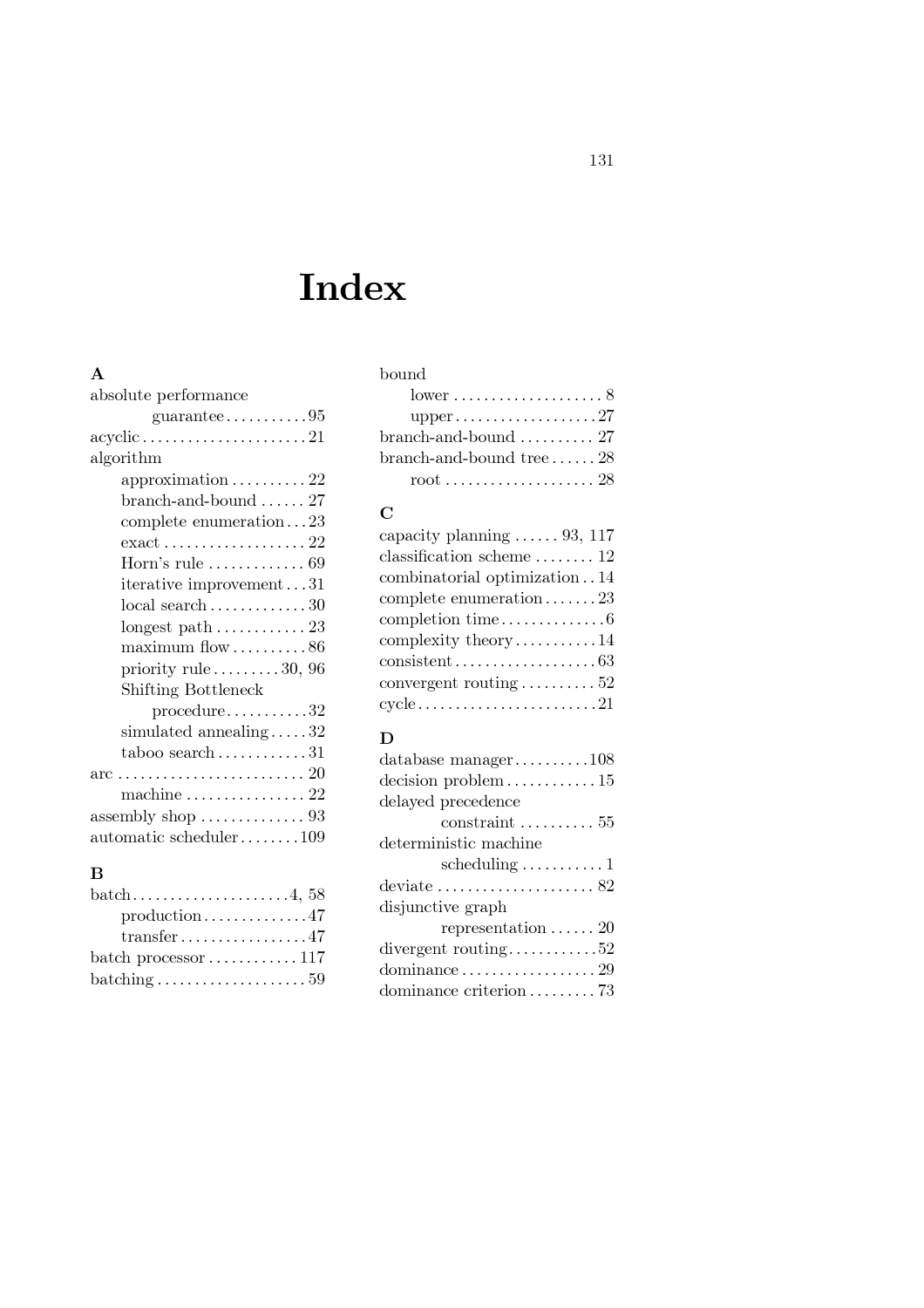# Index

**A**

absolute performance guarantee . . . . . . . . . . . 95
acyclic . . . . . . . . . . . . . . . . . . . . . . 21
algorithm
  approximation . . . . . . . . . . 22
  branch-and-bound . . . . . . 27
  complete enumeration . . . 23
  exact . . . . . . . . . . . . . . . . . . . 22
  Horn's rule . . . . . . . . . . . . . 69
  iterative improvement . . . 31
  local search . . . . . . . . . . . . . 30
  longest path . . . . . . . . . . . . 23
  maximum flow . . . . . . . . . . 86
  priority rule . . . . . . . . . 30, 96
  Shifting Bottleneck procedure . . . . . . . . . . . 32
  simulated annealing . . . . . 32
  taboo search . . . . . . . . . . . . 31
arc . . . . . . . . . . . . . . . . . . . . . . . . . 20
  machine . . . . . . . . . . . . . . . . 22
assembly shop . . . . . . . . . . . . . . 93
automatic scheduler . . . . . . . . 109

**B**

batch . . . . . . . . . . . . . . . . . . . . . 4, 58
  production . . . . . . . . . . . . . . 47
  transfer . . . . . . . . . . . . . . . . . 47
batch processor . . . . . . . . . . . . 117
batching . . . . . . . . . . . . . . . . . . . . 59
bound
  lower . . . . . . . . . . . . . . . . . . . . 8
  upper . . . . . . . . . . . . . . . . . . . 27
branch-and-bound . . . . . . . . . . 27
branch-and-bound tree . . . . . . 28
  root . . . . . . . . . . . . . . . . . . . . 28

**C**

capacity planning . . . . . . 93, 117
classification scheme . . . . . . . . 12
combinatorial optimization . . 14
complete enumeration . . . . . . . 23
completion time . . . . . . . . . . . . . . 6
complexity theory . . . . . . . . . . . 14
consistent . . . . . . . . . . . . . . . . . . . 63
convergent routing . . . . . . . . . . 52
cycle . . . . . . . . . . . . . . . . . . . . . . . . 21

**D**

database manager . . . . . . . . . . 108
decision problem . . . . . . . . . . . . 15
delayed precedence constraint . . . . . . . . . . 55
deterministic machine scheduling . . . . . . . . . . . 1
deviate . . . . . . . . . . . . . . . . . . . . . 82
disjunctive graph representation . . . . . . 20
divergent routing . . . . . . . . . . . . 52
dominance . . . . . . . . . . . . . . . . . . 29
dominance criterion . . . . . . . . . 73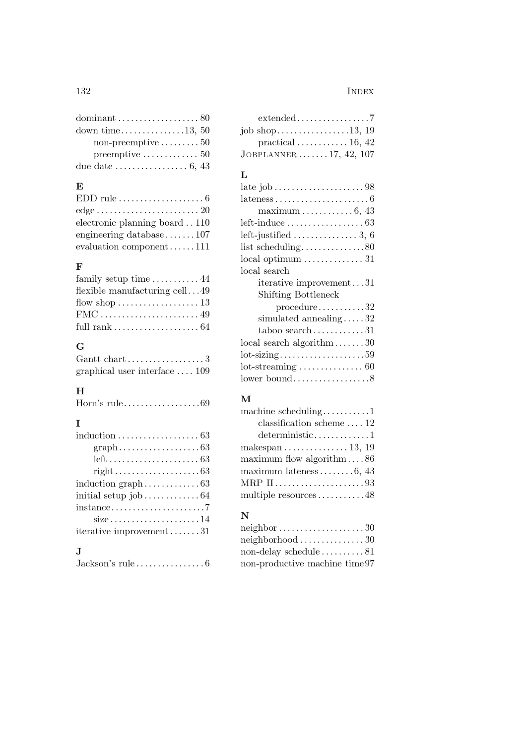dominant ... 80
down time ... 13, 50
- non-preemptive ... 50
- preemptive ... 50

due date ... 6, 43

### E

EDD rule ... 6
edge ... 20
electronic planning board ... 110
engineering database ... 107
evaluation component ... 111

### F

family setup time ... 44
flexible manufacturing cell ... 49
flow shop ... 13
FMC ... 49
full rank ... 64

### G

Gantt chart ... 3
graphical user interface ... 109

### H

Horn's rule ... 69

### I

induction ... 63
- graph ... 63
- left ... 63
- right ... 63

induction graph ... 63
initial setup job ... 64
instance ... 7
- size ... 14

iterative improvement ... 31

### J

Jackson's rule ... 6
- extended ... 7

job shop ... 13, 19
- practical ... 16, 42

JOBPLANNER ... 17, 42, 107

### L

late job ... 98
lateness ... 6
- maximum ... 6, 43

left-induce ... 63
left-justified ... 3, 6
list scheduling ... 80
local optimum ... 31
local search
- iterative improvement ... 31
- Shifting Bottleneck procedure ... 32
- simulated annealing ... 32
- taboo search ... 31

local search algorithm ... 30
lot-sizing ... 59
lot-streaming ... 60
lower bound ... 8

### M

machine scheduling ... 1
- classification scheme ... 12
- deterministic ... 1

makespan ... 13, 19
maximum flow algorithm ... 86
maximum lateness ... 6, 43
MRP II ... 93
multiple resources ... 48

### N

neighbor ... 30
neighborhood ... 30
non-delay schedule ... 81
non-productive machine time ... 97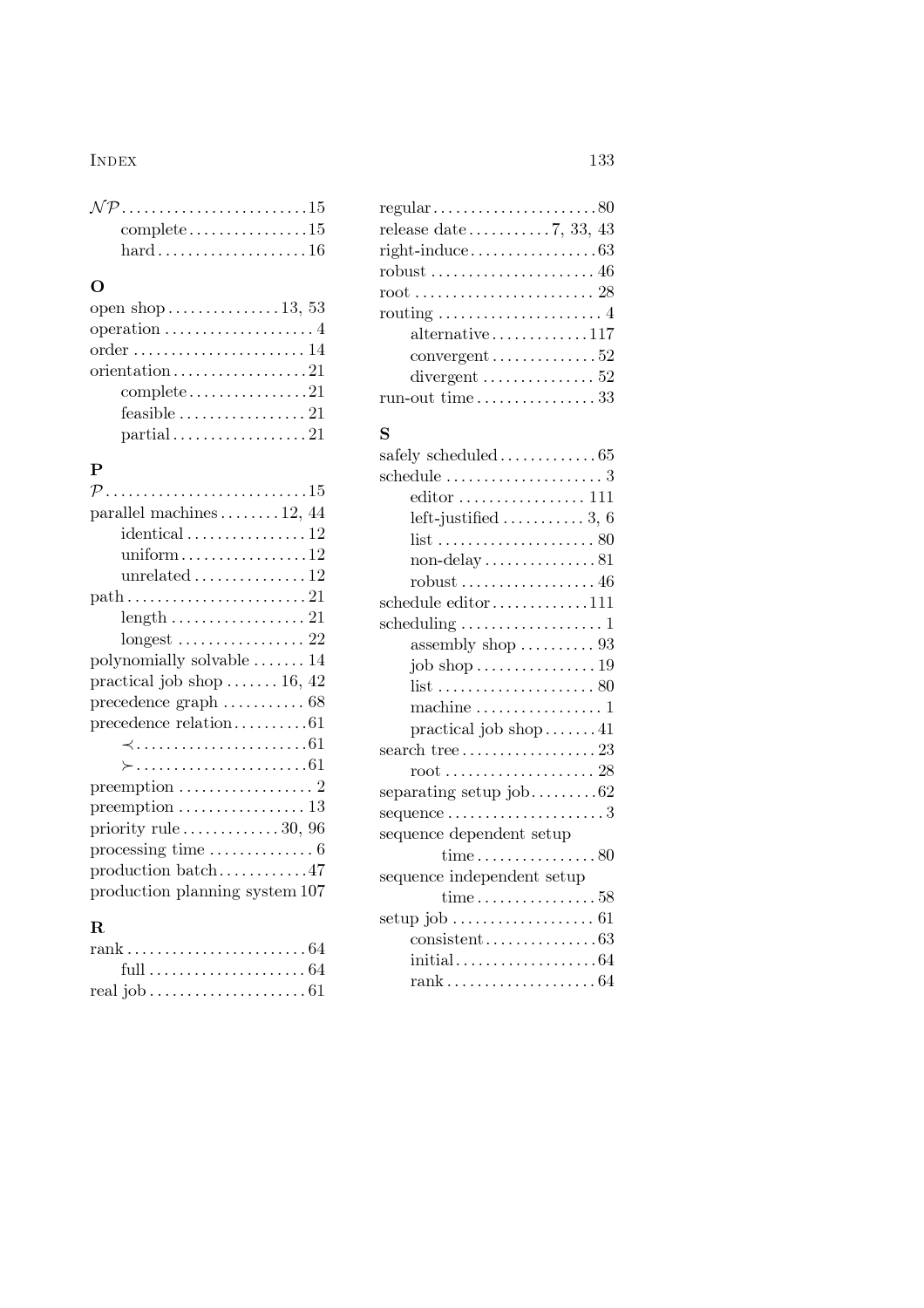$\mathcal{NP}$ . . . 15
- complete . . . 15
- hard . . . 16

**O**

open shop . . . 13, 53
operation . . . 4
order . . . 14
orientation . . . 21
- complete . . . 21
- feasible . . . 21
- partial . . . 21

**P**

$\mathcal{P}$ . . . 15
parallel machines . . . 12, 44
- identical . . . 12
- uniform . . . 12
- unrelated . . . 12

path . . . 21
- length . . . 21
- longest . . . 22

polynomially solvable . . . 14
practical job shop . . . 16, 42
precedence graph . . . 68
precedence relation . . . 61
- $\prec$ . . . 61
- $\succ$ . . . 61

preemption . . . 2
preemption . . . 13
priority rule . . . 30, 96
processing time . . . 6
production batch . . . 47
production planning system 107

**R**

rank . . . 64
- full . . . 64

real job . . . 61
regular . . . 80
release date . . . 7, 33, 43
right-induce . . . 63
robust . . . 46
root . . . 28
routing . . . 4
- alternative . . . 117
- convergent . . . 52
- divergent . . . 52

run-out time . . . 33

**S**

safely scheduled . . . 65
schedule . . . 3
- editor . . . 111
- left-justified . . . 3, 6
- list . . . 80
- non-delay . . . 81
- robust . . . 46

schedule editor . . . 111
scheduling . . . 1
- assembly shop . . . 93
- job shop . . . 19
- list . . . 80
- machine . . . 1
- practical job shop . . . 41

search tree . . . 23
- root . . . 28

separating setup job . . . 62
sequence . . . 3
sequence dependent setup time . . . 80
sequence independent setup time . . . 58
setup job . . . 61
- consistent . . . 63
- initial . . . 64
- rank . . . 64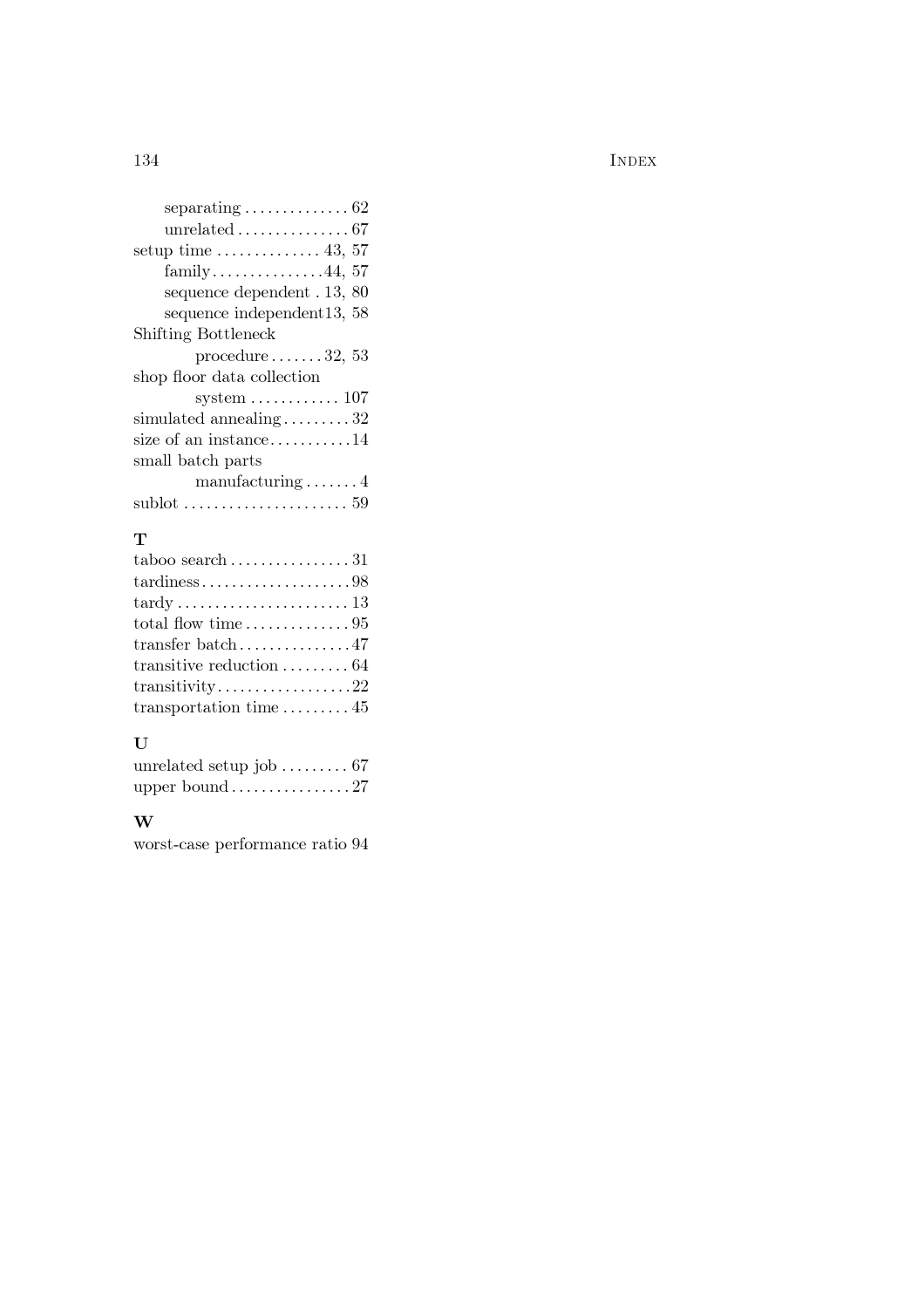- separating . . . . . . . . . . . . . . 62
- unrelated . . . . . . . . . . . . . . . 67

setup time . . . . . . . . . . . . . . 43, 57
- family . . . . . . . . . . . . . . . 44, 57
- sequence dependent . 13, 80
- sequence independent 13, 58

Shifting Bottleneck procedure . . . . . . . 32, 53

shop floor data collection system . . . . . . . . . . . . 107

simulated annealing . . . . . . . . . 32

size of an instance . . . . . . . . . . . 14

small batch parts manufacturing . . . . . . . 4

sublot . . . . . . . . . . . . . . . . . . . . . . 59

**T**

taboo search . . . . . . . . . . . . . . . . 31

tardiness . . . . . . . . . . . . . . . . . . . . 98

tardy . . . . . . . . . . . . . . . . . . . . . . . 13

total flow time . . . . . . . . . . . . . . 95

transfer batch . . . . . . . . . . . . . . . 47

transitive reduction . . . . . . . . . 64

transitivity . . . . . . . . . . . . . . . . . . 22

transportation time . . . . . . . . . 45

**U**

unrelated setup job . . . . . . . . . 67

upper bound . . . . . . . . . . . . . . . . 27

**W**

worst-case performance ratio 94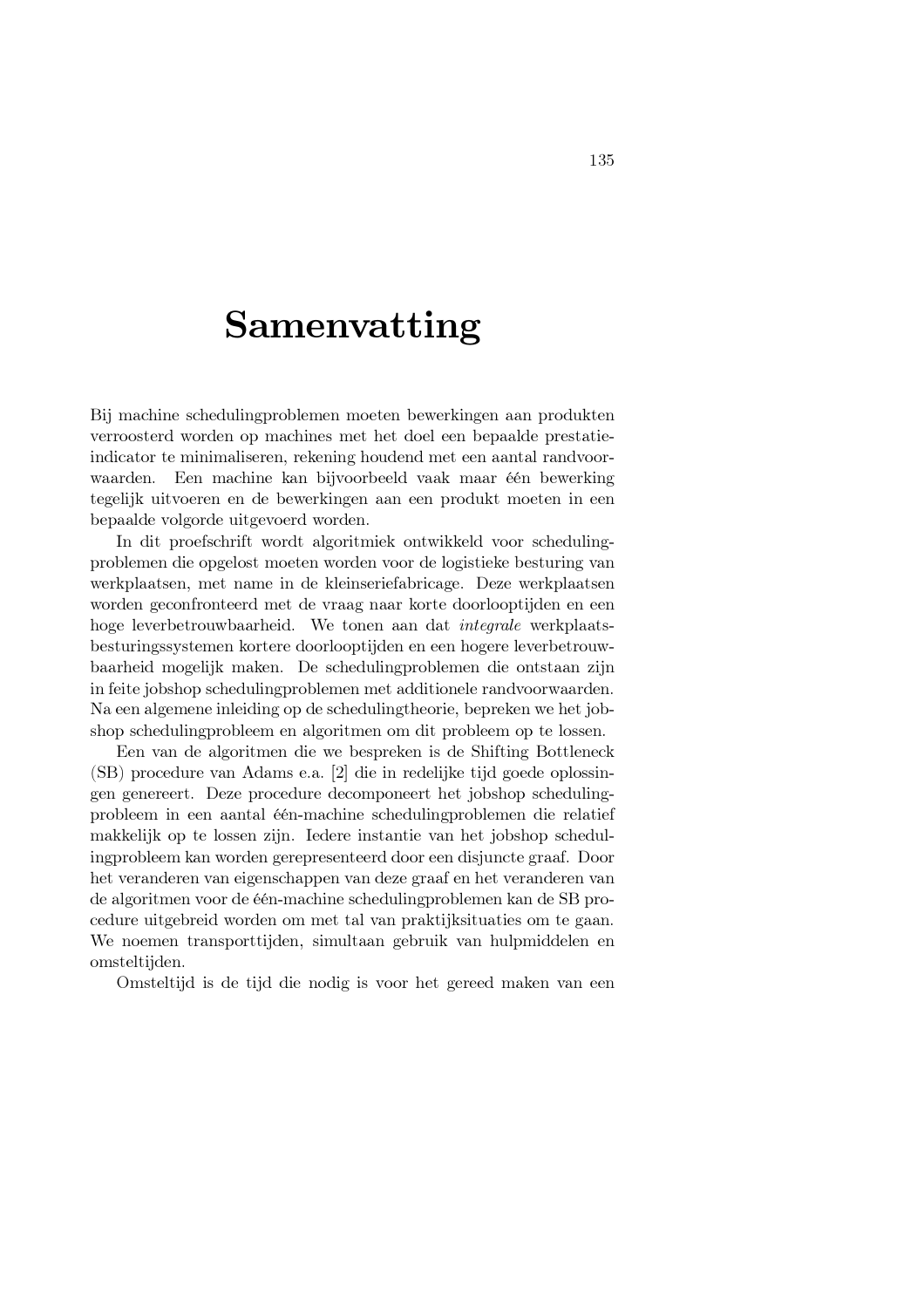# Samenvatting

Bij machine schedulingproblemen moeten bewerkingen aan produkten verroosterd worden op machines met het doel een bepaalde prestatie-indicator te minimaliseren, rekening houdend met een aantal randvoorwaarden. Een machine kan bijvoorbeeld vaak maar één bewerking tegelijk uitvoeren en de bewerkingen aan een produkt moeten in een bepaalde volgorde uitgevoerd worden.

In dit proefschrift wordt algoritmiek ontwikkeld voor schedulingproblemen die opgelost moeten worden voor de logistieke besturing van werkplaatsen, met name in de kleinseriefabricage. Deze werkplaatsen worden geconfronteerd met de vraag naar korte doorlooptijden en een hoge leverbetrouwbaarheid. We tonen aan dat *integrale* werkplaatsbesturingssystemen kortere doorlooptijden en een hogere leverbetrouwbaarheid mogelijk maken. De schedulingproblemen die ontstaan zijn in feite jobshop schedulingproblemen met additionele randvoorwaarden. Na een algemene inleiding op de schedulingtheorie, bepreken we het jobshop schedulingprobleem en algoritmen om dit probleem op te lossen.

Een van de algoritmen die we bespreken is de Shifting Bottleneck (SB) procedure van Adams e.a. [2] die in redelijke tijd goede oplossingen genereert. Deze procedure decomponeert het jobshop schedulingprobleem in een aantal één-machine schedulingproblemen die relatief makkelijk op te lossen zijn. Iedere instantie van het jobshop schedulingprobleem kan worden gerepresenteerd door een disjuncte graaf. Door het veranderen van eigenschappen van deze graaf en het veranderen van de algoritmen voor de één-machine schedulingproblemen kan de SB procedure uitgebreid worden om met tal van praktijksituaties om te gaan. We noemen transporttijden, simultaan gebruik van hulpmiddelen en omsteltijden.

Omsteltijd is de tijd die nodig is voor het gereed maken van een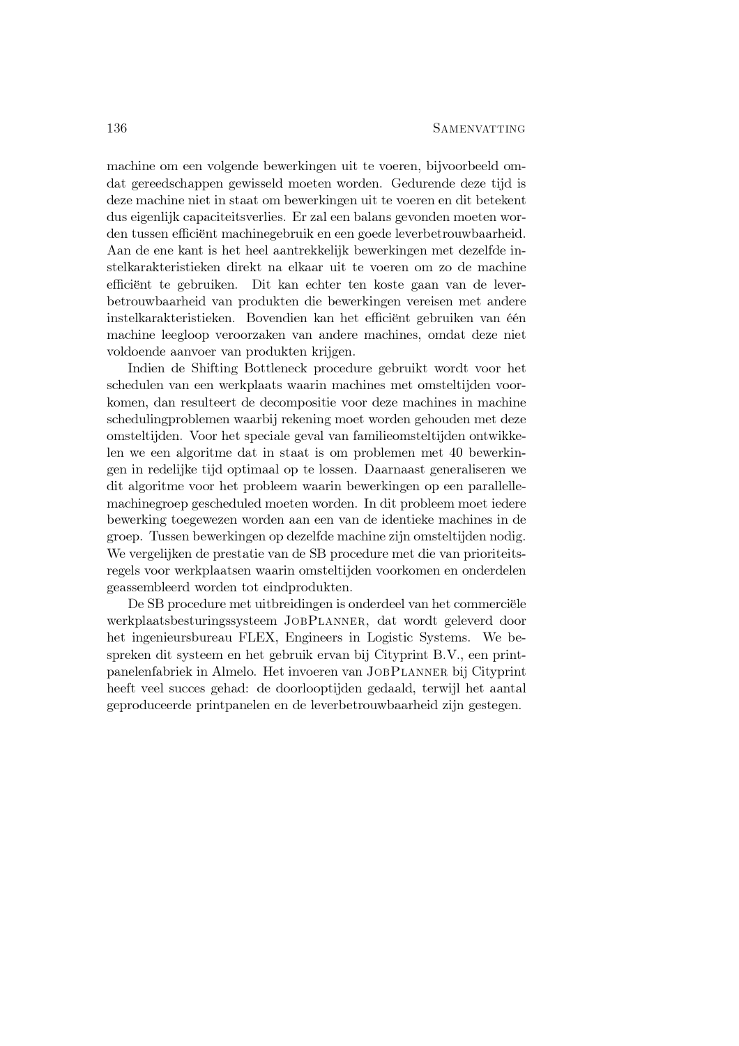machine om een volgende bewerkingen uit te voeren, bijvoorbeeld omdat gereedschappen gewisseld moeten worden. Gedurende deze tijd is deze machine niet in staat om bewerkingen uit te voeren en dit betekent dus eigenlijk capaciteitsverlies. Er zal een balans gevonden moeten worden tussen efficiënt machinegebruik en een goede leverbetrouwbaarheid. Aan de ene kant is het heel aantrekkelijk bewerkingen met dezelfde instelkarakteristieken direkt na elkaar uit te voeren om zo de machine efficiënt te gebruiken. Dit kan echter ten koste gaan van de leverbetrouwbaarheid van produkten die bewerkingen vereisen met andere instelkarakteristieken. Bovendien kan het efficiënt gebruiken van één machine leegloop veroorzaken van andere machines, omdat deze niet voldoende aanvoer van produkten krijgen.

Indien de Shifting Bottleneck procedure gebruikt wordt voor het schedulen van een werkplaats waarin machines met omsteltijden voorkomen, dan resulteert de decompositie voor deze machines in machine schedulingproblemen waarbij rekening moet worden gehouden met deze omsteltijden. Voor het speciale geval van familieomsteltijden ontwikkelen we een algoritme dat in staat is om problemen met 40 bewerkingen in redelijke tijd optimaal op te lossen. Daarnaast generaliseren we dit algoritme voor het probleem waarin bewerkingen op een parallellemachinegroep gescheduled moeten worden. In dit probleem moet iedere bewerking toegewezen worden aan een van de identieke machines in de groep. Tussen bewerkingen op dezelfde machine zijn omsteltijden nodig. We vergelijken de prestatie van de SB procedure met die van prioriteitsregels voor werkplaatsen waarin omsteltijden voorkomen en onderdelen geassembleerd worden tot eindprodukten.

De SB procedure met uitbreidingen is onderdeel van het commerciële werkplaatsbesturingssysteem JobPlanner, dat wordt geleverd door het ingenieursbureau FLEX, Engineers in Logistic Systems. We bespreken dit systeem en het gebruik ervan bij Cityprint B.V., een printpanelenfabriek in Almelo. Het invoeren van JobPlanner bij Cityprint heeft veel succes gehad: de doorlooptijden gedaald, terwijl het aantal geproduceerde printpanelen en de leverbetrouwbaarheid zijn gestegen.